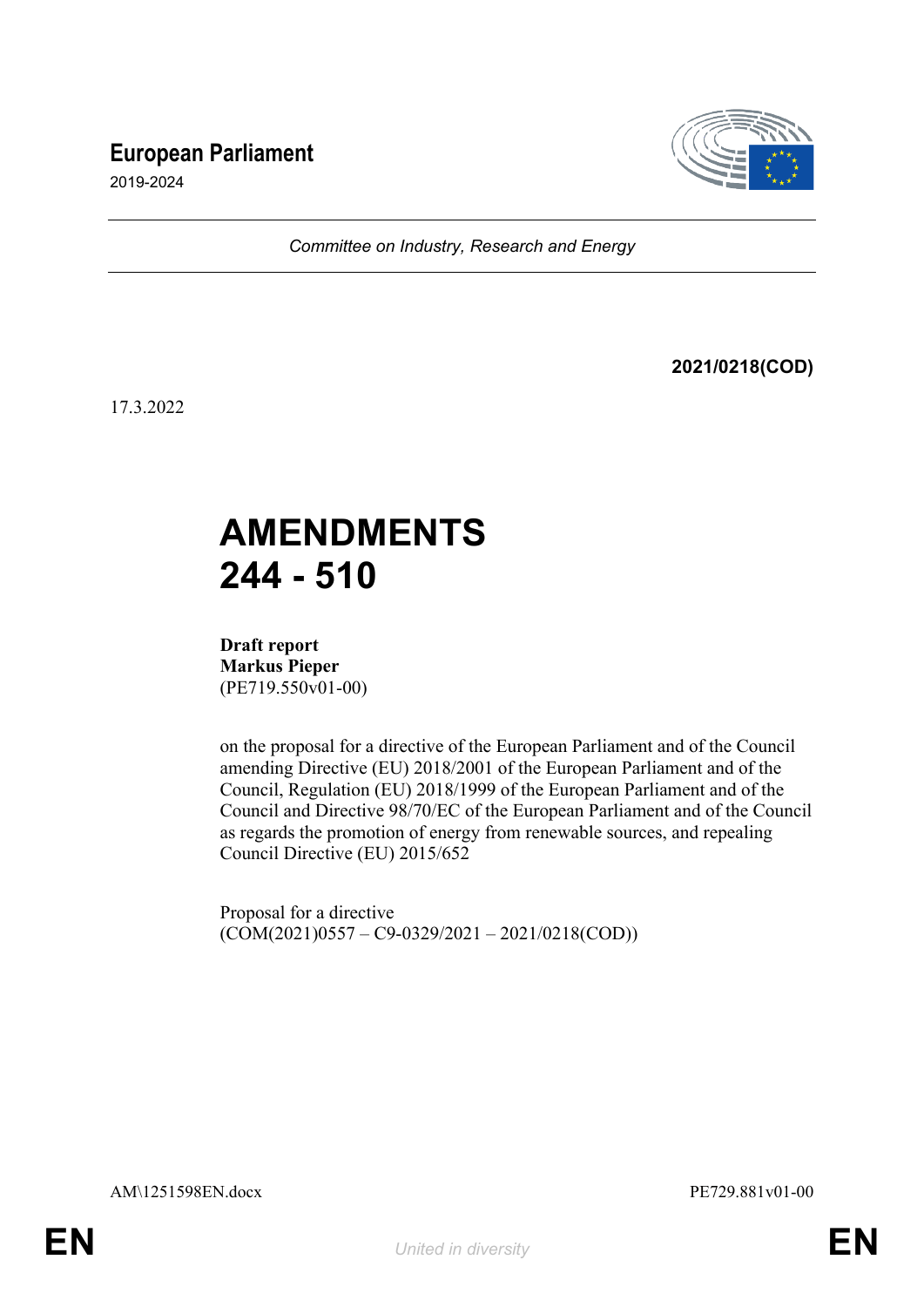# European Parliament

2019-2024

*Committee on Industry, Research and Energy*

**2021/0218(COD)**

17.3.2022

# AMENDMENTS 244 - 510

**Draft report**
**Markus Pieper**
(PE719.550v01-00)

on the proposal for a directive of the European Parliament and of the Council amending Directive (EU) 2018/2001 of the European Parliament and of the Council, Regulation (EU) 2018/1999 of the European Parliament and of the Council and Directive 98/70/EC of the European Parliament and of the Council as regards the promotion of energy from renewable sources, and repealing Council Directive (EU) 2015/652

Proposal for a directive
(COM(2021)0557 – C9-0329/2021 – 2021/0218(COD))

AM\1251598EN.docx PE729.881v01-00

EN *United in diversity* EN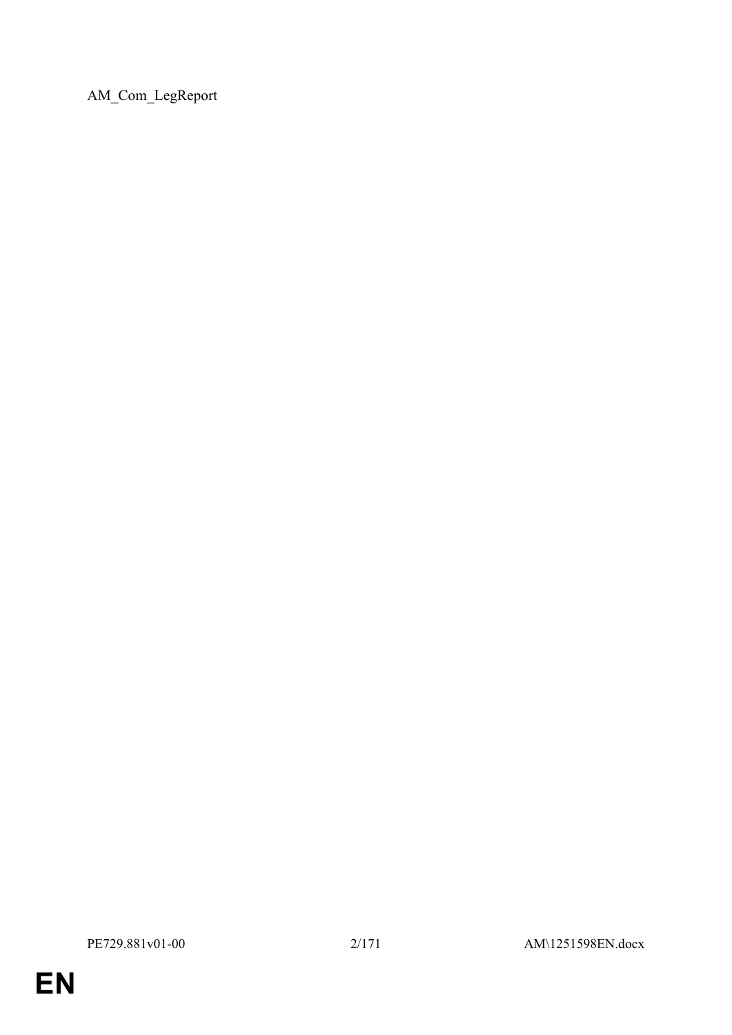AM_Com_LegReport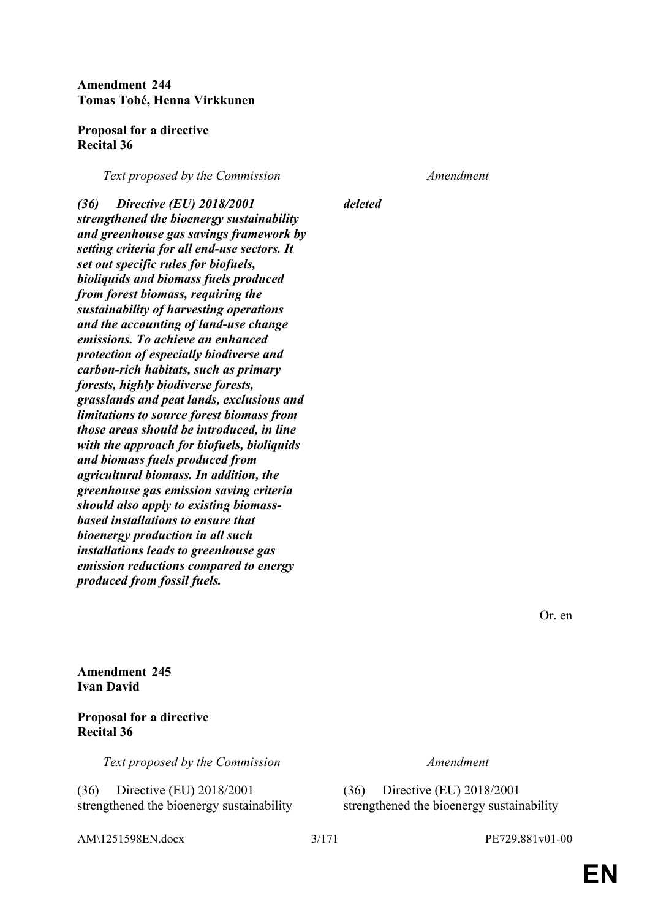**Amendment 244**
**Tomas Tobé, Henna Virkkunen**

**Proposal for a directive**
**Recital 36**

| *Text proposed by the Commission* | *Amendment* |
|---|---|
| ***(36) Directive (EU) 2018/2001 strengthened the bioenergy sustainability and greenhouse gas savings framework by setting criteria for all end-use sectors. It set out specific rules for biofuels, bioliquids and biomass fuels produced from forest biomass, requiring the sustainability of harvesting operations and the accounting of land-use change emissions. To achieve an enhanced protection of especially biodiverse and carbon-rich habitats, such as primary forests, highly biodiverse forests, grasslands and peat lands, exclusions and limitations to source forest biomass from those areas should be introduced, in line with the approach for biofuels, bioliquids and biomass fuels produced from agricultural biomass. In addition, the greenhouse gas emission saving criteria should also apply to existing biomass-based installations to ensure that bioenergy production in all such installations leads to greenhouse gas emission reductions compared to energy produced from fossil fuels.*** | ***deleted*** |

Or. en

**Amendment 245**
**Ivan David**

**Proposal for a directive**
**Recital 36**

| *Text proposed by the Commission* | *Amendment* |
|---|---|
| (36) Directive (EU) 2018/2001 strengthened the bioenergy sustainability | (36) Directive (EU) 2018/2001 strengthened the bioenergy sustainability |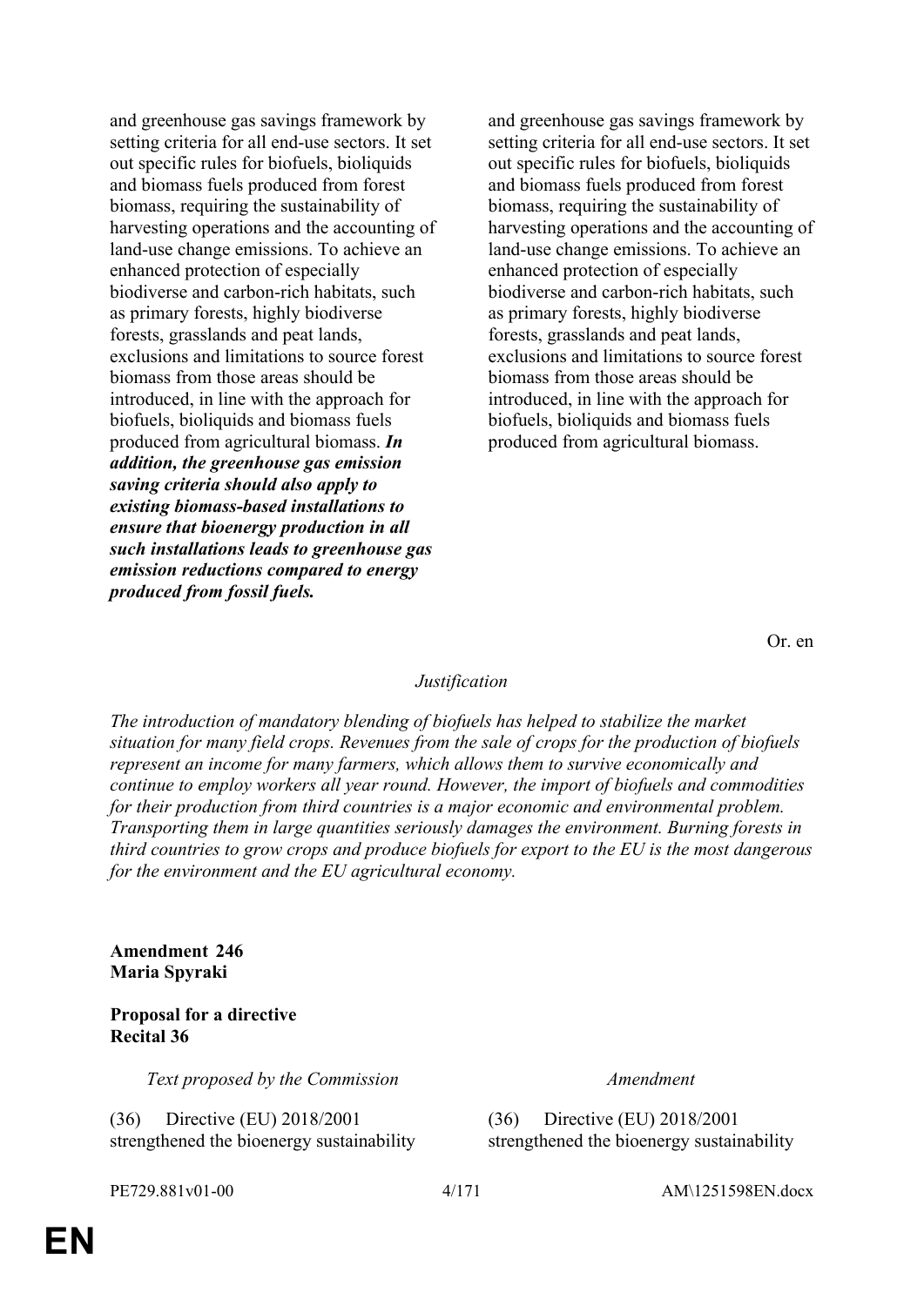| | |
|---|---|
| and greenhouse gas savings framework by setting criteria for all end-use sectors. It set out specific rules for biofuels, bioliquids and biomass fuels produced from forest biomass, requiring the sustainability of harvesting operations and the accounting of land-use change emissions. To achieve an enhanced protection of especially biodiverse and carbon-rich habitats, such as primary forests, highly biodiverse forests, grasslands and peat lands, exclusions and limitations to source forest biomass from those areas should be introduced, in line with the approach for biofuels, bioliquids and biomass fuels produced from agricultural biomass. ***In addition, the greenhouse gas emission saving criteria should also apply to existing biomass-based installations to ensure that bioenergy production in all such installations leads to greenhouse gas emission reductions compared to energy produced from fossil fuels.*** | and greenhouse gas savings framework by setting criteria for all end-use sectors. It set out specific rules for biofuels, bioliquids and biomass fuels produced from forest biomass, requiring the sustainability of harvesting operations and the accounting of land-use change emissions. To achieve an enhanced protection of especially biodiverse and carbon-rich habitats, such as primary forests, highly biodiverse forests, grasslands and peat lands, exclusions and limitations to source forest biomass from those areas should be introduced, in line with the approach for biofuels, bioliquids and biomass fuels produced from agricultural biomass. |

Or. en

*Justification*

*The introduction of mandatory blending of biofuels has helped to stabilize the market situation for many field crops. Revenues from the sale of crops for the production of biofuels represent an income for many farmers, which allows them to survive economically and continue to employ workers all year round. However, the import of biofuels and commodities for their production from third countries is a major economic and environmental problem. Transporting them in large quantities seriously damages the environment. Burning forests in third countries to grow crops and produce biofuels for export to the EU is the most dangerous for the environment and the EU agricultural economy.*

**Amendment 246**
**Maria Spyraki**

**Proposal for a directive**
**Recital 36**

| *Text proposed by the Commission* | *Amendment* |
|---|---|
| (36) Directive (EU) 2018/2001 strengthened the bioenergy sustainability | (36) Directive (EU) 2018/2001 strengthened the bioenergy sustainability |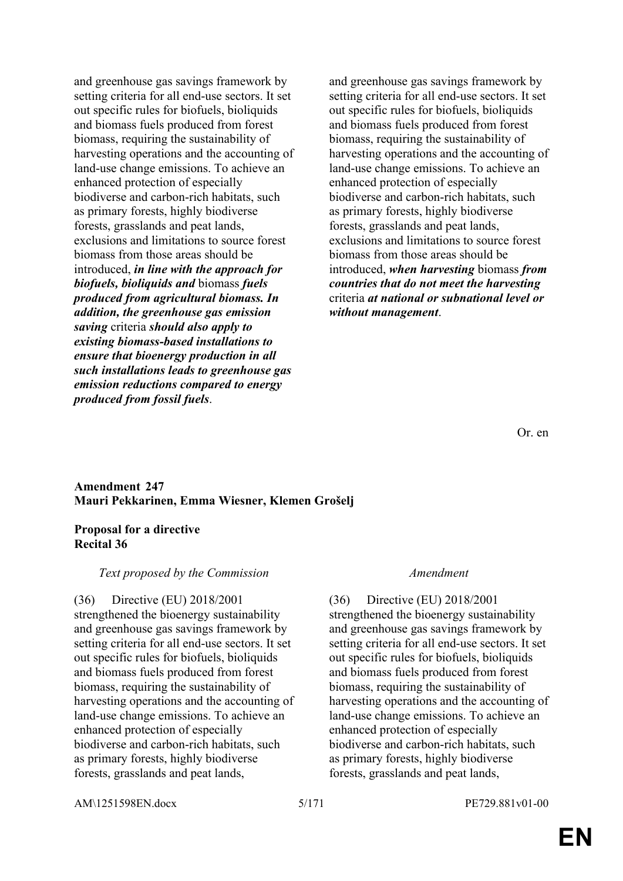| | |
|---|---|
| and greenhouse gas savings framework by setting criteria for all end-use sectors. It set out specific rules for biofuels, bioliquids and biomass fuels produced from forest biomass, requiring the sustainability of harvesting operations and the accounting of land-use change emissions. To achieve an enhanced protection of especially biodiverse and carbon-rich habitats, such as primary forests, highly biodiverse forests, grasslands and peat lands, exclusions and limitations to source forest biomass from those areas should be introduced, ***in line with the approach for biofuels, bioliquids and*** biomass ***fuels produced from agricultural biomass. In addition, the greenhouse gas emission saving*** criteria ***should also apply to existing biomass-based installations to ensure that bioenergy production in all such installations leads to greenhouse gas emission reductions compared to energy produced from fossil fuels***. | and greenhouse gas savings framework by setting criteria for all end-use sectors. It set out specific rules for biofuels, bioliquids and biomass fuels produced from forest biomass, requiring the sustainability of harvesting operations and the accounting of land-use change emissions. To achieve an enhanced protection of especially biodiverse and carbon-rich habitats, such as primary forests, highly biodiverse forests, grasslands and peat lands, exclusions and limitations to source forest biomass from those areas should be introduced, ***when harvesting*** biomass ***from countries that do not meet the harvesting*** criteria ***at national or subnational level or without management***. |

Or. en

**Amendment 247**
**Mauri Pekkarinen, Emma Wiesner, Klemen Grošelj**

**Proposal for a directive**
**Recital 36**

| *Text proposed by the Commission* | *Amendment* |
|---|---|
| (36) Directive (EU) 2018/2001 strengthened the bioenergy sustainability and greenhouse gas savings framework by setting criteria for all end-use sectors. It set out specific rules for biofuels, bioliquids and biomass fuels produced from forest biomass, requiring the sustainability of harvesting operations and the accounting of land-use change emissions. To achieve an enhanced protection of especially biodiverse and carbon-rich habitats, such as primary forests, highly biodiverse forests, grasslands and peat lands, | (36) Directive (EU) 2018/2001 strengthened the bioenergy sustainability and greenhouse gas savings framework by setting criteria for all end-use sectors. It set out specific rules for biofuels, bioliquids and biomass fuels produced from forest biomass, requiring the sustainability of harvesting operations and the accounting of land-use change emissions. To achieve an enhanced protection of especially biodiverse and carbon-rich habitats, such as primary forests, highly biodiverse forests, grasslands and peat lands, |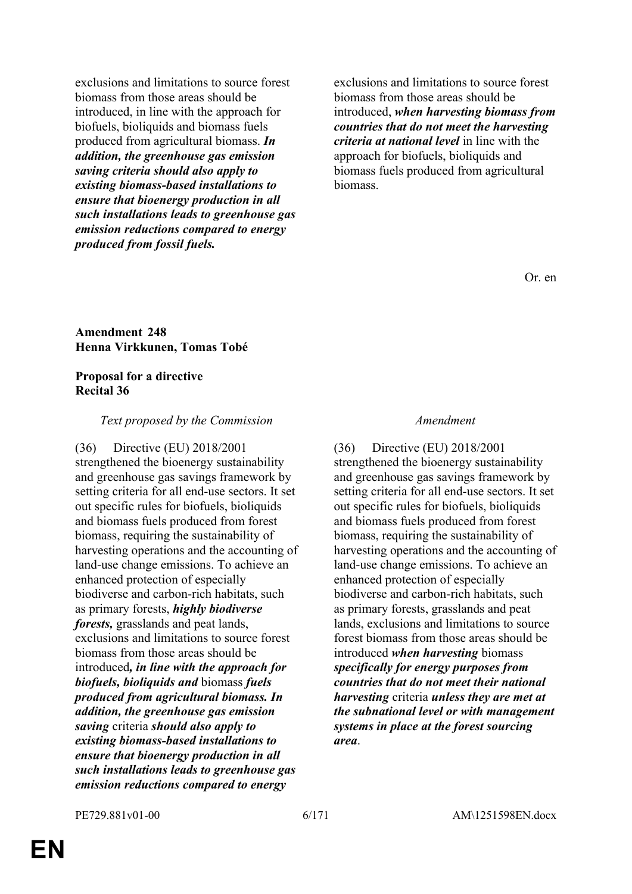| | |
|---|---|
| exclusions and limitations to source forest biomass from those areas should be introduced, in line with the approach for biofuels, bioliquids and biomass fuels produced from agricultural biomass. ***In addition, the greenhouse gas emission saving criteria should also apply to existing biomass-based installations to ensure that bioenergy production in all such installations leads to greenhouse gas emission reductions compared to energy produced from fossil fuels.*** | exclusions and limitations to source forest biomass from those areas should be introduced, ***when harvesting biomass from countries that do not meet the harvesting criteria at national level*** in line with the approach for biofuels, bioliquids and biomass fuels produced from agricultural biomass. |

Or. en

**Amendment 248**
**Henna Virkkunen, Tomas Tobé**

**Proposal for a directive**
**Recital 36**

| *Text proposed by the Commission* | *Amendment* |
|---|---|
| (36) Directive (EU) 2018/2001 strengthened the bioenergy sustainability and greenhouse gas savings framework by setting criteria for all end-use sectors. It set out specific rules for biofuels, bioliquids and biomass fuels produced from forest biomass, requiring the sustainability of harvesting operations and the accounting of land-use change emissions. To achieve an enhanced protection of especially biodiverse and carbon-rich habitats, such as primary forests, ***highly biodiverse forests,*** grasslands and peat lands, exclusions and limitations to source forest biomass from those areas should be introduced***, in line with the approach for biofuels, bioliquids and*** biomass ***fuels produced from agricultural biomass. In addition, the greenhouse gas emission saving*** criteria ***should also apply to existing biomass-based installations to ensure that bioenergy production in all such installations leads to greenhouse gas emission reductions compared to energy*** | (36) Directive (EU) 2018/2001 strengthened the bioenergy sustainability and greenhouse gas savings framework by setting criteria for all end-use sectors. It set out specific rules for biofuels, bioliquids and biomass fuels produced from forest biomass, requiring the sustainability of harvesting operations and the accounting of land-use change emissions. To achieve an enhanced protection of especially biodiverse and carbon-rich habitats, such as primary forests, grasslands and peat lands, exclusions and limitations to source forest biomass from those areas should be introduced ***when harvesting*** biomass ***specifically for energy purposes from countries that do not meet their national harvesting*** criteria ***unless they are met at the subnational level or with management systems in place at the forest sourcing area***. |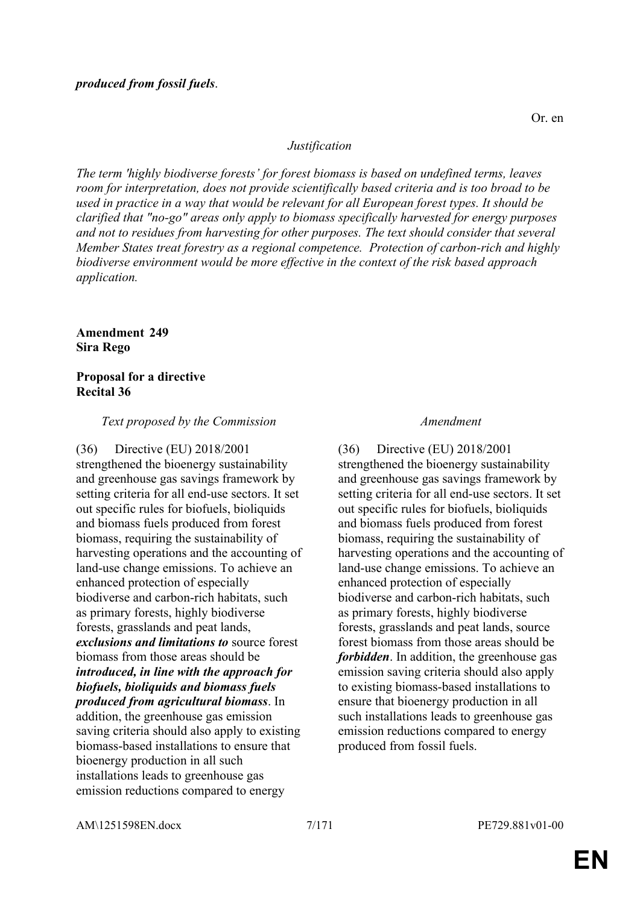***produced from fossil fuels***.

Or. en

*Justification*

*The term 'highly biodiverse forests' for forest biomass is based on undefined terms, leaves room for interpretation, does not provide scientifically based criteria and is too broad to be used in practice in a way that would be relevant for all European forest types. It should be clarified that "no-go" areas only apply to biomass specifically harvested for energy purposes and not to residues from harvesting for other purposes. The text should consider that several Member States treat forestry as a regional competence. Protection of carbon-rich and highly biodiverse environment would be more effective in the context of the risk based approach application.*

**Amendment 249**
**Sira Rego**

**Proposal for a directive**
**Recital 36**

| *Text proposed by the Commission* | *Amendment* |
|---|---|
| (36) Directive (EU) 2018/2001 strengthened the bioenergy sustainability and greenhouse gas savings framework by setting criteria for all end-use sectors. It set out specific rules for biofuels, bioliquids and biomass fuels produced from forest biomass, requiring the sustainability of harvesting operations and the accounting of land-use change emissions. To achieve an enhanced protection of especially biodiverse and carbon-rich habitats, such as primary forests, highly biodiverse forests, grasslands and peat lands, ***exclusions and limitations to*** source forest biomass from those areas should be ***introduced, in line with the approach for biofuels, bioliquids and biomass fuels produced from agricultural biomass***. In addition, the greenhouse gas emission saving criteria should also apply to existing biomass-based installations to ensure that bioenergy production in all such installations leads to greenhouse gas emission reductions compared to energy | (36) Directive (EU) 2018/2001 strengthened the bioenergy sustainability and greenhouse gas savings framework by setting criteria for all end-use sectors. It set out specific rules for biofuels, bioliquids and biomass fuels produced from forest biomass, requiring the sustainability of harvesting operations and the accounting of land-use change emissions. To achieve an enhanced protection of especially biodiverse and carbon-rich habitats, such as primary forests, highly biodiverse forests, grasslands and peat lands, source forest biomass from those areas should be ***forbidden***. In addition, the greenhouse gas emission saving criteria should also apply to existing biomass-based installations to ensure that bioenergy production in all such installations leads to greenhouse gas emission reductions compared to energy produced from fossil fuels. |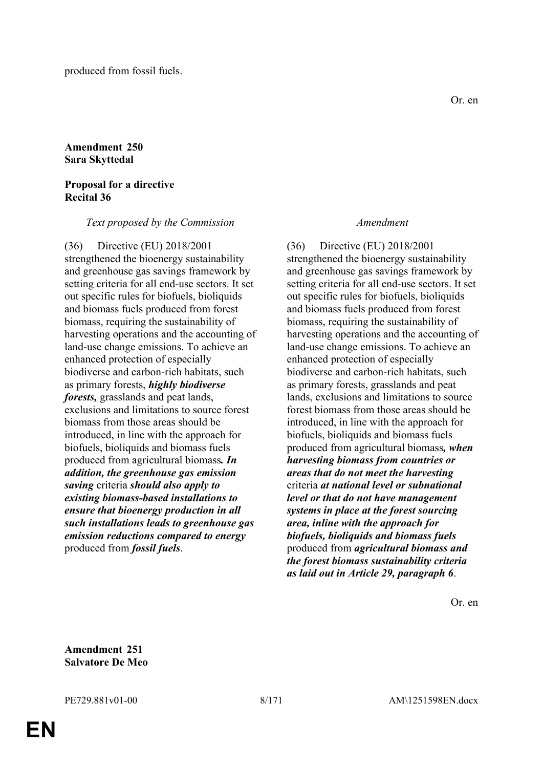produced from fossil fuels.

Or. en

**Amendment 250**
**Sara Skyttedal**

**Proposal for a directive**
**Recital 36**

| *Text proposed by the Commission* | *Amendment* |
|---|---|
| (36) Directive (EU) 2018/2001 strengthened the bioenergy sustainability and greenhouse gas savings framework by setting criteria for all end-use sectors. It set out specific rules for biofuels, bioliquids and biomass fuels produced from forest biomass, requiring the sustainability of harvesting operations and the accounting of land-use change emissions. To achieve an enhanced protection of especially biodiverse and carbon-rich habitats, such as primary forests, ***highly biodiverse forests,*** grasslands and peat lands, exclusions and limitations to source forest biomass from those areas should be introduced, in line with the approach for biofuels, bioliquids and biomass fuels produced from agricultural biomass***. In addition, the greenhouse gas emission saving*** criteria ***should also apply to existing biomass-based installations to ensure that bioenergy production in all such installations leads to greenhouse gas emission reductions compared to energy*** produced from ***fossil fuels***. | (36) Directive (EU) 2018/2001 strengthened the bioenergy sustainability and greenhouse gas savings framework by setting criteria for all end-use sectors. It set out specific rules for biofuels, bioliquids and biomass fuels produced from forest biomass, requiring the sustainability of harvesting operations and the accounting of land-use change emissions. To achieve an enhanced protection of especially biodiverse and carbon-rich habitats, such as primary forests, grasslands and peat lands, exclusions and limitations to source forest biomass from those areas should be introduced, in line with the approach for biofuels, bioliquids and biomass fuels produced from agricultural biomass***, when harvesting biomass from countries or areas that do not meet the harvesting*** criteria ***at national level or subnational level or that do not have management systems in place at the forest sourcing area, inline with the approach for biofuels, bioliquids and biomass fuels*** produced from ***agricultural biomass and the forest biomass sustainability criteria as laid out in Article 29, paragraph 6***. |

Or. en

**Amendment 251**
**Salvatore De Meo**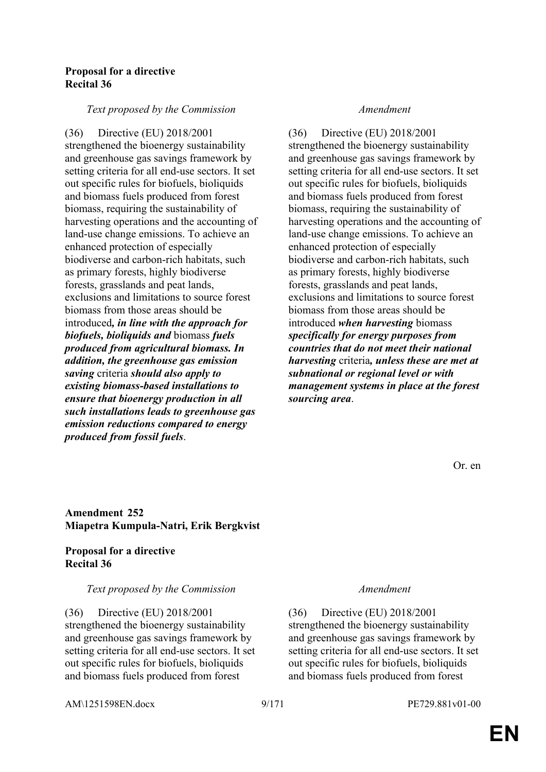**Proposal for a directive**
**Recital 36**

| *Text proposed by the Commission* | *Amendment* |
|---|---|
| (36) Directive (EU) 2018/2001 strengthened the bioenergy sustainability and greenhouse gas savings framework by setting criteria for all end-use sectors. It set out specific rules for biofuels, bioliquids and biomass fuels produced from forest biomass, requiring the sustainability of harvesting operations and the accounting of land-use change emissions. To achieve an enhanced protection of especially biodiverse and carbon-rich habitats, such as primary forests, highly biodiverse forests, grasslands and peat lands, exclusions and limitations to source forest biomass from those areas should be introduced***, in line with the approach for biofuels, bioliquids and*** biomass ***fuels produced from agricultural biomass. In addition, the greenhouse gas emission saving*** criteria ***should also apply to existing biomass-based installations to ensure that bioenergy production in all such installations leads to greenhouse gas emission reductions compared to energy produced from fossil fuels***. | (36) Directive (EU) 2018/2001 strengthened the bioenergy sustainability and greenhouse gas savings framework by setting criteria for all end-use sectors. It set out specific rules for biofuels, bioliquids and biomass fuels produced from forest biomass, requiring the sustainability of harvesting operations and the accounting of land-use change emissions. To achieve an enhanced protection of especially biodiverse and carbon-rich habitats, such as primary forests, highly biodiverse forests, grasslands and peat lands, exclusions and limitations to source forest biomass from those areas should be introduced ***when harvesting*** biomass ***specifically for energy purposes from countries that do not meet their national harvesting*** criteria***, unless these are met at subnational or regional level or with management systems in place at the forest sourcing area***. |

Or. en

**Amendment 252**
**Miapetra Kumpula-Natri, Erik Bergkvist**

**Proposal for a directive**
**Recital 36**

| *Text proposed by the Commission* | *Amendment* |
|---|---|
| (36) Directive (EU) 2018/2001 strengthened the bioenergy sustainability and greenhouse gas savings framework by setting criteria for all end-use sectors. It set out specific rules for biofuels, bioliquids and biomass fuels produced from forest | (36) Directive (EU) 2018/2001 strengthened the bioenergy sustainability and greenhouse gas savings framework by setting criteria for all end-use sectors. It set out specific rules for biofuels, bioliquids and biomass fuels produced from forest |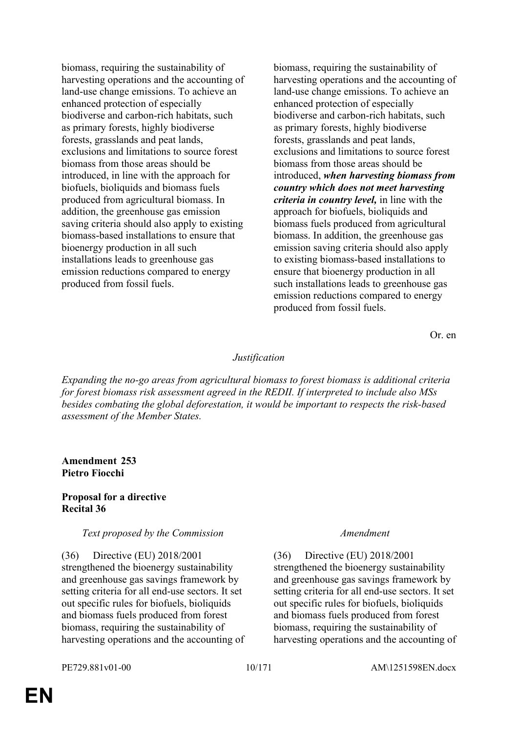| | |
|---|---|
| biomass, requiring the sustainability of harvesting operations and the accounting of land-use change emissions. To achieve an enhanced protection of especially biodiverse and carbon-rich habitats, such as primary forests, highly biodiverse forests, grasslands and peat lands, exclusions and limitations to source forest biomass from those areas should be introduced, in line with the approach for biofuels, bioliquids and biomass fuels produced from agricultural biomass. In addition, the greenhouse gas emission saving criteria should also apply to existing biomass-based installations to ensure that bioenergy production in all such installations leads to greenhouse gas emission reductions compared to energy produced from fossil fuels. | biomass, requiring the sustainability of harvesting operations and the accounting of land-use change emissions. To achieve an enhanced protection of especially biodiverse and carbon-rich habitats, such as primary forests, highly biodiverse forests, grasslands and peat lands, exclusions and limitations to source forest biomass from those areas should be introduced, ***when harvesting biomass from country which does not meet harvesting criteria in country level,*** in line with the approach for biofuels, bioliquids and biomass fuels produced from agricultural biomass. In addition, the greenhouse gas emission saving criteria should also apply to existing biomass-based installations to ensure that bioenergy production in all such installations leads to greenhouse gas emission reductions compared to energy produced from fossil fuels. |

Or. en

*Justification*

*Expanding the no-go areas from agricultural biomass to forest biomass is additional criteria for forest biomass risk assessment agreed in the REDII. If interpreted to include also MSs besides combating the global deforestation, it would be important to respects the risk-based assessment of the Member States.*

**Amendment 253**
**Pietro Fiocchi**

**Proposal for a directive**
**Recital 36**

| *Text proposed by the Commission* | *Amendment* |
|---|---|
| (36) Directive (EU) 2018/2001 strengthened the bioenergy sustainability and greenhouse gas savings framework by setting criteria for all end-use sectors. It set out specific rules for biofuels, bioliquids and biomass fuels produced from forest biomass, requiring the sustainability of harvesting operations and the accounting of | (36) Directive (EU) 2018/2001 strengthened the bioenergy sustainability and greenhouse gas savings framework by setting criteria for all end-use sectors. It set out specific rules for biofuels, bioliquids and biomass fuels produced from forest biomass, requiring the sustainability of harvesting operations and the accounting of |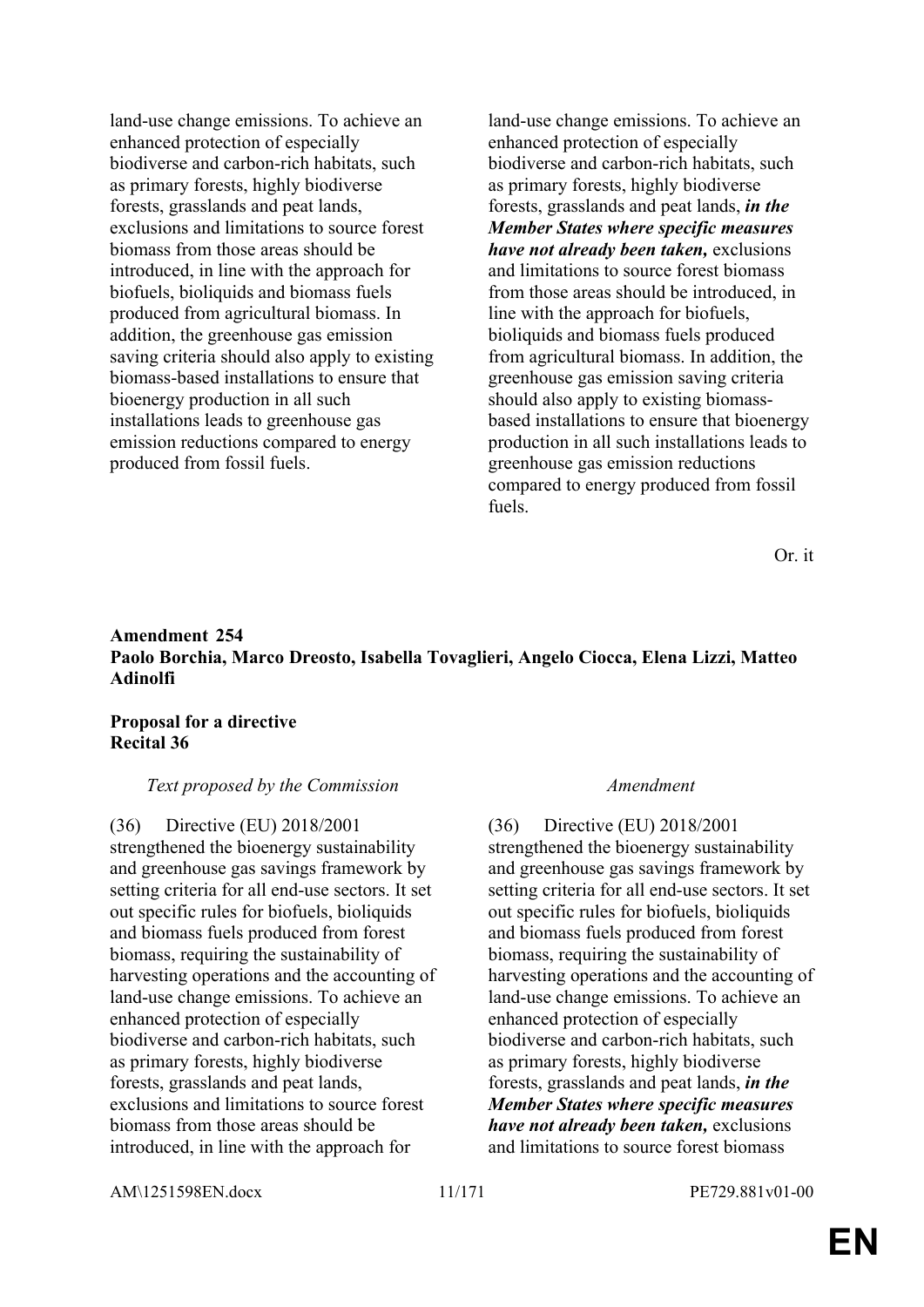| | |
|---|---|
| land-use change emissions. To achieve an enhanced protection of especially biodiverse and carbon-rich habitats, such as primary forests, highly biodiverse forests, grasslands and peat lands, exclusions and limitations to source forest biomass from those areas should be introduced, in line with the approach for biofuels, bioliquids and biomass fuels produced from agricultural biomass. In addition, the greenhouse gas emission saving criteria should also apply to existing biomass-based installations to ensure that bioenergy production in all such installations leads to greenhouse gas emission reductions compared to energy produced from fossil fuels. | land-use change emissions. To achieve an enhanced protection of especially biodiverse and carbon-rich habitats, such as primary forests, highly biodiverse forests, grasslands and peat lands, ***in the Member States where specific measures have not already been taken,*** exclusions and limitations to source forest biomass from those areas should be introduced, in line with the approach for biofuels, bioliquids and biomass fuels produced from agricultural biomass. In addition, the greenhouse gas emission saving criteria should also apply to existing biomass-based installations to ensure that bioenergy production in all such installations leads to greenhouse gas emission reductions compared to energy produced from fossil fuels. |

Or. it

**Amendment 254**
**Paolo Borchia, Marco Dreosto, Isabella Tovaglieri, Angelo Ciocca, Elena Lizzi, Matteo Adinolfi**

**Proposal for a directive**
**Recital 36**

| *Text proposed by the Commission* | *Amendment* |
|---|---|
| (36) Directive (EU) 2018/2001 strengthened the bioenergy sustainability and greenhouse gas savings framework by setting criteria for all end-use sectors. It set out specific rules for biofuels, bioliquids and biomass fuels produced from forest biomass, requiring the sustainability of harvesting operations and the accounting of land-use change emissions. To achieve an enhanced protection of especially biodiverse and carbon-rich habitats, such as primary forests, highly biodiverse forests, grasslands and peat lands, exclusions and limitations to source forest biomass from those areas should be introduced, in line with the approach for | (36) Directive (EU) 2018/2001 strengthened the bioenergy sustainability and greenhouse gas savings framework by setting criteria for all end-use sectors. It set out specific rules for biofuels, bioliquids and biomass fuels produced from forest biomass, requiring the sustainability of harvesting operations and the accounting of land-use change emissions. To achieve an enhanced protection of especially biodiverse and carbon-rich habitats, such as primary forests, highly biodiverse forests, grasslands and peat lands, ***in the Member States where specific measures have not already been taken,*** exclusions and limitations to source forest biomass |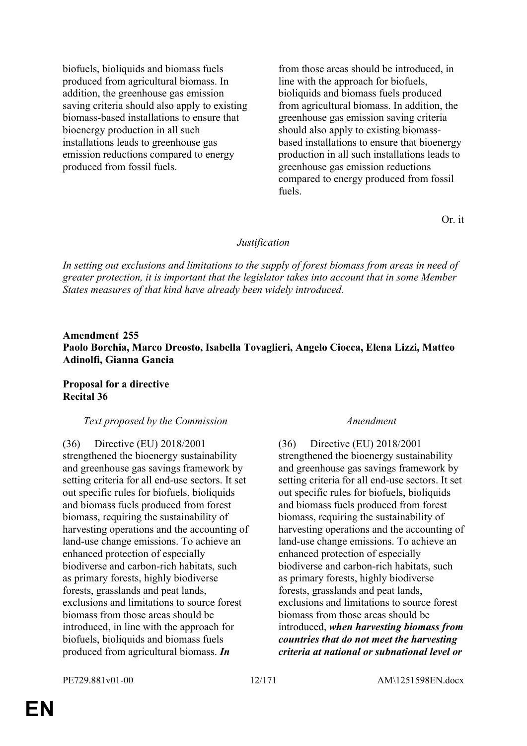| | |
|---|---|
| biofuels, bioliquids and biomass fuels produced from agricultural biomass. In addition, the greenhouse gas emission saving criteria should also apply to existing biomass-based installations to ensure that bioenergy production in all such installations leads to greenhouse gas emission reductions compared to energy produced from fossil fuels. | from those areas should be introduced, in line with the approach for biofuels, bioliquids and biomass fuels produced from agricultural biomass. In addition, the greenhouse gas emission saving criteria should also apply to existing biomass-based installations to ensure that bioenergy production in all such installations leads to greenhouse gas emission reductions compared to energy produced from fossil fuels. |

Or. it

*Justification*

*In setting out exclusions and limitations to the supply of forest biomass from areas in need of greater protection, it is important that the legislator takes into account that in some Member States measures of that kind have already been widely introduced.*

**Amendment 255**
**Paolo Borchia, Marco Dreosto, Isabella Tovaglieri, Angelo Ciocca, Elena Lizzi, Matteo Adinolfi, Gianna Gancia**

**Proposal for a directive**
**Recital 36**

| *Text proposed by the Commission* | *Amendment* |
|---|---|
| (36) Directive (EU) 2018/2001 strengthened the bioenergy sustainability and greenhouse gas savings framework by setting criteria for all end-use sectors. It set out specific rules for biofuels, bioliquids and biomass fuels produced from forest biomass, requiring the sustainability of harvesting operations and the accounting of land-use change emissions. To achieve an enhanced protection of especially biodiverse and carbon-rich habitats, such as primary forests, highly biodiverse forests, grasslands and peat lands, exclusions and limitations to source forest biomass from those areas should be introduced, in line with the approach for biofuels, bioliquids and biomass fuels produced from agricultural biomass. ***In*** | (36) Directive (EU) 2018/2001 strengthened the bioenergy sustainability and greenhouse gas savings framework by setting criteria for all end-use sectors. It set out specific rules for biofuels, bioliquids and biomass fuels produced from forest biomass, requiring the sustainability of harvesting operations and the accounting of land-use change emissions. To achieve an enhanced protection of especially biodiverse and carbon-rich habitats, such as primary forests, highly biodiverse forests, grasslands and peat lands, exclusions and limitations to source forest biomass from those areas should be introduced, ***when harvesting biomass from countries that do not meet the harvesting criteria at national or subnational level or*** |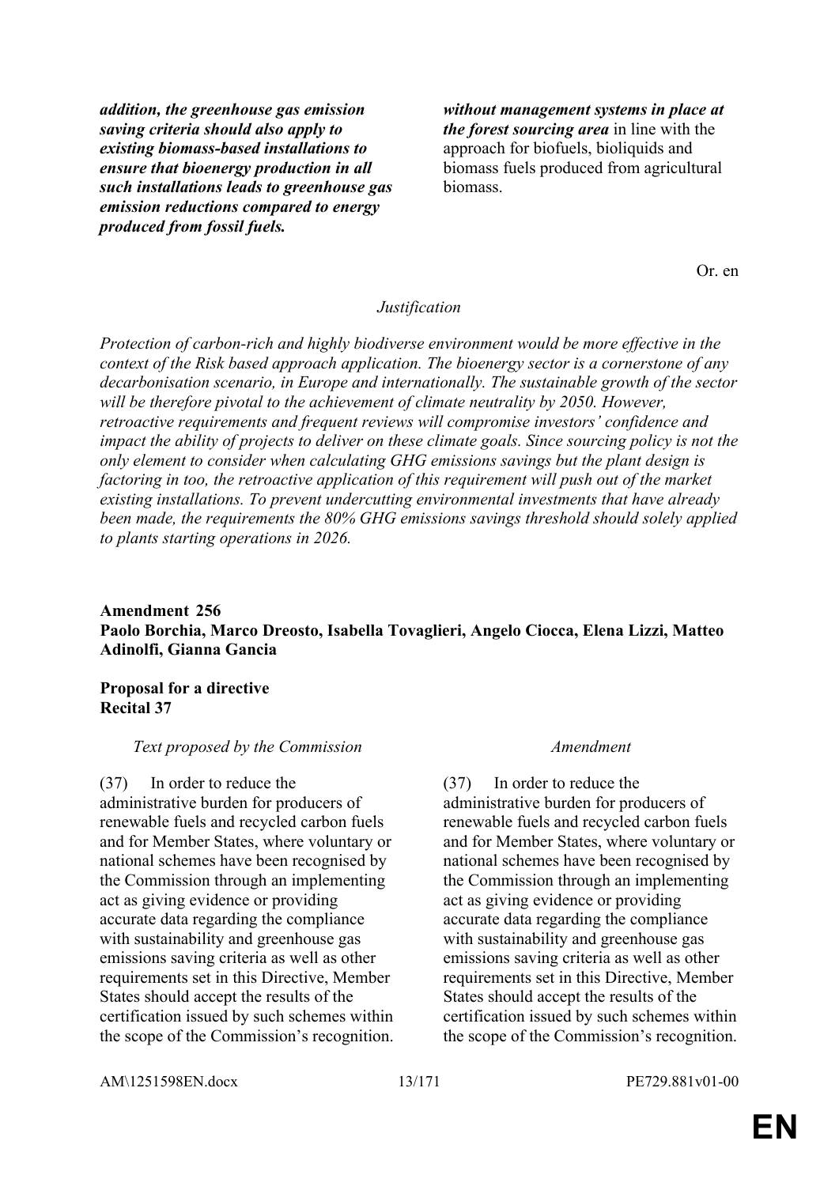| | |
|---|---|
| ***addition, the greenhouse gas emission saving criteria should also apply to existing biomass-based installations to ensure that bioenergy production in all such installations leads to greenhouse gas emission reductions compared to energy produced from fossil fuels.*** | ***without management systems in place at the forest sourcing area*** in line with the approach for biofuels, bioliquids and biomass fuels produced from agricultural biomass. |

Or. en

*Justification*

*Protection of carbon-rich and highly biodiverse environment would be more effective in the context of the Risk based approach application. The bioenergy sector is a cornerstone of any decarbonisation scenario, in Europe and internationally. The sustainable growth of the sector will be therefore pivotal to the achievement of climate neutrality by 2050. However, retroactive requirements and frequent reviews will compromise investors' confidence and impact the ability of projects to deliver on these climate goals. Since sourcing policy is not the only element to consider when calculating GHG emissions savings but the plant design is factoring in too, the retroactive application of this requirement will push out of the market existing installations. To prevent undercutting environmental investments that have already been made, the requirements the 80% GHG emissions savings threshold should solely applied to plants starting operations in 2026.*

**Amendment 256**
**Paolo Borchia, Marco Dreosto, Isabella Tovaglieri, Angelo Ciocca, Elena Lizzi, Matteo Adinolfi, Gianna Gancia**

**Proposal for a directive**
**Recital 37**

| *Text proposed by the Commission* | *Amendment* |
|---|---|
| (37) In order to reduce the administrative burden for producers of renewable fuels and recycled carbon fuels and for Member States, where voluntary or national schemes have been recognised by the Commission through an implementing act as giving evidence or providing accurate data regarding the compliance with sustainability and greenhouse gas emissions saving criteria as well as other requirements set in this Directive, Member States should accept the results of the certification issued by such schemes within the scope of the Commission's recognition. | (37) In order to reduce the administrative burden for producers of renewable fuels and recycled carbon fuels and for Member States, where voluntary or national schemes have been recognised by the Commission through an implementing act as giving evidence or providing accurate data regarding the compliance with sustainability and greenhouse gas emissions saving criteria as well as other requirements set in this Directive, Member States should accept the results of the certification issued by such schemes within the scope of the Commission's recognition. |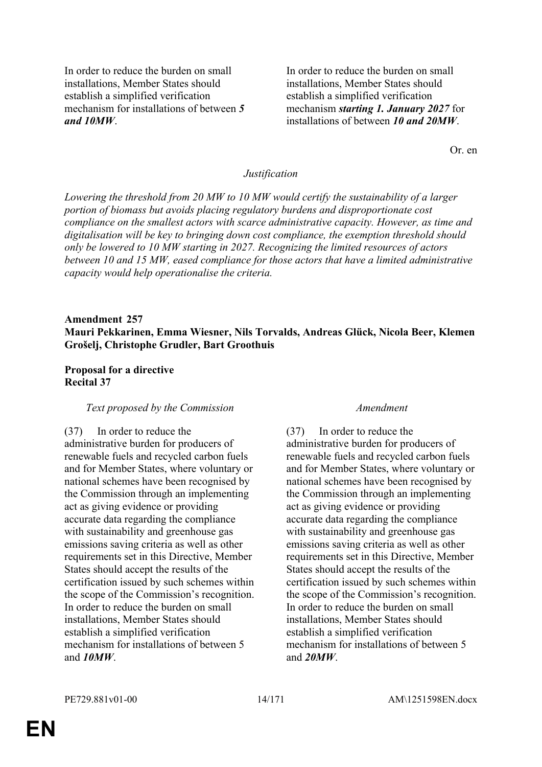| | |
|---|---|
| In order to reduce the burden on small installations, Member States should establish a simplified verification mechanism for installations of between ***5 and 10MW***. | In order to reduce the burden on small installations, Member States should establish a simplified verification mechanism ***starting 1. January 2027*** for installations of between ***10 and 20MW***. |

Or. en

*Justification*

*Lowering the threshold from 20 MW to 10 MW would certify the sustainability of a larger portion of biomass but avoids placing regulatory burdens and disproportionate cost compliance on the smallest actors with scarce administrative capacity. However, as time and digitalisation will be key to bringing down cost compliance, the exemption threshold should only be lowered to 10 MW starting in 2027. Recognizing the limited resources of actors between 10 and 15 MW, eased compliance for those actors that have a limited administrative capacity would help operationalise the criteria.*

**Amendment 257**
**Mauri Pekkarinen, Emma Wiesner, Nils Torvalds, Andreas Glück, Nicola Beer, Klemen Grošelj, Christophe Grudler, Bart Groothuis**

**Proposal for a directive**
**Recital 37**

| *Text proposed by the Commission* | *Amendment* |
|---|---|
| (37) In order to reduce the administrative burden for producers of renewable fuels and recycled carbon fuels and for Member States, where voluntary or national schemes have been recognised by the Commission through an implementing act as giving evidence or providing accurate data regarding the compliance with sustainability and greenhouse gas emissions saving criteria as well as other requirements set in this Directive, Member States should accept the results of the certification issued by such schemes within the scope of the Commission's recognition. In order to reduce the burden on small installations, Member States should establish a simplified verification mechanism for installations of between 5 and ***10MW***. | (37) In order to reduce the administrative burden for producers of renewable fuels and recycled carbon fuels and for Member States, where voluntary or national schemes have been recognised by the Commission through an implementing act as giving evidence or providing accurate data regarding the compliance with sustainability and greenhouse gas emissions saving criteria as well as other requirements set in this Directive, Member States should accept the results of the certification issued by such schemes within the scope of the Commission's recognition. In order to reduce the burden on small installations, Member States should establish a simplified verification mechanism for installations of between 5 and ***20MW***. |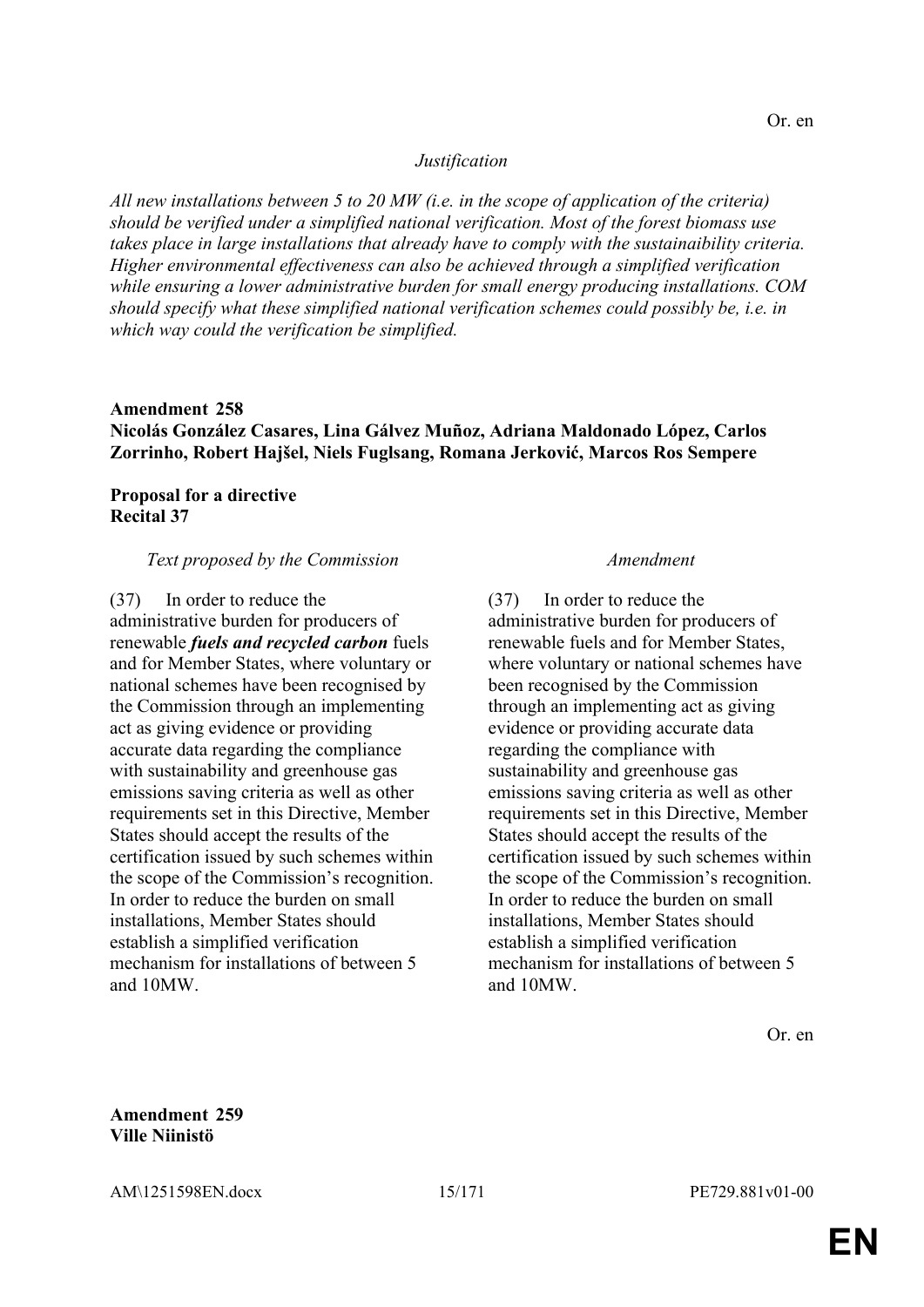Or. en

*Justification*

*All new installations between 5 to 20 MW (i.e. in the scope of application of the criteria) should be verified under a simplified national verification. Most of the forest biomass use takes place in large installations that already have to comply with the sustainaibility criteria. Higher environmental effectiveness can also be achieved through a simplified verification while ensuring a lower administrative burden for small energy producing installations. COM should specify what these simplified national verification schemes could possibly be, i.e. in which way could the verification be simplified.*

**Amendment 258**
**Nicolás González Casares, Lina Gálvez Muñoz, Adriana Maldonado López, Carlos Zorrinho, Robert Hajšel, Niels Fuglsang, Romana Jerković, Marcos Ros Sempere**

**Proposal for a directive**
**Recital 37**

| *Text proposed by the Commission* | *Amendment* |
|---|---|
| (37) In order to reduce the administrative burden for producers of renewable ***fuels and recycled carbon*** fuels and for Member States, where voluntary or national schemes have been recognised by the Commission through an implementing act as giving evidence or providing accurate data regarding the compliance with sustainability and greenhouse gas emissions saving criteria as well as other requirements set in this Directive, Member States should accept the results of the certification issued by such schemes within the scope of the Commission's recognition. In order to reduce the burden on small installations, Member States should establish a simplified verification mechanism for installations of between 5 and 10MW. | (37) In order to reduce the administrative burden for producers of renewable fuels and for Member States, where voluntary or national schemes have been recognised by the Commission through an implementing act as giving evidence or providing accurate data regarding the compliance with sustainability and greenhouse gas emissions saving criteria as well as other requirements set in this Directive, Member States should accept the results of the certification issued by such schemes within the scope of the Commission's recognition. In order to reduce the burden on small installations, Member States should establish a simplified verification mechanism for installations of between 5 and 10MW. |

Or. en

**Amendment 259**
**Ville Niinistö**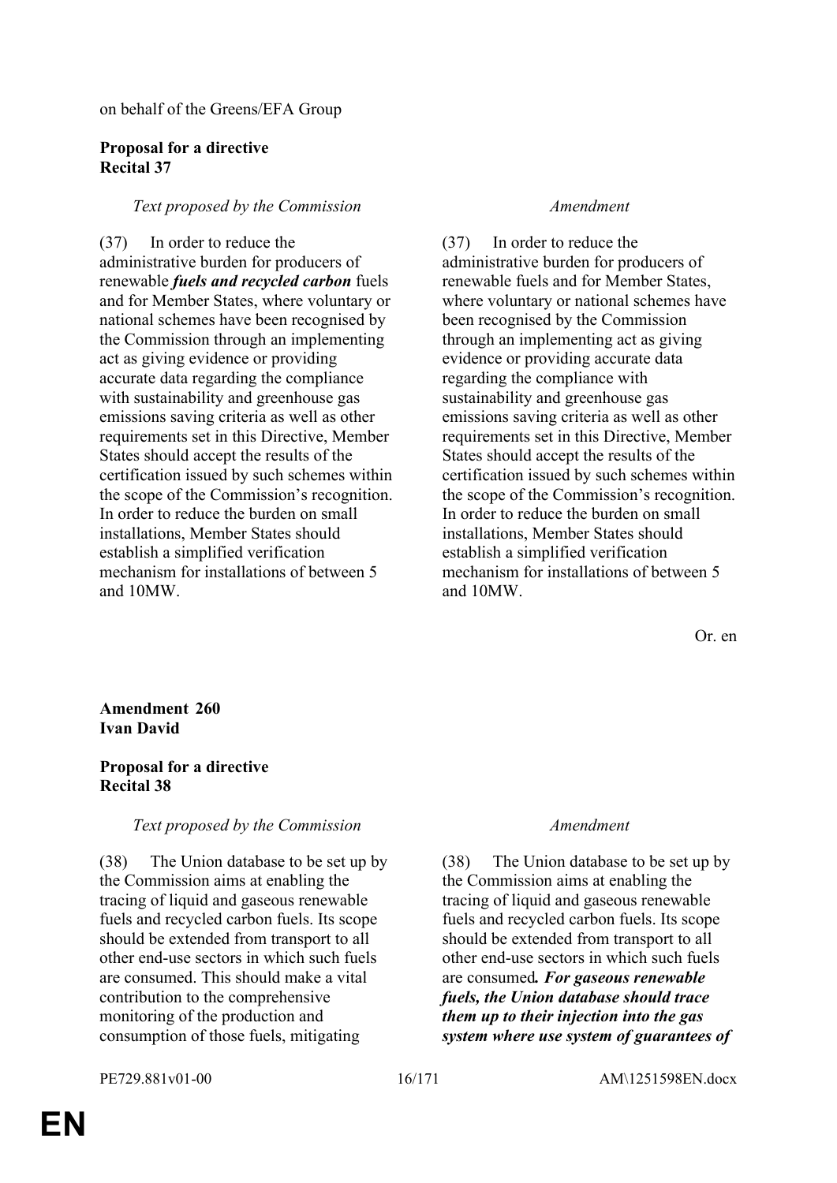on behalf of the Greens/EFA Group

**Proposal for a directive**
**Recital 37**

| *Text proposed by the Commission* | *Amendment* |
|---|---|
| (37) In order to reduce the administrative burden for producers of renewable ***fuels and recycled carbon*** fuels and for Member States, where voluntary or national schemes have been recognised by the Commission through an implementing act as giving evidence or providing accurate data regarding the compliance with sustainability and greenhouse gas emissions saving criteria as well as other requirements set in this Directive, Member States should accept the results of the certification issued by such schemes within the scope of the Commission's recognition. In order to reduce the burden on small installations, Member States should establish a simplified verification mechanism for installations of between 5 and 10MW. | (37) In order to reduce the administrative burden for producers of renewable fuels and for Member States, where voluntary or national schemes have been recognised by the Commission through an implementing act as giving evidence or providing accurate data regarding the compliance with sustainability and greenhouse gas emissions saving criteria as well as other requirements set in this Directive, Member States should accept the results of the certification issued by such schemes within the scope of the Commission's recognition. In order to reduce the burden on small installations, Member States should establish a simplified verification mechanism for installations of between 5 and 10MW. |

Or. en

**Amendment 260**
**Ivan David**

**Proposal for a directive**
**Recital 38**

| *Text proposed by the Commission* | *Amendment* |
|---|---|
| (38) The Union database to be set up by the Commission aims at enabling the tracing of liquid and gaseous renewable fuels and recycled carbon fuels. Its scope should be extended from transport to all other end-use sectors in which such fuels are consumed. This should make a vital contribution to the comprehensive monitoring of the production and consumption of those fuels, mitigating | (38) The Union database to be set up by the Commission aims at enabling the tracing of liquid and gaseous renewable fuels and recycled carbon fuels. Its scope should be extended from transport to all other end-use sectors in which such fuels are consumed***. For gaseous renewable fuels, the Union database should trace them up to their injection into the gas system where use system of guarantees of*** |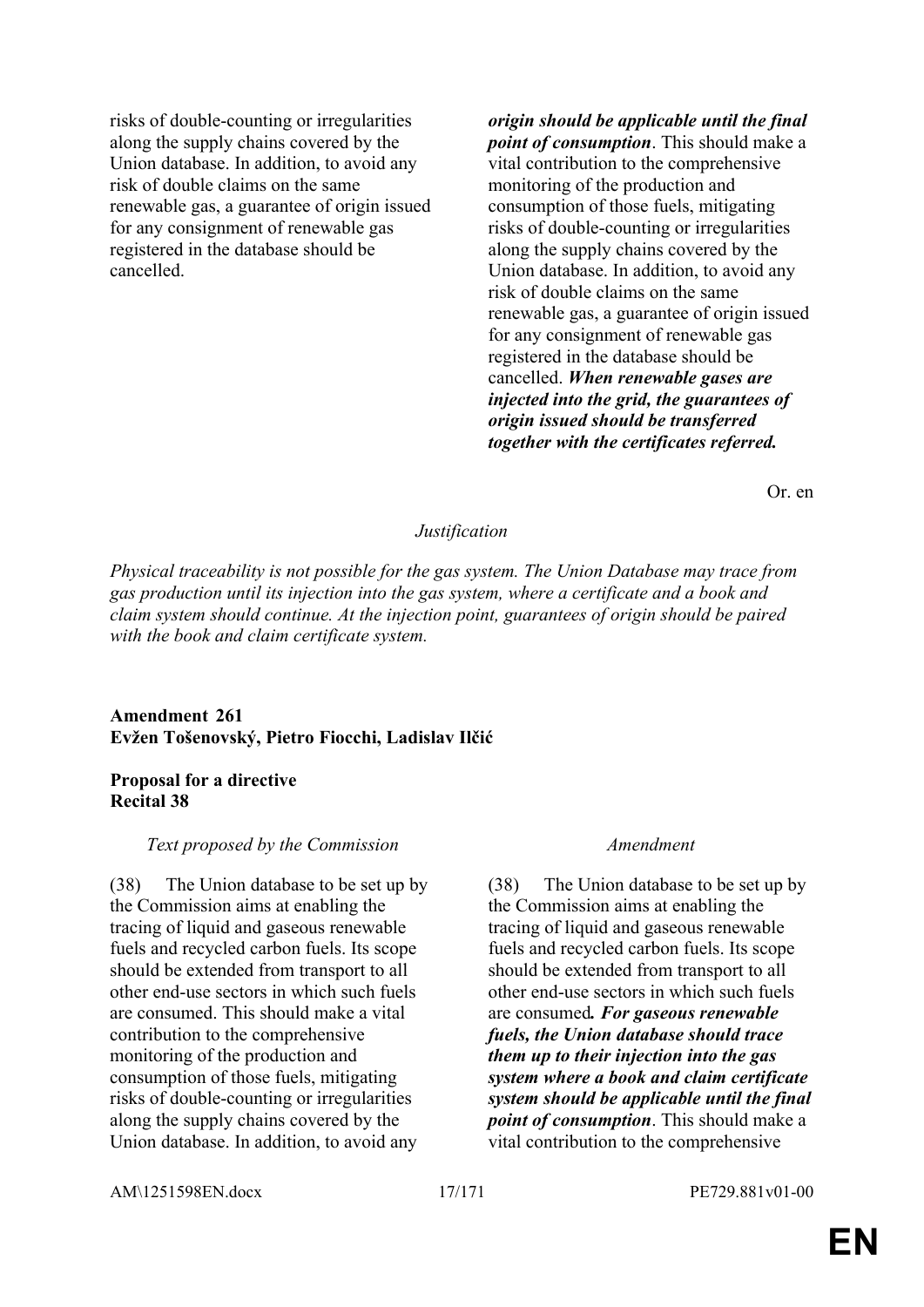| | |
|---|---|
| risks of double-counting or irregularities along the supply chains covered by the Union database. In addition, to avoid any risk of double claims on the same renewable gas, a guarantee of origin issued for any consignment of renewable gas registered in the database should be cancelled. | ***origin should be applicable until the final point of consumption***. This should make a vital contribution to the comprehensive monitoring of the production and consumption of those fuels, mitigating risks of double-counting or irregularities along the supply chains covered by the Union database. In addition, to avoid any risk of double claims on the same renewable gas, a guarantee of origin issued for any consignment of renewable gas registered in the database should be cancelled. ***When renewable gases are injected into the grid, the guarantees of origin issued should be transferred together with the certificates referred.*** |

Or. en

*Justification*

*Physical traceability is not possible for the gas system. The Union Database may trace from gas production until its injection into the gas system, where a certificate and a book and claim system should continue. At the injection point, guarantees of origin should be paired with the book and claim certificate system.*

**Amendment 261**
**Evžen Tošenovský, Pietro Fiocchi, Ladislav Ilčić**

**Proposal for a directive**
**Recital 38**

| *Text proposed by the Commission* | *Amendment* |
|---|---|
| (38) The Union database to be set up by the Commission aims at enabling the tracing of liquid and gaseous renewable fuels and recycled carbon fuels. Its scope should be extended from transport to all other end-use sectors in which such fuels are consumed. This should make a vital contribution to the comprehensive monitoring of the production and consumption of those fuels, mitigating risks of double-counting or irregularities along the supply chains covered by the Union database. In addition, to avoid any | (38) The Union database to be set up by the Commission aims at enabling the tracing of liquid and gaseous renewable fuels and recycled carbon fuels. Its scope should be extended from transport to all other end-use sectors in which such fuels are consumed***. For gaseous renewable fuels, the Union database should trace them up to their injection into the gas system where a book and claim certificate system should be applicable until the final point of consumption***. This should make a vital contribution to the comprehensive |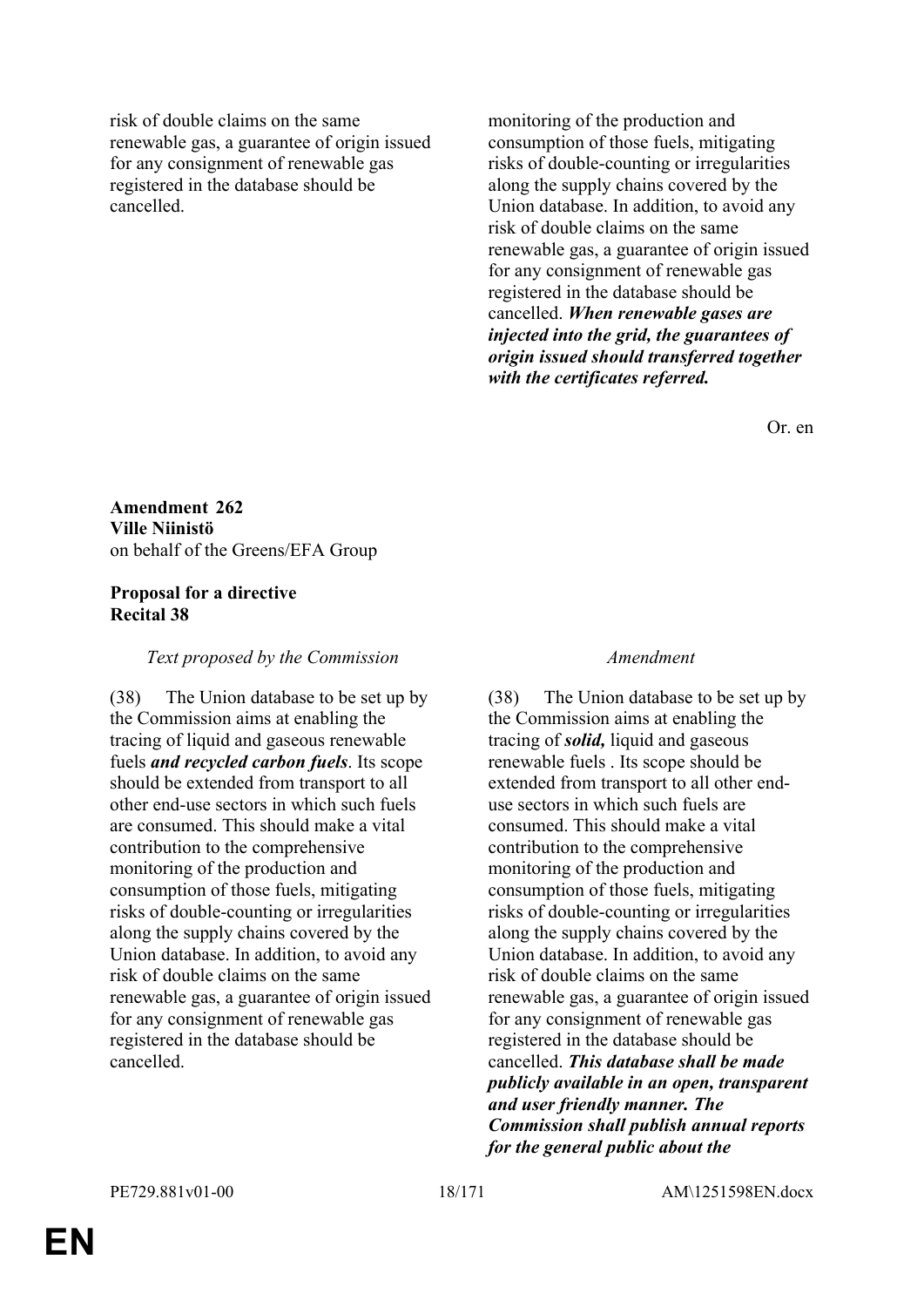| | |
|---|---|
| risk of double claims on the same renewable gas, a guarantee of origin issued for any consignment of renewable gas registered in the database should be cancelled. | monitoring of the production and consumption of those fuels, mitigating risks of double-counting or irregularities along the supply chains covered by the Union database. In addition, to avoid any risk of double claims on the same renewable gas, a guarantee of origin issued for any consignment of renewable gas registered in the database should be cancelled. ***When renewable gases are injected into the grid, the guarantees of origin issued should transferred together with the certificates referred.*** |

Or. en

**Amendment 262**
**Ville Niinistö**
on behalf of the Greens/EFA Group

**Proposal for a directive**
**Recital 38**

| *Text proposed by the Commission* | *Amendment* |
|---|---|
| (38) The Union database to be set up by the Commission aims at enabling the tracing of liquid and gaseous renewable fuels ***and recycled carbon fuels***. Its scope should be extended from transport to all other end-use sectors in which such fuels are consumed. This should make a vital contribution to the comprehensive monitoring of the production and consumption of those fuels, mitigating risks of double-counting or irregularities along the supply chains covered by the Union database. In addition, to avoid any risk of double claims on the same renewable gas, a guarantee of origin issued for any consignment of renewable gas registered in the database should be cancelled. | (38) The Union database to be set up by the Commission aims at enabling the tracing of ***solid,*** liquid and gaseous renewable fuels . Its scope should be extended from transport to all other end-use sectors in which such fuels are consumed. This should make a vital contribution to the comprehensive monitoring of the production and consumption of those fuels, mitigating risks of double-counting or irregularities along the supply chains covered by the Union database. In addition, to avoid any risk of double claims on the same renewable gas, a guarantee of origin issued for any consignment of renewable gas registered in the database should be cancelled. ***This database shall be made publicly available in an open, transparent and user friendly manner. The Commission shall publish annual reports for the general public about the*** |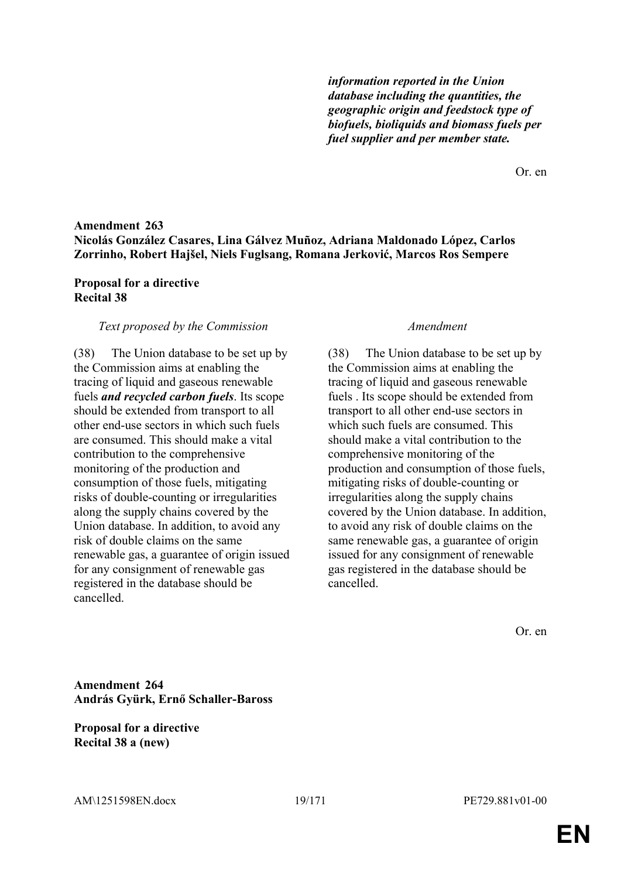| | |
|---|---|
| | ***information reported in the Union database including the quantities, the geographic origin and feedstock type of biofuels, bioliquids and biomass fuels per fuel supplier and per member state.*** |

Or. en

**Amendment 263**
**Nicolás González Casares, Lina Gálvez Muñoz, Adriana Maldonado López, Carlos Zorrinho, Robert Hajšel, Niels Fuglsang, Romana Jerković, Marcos Ros Sempere**

**Proposal for a directive**
**Recital 38**

| *Text proposed by the Commission* | *Amendment* |
|---|---|
| (38) The Union database to be set up by the Commission aims at enabling the tracing of liquid and gaseous renewable fuels ***and recycled carbon fuels***. Its scope should be extended from transport to all other end-use sectors in which such fuels are consumed. This should make a vital contribution to the comprehensive monitoring of the production and consumption of those fuels, mitigating risks of double-counting or irregularities along the supply chains covered by the Union database. In addition, to avoid any risk of double claims on the same renewable gas, a guarantee of origin issued for any consignment of renewable gas registered in the database should be cancelled. | (38) The Union database to be set up by the Commission aims at enabling the tracing of liquid and gaseous renewable fuels . Its scope should be extended from transport to all other end-use sectors in which such fuels are consumed. This should make a vital contribution to the comprehensive monitoring of the production and consumption of those fuels, mitigating risks of double-counting or irregularities along the supply chains covered by the Union database. In addition, to avoid any risk of double claims on the same renewable gas, a guarantee of origin issued for any consignment of renewable gas registered in the database should be cancelled. |

Or. en

**Amendment 264**
**András Gyürk, Ernő Schaller-Baross**

**Proposal for a directive**
**Recital 38 a (new)**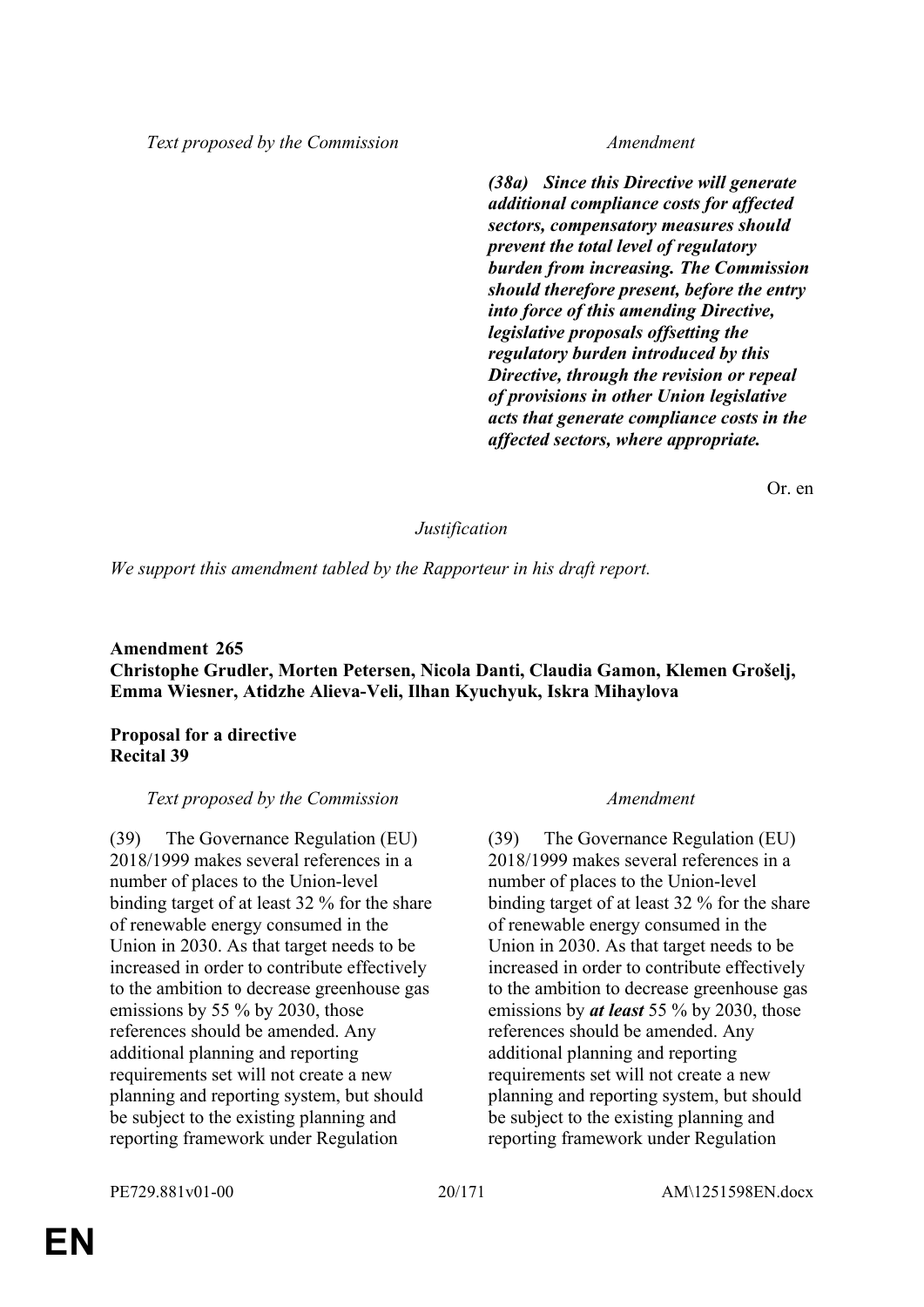| Text proposed by the Commission | Amendment |
|---|---|
| | ***(38a) Since this Directive will generate additional compliance costs for affected sectors, compensatory measures should prevent the total level of regulatory burden from increasing. The Commission should therefore present, before the entry into force of this amending Directive, legislative proposals offsetting the regulatory burden introduced by this Directive, through the revision or repeal of provisions in other Union legislative acts that generate compliance costs in the affected sectors, where appropriate.*** |

Or. en

*Justification*

*We support this amendment tabled by the Rapporteur in his draft report.*

**Amendment 265**
**Christophe Grudler, Morten Petersen, Nicola Danti, Claudia Gamon, Klemen Grošelj, Emma Wiesner, Atidzhe Alieva-Veli, Ilhan Kyuchyuk, Iskra Mihaylova**

**Proposal for a directive**
**Recital 39**

| Text proposed by the Commission | Amendment |
|---|---|
| (39) The Governance Regulation (EU) 2018/1999 makes several references in a number of places to the Union-level binding target of at least 32 % for the share of renewable energy consumed in the Union in 2030. As that target needs to be increased in order to contribute effectively to the ambition to decrease greenhouse gas emissions by 55 % by 2030, those references should be amended. Any additional planning and reporting requirements set will not create a new planning and reporting system, but should be subject to the existing planning and reporting framework under Regulation | (39) The Governance Regulation (EU) 2018/1999 makes several references in a number of places to the Union-level binding target of at least 32 % for the share of renewable energy consumed in the Union in 2030. As that target needs to be increased in order to contribute effectively to the ambition to decrease greenhouse gas emissions by ***at least*** 55 % by 2030, those references should be amended. Any additional planning and reporting requirements set will not create a new planning and reporting system, but should be subject to the existing planning and reporting framework under Regulation |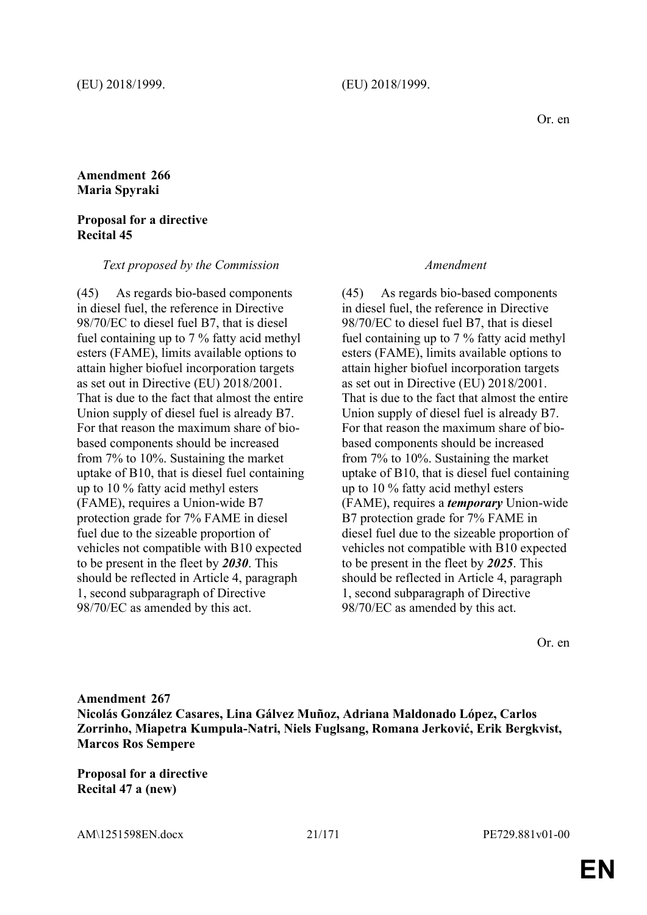| | |
|---|---|
| (EU) 2018/1999. | (EU) 2018/1999. |

Or. en

**Amendment 266**
**Maria Spyraki**

**Proposal for a directive**
**Recital 45**

| *Text proposed by the Commission* | *Amendment* |
|---|---|
| (45) As regards bio-based components in diesel fuel, the reference in Directive 98/70/EC to diesel fuel B7, that is diesel fuel containing up to 7 % fatty acid methyl esters (FAME), limits available options to attain higher biofuel incorporation targets as set out in Directive (EU) 2018/2001. That is due to the fact that almost the entire Union supply of diesel fuel is already B7. For that reason the maximum share of bio-based components should be increased from 7% to 10%. Sustaining the market uptake of B10, that is diesel fuel containing up to 10 % fatty acid methyl esters (FAME), requires a Union-wide B7 protection grade for 7% FAME in diesel fuel due to the sizeable proportion of vehicles not compatible with B10 expected to be present in the fleet by ***2030***. This should be reflected in Article 4, paragraph 1, second subparagraph of Directive 98/70/EC as amended by this act. | (45) As regards bio-based components in diesel fuel, the reference in Directive 98/70/EC to diesel fuel B7, that is diesel fuel containing up to 7 % fatty acid methyl esters (FAME), limits available options to attain higher biofuel incorporation targets as set out in Directive (EU) 2018/2001. That is due to the fact that almost the entire Union supply of diesel fuel is already B7. For that reason the maximum share of bio-based components should be increased from 7% to 10%. Sustaining the market uptake of B10, that is diesel fuel containing up to 10 % fatty acid methyl esters (FAME), requires a ***temporary*** Union-wide B7 protection grade for 7% FAME in diesel fuel due to the sizeable proportion of vehicles not compatible with B10 expected to be present in the fleet by ***2025***. This should be reflected in Article 4, paragraph 1, second subparagraph of Directive 98/70/EC as amended by this act. |

Or. en

**Amendment 267**
**Nicolás González Casares, Lina Gálvez Muñoz, Adriana Maldonado López, Carlos Zorrinho, Miapetra Kumpula-Natri, Niels Fuglsang, Romana Jerković, Erik Bergkvist, Marcos Ros Sempere**

**Proposal for a directive**
**Recital 47 a (new)**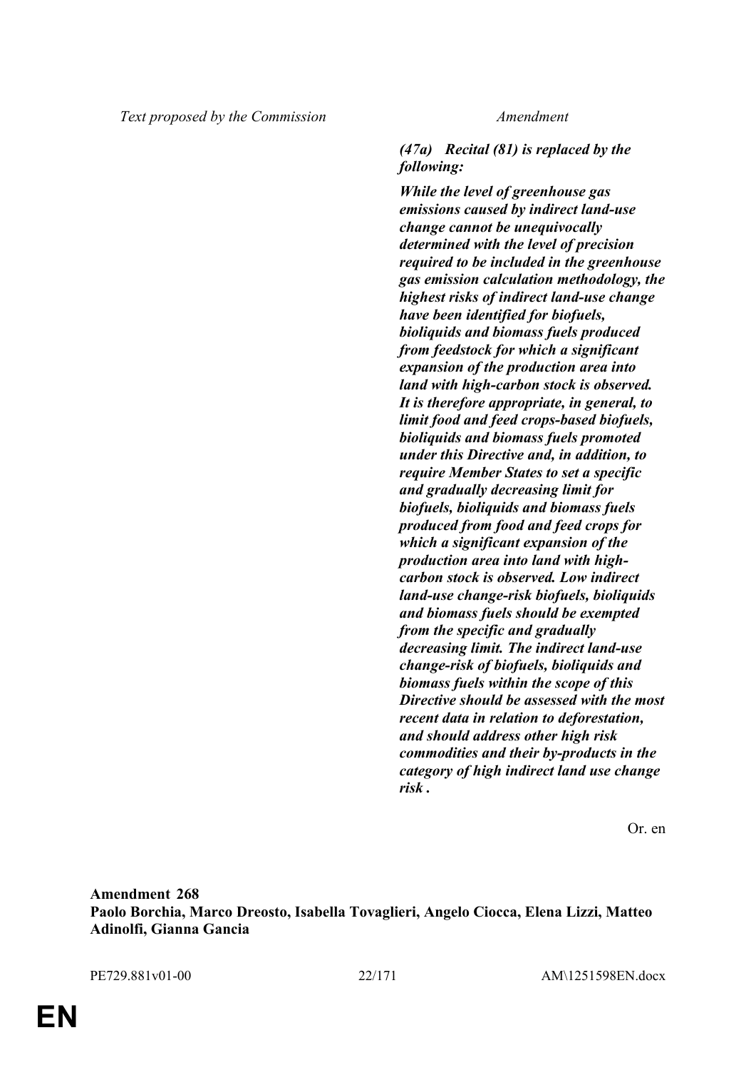| *Text proposed by the Commission* | *Amendment* |
|---|---|
| | ***(47a) Recital (81) is replaced by the following:*** |
| | ***While the level of greenhouse gas emissions caused by indirect land-use change cannot be unequivocally determined with the level of precision required to be included in the greenhouse gas emission calculation methodology, the highest risks of indirect land-use change have been identified for biofuels, bioliquids and biomass fuels produced from feedstock for which a significant expansion of the production area into land with high-carbon stock is observed. It is therefore appropriate, in general, to limit food and feed crops-based biofuels, bioliquids and biomass fuels promoted under this Directive and, in addition, to require Member States to set a specific and gradually decreasing limit for biofuels, bioliquids and biomass fuels produced from food and feed crops for which a significant expansion of the production area into land with high-carbon stock is observed. Low indirect land-use change-risk biofuels, bioliquids and biomass fuels should be exempted from the specific and gradually decreasing limit. The indirect land-use change-risk of biofuels, bioliquids and biomass fuels within the scope of this Directive should be assessed with the most recent data in relation to deforestation, and should address other high risk commodities and their by-products in the category of high indirect land use change risk .*** |

Or. en

**Amendment 268**
**Paolo Borchia, Marco Dreosto, Isabella Tovaglieri, Angelo Ciocca, Elena Lizzi, Matteo Adinolfi, Gianna Gancia**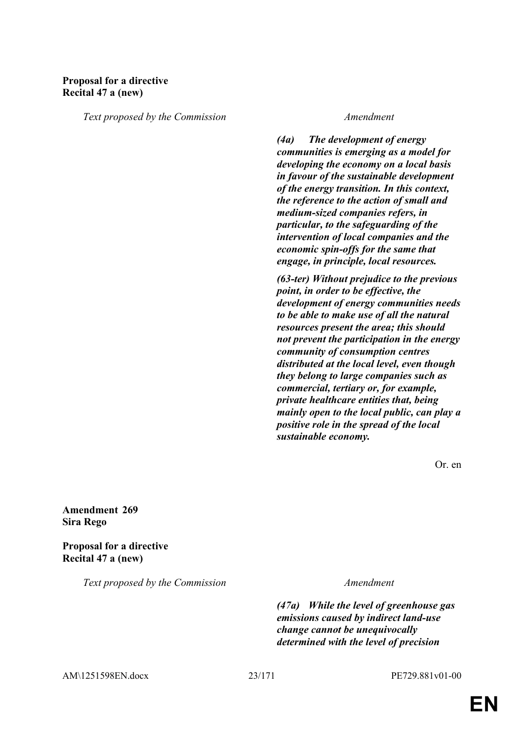**Proposal for a directive**
**Recital 47 a (new)**

| *Text proposed by the Commission* | *Amendment* |
|---|---|
| | ***(4a) The development of energy communities is emerging as a model for developing the economy on a local basis in favour of the sustainable development of the energy transition. In this context, the reference to the action of small and medium-sized companies refers, in particular, to the safeguarding of the intervention of local companies and the economic spin-offs for the same that engage, in principle, local resources.*** |
| | ***(63-ter) Without prejudice to the previous point, in order to be effective, the development of energy communities needs to be able to make use of all the natural resources present the area; this should not prevent the participation in the energy community of consumption centres distributed at the local level, even though they belong to large companies such as commercial, tertiary or, for example, private healthcare entities that, being mainly open to the local public, can play a positive role in the spread of the local sustainable economy.*** |

Or. en

**Amendment 269**
**Sira Rego**

**Proposal for a directive**
**Recital 47 a (new)**

| *Text proposed by the Commission* | *Amendment* |
|---|---|
| | ***(47a) While the level of greenhouse gas emissions caused by indirect land-use change cannot be unequivocally determined with the level of precision*** |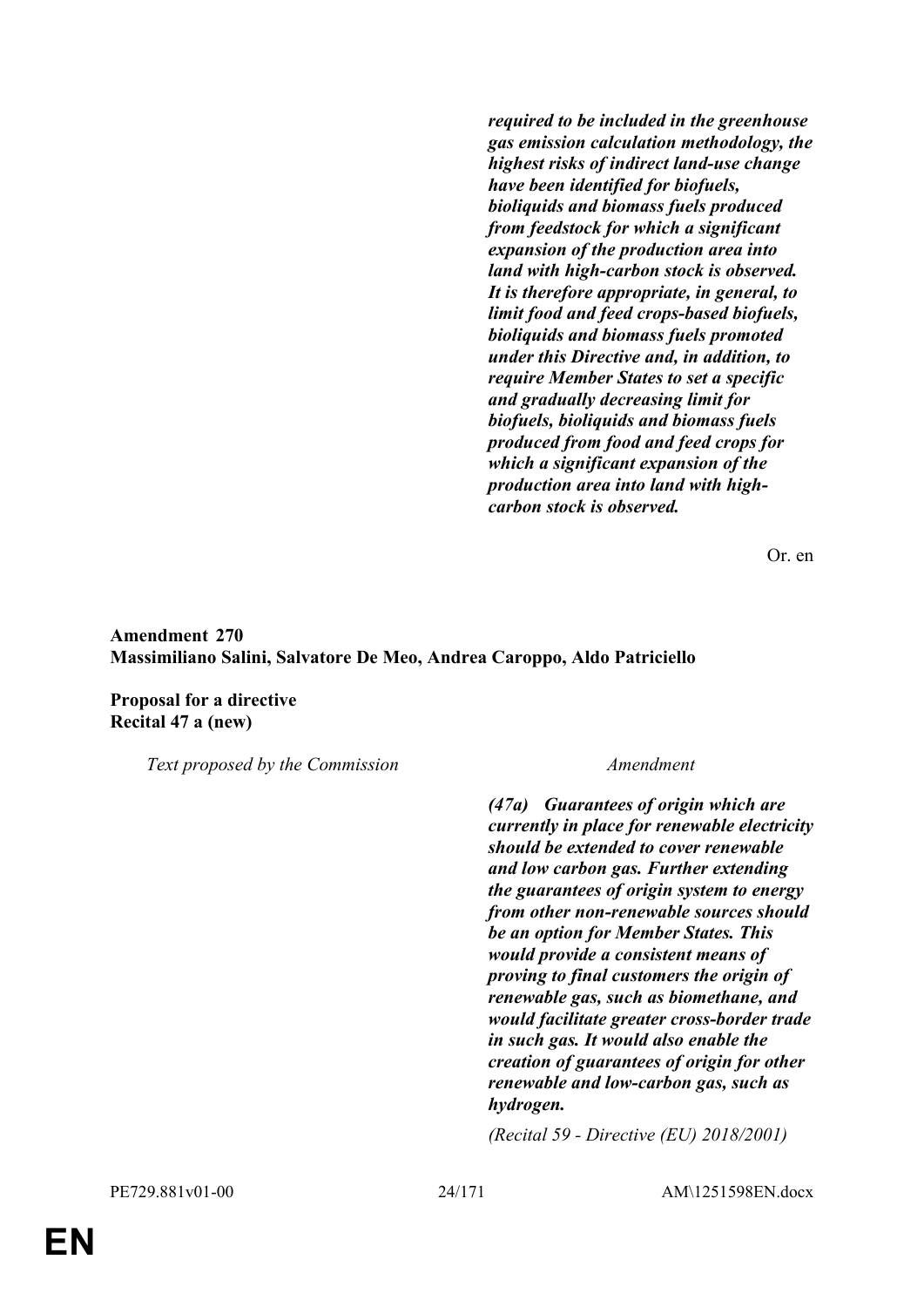| | |
|---|---|
| | ***required to be included in the greenhouse gas emission calculation methodology, the highest risks of indirect land-use change have been identified for biofuels, bioliquids and biomass fuels produced from feedstock for which a significant expansion of the production area into land with high-carbon stock is observed. It is therefore appropriate, in general, to limit food and feed crops-based biofuels, bioliquids and biomass fuels promoted under this Directive and, in addition, to require Member States to set a specific and gradually decreasing limit for biofuels, bioliquids and biomass fuels produced from food and feed crops for which a significant expansion of the production area into land with high-carbon stock is observed.*** |

Or. en

**Amendment 270**
**Massimiliano Salini, Salvatore De Meo, Andrea Caroppo, Aldo Patriciello**

**Proposal for a directive**
**Recital 47 a (new)**

| *Text proposed by the Commission* | *Amendment* |
|---|---|
| | ***(47a) Guarantees of origin which are currently in place for renewable electricity should be extended to cover renewable and low carbon gas. Further extending the guarantees of origin system to energy from other non-renewable sources should be an option for Member States. This would provide a consistent means of proving to final customers the origin of renewable gas, such as biomethane, and would facilitate greater cross-border trade in such gas. It would also enable the creation of guarantees of origin for other renewable and low-carbon gas, such as hydrogen.*** |
| | *(Recital 59 - Directive (EU) 2018/2001)* |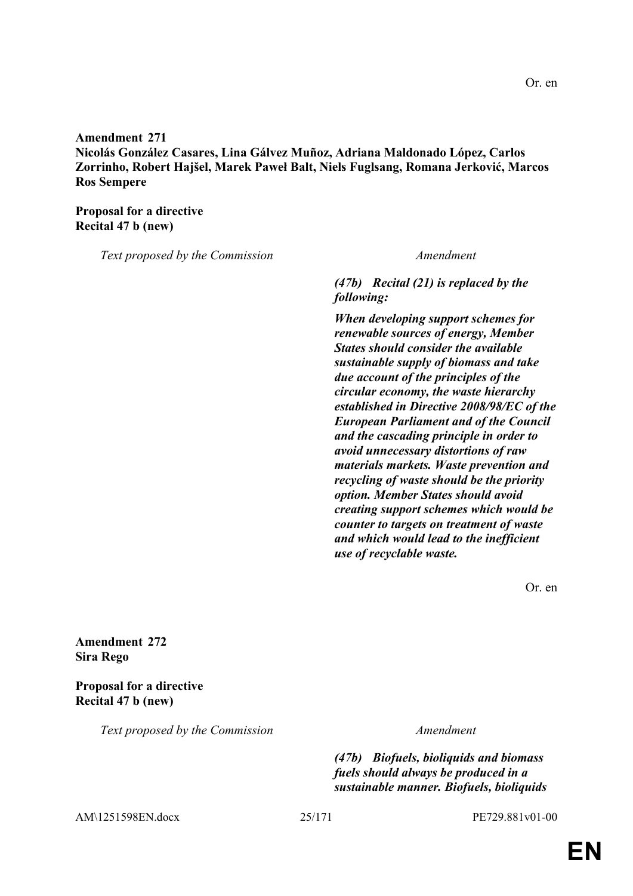Or. en

**Amendment 271**
**Nicolás González Casares, Lina Gálvez Muñoz, Adriana Maldonado López, Carlos Zorrinho, Robert Hajšel, Marek Paweł Balt, Niels Fuglsang, Romana Jerković, Marcos Ros Sempere**

**Proposal for a directive**
**Recital 47 b (new)**

| *Text proposed by the Commission* | *Amendment* |
|---|---|
| | ***(47b) Recital (21) is replaced by the following:*** |
| | ***When developing support schemes for renewable sources of energy, Member States should consider the available sustainable supply of biomass and take due account of the principles of the circular economy, the waste hierarchy established in Directive 2008/98/EC of the European Parliament and of the Council and the cascading principle in order to avoid unnecessary distortions of raw materials markets. Waste prevention and recycling of waste should be the priority option. Member States should avoid creating support schemes which would be counter to targets on treatment of waste and which would lead to the inefficient use of recyclable waste.*** |

Or. en

**Amendment 272**
**Sira Rego**

**Proposal for a directive**
**Recital 47 b (new)**

| *Text proposed by the Commission* | *Amendment* |
|---|---|
| | ***(47b) Biofuels, bioliquids and biomass fuels should always be produced in a sustainable manner. Biofuels, bioliquids*** |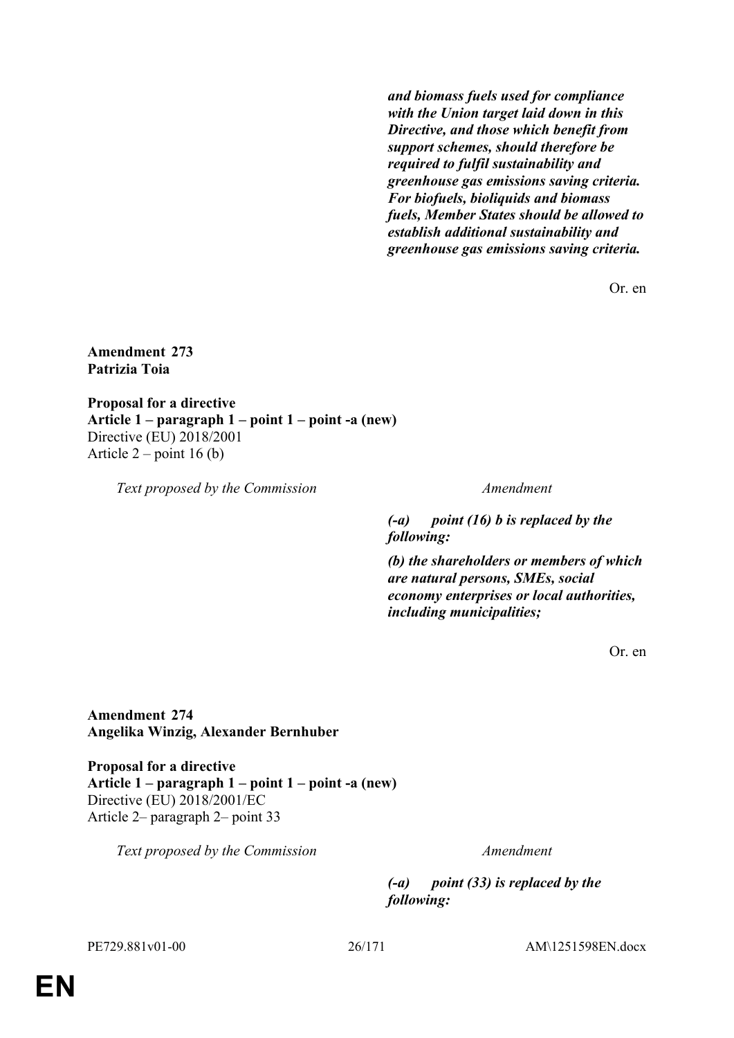| | |
|---|---|
| | ***and biomass fuels used for compliance with the Union target laid down in this Directive, and those which benefit from support schemes, should therefore be required to fulfil sustainability and greenhouse gas emissions saving criteria. For biofuels, bioliquids and biomass fuels, Member States should be allowed to establish additional sustainability and greenhouse gas emissions saving criteria.*** |

Or. en

**Amendment 273**
**Patrizia Toia**

**Proposal for a directive**
**Article 1 – paragraph 1 – point 1 – point -a (new)**
Directive (EU) 2018/2001
Article 2 – point 16 (b)

| *Text proposed by the Commission* | *Amendment* |
|---|---|
| | ***(-a) point (16) b is replaced by the following:*** |
| | ***(b) the shareholders or members of which are natural persons, SMEs, social economy enterprises or local authorities, including municipalities;*** |

Or. en

**Amendment 274**
**Angelika Winzig, Alexander Bernhuber**

**Proposal for a directive**
**Article 1 – paragraph 1 – point 1 – point -a (new)**
Directive (EU) 2018/2001/EC
Article 2– paragraph 2– point 33

| *Text proposed by the Commission* | *Amendment* |
|---|---|
| | ***(-a) point (33) is replaced by the following:*** |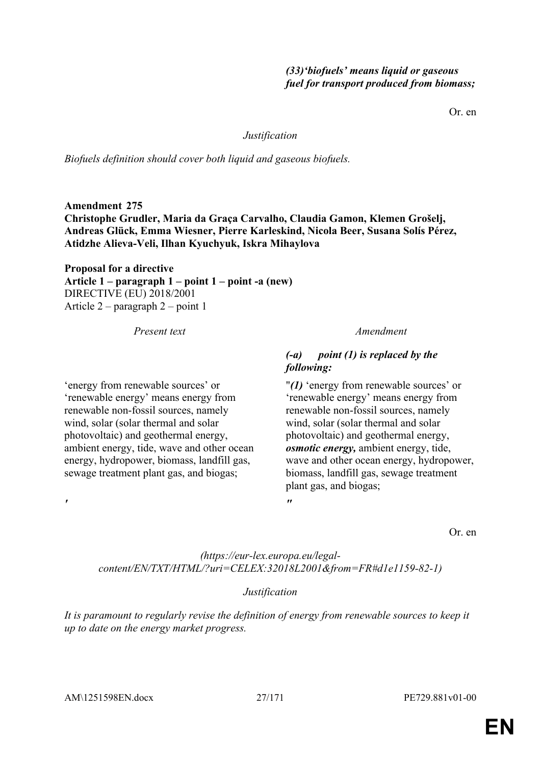*(33)‘biofuels’ means liquid or gaseous fuel for transport produced from biomass;*

Or. en

*Justification*

*Biofuels definition should cover both liquid and gaseous biofuels.*

**Amendment 275**
**Christophe Grudler, Maria da Graça Carvalho, Claudia Gamon, Klemen Grošelj, Andreas Glück, Emma Wiesner, Pierre Karleskind, Nicola Beer, Susana Solís Pérez, Atidzhe Alieva-Veli, Ilhan Kyuchyuk, Iskra Mihaylova**

**Proposal for a directive**
**Article 1 – paragraph 1 – point 1 – point -a (new)**
DIRECTIVE (EU) 2018/2001
Article 2 – paragraph 2 – point 1

| *Present text* | *Amendment* |
|---|---|
| | ***(-a) point (1) is replaced by the following:*** |
| ‘energy from renewable sources’ or ‘renewable energy’ means energy from renewable non-fossil sources, namely wind, solar (solar thermal and solar photovoltaic) and geothermal energy, ambient energy, tide, wave and other ocean energy, hydropower, biomass, landfill gas, sewage treatment plant gas, and biogas; | "***(1)*** ‘energy from renewable sources’ or ‘renewable energy’ means energy from renewable non-fossil sources, namely wind, solar (solar thermal and solar photovoltaic) and geothermal energy, ***osmotic energy,*** ambient energy, tide, wave and other ocean energy, hydropower, biomass, landfill gas, sewage treatment plant gas, and biogas; |
| ' | " |

Or. en

*(https://eur-lex.europa.eu/legal-content/EN/TXT/HTML/?uri=CELEX:32018L2001&from=FR#d1e1159-82-1)*

*Justification*

*It is paramount to regularly revise the definition of energy from renewable sources to keep it up to date on the energy market progress.*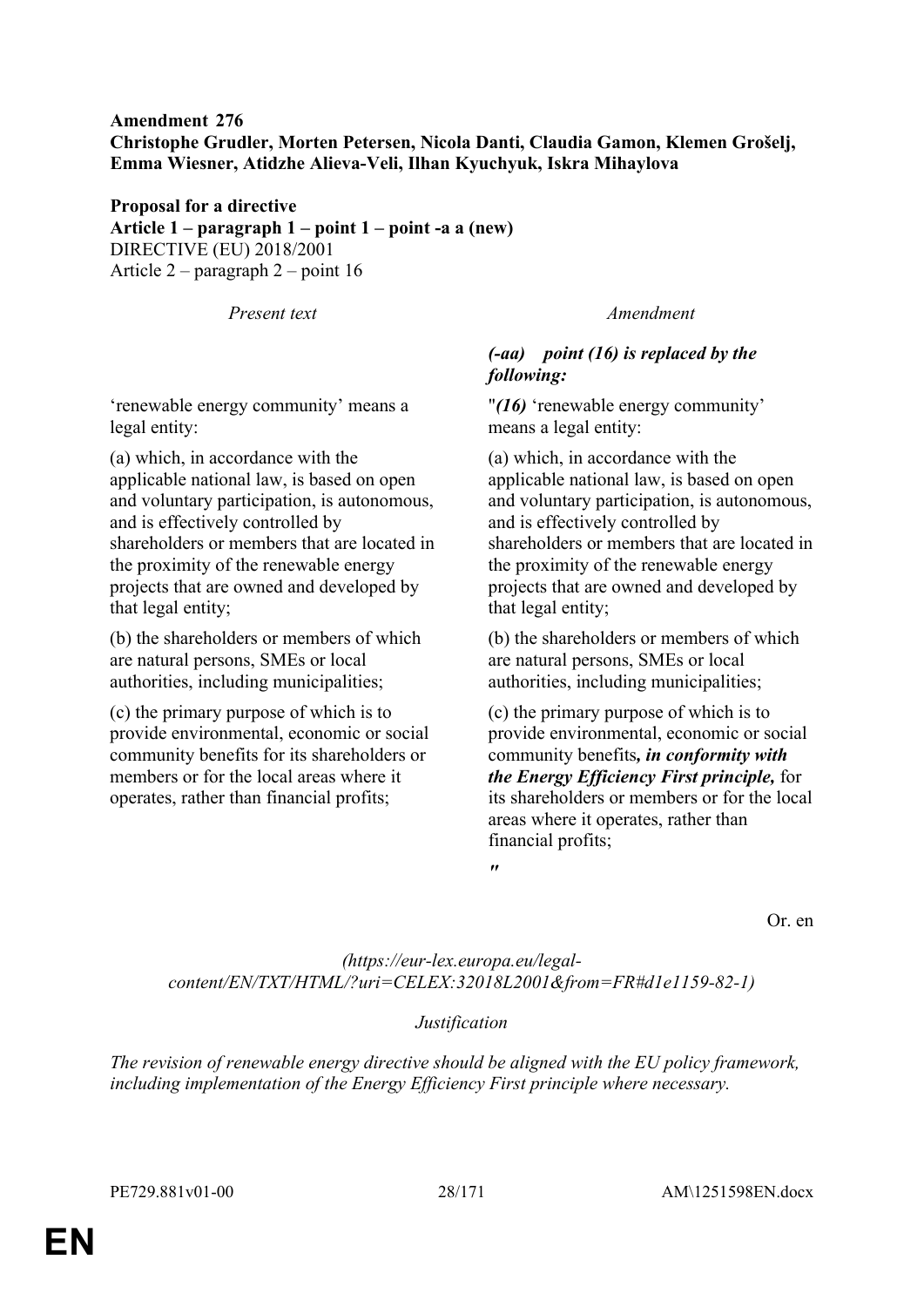**Amendment 276**
**Christophe Grudler, Morten Petersen, Nicola Danti, Claudia Gamon, Klemen Grošelj, Emma Wiesner, Atidzhe Alieva-Veli, Ilhan Kyuchyuk, Iskra Mihaylova**

**Proposal for a directive**
**Article 1 – paragraph 1 – point 1 – point -a a (new)**
DIRECTIVE (EU) 2018/2001
Article 2 – paragraph 2 – point 16

| *Present text* | *Amendment* |
|---|---|
| | ***(-aa) point (16) is replaced by the following:*** |
| 'renewable energy community' means a legal entity: | "***(16)*** 'renewable energy community' means a legal entity: |
| (a) which, in accordance with the applicable national law, is based on open and voluntary participation, is autonomous, and is effectively controlled by shareholders or members that are located in the proximity of the renewable energy projects that are owned and developed by that legal entity; | (a) which, in accordance with the applicable national law, is based on open and voluntary participation, is autonomous, and is effectively controlled by shareholders or members that are located in the proximity of the renewable energy projects that are owned and developed by that legal entity; |
| (b) the shareholders or members of which are natural persons, SMEs or local authorities, including municipalities; | (b) the shareholders or members of which are natural persons, SMEs or local authorities, including municipalities; |
| (c) the primary purpose of which is to provide environmental, economic or social community benefits for its shareholders or members or for the local areas where it operates, rather than financial profits; | (c) the primary purpose of which is to provide environmental, economic or social community benefits***, in conformity with the Energy Efficiency First principle,*** for its shareholders or members or for the local areas where it operates, rather than financial profits; |
| | ***"*** |

Or. en

*(https://eur-lex.europa.eu/legal-content/EN/TXT/HTML/?uri=CELEX:32018L2001&from=FR#d1e1159-82-1)*

*Justification*

*The revision of renewable energy directive should be aligned with the EU policy framework, including implementation of the Energy Efficiency First principle where necessary.*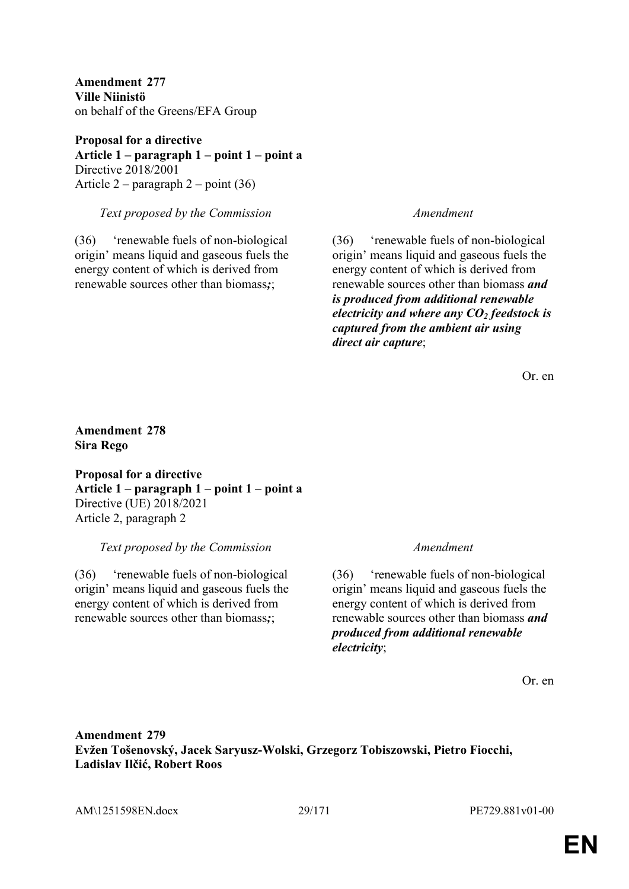**Amendment 277**
**Ville Niinistö**
on behalf of the Greens/EFA Group

**Proposal for a directive**
**Article 1 – paragraph 1 – point 1 – point a**
Directive 2018/2001
Article 2 – paragraph 2 – point (36)

| *Text proposed by the Commission* | *Amendment* |
|---|---|
| (36) 'renewable fuels of non-biological origin' means liquid and gaseous fuels the energy content of which is derived from renewable sources other than biomass***;***; | (36) 'renewable fuels of non-biological origin' means liquid and gaseous fuels the energy content of which is derived from renewable sources other than biomass ***and is produced from additional renewable electricity and where any $CO_2$ feedstock is captured from the ambient air using direct air capture***; |

Or. en

**Amendment 278**
**Sira Rego**

**Proposal for a directive**
**Article 1 – paragraph 1 – point 1 – point a**
Directive (UE) 2018/2021
Article 2, paragraph 2

| *Text proposed by the Commission* | *Amendment* |
|---|---|
| (36) 'renewable fuels of non-biological origin' means liquid and gaseous fuels the energy content of which is derived from renewable sources other than biomass***;***; | (36) 'renewable fuels of non-biological origin' means liquid and gaseous fuels the energy content of which is derived from renewable sources other than biomass ***and produced from additional renewable electricity***; |

Or. en

**Amendment 279**
**Evžen Tošenovský, Jacek Saryusz-Wolski, Grzegorz Tobiszowski, Pietro Fiocchi, Ladislav Ilčić, Robert Roos**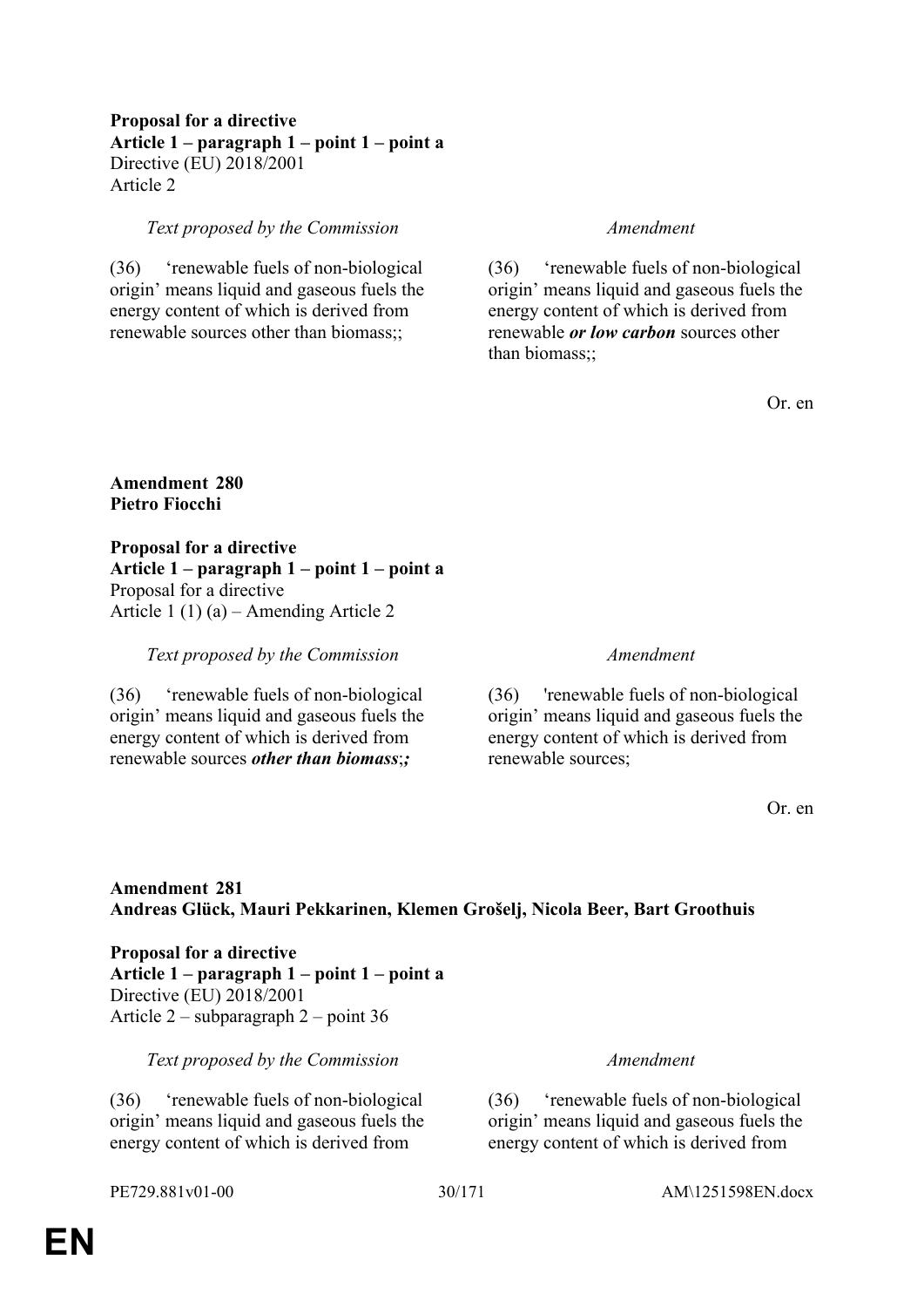**Proposal for a directive**
**Article 1 – paragraph 1 – point 1 – point a**
Directive (EU) 2018/2001
Article 2

| *Text proposed by the Commission* | *Amendment* |
|---|---|
| (36) ‘renewable fuels of non-biological origin’ means liquid and gaseous fuels the energy content of which is derived from renewable sources other than biomass;; | (36) ‘renewable fuels of non-biological origin’ means liquid and gaseous fuels the energy content of which is derived from renewable ***or low carbon*** sources other than biomass;; |

Or. en

**Amendment 280**
**Pietro Fiocchi**

**Proposal for a directive**
**Article 1 – paragraph 1 – point 1 – point a**
Proposal for a directive
Article 1 (1) (a) – Amending Article 2

| *Text proposed by the Commission* | *Amendment* |
|---|---|
| (36) ‘renewable fuels of non-biological origin’ means liquid and gaseous fuels the energy content of which is derived from renewable sources ***other than biomass***;***;*** | (36) 'renewable fuels of non-biological origin’ means liquid and gaseous fuels the energy content of which is derived from renewable sources; |

Or. en

**Amendment 281**
**Andreas Glück, Mauri Pekkarinen, Klemen Grošelj, Nicola Beer, Bart Groothuis**

**Proposal for a directive**
**Article 1 – paragraph 1 – point 1 – point a**
Directive (EU) 2018/2001
Article 2 – subparagraph 2 – point 36

| *Text proposed by the Commission* | *Amendment* |
|---|---|
| (36) ‘renewable fuels of non-biological origin’ means liquid and gaseous fuels the energy content of which is derived from | (36) ‘renewable fuels of non-biological origin’ means liquid and gaseous fuels the energy content of which is derived from |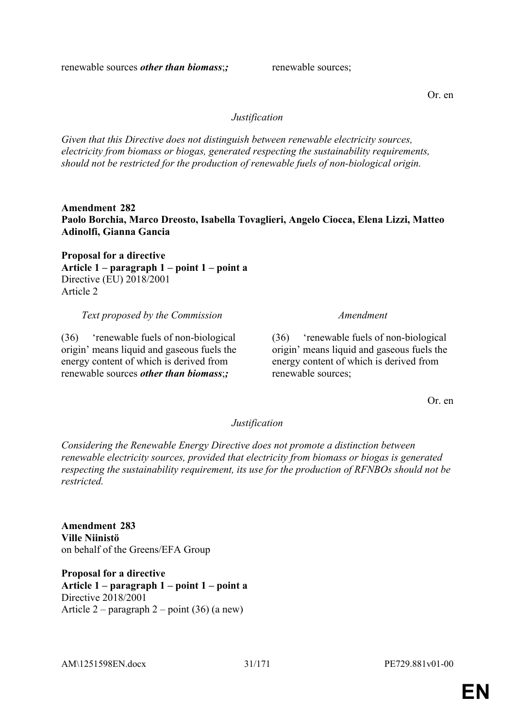| | |
|---|---|
| renewable sources ***other than biomass***;***;*** | renewable sources; |

Or. en

*Justification*

*Given that this Directive does not distinguish between renewable electricity sources, electricity from biomass or biogas, generated respecting the sustainability requirements, should not be restricted for the production of renewable fuels of non-biological origin.*

**Amendment 282**
**Paolo Borchia, Marco Dreosto, Isabella Tovaglieri, Angelo Ciocca, Elena Lizzi, Matteo Adinolfi, Gianna Gancia**

**Proposal for a directive**
**Article 1 – paragraph 1 – point 1 – point a**
Directive (EU) 2018/2001
Article 2

| *Text proposed by the Commission* | *Amendment* |
|---|---|
| (36) 'renewable fuels of non-biological origin' means liquid and gaseous fuels the energy content of which is derived from renewable sources ***other than biomass***;***;*** | (36) 'renewable fuels of non-biological origin' means liquid and gaseous fuels the energy content of which is derived from renewable sources; |

Or. en

*Justification*

*Considering the Renewable Energy Directive does not promote a distinction between renewable electricity sources, provided that electricity from biomass or biogas is generated respecting the sustainability requirement, its use for the production of RFNBOs should not be restricted.*

**Amendment 283**
**Ville Niinistö**
on behalf of the Greens/EFA Group

**Proposal for a directive**
**Article 1 – paragraph 1 – point 1 – point a**
Directive 2018/2001
Article 2 – paragraph 2 – point (36) (a new)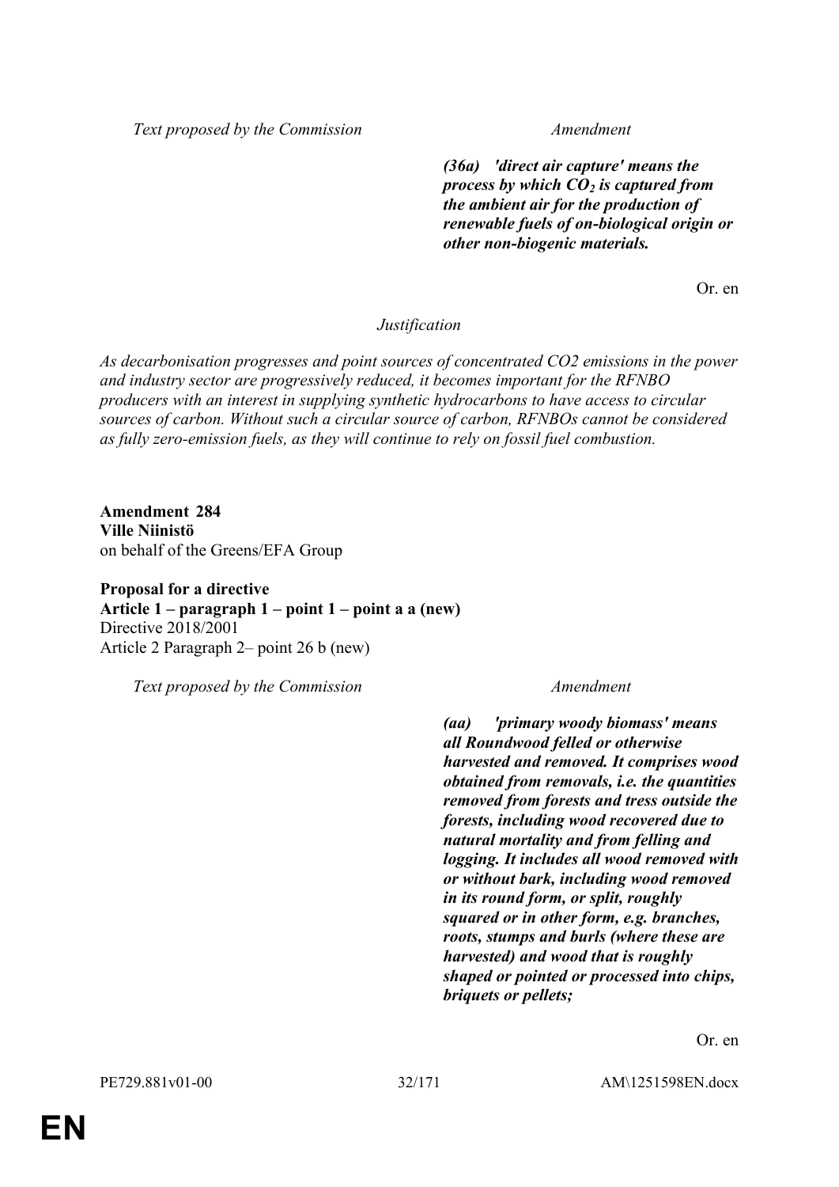| Text proposed by the Commission | Amendment |
|---|---|
| | ***(36a) 'direct air capture' means the process by which $CO_2$ is captured from the ambient air for the production of renewable fuels of on-biological origin or other non-biogenic materials.*** |

Or. en

*Justification*

*As decarbonisation progresses and point sources of concentrated CO2 emissions in the power and industry sector are progressively reduced, it becomes important for the RFNBO producers with an interest in supplying synthetic hydrocarbons to have access to circular sources of carbon. Without such a circular source of carbon, RFNBOs cannot be considered as fully zero-emission fuels, as they will continue to rely on fossil fuel combustion.*

**Amendment 284**
**Ville Niinistö**
on behalf of the Greens/EFA Group

**Proposal for a directive**
**Article 1 – paragraph 1 – point 1 – point a a (new)**
Directive 2018/2001
Article 2 Paragraph 2– point 26 b (new)

| Text proposed by the Commission | Amendment |
|---|---|
| | ***(aa) 'primary woody biomass' means all Roundwood felled or otherwise harvested and removed. It comprises wood obtained from removals, i.e. the quantities removed from forests and tress outside the forests, including wood recovered due to natural mortality and from felling and logging. It includes all wood removed with or without bark, including wood removed in its round form, or split, roughly squared or in other form, e.g. branches, roots, stumps and burls (where these are harvested) and wood that is roughly shaped or pointed or processed into chips, briquets or pellets;*** |

Or. en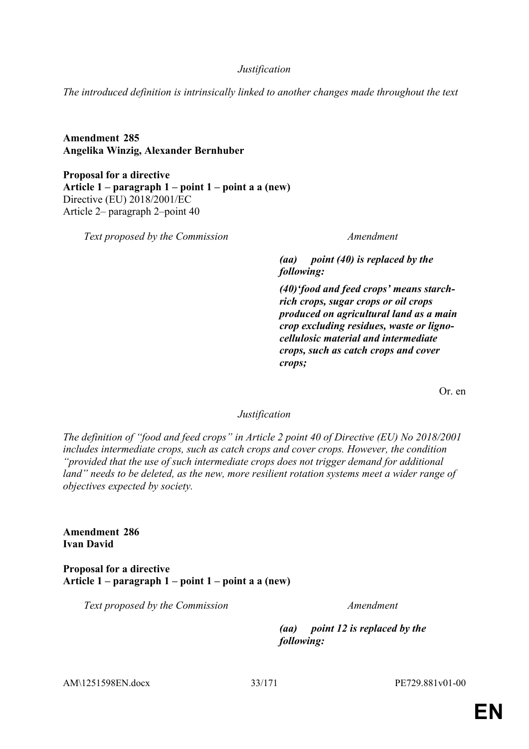*Justification*

*The introduced definition is intrinsically linked to another changes made throughout the text*

**Amendment 285**
**Angelika Winzig, Alexander Bernhuber**

**Proposal for a directive**
**Article 1 – paragraph 1 – point 1 – point a a (new)**
Directive (EU) 2018/2001/EC
Article 2– paragraph 2–point 40

| *Text proposed by the Commission* | *Amendment* |
| --- | --- |
| | ***(aa) point (40) is replaced by the following:*** |
| | ***(40)'food and feed crops' means starch-rich crops, sugar crops or oil crops produced on agricultural land as a main crop excluding residues, waste or ligno-cellulosic material and intermediate crops, such as catch crops and cover crops;*** |

Or. en

*Justification*

*The definition of "food and feed crops" in Article 2 point 40 of Directive (EU) No 2018/2001 includes intermediate crops, such as catch crops and cover crops. However, the condition "provided that the use of such intermediate crops does not trigger demand for additional land" needs to be deleted, as the new, more resilient rotation systems meet a wider range of objectives expected by society.*

**Amendment 286**
**Ivan David**

**Proposal for a directive**
**Article 1 – paragraph 1 – point 1 – point a a (new)**

| *Text proposed by the Commission* | *Amendment* |
| --- | --- |
| | ***(aa) point 12 is replaced by the following:*** |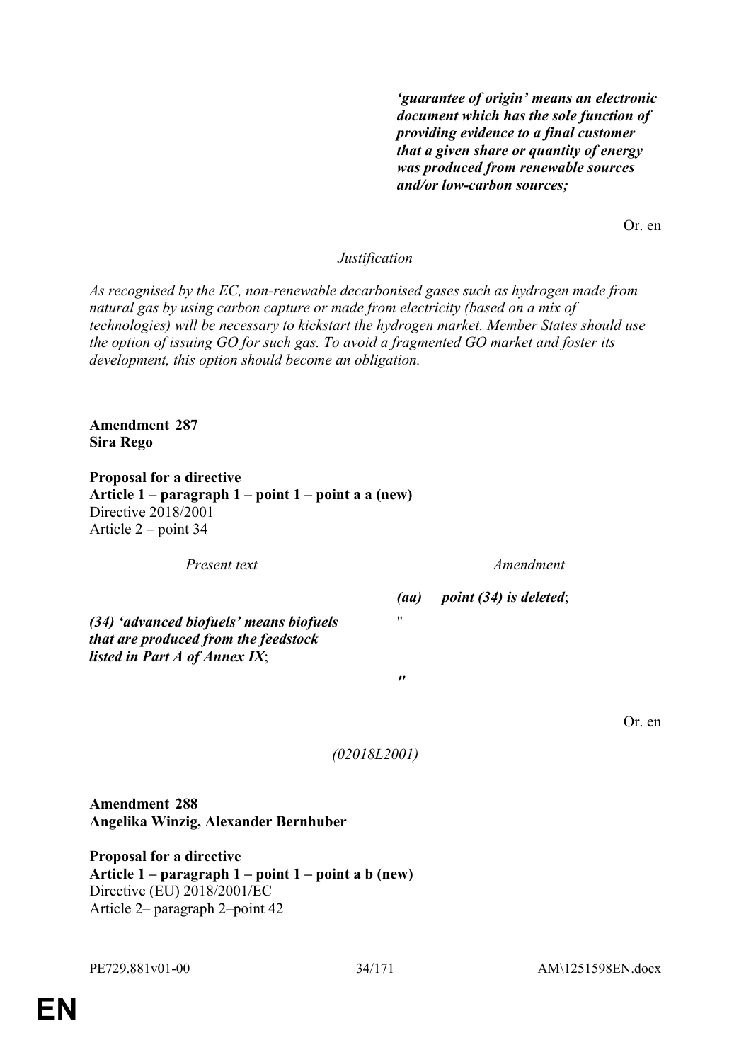| | |
|---|---|
| | ***'guarantee of origin' means an electronic document which has the sole function of providing evidence to a final customer that a given share or quantity of energy was produced from renewable sources and/or low-carbon sources;*** |

Or. en

*Justification*

*As recognised by the EC, non-renewable decarbonised gases such as hydrogen made from natural gas by using carbon capture or made from electricity (based on a mix of technologies) will be necessary to kickstart the hydrogen market. Member States should use the option of issuing GO for such gas. To avoid a fragmented GO market and foster its development, this option should become an obligation.*

**Amendment 287**
**Sira Rego**

**Proposal for a directive**
**Article 1 – paragraph 1 – point 1 – point a a (new)**
Directive 2018/2001
Article 2 – point 34

| *Present text* | *Amendment* |
|---|---|
| | ***(aa) point (34) is deleted***; |
| ***(34) 'advanced biofuels' means biofuels that are produced from the feedstock listed in Part A of Annex IX***; | " |
| | ***"*** |

Or. en

*(02018L2001)*

**Amendment 288**
**Angelika Winzig, Alexander Bernhuber**

**Proposal for a directive**
**Article 1 – paragraph 1 – point 1 – point a b (new)**
Directive (EU) 2018/2001/EC
Article 2– paragraph 2–point 42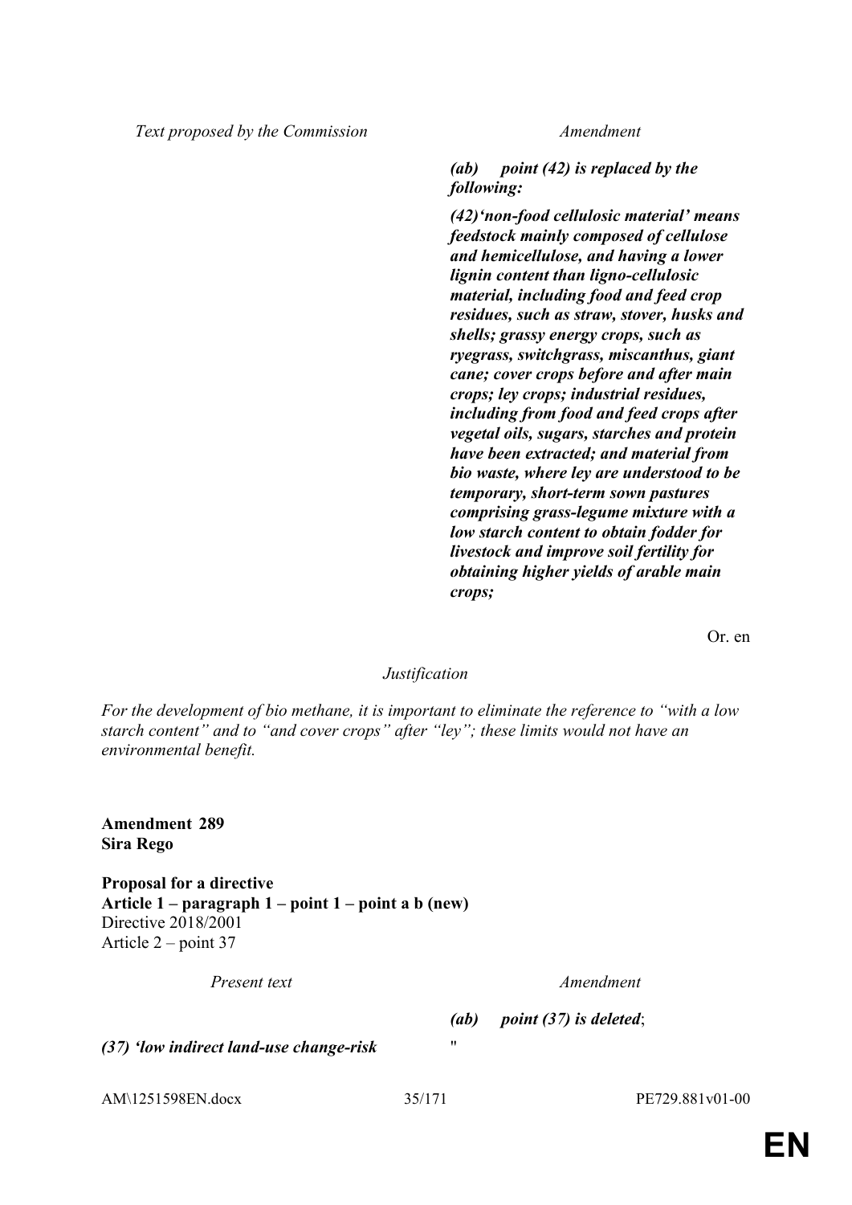| Text proposed by the Commission | Amendment |
|---|---|
| | ***(ab) point (42) is replaced by the following:*** |
| | ***(42)'non-food cellulosic material' means feedstock mainly composed of cellulose and hemicellulose, and having a lower lignin content than ligno-cellulosic material, including food and feed crop residues, such as straw, stover, husks and shells; grassy energy crops, such as ryegrass, switchgrass, miscanthus, giant cane; cover crops before and after main crops; ley crops; industrial residues, including from food and feed crops after vegetal oils, sugars, starches and protein have been extracted; and material from bio waste, where ley are understood to be temporary, short-term sown pastures comprising grass-legume mixture with a low starch content to obtain fodder for livestock and improve soil fertility for obtaining higher yields of arable main crops;*** |

Or. en

*Justification*

*For the development of bio methane, it is important to eliminate the reference to "with a low starch content" and to "and cover crops" after "ley"; these limits would not have an environmental benefit.*

**Amendment 289**
**Sira Rego**

**Proposal for a directive**
**Article 1 – paragraph 1 – point 1 – point a b (new)**
Directive 2018/2001
Article 2 – point 37

| Present text | Amendment |
|---|---|
| | ***(ab) point (37) is deleted***; |
| ***(37) 'low indirect land-use change-risk*** | " |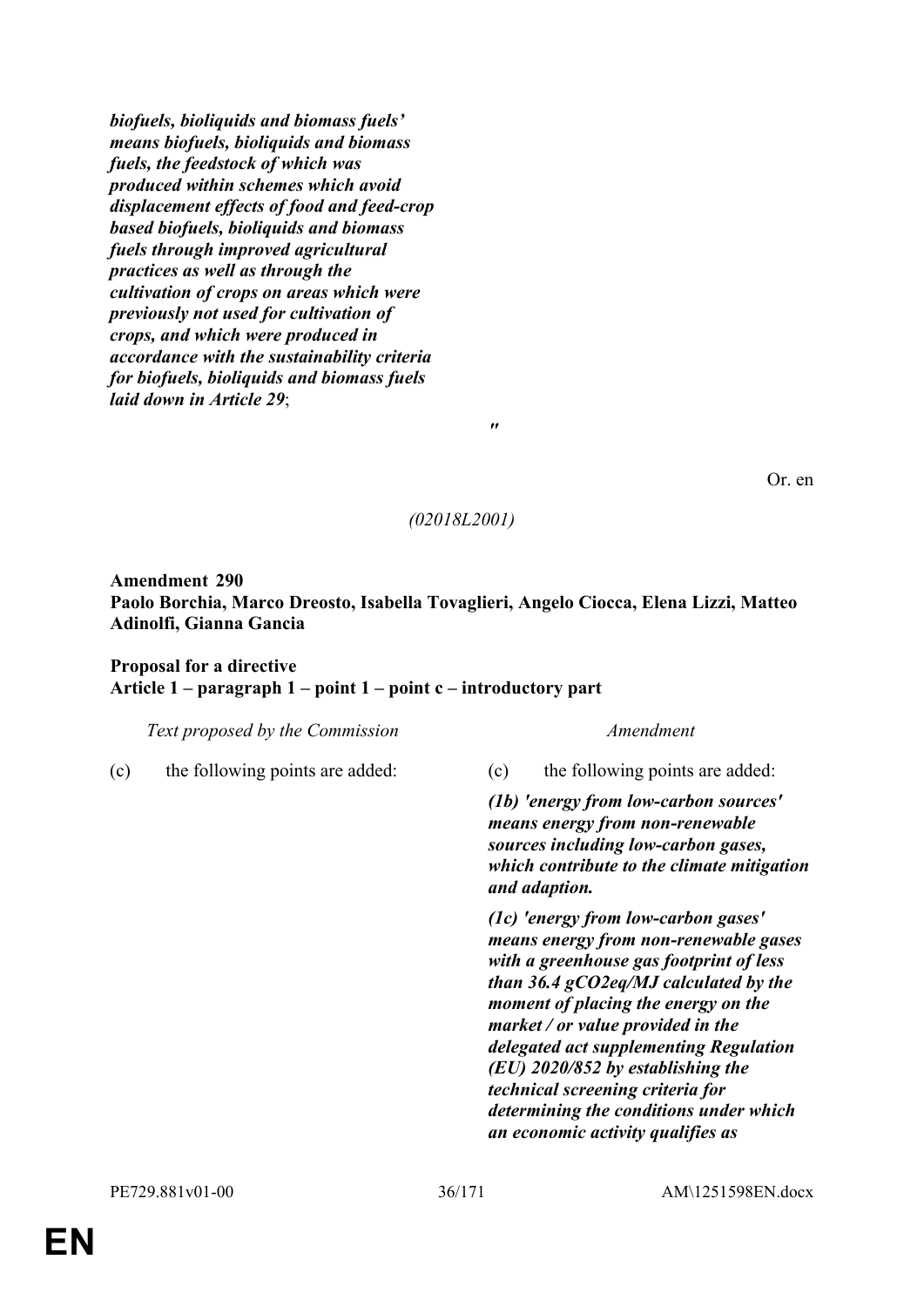***biofuels, bioliquids and biomass fuels' means biofuels, bioliquids and biomass fuels, the feedstock of which was produced within schemes which avoid displacement effects of food and feed-crop based biofuels, bioliquids and biomass fuels through improved agricultural practices as well as through the cultivation of crops on areas which were previously not used for cultivation of crops, and which were produced in accordance with the sustainability criteria for biofuels, bioliquids and biomass fuels laid down in Article 29***;

"

Or. en

*(02018L2001)*

**Amendment 290**
**Paolo Borchia, Marco Dreosto, Isabella Tovaglieri, Angelo Ciocca, Elena Lizzi, Matteo Adinolfi, Gianna Gancia**

**Proposal for a directive**
**Article 1 – paragraph 1 – point 1 – point c – introductory part**

| *Text proposed by the Commission* | *Amendment* |
|---|---|
| (c) the following points are added: | (c) the following points are added: |
| | ***(1b) 'energy from low-carbon sources' means energy from non-renewable sources including low-carbon gases, which contribute to the climate mitigation and adaption.*** |
| | ***(1c) 'energy from low-carbon gases' means energy from non-renewable gases with a greenhouse gas footprint of less than 36.4 gCO2eq/MJ calculated by the moment of placing the energy on the market / or value provided in the delegated act supplementing Regulation (EU) 2020/852 by establishing the technical screening criteria for determining the conditions under which an economic activity qualifies as*** |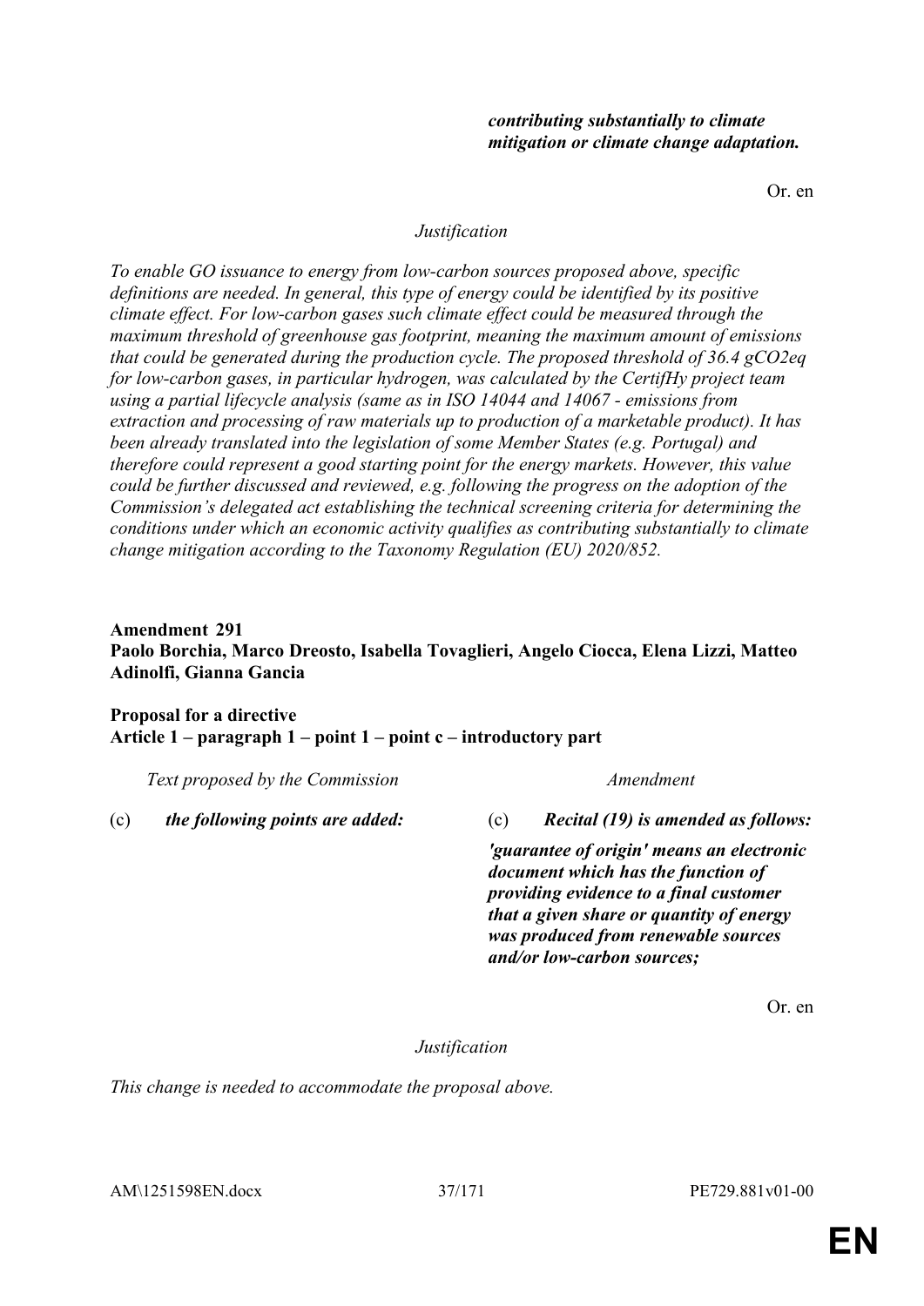| | |
|---|---|
| | ***contributing substantially to climate mitigation or climate change adaptation.*** |

Or. en

*Justification*

*To enable GO issuance to energy from low-carbon sources proposed above, specific definitions are needed. In general, this type of energy could be identified by its positive climate effect. For low-carbon gases such climate effect could be measured through the maximum threshold of greenhouse gas footprint, meaning the maximum amount of emissions that could be generated during the production cycle. The proposed threshold of 36.4 gCO2eq for low-carbon gases, in particular hydrogen, was calculated by the CertifHy project team using a partial lifecycle analysis (same as in ISO 14044 and 14067 - emissions from extraction and processing of raw materials up to production of a marketable product). It has been already translated into the legislation of some Member States (e.g. Portugal) and therefore could represent a good starting point for the energy markets. However, this value could be further discussed and reviewed, e.g. following the progress on the adoption of the Commission's delegated act establishing the technical screening criteria for determining the conditions under which an economic activity qualifies as contributing substantially to climate change mitigation according to the Taxonomy Regulation (EU) 2020/852.*

**Amendment 291**
**Paolo Borchia, Marco Dreosto, Isabella Tovaglieri, Angelo Ciocca, Elena Lizzi, Matteo Adinolfi, Gianna Gancia**

**Proposal for a directive**
**Article 1 – paragraph 1 – point 1 – point c – introductory part**

| *Text proposed by the Commission* | *Amendment* |
|---|---|
| (c) ***the following points are added:*** | (c) ***Recital (19) is amended as follows:*** ***'guarantee of origin' means an electronic document which has the function of providing evidence to a final customer that a given share or quantity of energy was produced from renewable sources and/or low-carbon sources;*** |

Or. en

*Justification*

*This change is needed to accommodate the proposal above.*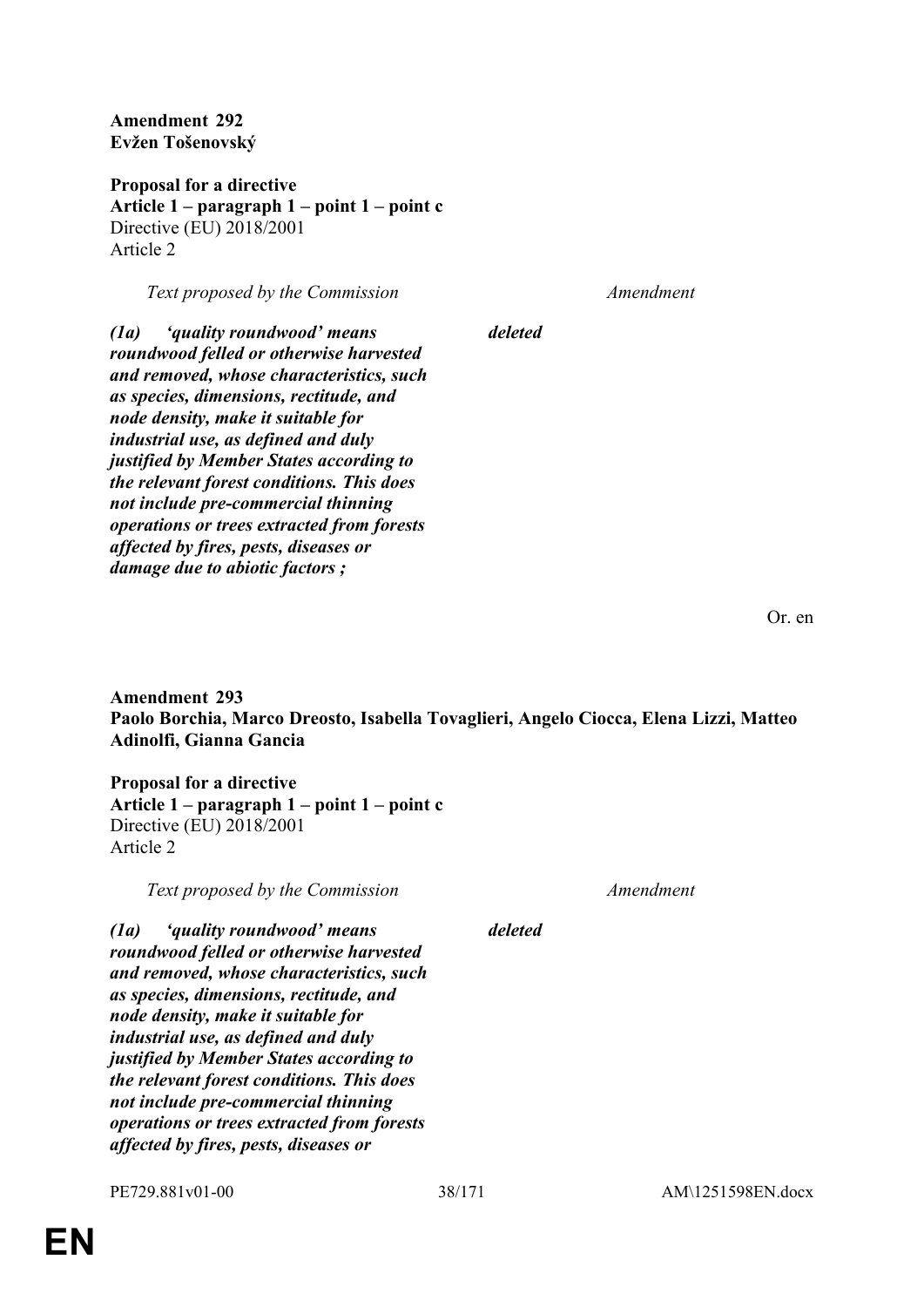**Amendment 292**
**Evžen Tošenovský**

**Proposal for a directive**
**Article 1 – paragraph 1 – point 1 – point c**
Directive (EU) 2018/2001
Article 2

| *Text proposed by the Commission* | *Amendment* |
| --- | --- |
| ***(1a) 'quality roundwood' means roundwood felled or otherwise harvested and removed, whose characteristics, such as species, dimensions, rectitude, and node density, make it suitable for industrial use, as defined and duly justified by Member States according to the relevant forest conditions. This does not include pre-commercial thinning operations or trees extracted from forests affected by fires, pests, diseases or damage due to abiotic factors ;*** | ***deleted*** |

Or. en

**Amendment 293**
**Paolo Borchia, Marco Dreosto, Isabella Tovaglieri, Angelo Ciocca, Elena Lizzi, Matteo Adinolfi, Gianna Gancia**

**Proposal for a directive**
**Article 1 – paragraph 1 – point 1 – point c**
Directive (EU) 2018/2001
Article 2

| *Text proposed by the Commission* | *Amendment* |
| --- | --- |
| ***(1a) 'quality roundwood' means roundwood felled or otherwise harvested and removed, whose characteristics, such as species, dimensions, rectitude, and node density, make it suitable for industrial use, as defined and duly justified by Member States according to the relevant forest conditions. This does not include pre-commercial thinning operations or trees extracted from forests affected by fires, pests, diseases or*** | ***deleted*** |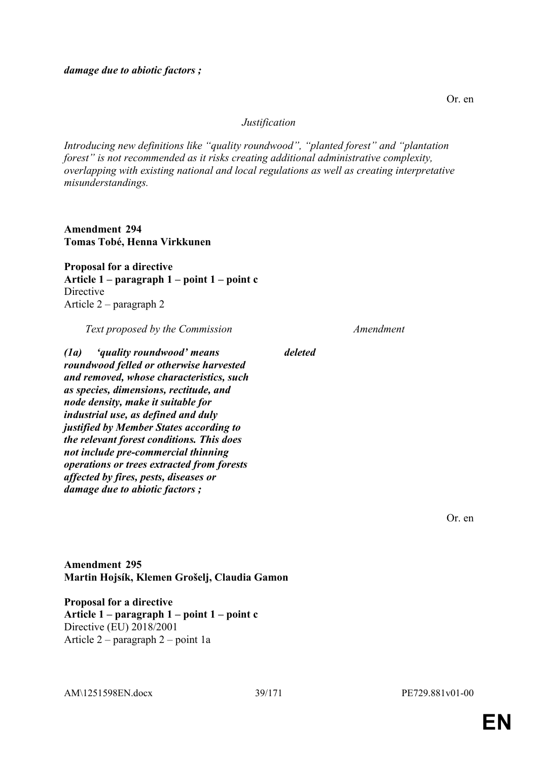***damage due to abiotic factors ;***

Or. en

*Justification*

*Introducing new definitions like "quality roundwood", "planted forest" and "plantation forest" is not recommended as it risks creating additional administrative complexity, overlapping with existing national and local regulations as well as creating interpretative misunderstandings.*

**Amendment 294**
**Tomas Tobé, Henna Virkkunen**

**Proposal for a directive**
**Article 1 – paragraph 1 – point 1 – point c**
Directive
Article 2 – paragraph 2

| *Text proposed by the Commission* | *Amendment* |
|---|---|
| ***(1a) 'quality roundwood' means roundwood felled or otherwise harvested and removed, whose characteristics, such as species, dimensions, rectitude, and node density, make it suitable for industrial use, as defined and duly justified by Member States according to the relevant forest conditions. This does not include pre-commercial thinning operations or trees extracted from forests affected by fires, pests, diseases or damage due to abiotic factors ;*** | ***deleted*** |

Or. en

**Amendment 295**
**Martin Hojsík, Klemen Grošelj, Claudia Gamon**

**Proposal for a directive**
**Article 1 – paragraph 1 – point 1 – point c**
Directive (EU) 2018/2001
Article 2 – paragraph 2 – point 1a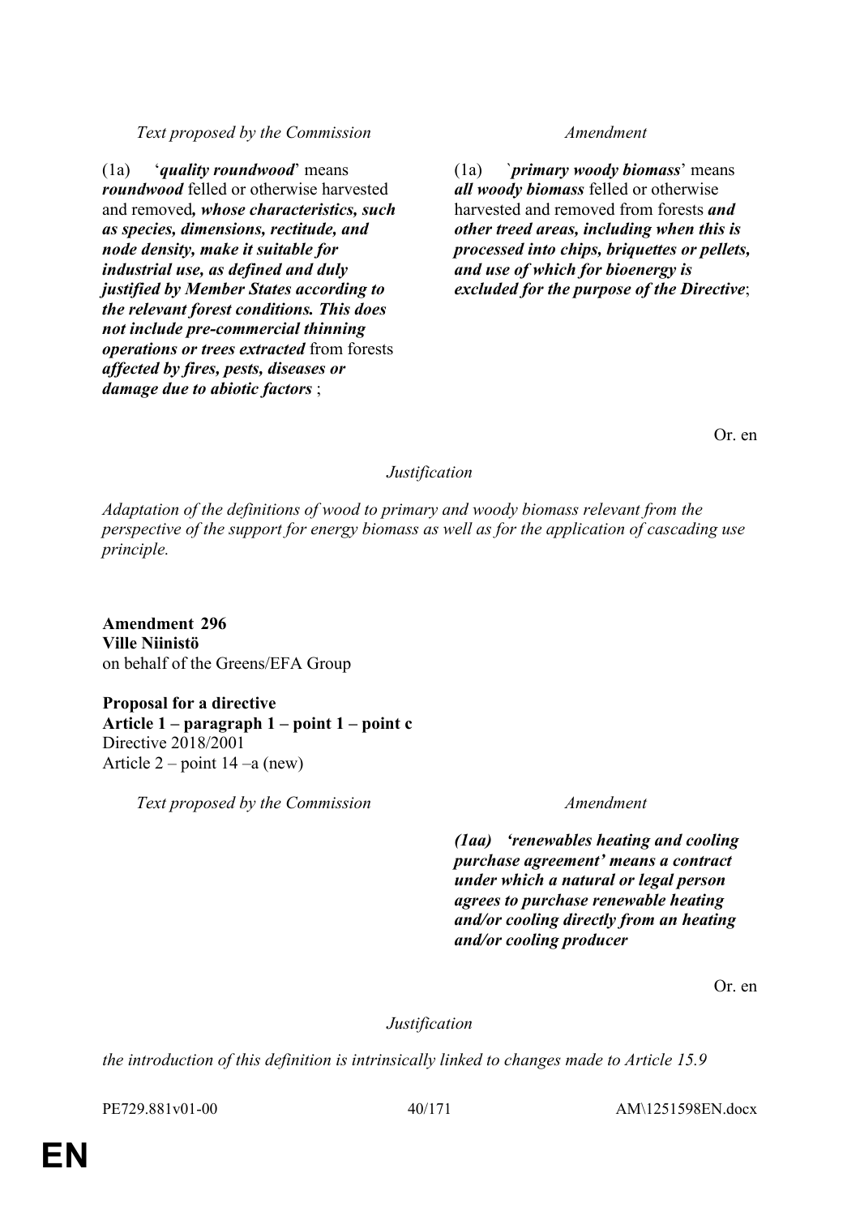| Text proposed by the Commission | Amendment |
|---|---|
| (1a) ‘***quality roundwood***’ means ***roundwood*** felled or otherwise harvested and removed***, whose characteristics, such as species, dimensions, rectitude, and node density, make it suitable for industrial use, as defined and duly justified by Member States according to the relevant forest conditions. This does not include pre-commercial thinning operations or trees extracted*** from forests ***affected by fires, pests, diseases or damage due to abiotic factors*** ; | (1a) `***primary woody biomass***’ means ***all woody biomass*** felled or otherwise harvested and removed from forests ***and other treed areas, including when this is processed into chips, briquettes or pellets, and use of which for bioenergy is excluded for the purpose of the Directive***; |

Or. en

*Justification*

*Adaptation of the definitions of wood to primary and woody biomass relevant from the perspective of the support for energy biomass as well as for the application of cascading use principle.*

**Amendment 296**
**Ville Niinistö**
on behalf of the Greens/EFA Group

**Proposal for a directive**
**Article 1 – paragraph 1 – point 1 – point c**
Directive 2018/2001
Article 2 – point 14 –a (new)

| Text proposed by the Commission | Amendment |
|---|---|
| | ***(1aa) ‘renewables heating and cooling purchase agreement’ means a contract under which a natural or legal person agrees to purchase renewable heating and/or cooling directly from an heating and/or cooling producer*** |

Or. en

*Justification*

*the introduction of this definition is intrinsically linked to changes made to Article 15.9*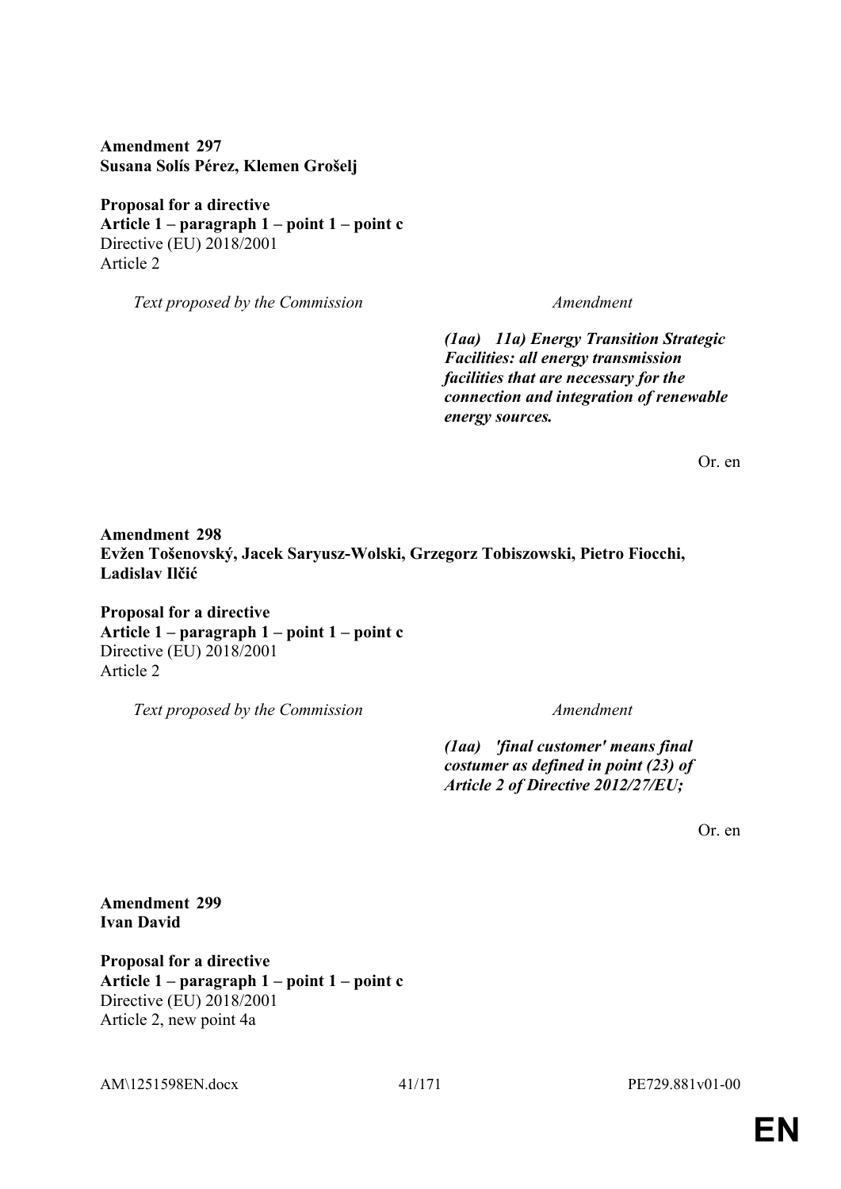**Amendment 297**
**Susana Solís Pérez, Klemen Grošelj**

**Proposal for a directive**
**Article 1 – paragraph 1 – point 1 – point c**
Directive (EU) 2018/2001
Article 2

| *Text proposed by the Commission* | *Amendment* |
|---|---|
| | ***(1aa) 11a) Energy Transition Strategic Facilities: all energy transmission facilities that are necessary for the connection and integration of renewable energy sources.*** |

Or. en

**Amendment 298**
**Evžen Tošenovský, Jacek Saryusz-Wolski, Grzegorz Tobiszowski, Pietro Fiocchi, Ladislav Ilčić**

**Proposal for a directive**
**Article 1 – paragraph 1 – point 1 – point c**
Directive (EU) 2018/2001
Article 2

| *Text proposed by the Commission* | *Amendment* |
|---|---|
| | ***(1aa) 'final customer' means final costumer as defined in point (23) of Article 2 of Directive 2012/27/EU;*** |

Or. en

**Amendment 299**
**Ivan David**

**Proposal for a directive**
**Article 1 – paragraph 1 – point 1 – point c**
Directive (EU) 2018/2001
Article 2, new point 4a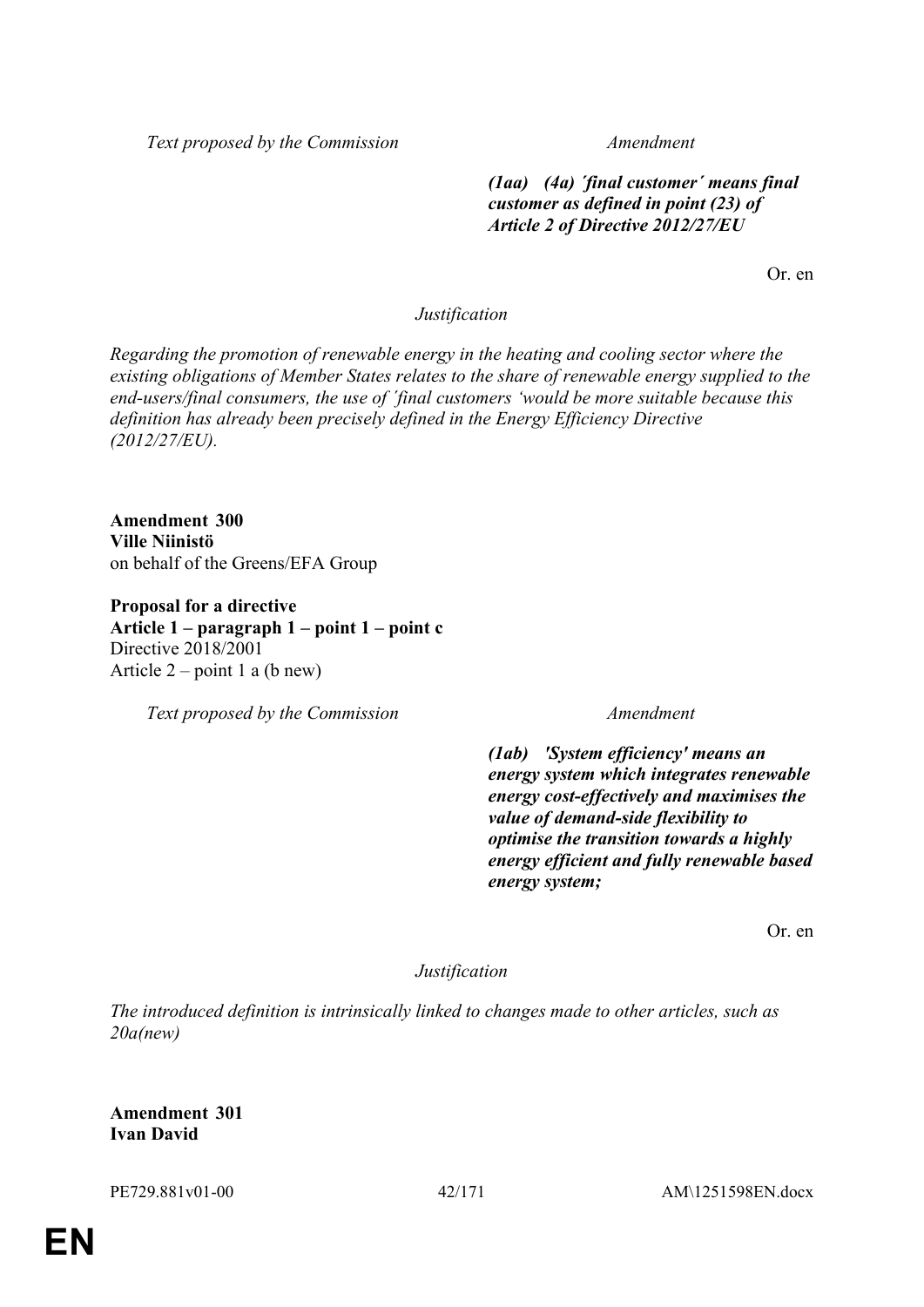| Text proposed by the Commission | Amendment |
|---|---|
| | ***(1aa) (4a) ´final customer´ means final customer as defined in point (23) of Article 2 of Directive 2012/27/EU*** |

Or. en

*Justification*

*Regarding the promotion of renewable energy in the heating and cooling sector where the existing obligations of Member States relates to the share of renewable energy supplied to the end-users/final consumers, the use of ´final customers 'would be more suitable because this definition has already been precisely defined in the Energy Efficiency Directive (2012/27/EU).*

**Amendment 300**
**Ville Niinistö**
on behalf of the Greens/EFA Group

**Proposal for a directive**
**Article 1 – paragraph 1 – point 1 – point c**
Directive 2018/2001
Article 2 – point 1 a (b new)

| Text proposed by the Commission | Amendment |
|---|---|
| | ***(1ab) 'System efficiency' means an energy system which integrates renewable energy cost-effectively and maximises the value of demand-side flexibility to optimise the transition towards a highly energy efficient and fully renewable based energy system;*** |

Or. en

*Justification*

*The introduced definition is intrinsically linked to changes made to other articles, such as 20a(new)*

**Amendment 301**
**Ivan David**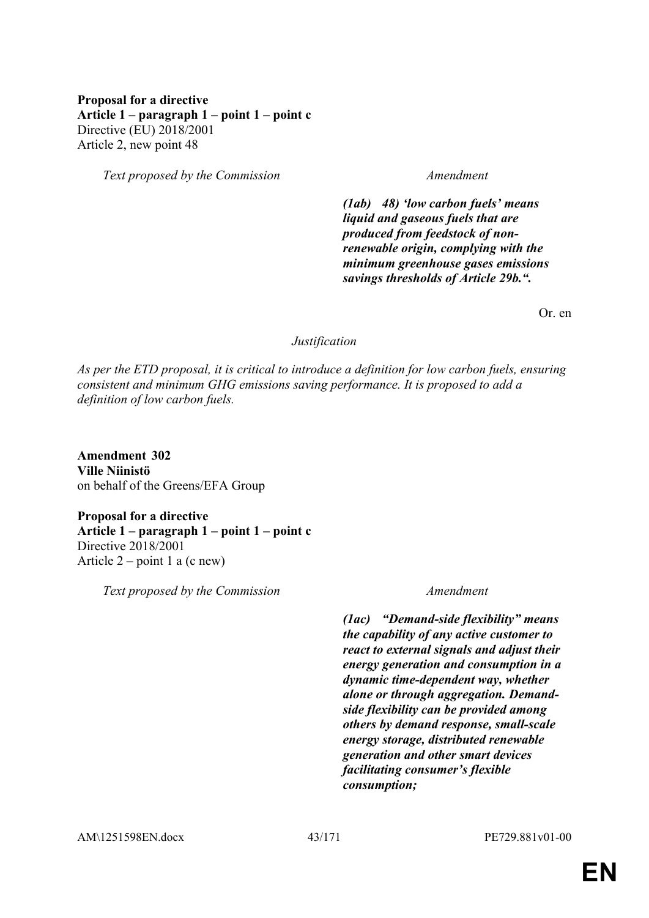**Proposal for a directive**
**Article 1 – paragraph 1 – point 1 – point c**
Directive (EU) 2018/2001
Article 2, new point 48

| *Text proposed by the Commission* | *Amendment* |
|---|---|
| | ***(1ab) 48) 'low carbon fuels' means liquid and gaseous fuels that are produced from feedstock of non-renewable origin, complying with the minimum greenhouse gases emissions savings thresholds of Article 29b.".*** |

Or. en

*Justification*

*As per the ETD proposal, it is critical to introduce a definition for low carbon fuels, ensuring consistent and minimum GHG emissions saving performance. It is proposed to add a definition of low carbon fuels.*

**Amendment 302**
**Ville Niinistö**
on behalf of the Greens/EFA Group

**Proposal for a directive**
**Article 1 – paragraph 1 – point 1 – point c**
Directive 2018/2001
Article 2 – point 1 a (c new)

| *Text proposed by the Commission* | *Amendment* |
|---|---|
| | ***(1ac) "Demand-side flexibility" means the capability of any active customer to react to external signals and adjust their energy generation and consumption in a dynamic time-dependent way, whether alone or through aggregation. Demand-side flexibility can be provided among others by demand response, small-scale energy storage, distributed renewable generation and other smart devices facilitating consumer's flexible consumption;*** |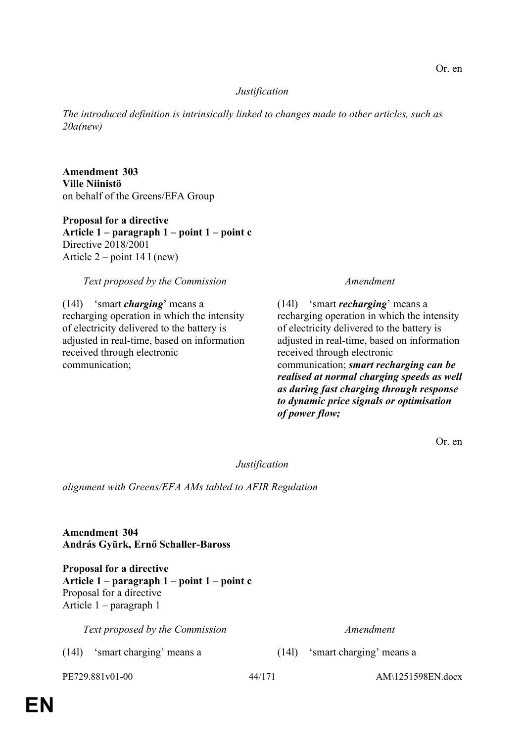Or. en

*Justification*

*The introduced definition is intrinsically linked to changes made to other articles, such as 20a(new)*

**Amendment 303**
**Ville Niinistö**
on behalf of the Greens/EFA Group

**Proposal for a directive**
**Article 1 – paragraph 1 – point 1 – point c**
Directive 2018/2001
Article 2 – point 14 l (new)

| *Text proposed by the Commission* | *Amendment* |
|---|---|
| (14l) 'smart ***charging***' means a recharging operation in which the intensity of electricity delivered to the battery is adjusted in real-time, based on information received through electronic communication; | (14l) 'smart ***recharging***' means a recharging operation in which the intensity of electricity delivered to the battery is adjusted in real-time, based on information received through electronic communication; ***smart recharging can be realised at normal charging speeds as well as during fast charging through response to dynamic price signals or optimisation of power flow;*** |

Or. en

*Justification*

*alignment with Greens/EFA AMs tabled to AFIR Regulation*

**Amendment 304**
**András Gyürk, Ernő Schaller-Baross**

**Proposal for a directive**
**Article 1 – paragraph 1 – point 1 – point c**
Proposal for a directive
Article 1 – paragraph 1

| *Text proposed by the Commission* | *Amendment* |
|---|---|
| (14l) 'smart charging' means a | (14l) 'smart charging' means a |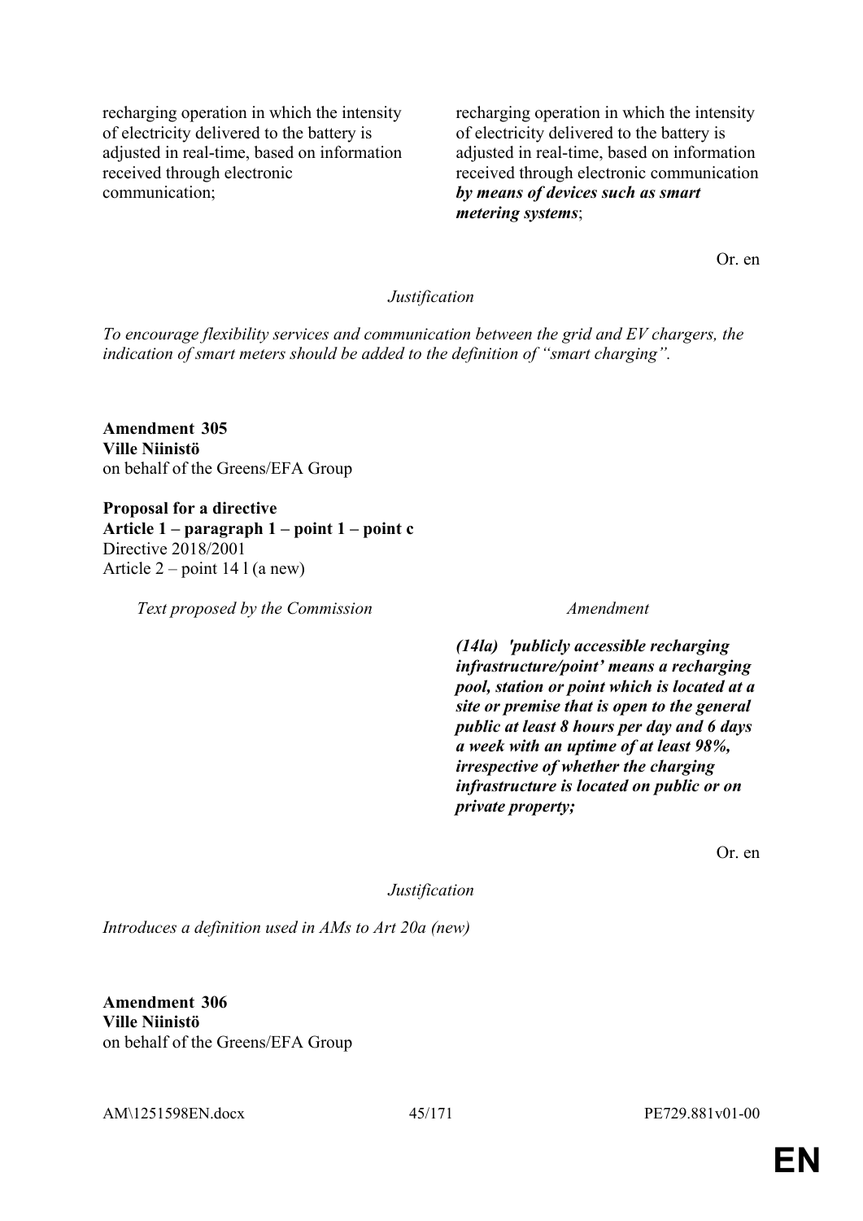| | |
|---|---|
| recharging operation in which the intensity of electricity delivered to the battery is adjusted in real-time, based on information received through electronic communication; | recharging operation in which the intensity of electricity delivered to the battery is adjusted in real-time, based on information received through electronic communication ***by means of devices such as smart metering systems***; |

Or. en

*Justification*

*To encourage flexibility services and communication between the grid and EV chargers, the indication of smart meters should be added to the definition of "smart charging".*

**Amendment 305**
**Ville Niinistö**
on behalf of the Greens/EFA Group

**Proposal for a directive**
**Article 1 – paragraph 1 – point 1 – point c**
Directive 2018/2001
Article 2 – point 14 l (a new)

| *Text proposed by the Commission* | *Amendment* |
|---|---|
| | ***(14la) 'publicly accessible recharging infrastructure/point' means a recharging pool, station or point which is located at a site or premise that is open to the general public at least 8 hours per day and 6 days a week with an uptime of at least 98%, irrespective of whether the charging infrastructure is located on public or on private property;*** |

Or. en

*Justification*

*Introduces a definition used in AMs to Art 20a (new)*

**Amendment 306**
**Ville Niinistö**
on behalf of the Greens/EFA Group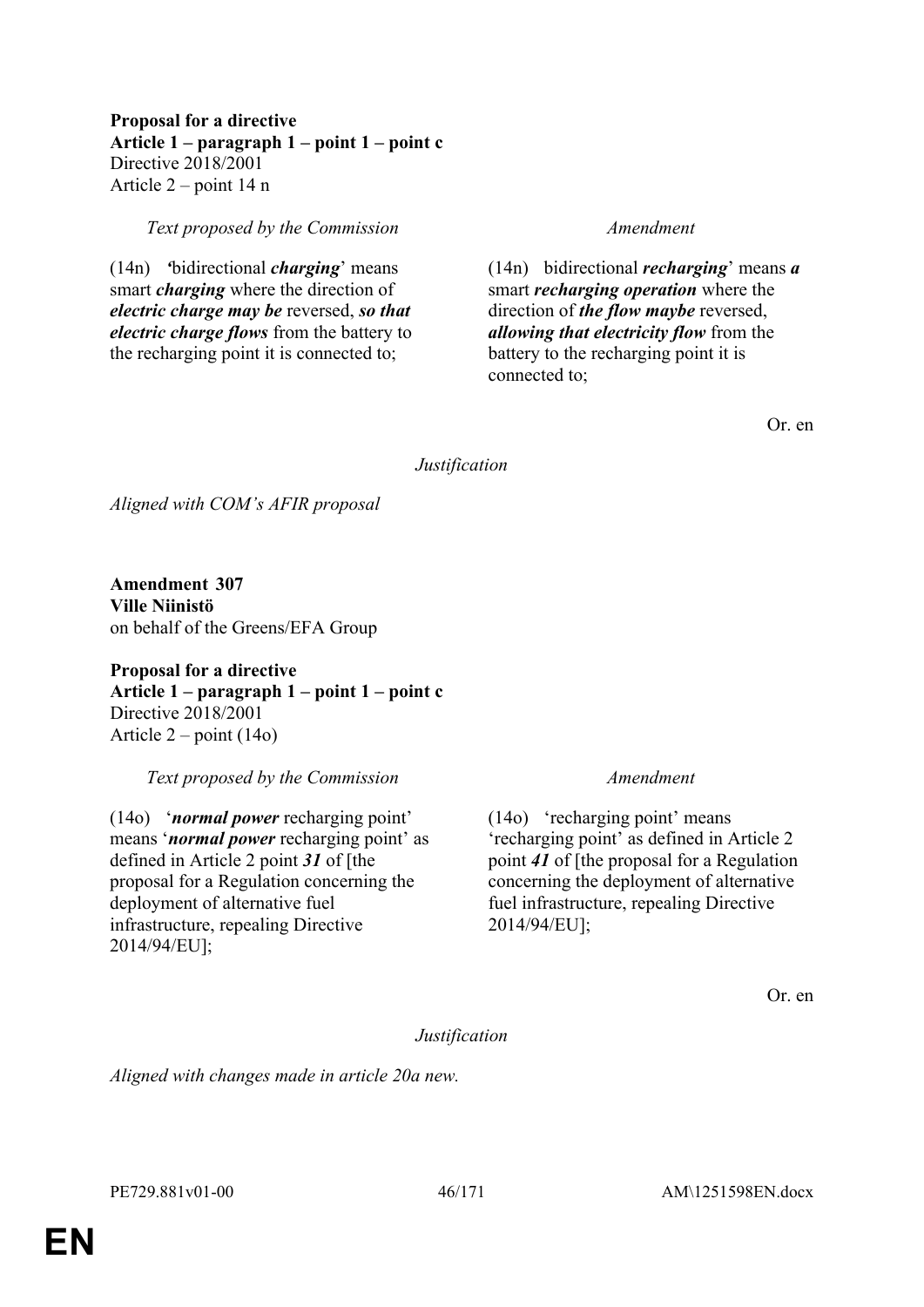**Proposal for a directive**
**Article 1 – paragraph 1 – point 1 – point c**
Directive 2018/2001
Article 2 – point 14 n

| *Text proposed by the Commission* | *Amendment* |
|---|---|
| (14n) *'*bidirectional ***charging***' means smart ***charging*** where the direction of ***electric charge may be*** reversed, ***so that electric charge flows*** from the battery to the recharging point it is connected to; | (14n) bidirectional ***recharging***' means ***a*** smart ***recharging operation*** where the direction of ***the flow maybe*** reversed, ***allowing that electricity flow*** from the battery to the recharging point it is connected to; |

Or. en

*Justification*

*Aligned with COM's AFIR proposal*

**Amendment 307**
**Ville Niinistö**
on behalf of the Greens/EFA Group

**Proposal for a directive**
**Article 1 – paragraph 1 – point 1 – point c**
Directive 2018/2001
Article 2 – point (14o)

| *Text proposed by the Commission* | *Amendment* |
|---|---|
| (14o) '***normal power*** recharging point' means '***normal power*** recharging point' as defined in Article 2 point ***31*** of [the proposal for a Regulation concerning the deployment of alternative fuel infrastructure, repealing Directive 2014/94/EU]; | (14o) 'recharging point' means 'recharging point' as defined in Article 2 point ***41*** of [the proposal for a Regulation concerning the deployment of alternative fuel infrastructure, repealing Directive 2014/94/EU]; |

Or. en

*Justification*

*Aligned with changes made in article 20a new.*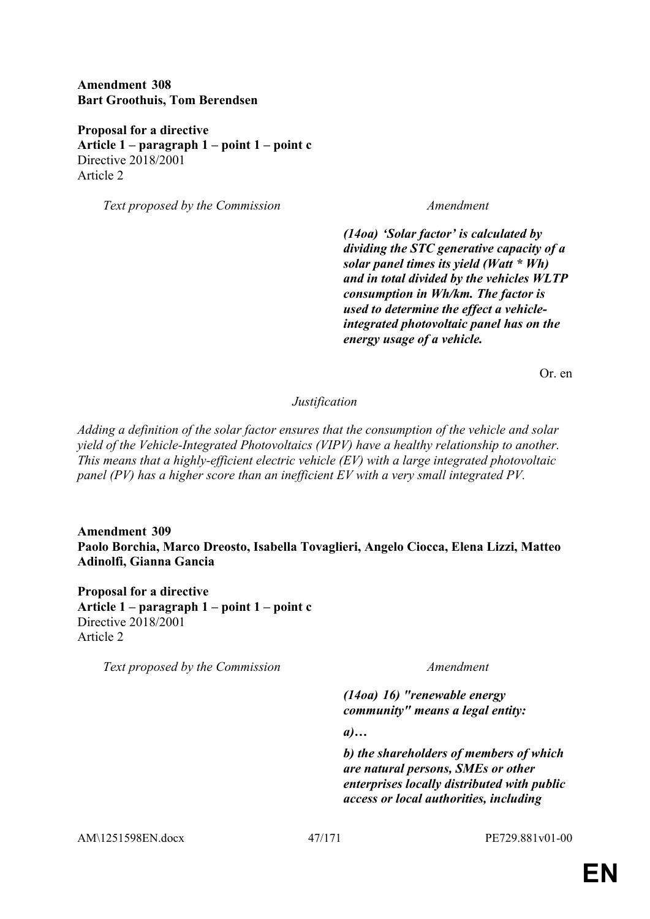**Amendment 308**
**Bart Groothuis, Tom Berendsen**

**Proposal for a directive**
**Article 1 – paragraph 1 – point 1 – point c**
Directive 2018/2001
Article 2

| *Text proposed by the Commission* | *Amendment* |
|---|---|
| | ***(14oa) 'Solar factor' is calculated by dividing the STC generative capacity of a solar panel times its yield (Watt * Wh) and in total divided by the vehicles WLTP consumption in Wh/km. The factor is used to determine the effect a vehicle-integrated photovoltaic panel has on the energy usage of a vehicle.*** |

Or. en

*Justification*

*Adding a definition of the solar factor ensures that the consumption of the vehicle and solar yield of the Vehicle-Integrated Photovoltaics (VIPV) have a healthy relationship to another. This means that a highly-efficient electric vehicle (EV) with a large integrated photovoltaic panel (PV) has a higher score than an inefficient EV with a very small integrated PV.*

**Amendment 309**
**Paolo Borchia, Marco Dreosto, Isabella Tovaglieri, Angelo Ciocca, Elena Lizzi, Matteo Adinolfi, Gianna Gancia**

**Proposal for a directive**
**Article 1 – paragraph 1 – point 1 – point c**
Directive 2018/2001
Article 2

| *Text proposed by the Commission* | *Amendment* |
|---|---|
| | ***(14oa) 16) "renewable energy community" means a legal entity:*** |
| | ***a)…*** |
| | ***b) the shareholders of members of which are natural persons, SMEs or other enterprises locally distributed with public access or local authorities, including*** |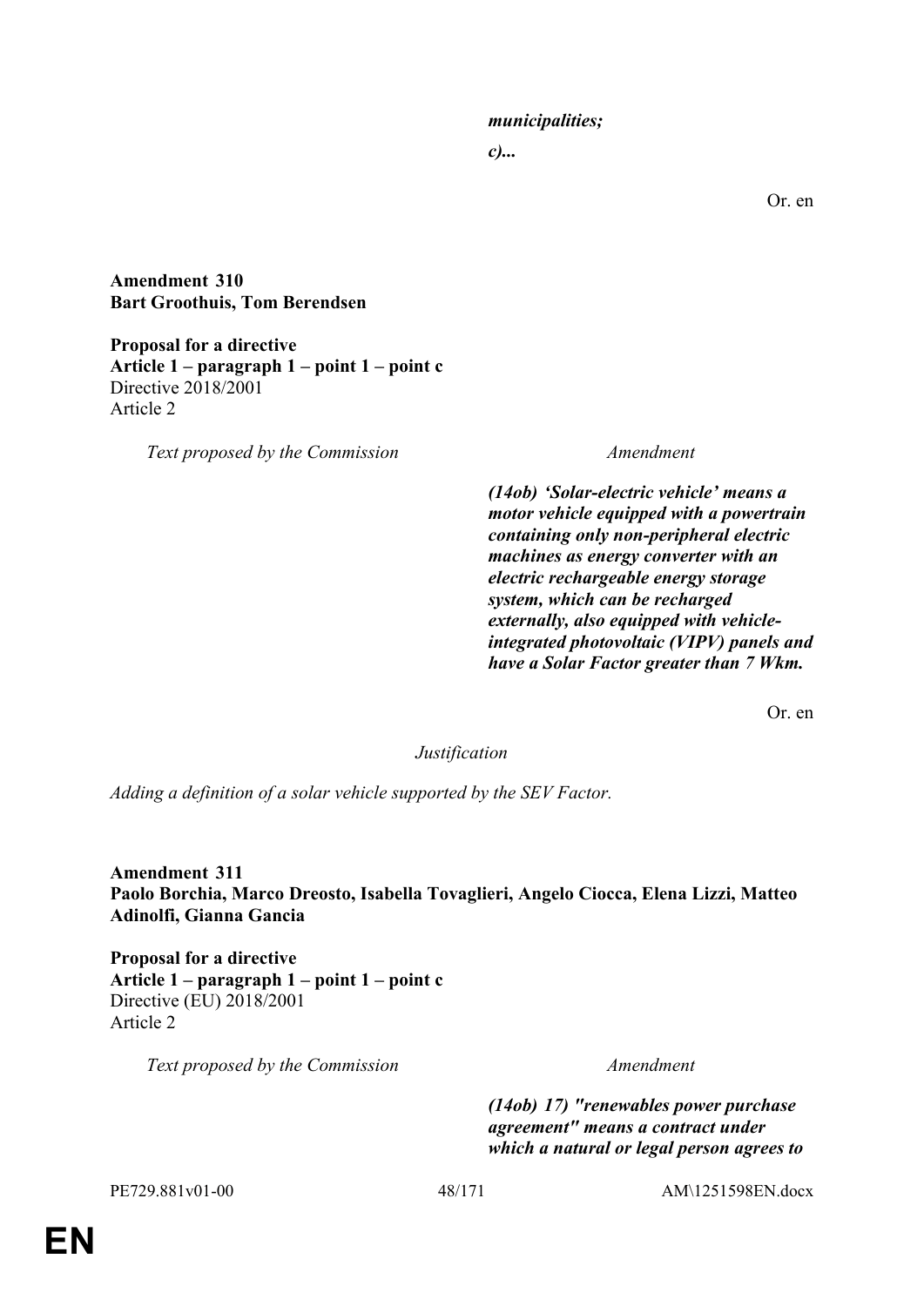*municipalities;*

*c)...*

Or. en

**Amendment 310**
**Bart Groothuis, Tom Berendsen**

**Proposal for a directive**
**Article 1 – paragraph 1 – point 1 – point c**
Directive 2018/2001
Article 2

| *Text proposed by the Commission* | *Amendment* |
|---|---|
| | ***(14ob) 'Solar-electric vehicle' means a motor vehicle equipped with a powertrain containing only non-peripheral electric machines as energy converter with an electric rechargeable energy storage system, which can be recharged externally, also equipped with vehicle-integrated photovoltaic (VIPV) panels and have a Solar Factor greater than 7 Wkm.*** |

Or. en

*Justification*

*Adding a definition of a solar vehicle supported by the SEV Factor.*

**Amendment 311**
**Paolo Borchia, Marco Dreosto, Isabella Tovaglieri, Angelo Ciocca, Elena Lizzi, Matteo Adinolfi, Gianna Gancia**

**Proposal for a directive**
**Article 1 – paragraph 1 – point 1 – point c**
Directive (EU) 2018/2001
Article 2

| *Text proposed by the Commission* | *Amendment* |
|---|---|
| | ***(14ob) 17) "renewables power purchase agreement" means a contract under which a natural or legal person agrees to*** |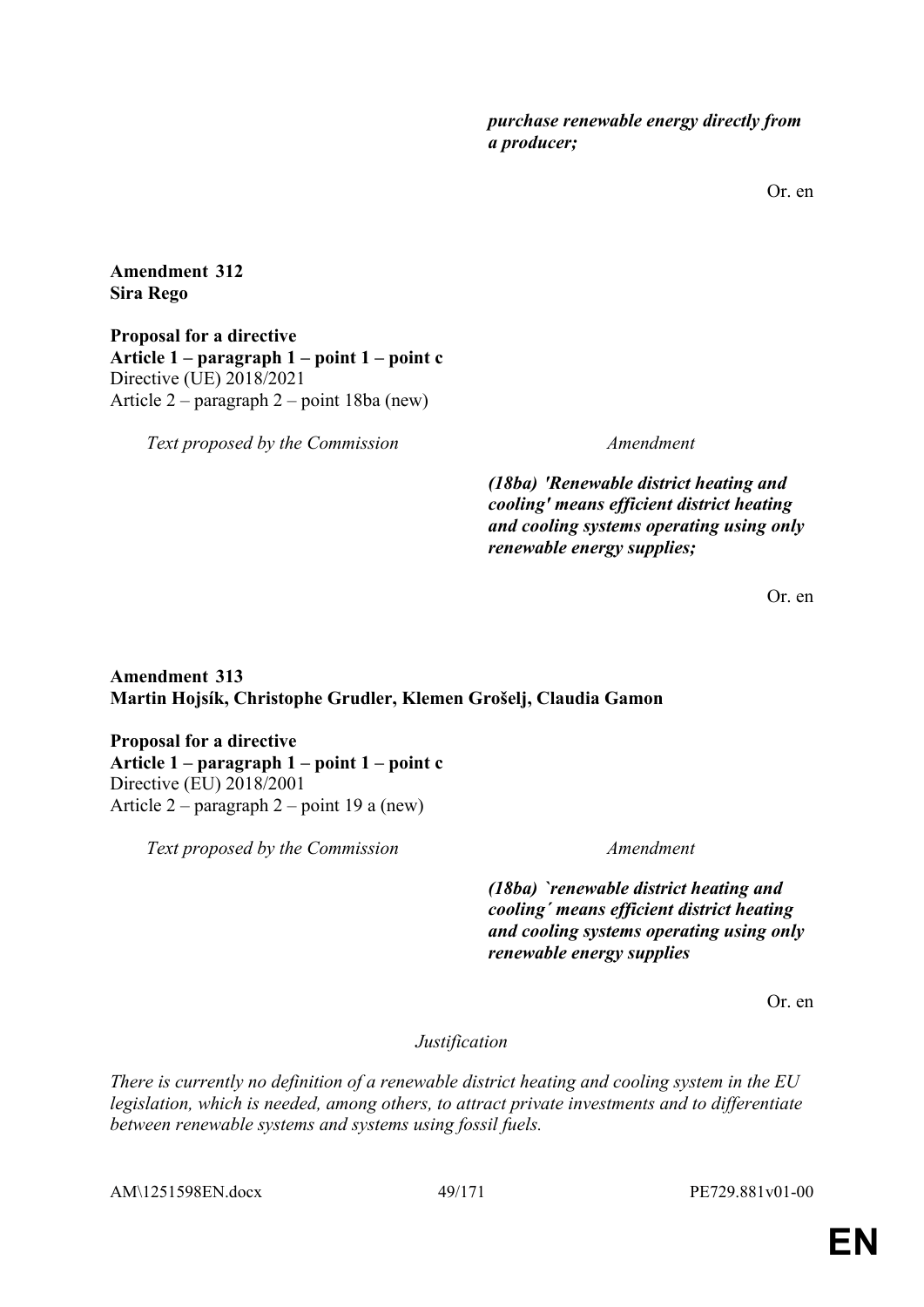*purchase renewable energy directly from a producer;*

Or. en

**Amendment 312**
**Sira Rego**

**Proposal for a directive**
**Article 1 – paragraph 1 – point 1 – point c**
Directive (UE) 2018/2021
Article 2 – paragraph 2 – point 18ba (new)

| *Text proposed by the Commission* | *Amendment* |
| --- | --- |
| | ***(18ba) 'Renewable district heating and cooling' means efficient district heating and cooling systems operating using only renewable energy supplies;*** |

Or. en

**Amendment 313**
**Martin Hojsík, Christophe Grudler, Klemen Grošelj, Claudia Gamon**

**Proposal for a directive**
**Article 1 – paragraph 1 – point 1 – point c**
Directive (EU) 2018/2001
Article 2 – paragraph 2 – point 19 a (new)

| *Text proposed by the Commission* | *Amendment* |
| --- | --- |
| | ***(18ba) `renewable district heating and cooling´ means efficient district heating and cooling systems operating using only renewable energy supplies*** |

Or. en

*Justification*

*There is currently no definition of a renewable district heating and cooling system in the EU legislation, which is needed, among others, to attract private investments and to differentiate between renewable systems and systems using fossil fuels.*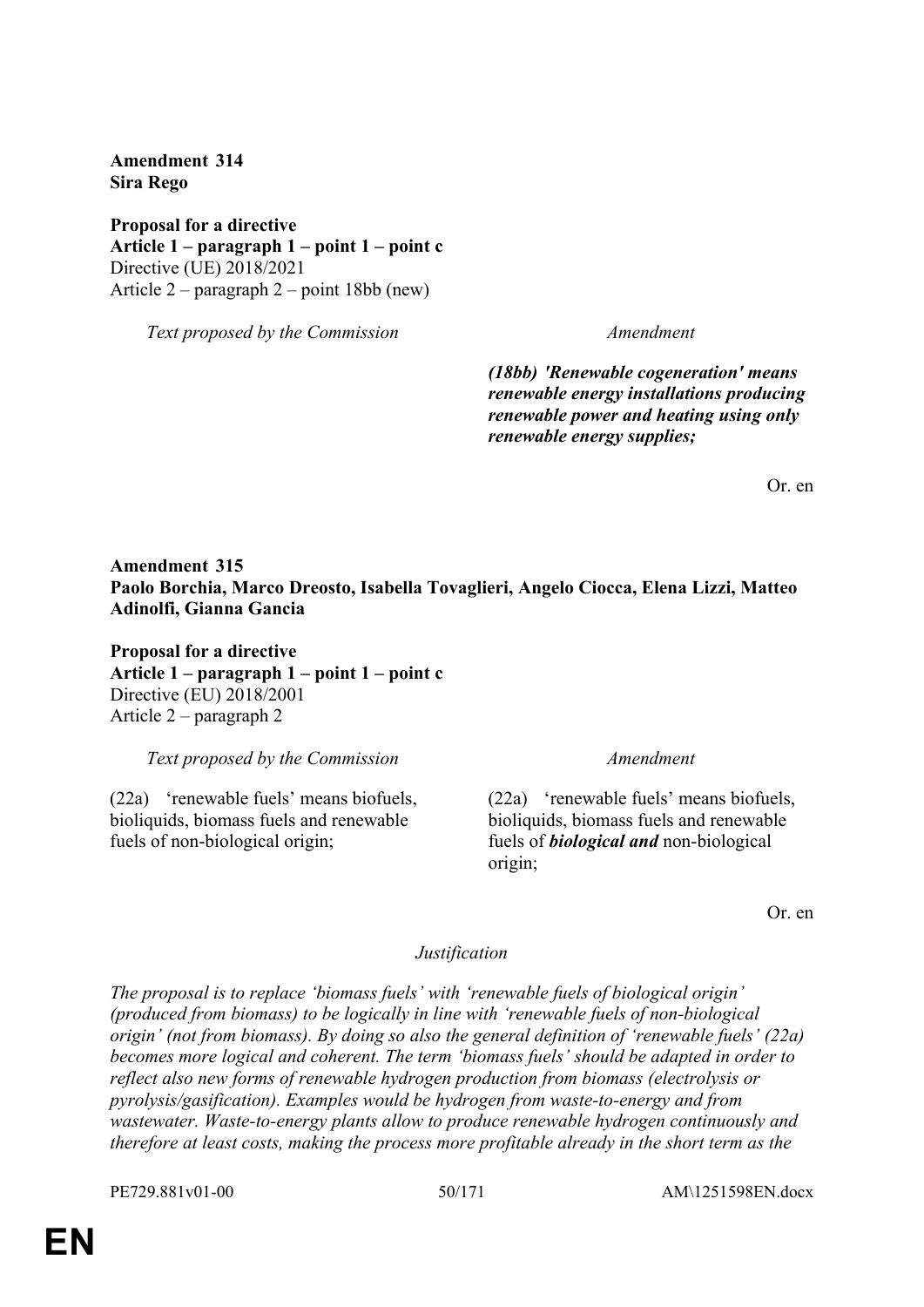**Amendment 314**
**Sira Rego**

**Proposal for a directive**
**Article 1 – paragraph 1 – point 1 – point c**
Directive (UE) 2018/2021
Article 2 – paragraph 2 – point 18bb (new)

| *Text proposed by the Commission* | *Amendment* |
|---|---|
| | ***(18bb) 'Renewable cogeneration' means renewable energy installations producing renewable power and heating using only renewable energy supplies;*** |

Or. en

**Amendment 315**
**Paolo Borchia, Marco Dreosto, Isabella Tovaglieri, Angelo Ciocca, Elena Lizzi, Matteo Adinolfi, Gianna Gancia**

**Proposal for a directive**
**Article 1 – paragraph 1 – point 1 – point c**
Directive (EU) 2018/2001
Article 2 – paragraph 2

| *Text proposed by the Commission* | *Amendment* |
|---|---|
| (22a) 'renewable fuels' means biofuels, bioliquids, biomass fuels and renewable fuels of non-biological origin; | (22a) 'renewable fuels' means biofuels, bioliquids, biomass fuels and renewable fuels of ***biological and*** non-biological origin; |

Or. en

*Justification*

*The proposal is to replace 'biomass fuels' with 'renewable fuels of biological origin' (produced from biomass) to be logically in line with 'renewable fuels of non-biological origin' (not from biomass). By doing so also the general definition of 'renewable fuels' (22a) becomes more logical and coherent. The term 'biomass fuels' should be adapted in order to reflect also new forms of renewable hydrogen production from biomass (electrolysis or pyrolysis/gasification). Examples would be hydrogen from waste-to-energy and from wastewater. Waste-to-energy plants allow to produce renewable hydrogen continuously and therefore at least costs, making the process more profitable already in the short term as the*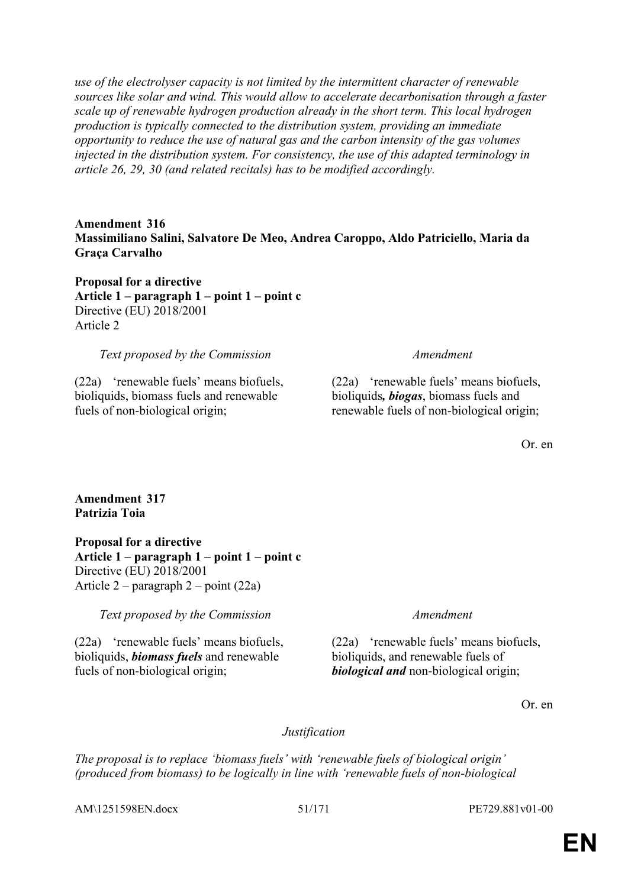*use of the electrolyser capacity is not limited by the intermittent character of renewable sources like solar and wind. This would allow to accelerate decarbonisation through a faster scale up of renewable hydrogen production already in the short term. This local hydrogen production is typically connected to the distribution system, providing an immediate opportunity to reduce the use of natural gas and the carbon intensity of the gas volumes injected in the distribution system. For consistency, the use of this adapted terminology in article 26, 29, 30 (and related recitals) has to be modified accordingly.*

**Amendment 316**
**Massimiliano Salini, Salvatore De Meo, Andrea Caroppo, Aldo Patriciello, Maria da Graça Carvalho**

**Proposal for a directive**
**Article 1 – paragraph 1 – point 1 – point c**
Directive (EU) 2018/2001
Article 2

| *Text proposed by the Commission* | *Amendment* |
|---|---|
| (22a) 'renewable fuels' means biofuels, bioliquids, biomass fuels and renewable fuels of non-biological origin; | (22a) 'renewable fuels' means biofuels, bioliquids***, biogas***, biomass fuels and renewable fuels of non-biological origin; |

Or. en

**Amendment 317**
**Patrizia Toia**

**Proposal for a directive**
**Article 1 – paragraph 1 – point 1 – point c**
Directive (EU) 2018/2001
Article 2 – paragraph 2 – point (22a)

| *Text proposed by the Commission* | *Amendment* |
|---|---|
| (22a) 'renewable fuels' means biofuels, bioliquids, ***biomass fuels*** and renewable fuels of non-biological origin; | (22a) 'renewable fuels' means biofuels, bioliquids, and renewable fuels of ***biological and*** non-biological origin; |

Or. en

*Justification*

*The proposal is to replace 'biomass fuels' with 'renewable fuels of biological origin' (produced from biomass) to be logically in line with 'renewable fuels of non-biological*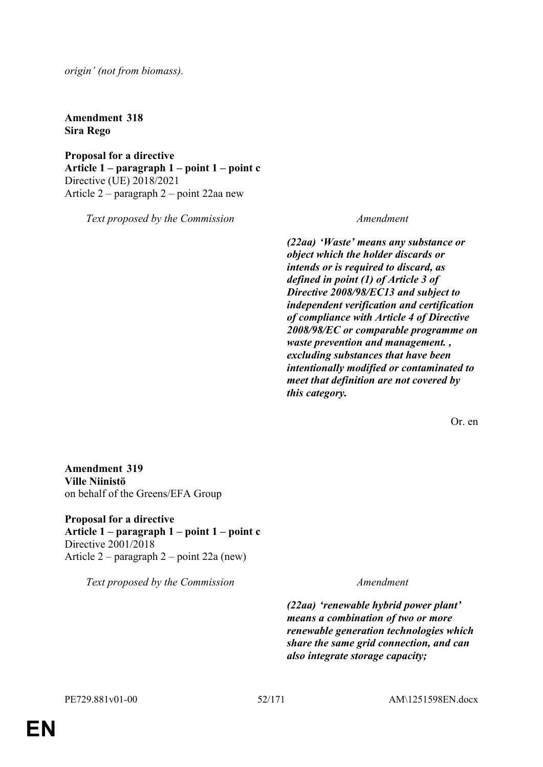*origin' (not from biomass).*

**Amendment 318**
**Sira Rego**

**Proposal for a directive**
**Article 1 – paragraph 1 – point 1 – point c**
Directive (UE) 2018/2021
Article 2 – paragraph 2 – point 22aa new

| *Text proposed by the Commission* | *Amendment* |
|---|---|
| | ***(22aa) 'Waste' means any substance or object which the holder discards or intends or is required to discard, as defined in point (1) of Article 3 of Directive 2008/98/EC13 and subject to independent verification and certification of compliance with Article 4 of Directive 2008/98/EC or comparable programme on waste prevention and management. , excluding substances that have been intentionally modified or contaminated to meet that definition are not covered by this category.*** |

Or. en

**Amendment 319**
**Ville Niinistö**
on behalf of the Greens/EFA Group

**Proposal for a directive**
**Article 1 – paragraph 1 – point 1 – point c**
Directive 2001/2018
Article 2 – paragraph 2 – point 22a (new)

| *Text proposed by the Commission* | *Amendment* |
|---|---|
| | ***(22aa) 'renewable hybrid power plant' means a combination of two or more renewable generation technologies which share the same grid connection, and can also integrate storage capacity;*** |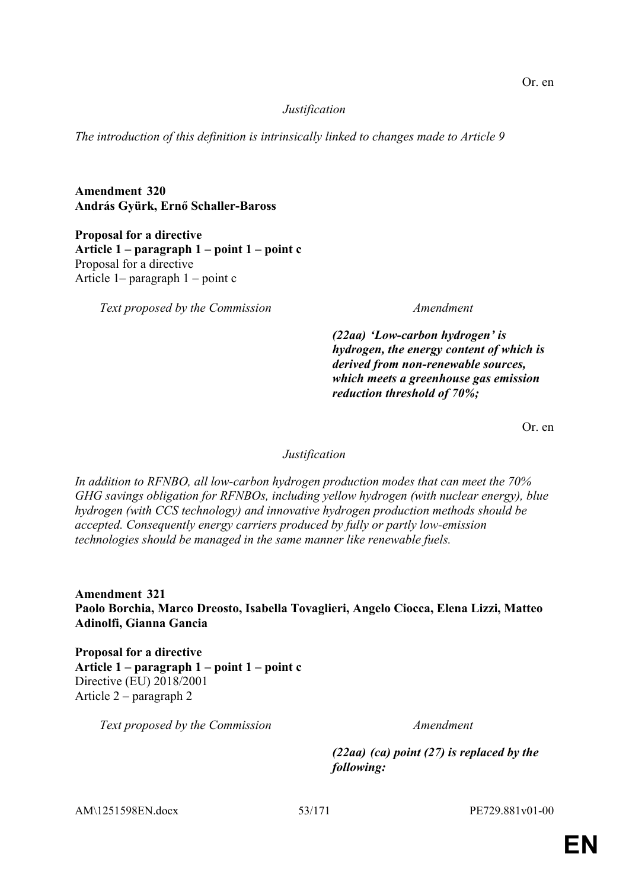Or. en

*Justification*

*The introduction of this definition is intrinsically linked to changes made to Article 9*

**Amendment 320**
**András Gyürk, Ernő Schaller-Baross**

**Proposal for a directive**
**Article 1 – paragraph 1 – point 1 – point c**
Proposal for a directive
Article 1– paragraph 1 – point c

| Text proposed by the Commission | Amendment |
| --- | --- |
| | ***(22aa) 'Low-carbon hydrogen' is hydrogen, the energy content of which is derived from non-renewable sources, which meets a greenhouse gas emission reduction threshold of 70%;*** |

Or. en

*Justification*

*In addition to RFNBO, all low-carbon hydrogen production modes that can meet the 70% GHG savings obligation for RFNBOs, including yellow hydrogen (with nuclear energy), blue hydrogen (with CCS technology) and innovative hydrogen production methods should be accepted. Consequently energy carriers produced by fully or partly low-emission technologies should be managed in the same manner like renewable fuels.*

**Amendment 321**
**Paolo Borchia, Marco Dreosto, Isabella Tovaglieri, Angelo Ciocca, Elena Lizzi, Matteo Adinolfi, Gianna Gancia**

**Proposal for a directive**
**Article 1 – paragraph 1 – point 1 – point c**
Directive (EU) 2018/2001
Article 2 – paragraph 2

| Text proposed by the Commission | Amendment |
| --- | --- |
| | ***(22aa) (ca) point (27) is replaced by the following:*** |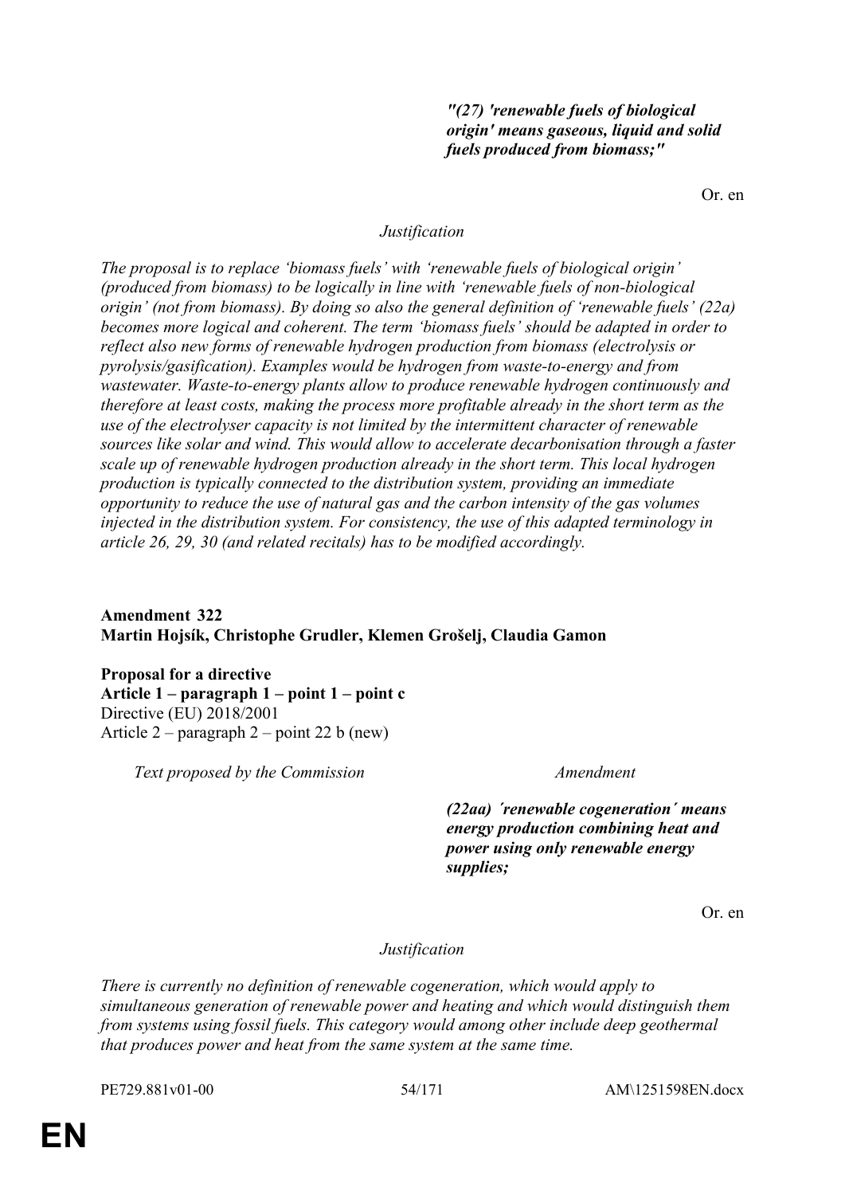*"(27) 'renewable fuels of biological origin' means gaseous, liquid and solid fuels produced from biomass;"*

Or. en

*Justification*

*The proposal is to replace 'biomass fuels' with 'renewable fuels of biological origin' (produced from biomass) to be logically in line with 'renewable fuels of non-biological origin' (not from biomass). By doing so also the general definition of 'renewable fuels' (22a) becomes more logical and coherent. The term 'biomass fuels' should be adapted in order to reflect also new forms of renewable hydrogen production from biomass (electrolysis or pyrolysis/gasification). Examples would be hydrogen from waste-to-energy and from wastewater. Waste-to-energy plants allow to produce renewable hydrogen continuously and therefore at least costs, making the process more profitable already in the short term as the use of the electrolyser capacity is not limited by the intermittent character of renewable sources like solar and wind. This would allow to accelerate decarbonisation through a faster scale up of renewable hydrogen production already in the short term. This local hydrogen production is typically connected to the distribution system, providing an immediate opportunity to reduce the use of natural gas and the carbon intensity of the gas volumes injected in the distribution system. For consistency, the use of this adapted terminology in article 26, 29, 30 (and related recitals) has to be modified accordingly.*

**Amendment 322**
**Martin Hojsík, Christophe Grudler, Klemen Grošelj, Claudia Gamon**

**Proposal for a directive**
**Article 1 – paragraph 1 – point 1 – point c**
Directive (EU) 2018/2001
Article 2 – paragraph 2 – point 22 b (new)

| *Text proposed by the Commission* | *Amendment* |
|---|---|
| | ***(22aa) ´renewable cogeneration´ means energy production combining heat and power using only renewable energy supplies;*** |

Or. en

*Justification*

*There is currently no definition of renewable cogeneration, which would apply to simultaneous generation of renewable power and heating and which would distinguish them from systems using fossil fuels. This category would among other include deep geothermal that produces power and heat from the same system at the same time.*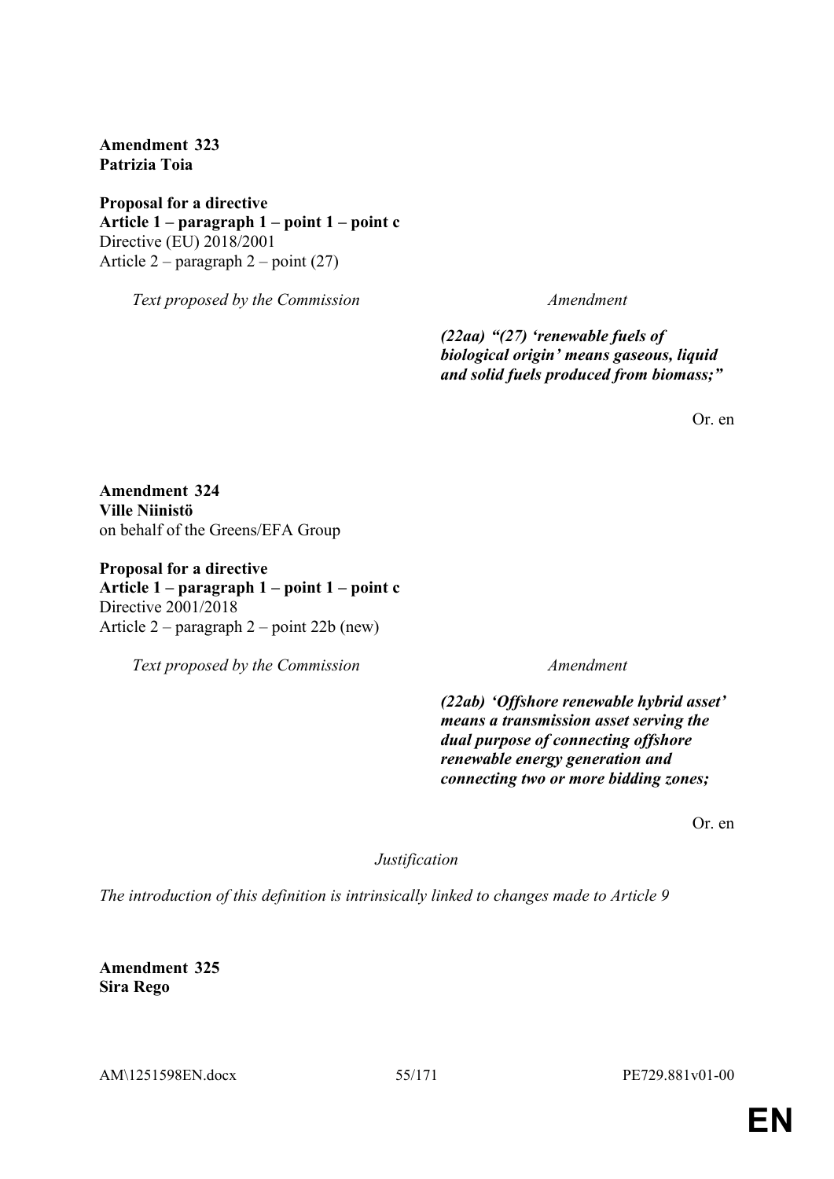**Amendment 323**
**Patrizia Toia**

**Proposal for a directive**
**Article 1 – paragraph 1 – point 1 – point c**
Directive (EU) 2018/2001
Article 2 – paragraph 2 – point (27)

| *Text proposed by the Commission* | *Amendment* |
|---|---|
| | ***(22aa) "(27) 'renewable fuels of biological origin' means gaseous, liquid and solid fuels produced from biomass;"*** |

Or. en

**Amendment 324**
**Ville Niinistö**
on behalf of the Greens/EFA Group

**Proposal for a directive**
**Article 1 – paragraph 1 – point 1 – point c**
Directive 2001/2018
Article 2 – paragraph 2 – point 22b (new)

| *Text proposed by the Commission* | *Amendment* |
|---|---|
| | ***(22ab) 'Offshore renewable hybrid asset' means a transmission asset serving the dual purpose of connecting offshore renewable energy generation and connecting two or more bidding zones;*** |

Or. en

*Justification*

*The introduction of this definition is intrinsically linked to changes made to Article 9*

**Amendment 325**
**Sira Rego**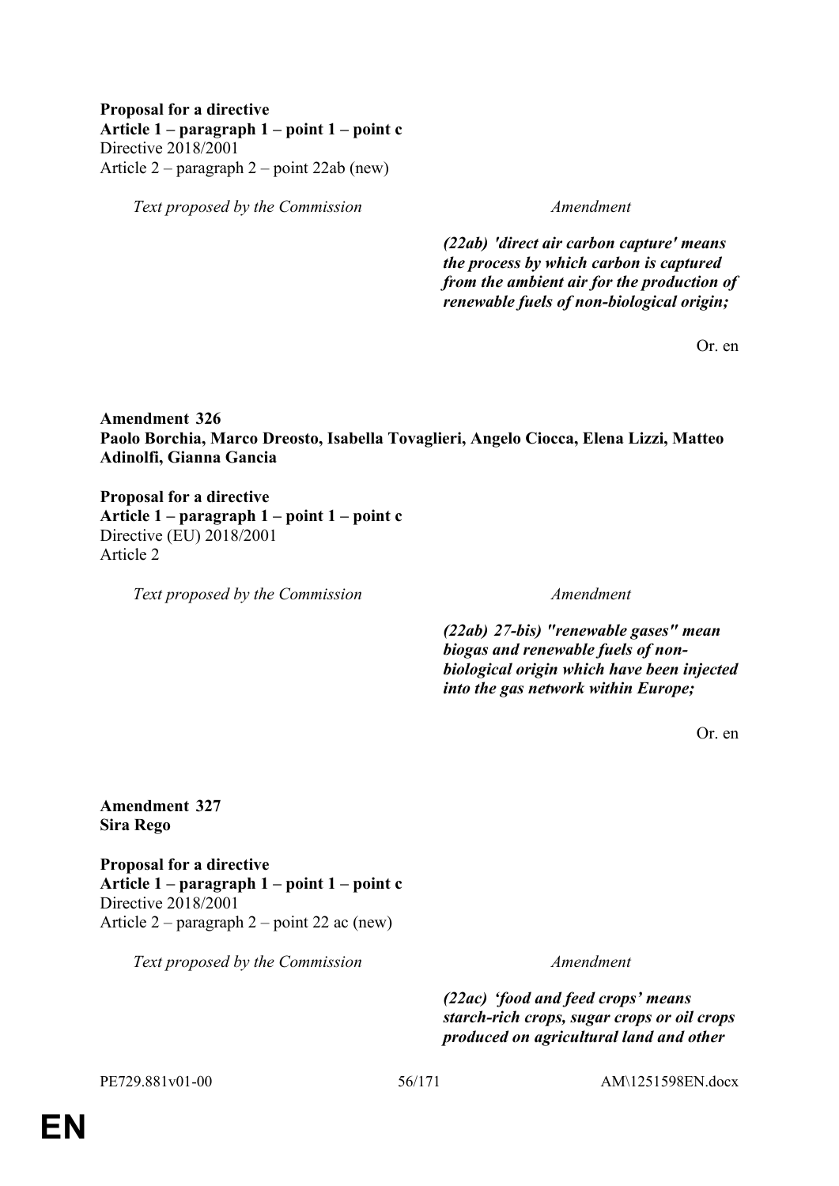**Proposal for a directive**
**Article 1 – paragraph 1 – point 1 – point c**
Directive 2018/2001
Article 2 – paragraph 2 – point 22ab (new)

| *Text proposed by the Commission* | *Amendment* |
|---|---|
| | ***(22ab) 'direct air carbon capture' means the process by which carbon is captured from the ambient air for the production of renewable fuels of non-biological origin;*** |

Or. en

**Amendment 326**
**Paolo Borchia, Marco Dreosto, Isabella Tovaglieri, Angelo Ciocca, Elena Lizzi, Matteo Adinolfi, Gianna Gancia**

**Proposal for a directive**
**Article 1 – paragraph 1 – point 1 – point c**
Directive (EU) 2018/2001
Article 2

| *Text proposed by the Commission* | *Amendment* |
|---|---|
| | ***(22ab) 27-bis) "renewable gases" mean biogas and renewable fuels of non-biological origin which have been injected into the gas network within Europe;*** |

Or. en

**Amendment 327**
**Sira Rego**

**Proposal for a directive**
**Article 1 – paragraph 1 – point 1 – point c**
Directive 2018/2001
Article 2 – paragraph 2 – point 22 ac (new)

| *Text proposed by the Commission* | *Amendment* |
|---|---|
| | ***(22ac) 'food and feed crops' means starch-rich crops, sugar crops or oil crops produced on agricultural land and other*** |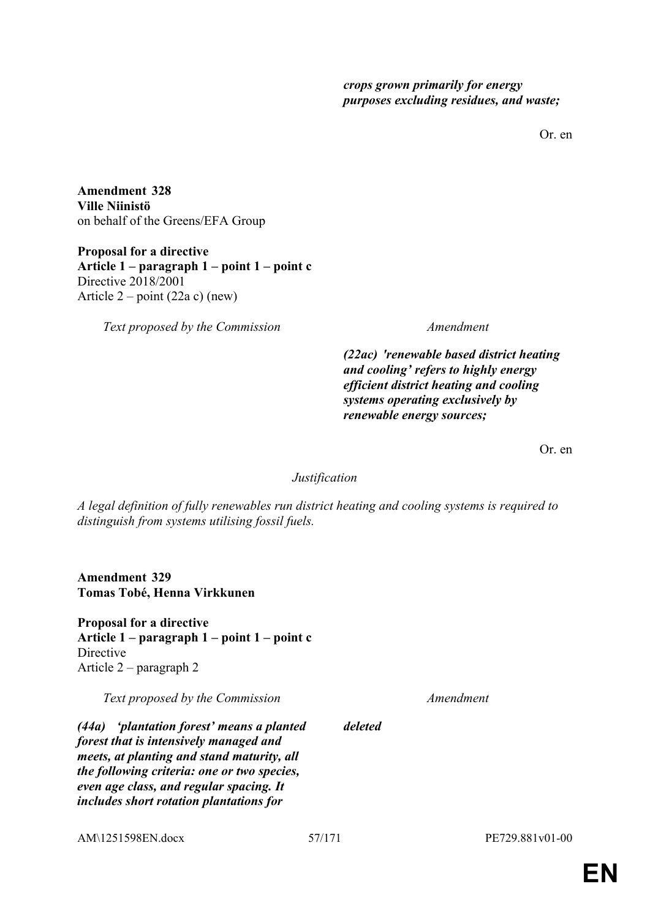| | |
|---|---|
| | ***crops grown primarily for energy purposes excluding residues, and waste;*** |

Or. en

**Amendment 328**
**Ville Niinistö**
on behalf of the Greens/EFA Group

**Proposal for a directive**
**Article 1 – paragraph 1 – point 1 – point c**
Directive 2018/2001
Article 2 – point (22a c) (new)

| *Text proposed by the Commission* | *Amendment* |
|---|---|
| | ***(22ac) 'renewable based district heating and cooling' refers to highly energy efficient district heating and cooling systems operating exclusively by renewable energy sources;*** |

Or. en

*Justification*

*A legal definition of fully renewables run district heating and cooling systems is required to distinguish from systems utilising fossil fuels.*

**Amendment 329**
**Tomas Tobé, Henna Virkkunen**

**Proposal for a directive**
**Article 1 – paragraph 1 – point 1 – point c**
Directive
Article 2 – paragraph 2

| *Text proposed by the Commission* | *Amendment* |
|---|---|
| ***(44a) 'plantation forest' means a planted forest that is intensively managed and meets, at planting and stand maturity, all the following criteria: one or two species, even age class, and regular spacing. It includes short rotation plantations for*** | ***deleted*** |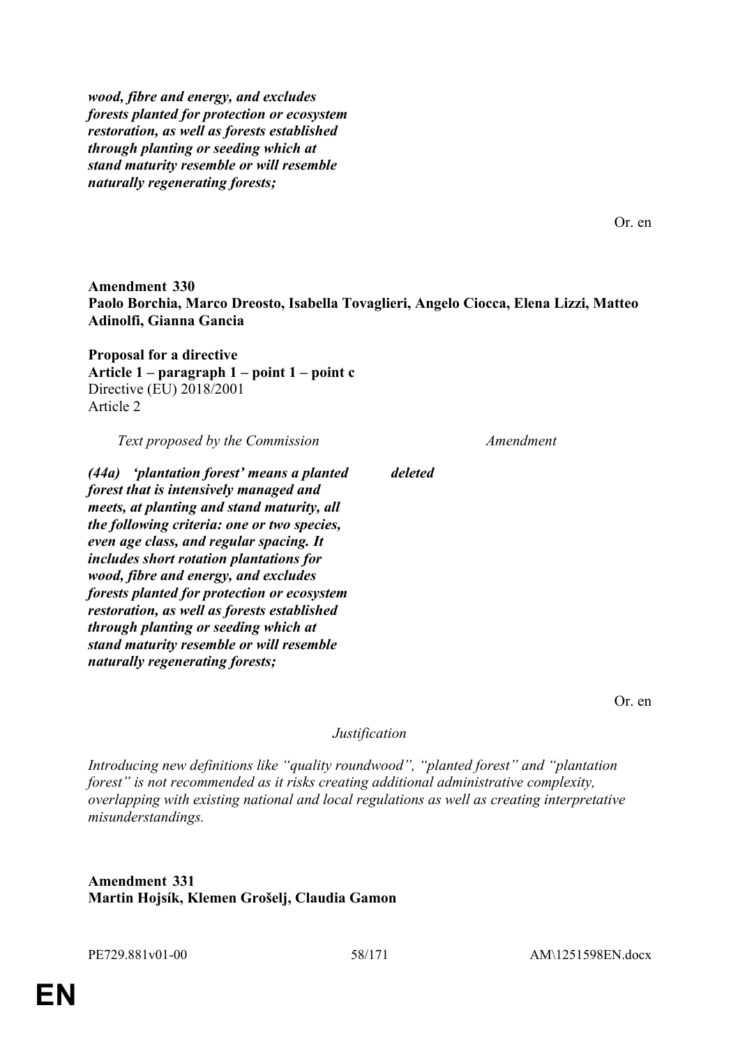*wood, fibre and energy, and excludes forests planted for protection or ecosystem restoration, as well as forests established through planting or seeding which at stand maturity resemble or will resemble naturally regenerating forests;*

Or. en

**Amendment 330**
**Paolo Borchia, Marco Dreosto, Isabella Tovaglieri, Angelo Ciocca, Elena Lizzi, Matteo Adinolfi, Gianna Gancia**

**Proposal for a directive**
**Article 1 – paragraph 1 – point 1 – point c**
Directive (EU) 2018/2001
Article 2

| *Text proposed by the Commission* | *Amendment* |
|---|---|
| ***(44a) 'plantation forest' means a planted forest that is intensively managed and meets, at planting and stand maturity, all the following criteria: one or two species, even age class, and regular spacing. It includes short rotation plantations for wood, fibre and energy, and excludes forests planted for protection or ecosystem restoration, as well as forests established through planting or seeding which at stand maturity resemble or will resemble naturally regenerating forests;*** | ***deleted*** |

Or. en

*Justification*

*Introducing new definitions like "quality roundwood", "planted forest" and "plantation forest" is not recommended as it risks creating additional administrative complexity, overlapping with existing national and local regulations as well as creating interpretative misunderstandings.*

**Amendment 331**
**Martin Hojsík, Klemen Grošelj, Claudia Gamon**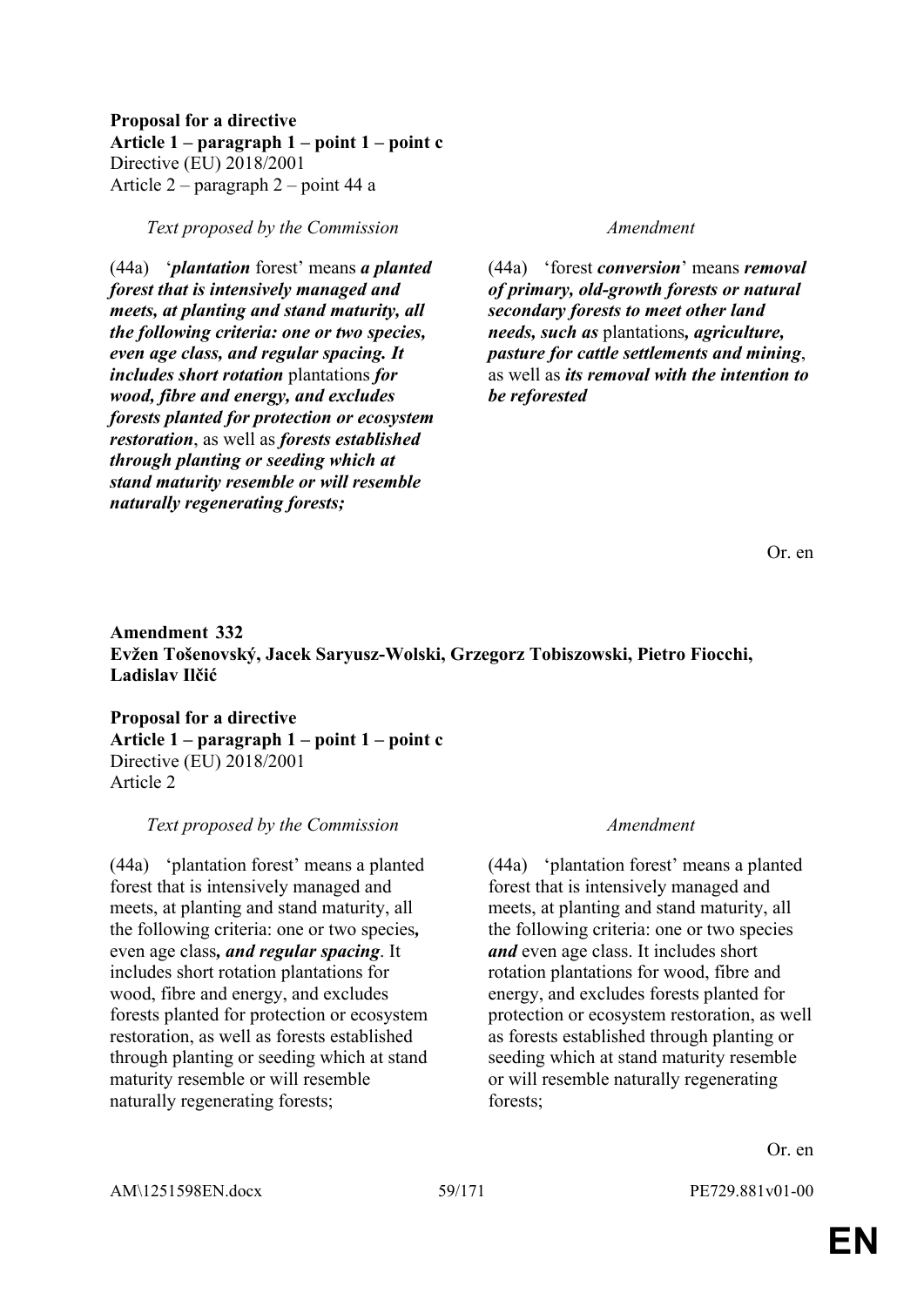**Proposal for a directive**
**Article 1 – paragraph 1 – point 1 – point c**
Directive (EU) 2018/2001
Article 2 – paragraph 2 – point 44 a

| *Text proposed by the Commission* | *Amendment* |
|---|---|
| (44a) '***plantation*** forest' means ***a planted forest that is intensively managed and meets, at planting and stand maturity, all the following criteria: one or two species, even age class, and regular spacing. It includes short rotation*** plantations ***for wood, fibre and energy, and excludes forests planted for protection or ecosystem restoration***, as well as ***forests established through planting or seeding which at stand maturity resemble or will resemble naturally regenerating forests;*** | (44a) 'forest ***conversion***' means ***removal of primary, old-growth forests or natural secondary forests to meet other land needs, such as*** plantations***, agriculture, pasture for cattle settlements and mining***, as well as ***its removal with the intention to be reforested*** |

Or. en

**Amendment 332**
**Evžen Tošenovský, Jacek Saryusz-Wolski, Grzegorz Tobiszowski, Pietro Fiocchi, Ladislav Ilčić**

**Proposal for a directive**
**Article 1 – paragraph 1 – point 1 – point c**
Directive (EU) 2018/2001
Article 2

| *Text proposed by the Commission* | *Amendment* |
|---|---|
| (44a) 'plantation forest' means a planted forest that is intensively managed and meets, at planting and stand maturity, all the following criteria: one or two species***,*** even age class***, and regular spacing***. It includes short rotation plantations for wood, fibre and energy, and excludes forests planted for protection or ecosystem restoration, as well as forests established through planting or seeding which at stand maturity resemble or will resemble naturally regenerating forests; | (44a) 'plantation forest' means a planted forest that is intensively managed and meets, at planting and stand maturity, all the following criteria: one or two species ***and*** even age class. It includes short rotation plantations for wood, fibre and energy, and excludes forests planted for protection or ecosystem restoration, as well as forests established through planting or seeding which at stand maturity resemble or will resemble naturally regenerating forests; |

Or. en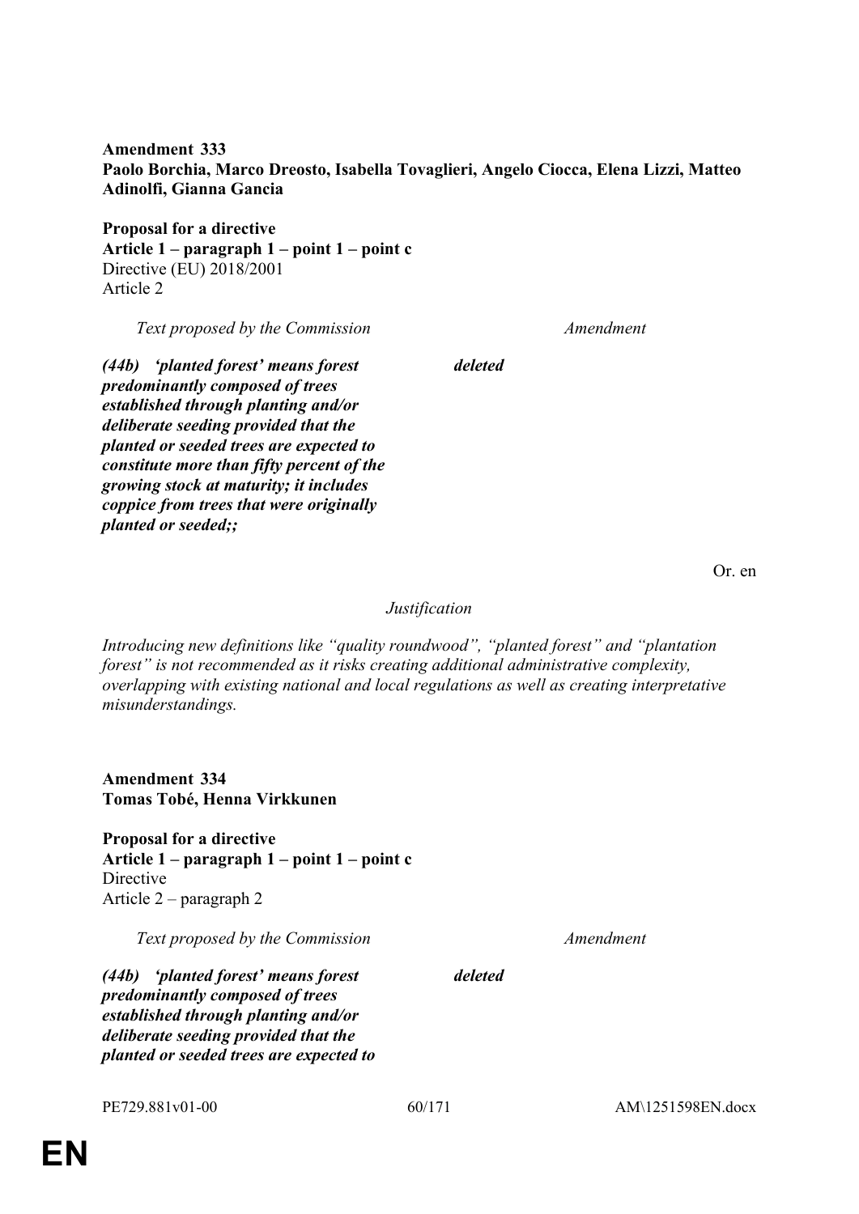**Amendment 333**
**Paolo Borchia, Marco Dreosto, Isabella Tovaglieri, Angelo Ciocca, Elena Lizzi, Matteo Adinolfi, Gianna Gancia**

**Proposal for a directive**
**Article 1 – paragraph 1 – point 1 – point c**
Directive (EU) 2018/2001
Article 2

| *Text proposed by the Commission* | *Amendment* |
|---|---|
| ***(44b) 'planted forest' means forest predominantly composed of trees established through planting and/or deliberate seeding provided that the planted or seeded trees are expected to constitute more than fifty percent of the growing stock at maturity; it includes coppice from trees that were originally planted or seeded;;*** | ***deleted*** |

Or. en

*Justification*

*Introducing new definitions like "quality roundwood", "planted forest" and "plantation forest" is not recommended as it risks creating additional administrative complexity, overlapping with existing national and local regulations as well as creating interpretative misunderstandings.*

**Amendment 334**
**Tomas Tobé, Henna Virkkunen**

**Proposal for a directive**
**Article 1 – paragraph 1 – point 1 – point c**
Directive
Article 2 – paragraph 2

| *Text proposed by the Commission* | *Amendment* |
|---|---|
| ***(44b) 'planted forest' means forest predominantly composed of trees established through planting and/or deliberate seeding provided that the planted or seeded trees are expected to*** | ***deleted*** |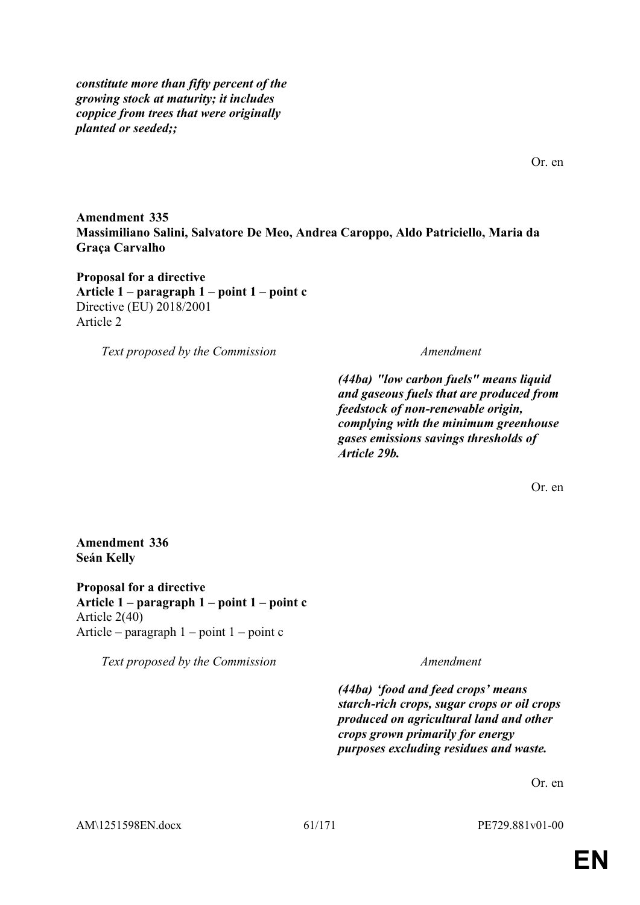| | |
|---|---|
| | ***constitute more than fifty percent of the growing stock at maturity; it includes coppice from trees that were originally planted or seeded;;*** |

Or. en

**Amendment 335**
**Massimiliano Salini, Salvatore De Meo, Andrea Caroppo, Aldo Patriciello, Maria da Graça Carvalho**

**Proposal for a directive**
**Article 1 – paragraph 1 – point 1 – point c**
Directive (EU) 2018/2001
Article 2

| *Text proposed by the Commission* | *Amendment* |
|---|---|
| | ***(44ba) "low carbon fuels" means liquid and gaseous fuels that are produced from feedstock of non-renewable origin, complying with the minimum greenhouse gases emissions savings thresholds of Article 29b.*** |

Or. en

**Amendment 336**
**Seán Kelly**

**Proposal for a directive**
**Article 1 – paragraph 1 – point 1 – point c**
Article 2(40)
Article – paragraph 1 – point 1 – point c

| *Text proposed by the Commission* | *Amendment* |
|---|---|
| | ***(44ba) 'food and feed crops' means starch-rich crops, sugar crops or oil crops produced on agricultural land and other crops grown primarily for energy purposes excluding residues and waste.*** |

Or. en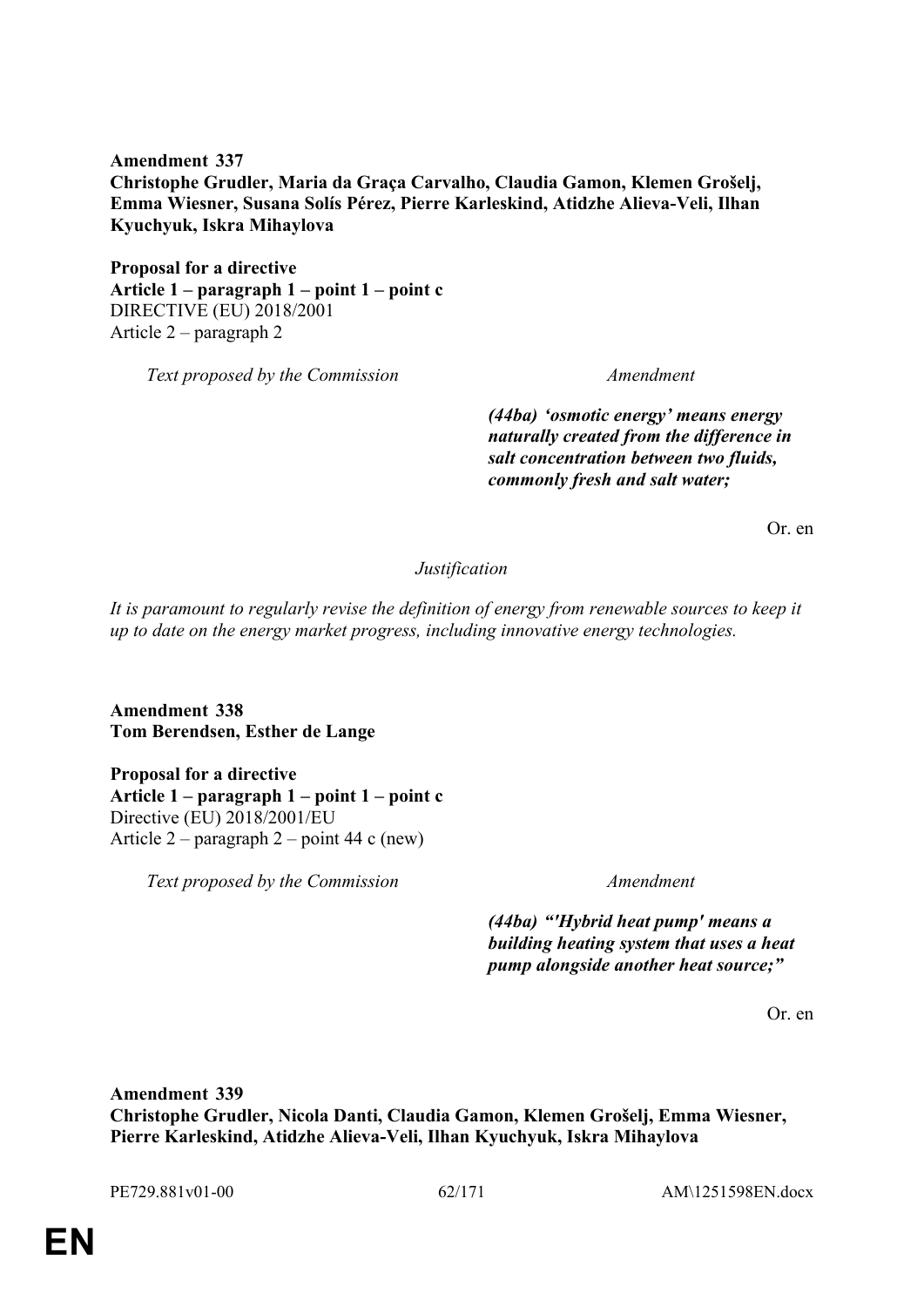**Amendment 337**
**Christophe Grudler, Maria da Graça Carvalho, Claudia Gamon, Klemen Grošelj, Emma Wiesner, Susana Solís Pérez, Pierre Karleskind, Atidzhe Alieva-Veli, Ilhan Kyuchyuk, Iskra Mihaylova**

**Proposal for a directive**
**Article 1 – paragraph 1 – point 1 – point c**
DIRECTIVE (EU) 2018/2001
Article 2 – paragraph 2

| *Text proposed by the Commission* | *Amendment* |
|---|---|
| | ***(44ba) 'osmotic energy' means energy naturally created from the difference in salt concentration between two fluids, commonly fresh and salt water;*** |

Or. en

*Justification*

*It is paramount to regularly revise the definition of energy from renewable sources to keep it up to date on the energy market progress, including innovative energy technologies.*

**Amendment 338**
**Tom Berendsen, Esther de Lange**

**Proposal for a directive**
**Article 1 – paragraph 1 – point 1 – point c**
Directive (EU) 2018/2001/EU
Article 2 – paragraph 2 – point 44 c (new)

| *Text proposed by the Commission* | *Amendment* |
|---|---|
| | ***(44ba) "'Hybrid heat pump' means a building heating system that uses a heat pump alongside another heat source;"*** |

Or. en

**Amendment 339**
**Christophe Grudler, Nicola Danti, Claudia Gamon, Klemen Grošelj, Emma Wiesner, Pierre Karleskind, Atidzhe Alieva-Veli, Ilhan Kyuchyuk, Iskra Mihaylova**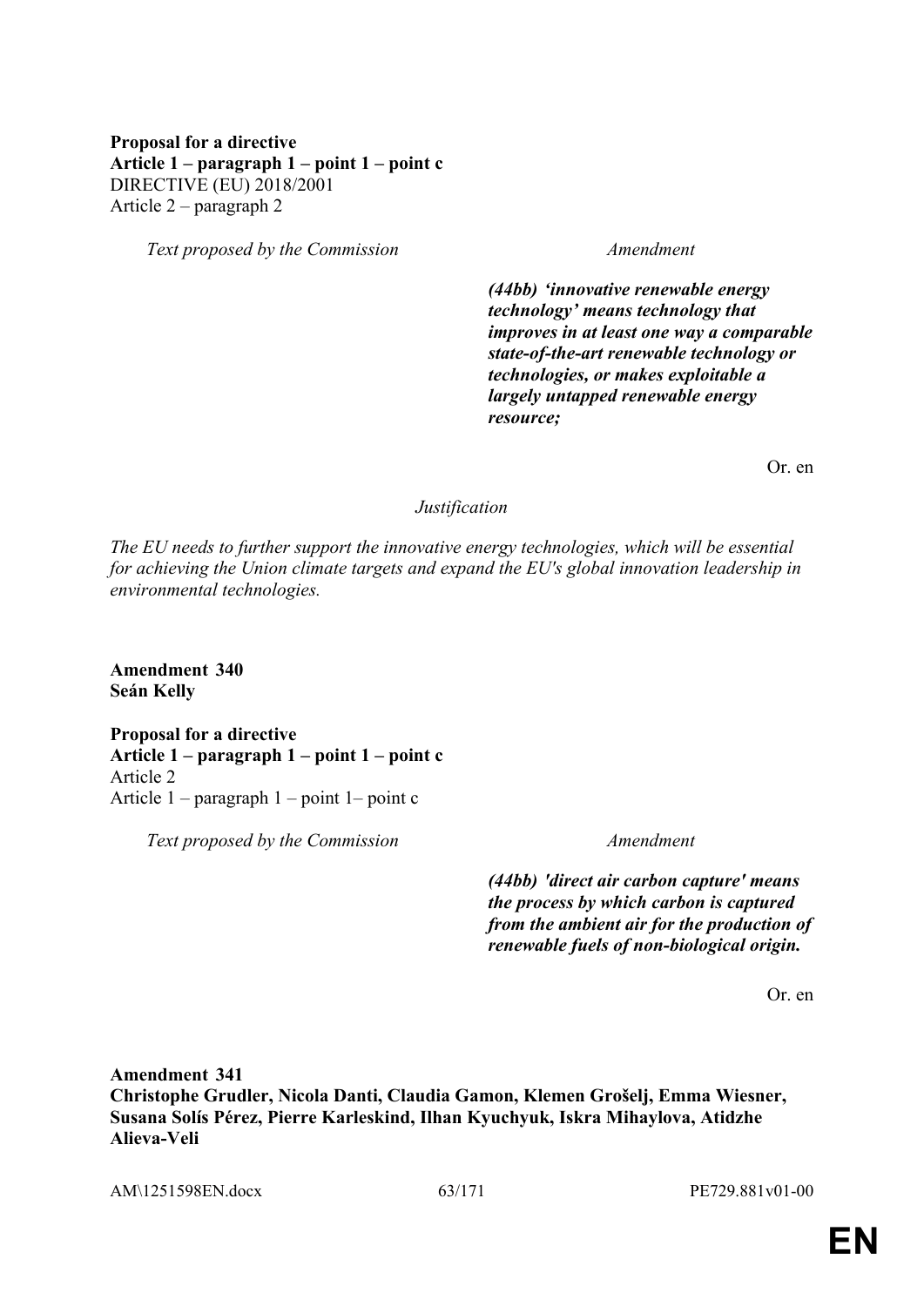**Proposal for a directive**
**Article 1 – paragraph 1 – point 1 – point c**
DIRECTIVE (EU) 2018/2001
Article 2 – paragraph 2

| *Text proposed by the Commission* | *Amendment* |
|---|---|
| | ***(44bb) 'innovative renewable energy technology' means technology that improves in at least one way a comparable state-of-the-art renewable technology or technologies, or makes exploitable a largely untapped renewable energy resource;*** |

Or. en

*Justification*

*The EU needs to further support the innovative energy technologies, which will be essential for achieving the Union climate targets and expand the EU's global innovation leadership in environmental technologies.*

**Amendment 340**
**Seán Kelly**

**Proposal for a directive**
**Article 1 – paragraph 1 – point 1 – point c**
Article 2
Article 1 – paragraph 1 – point 1– point c

| *Text proposed by the Commission* | *Amendment* |
|---|---|
| | ***(44bb) 'direct air carbon capture' means the process by which carbon is captured from the ambient air for the production of renewable fuels of non-biological origin.*** |

Or. en

**Amendment 341**
**Christophe Grudler, Nicola Danti, Claudia Gamon, Klemen Grošelj, Emma Wiesner, Susana Solís Pérez, Pierre Karleskind, Ilhan Kyuchyuk, Iskra Mihaylova, Atidzhe Alieva-Veli**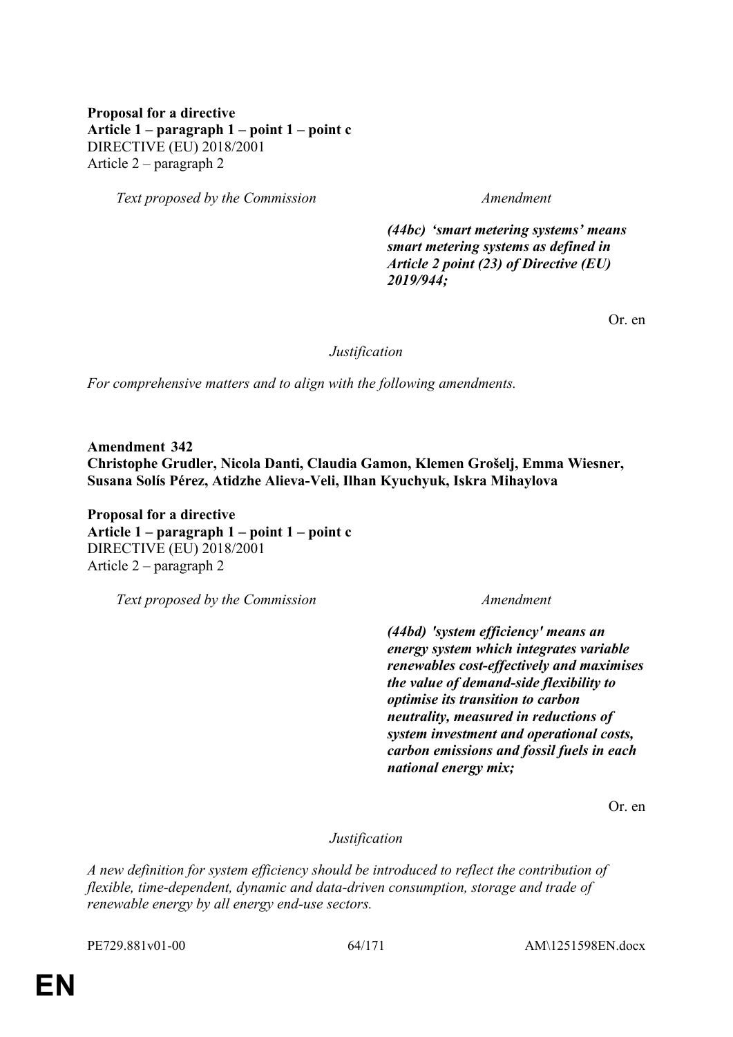**Proposal for a directive**
**Article 1 – paragraph 1 – point 1 – point c**
DIRECTIVE (EU) 2018/2001
Article 2 – paragraph 2

| *Text proposed by the Commission* | *Amendment* |
|---|---|
| | ***(44bc) 'smart metering systems' means smart metering systems as defined in Article 2 point (23) of Directive (EU) 2019/944;*** |

Or. en

*Justification*

*For comprehensive matters and to align with the following amendments.*

**Amendment 342**
**Christophe Grudler, Nicola Danti, Claudia Gamon, Klemen Grošelj, Emma Wiesner, Susana Solís Pérez, Atidzhe Alieva-Veli, Ilhan Kyuchyuk, Iskra Mihaylova**

**Proposal for a directive**
**Article 1 – paragraph 1 – point 1 – point c**
DIRECTIVE (EU) 2018/2001
Article 2 – paragraph 2

| *Text proposed by the Commission* | *Amendment* |
|---|---|
| | ***(44bd) 'system efficiency' means an energy system which integrates variable renewables cost-effectively and maximises the value of demand-side flexibility to optimise its transition to carbon neutrality, measured in reductions of system investment and operational costs, carbon emissions and fossil fuels in each national energy mix;*** |

Or. en

*Justification*

*A new definition for system efficiency should be introduced to reflect the contribution of flexible, time-dependent, dynamic and data-driven consumption, storage and trade of renewable energy by all energy end-use sectors.*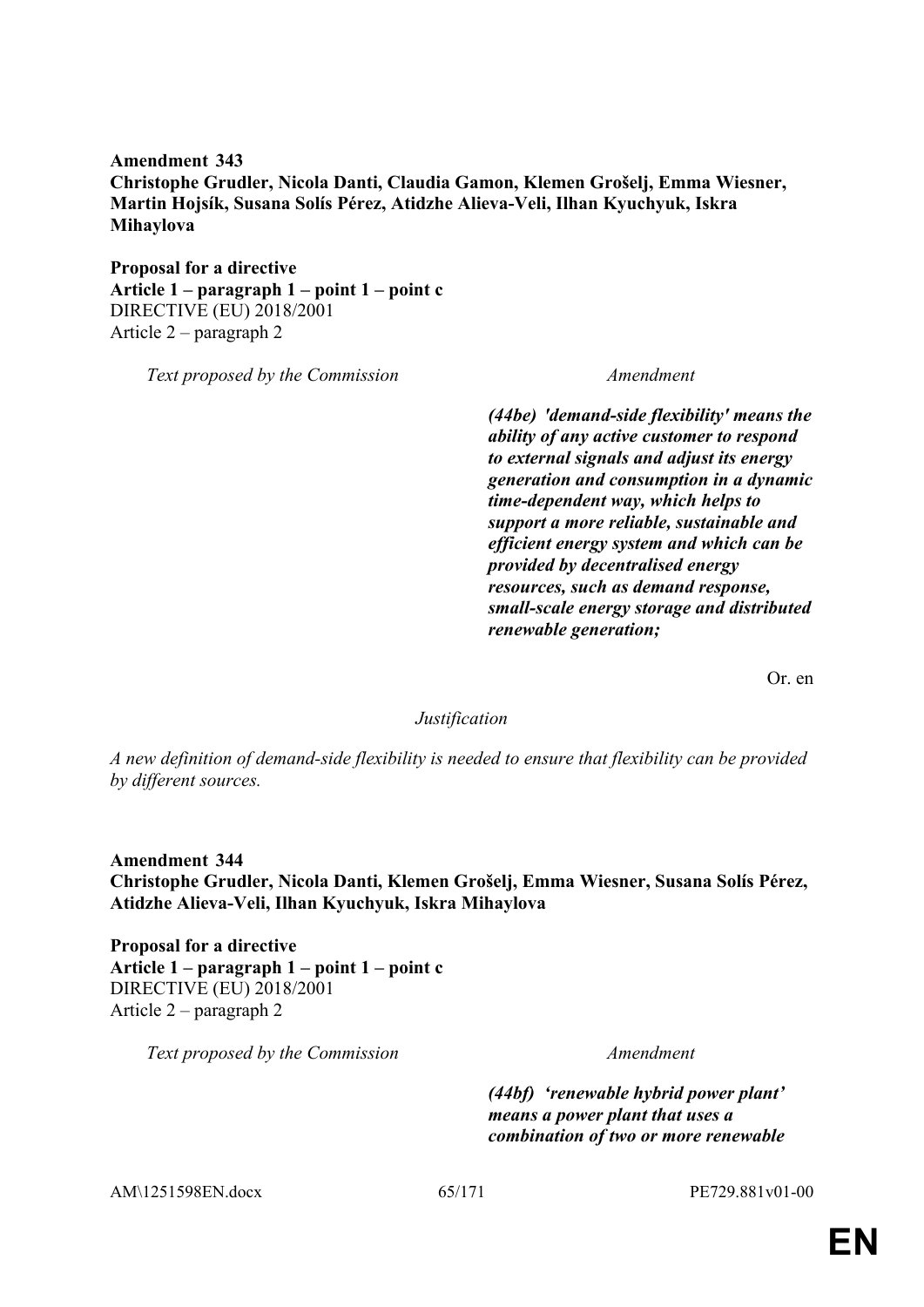**Amendment 343**
**Christophe Grudler, Nicola Danti, Claudia Gamon, Klemen Grošelj, Emma Wiesner, Martin Hojsík, Susana Solís Pérez, Atidzhe Alieva-Veli, Ilhan Kyuchyuk, Iskra Mihaylova**

**Proposal for a directive**
**Article 1 – paragraph 1 – point 1 – point c**
DIRECTIVE (EU) 2018/2001
Article 2 – paragraph 2

| *Text proposed by the Commission* | *Amendment* |
| --- | --- |
| | ***(44be) 'demand-side flexibility' means the ability of any active customer to respond to external signals and adjust its energy generation and consumption in a dynamic time-dependent way, which helps to support a more reliable, sustainable and efficient energy system and which can be provided by decentralised energy resources, such as demand response, small-scale energy storage and distributed renewable generation;*** |

Or. en

*Justification*

*A new definition of demand-side flexibility is needed to ensure that flexibility can be provided by different sources.*

**Amendment 344**
**Christophe Grudler, Nicola Danti, Klemen Grošelj, Emma Wiesner, Susana Solís Pérez, Atidzhe Alieva-Veli, Ilhan Kyuchyuk, Iskra Mihaylova**

**Proposal for a directive**
**Article 1 – paragraph 1 – point 1 – point c**
DIRECTIVE (EU) 2018/2001
Article 2 – paragraph 2

| *Text proposed by the Commission* | *Amendment* |
| --- | --- |
| | ***(44bf) 'renewable hybrid power plant' means a power plant that uses a combination of two or more renewable*** |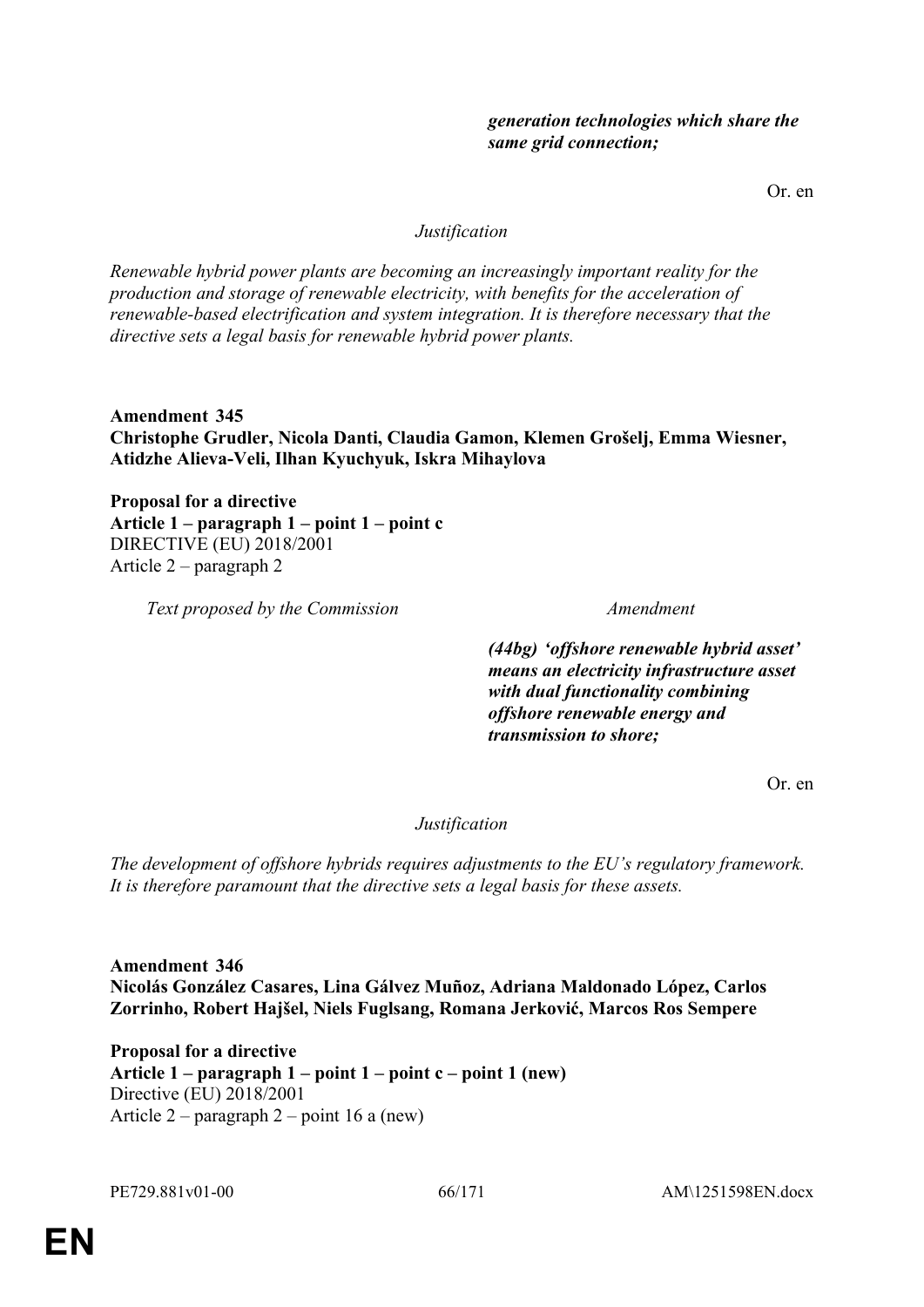| | |
|---|---|
| | ***generation technologies which share the same grid connection;*** |

Or. en

*Justification*

*Renewable hybrid power plants are becoming an increasingly important reality for the production and storage of renewable electricity, with benefits for the acceleration of renewable-based electrification and system integration. It is therefore necessary that the directive sets a legal basis for renewable hybrid power plants.*

**Amendment 345**
**Christophe Grudler, Nicola Danti, Claudia Gamon, Klemen Grošelj, Emma Wiesner, Atidzhe Alieva-Veli, Ilhan Kyuchyuk, Iskra Mihaylova**

**Proposal for a directive**
**Article 1 – paragraph 1 – point 1 – point c**
DIRECTIVE (EU) 2018/2001
Article 2 – paragraph 2

| *Text proposed by the Commission* | *Amendment* |
|---|---|
| | ***(44bg) 'offshore renewable hybrid asset' means an electricity infrastructure asset with dual functionality combining offshore renewable energy and transmission to shore;*** |

Or. en

*Justification*

*The development of offshore hybrids requires adjustments to the EU's regulatory framework. It is therefore paramount that the directive sets a legal basis for these assets.*

**Amendment 346**
**Nicolás González Casares, Lina Gálvez Muñoz, Adriana Maldonado López, Carlos Zorrinho, Robert Hajšel, Niels Fuglsang, Romana Jerković, Marcos Ros Sempere**

**Proposal for a directive**
**Article 1 – paragraph 1 – point 1 – point c – point 1 (new)**
Directive (EU) 2018/2001
Article 2 – paragraph 2 – point 16 a (new)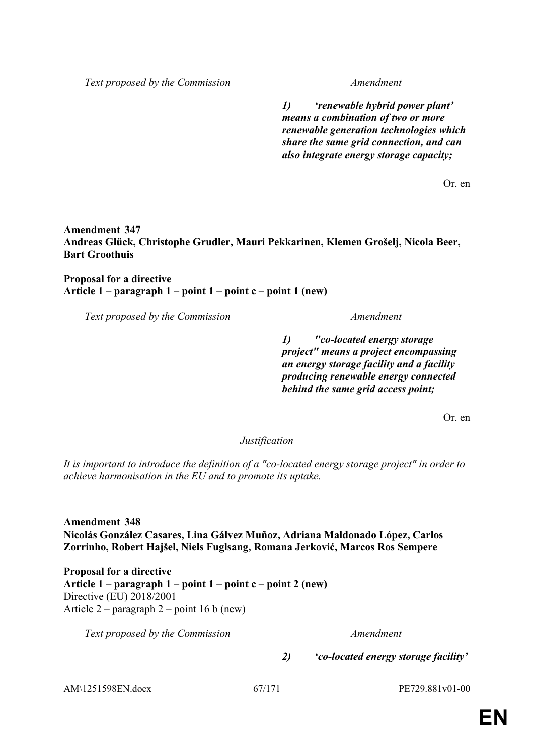| Text proposed by the Commission | Amendment |
|---|---|
| | ***1) ‘renewable hybrid power plant’ means a combination of two or more renewable generation technologies which share the same grid connection, and can also integrate energy storage capacity;*** |

Or. en

**Amendment 347**
**Andreas Glück, Christophe Grudler, Mauri Pekkarinen, Klemen Grošelj, Nicola Beer, Bart Groothuis**

**Proposal for a directive**
**Article 1 – paragraph 1 – point 1 – point c – point 1 (new)**

| Text proposed by the Commission | Amendment |
|---|---|
| | ***1) "co-located energy storage project" means a project encompassing an energy storage facility and a facility producing renewable energy connected behind the same grid access point;*** |

Or. en

*Justification*

*It is important to introduce the definition of a "co-located energy storage project" in order to achieve harmonisation in the EU and to promote its uptake.*

**Amendment 348**
**Nicolás González Casares, Lina Gálvez Muñoz, Adriana Maldonado López, Carlos Zorrinho, Robert Hajšel, Niels Fuglsang, Romana Jerković, Marcos Ros Sempere**

**Proposal for a directive**
**Article 1 – paragraph 1 – point 1 – point c – point 2 (new)**
Directive (EU) 2018/2001
Article 2 – paragraph 2 – point 16 b (new)

| Text proposed by the Commission | Amendment |
|---|---|
| | ***2) ‘co-located energy storage facility’*** |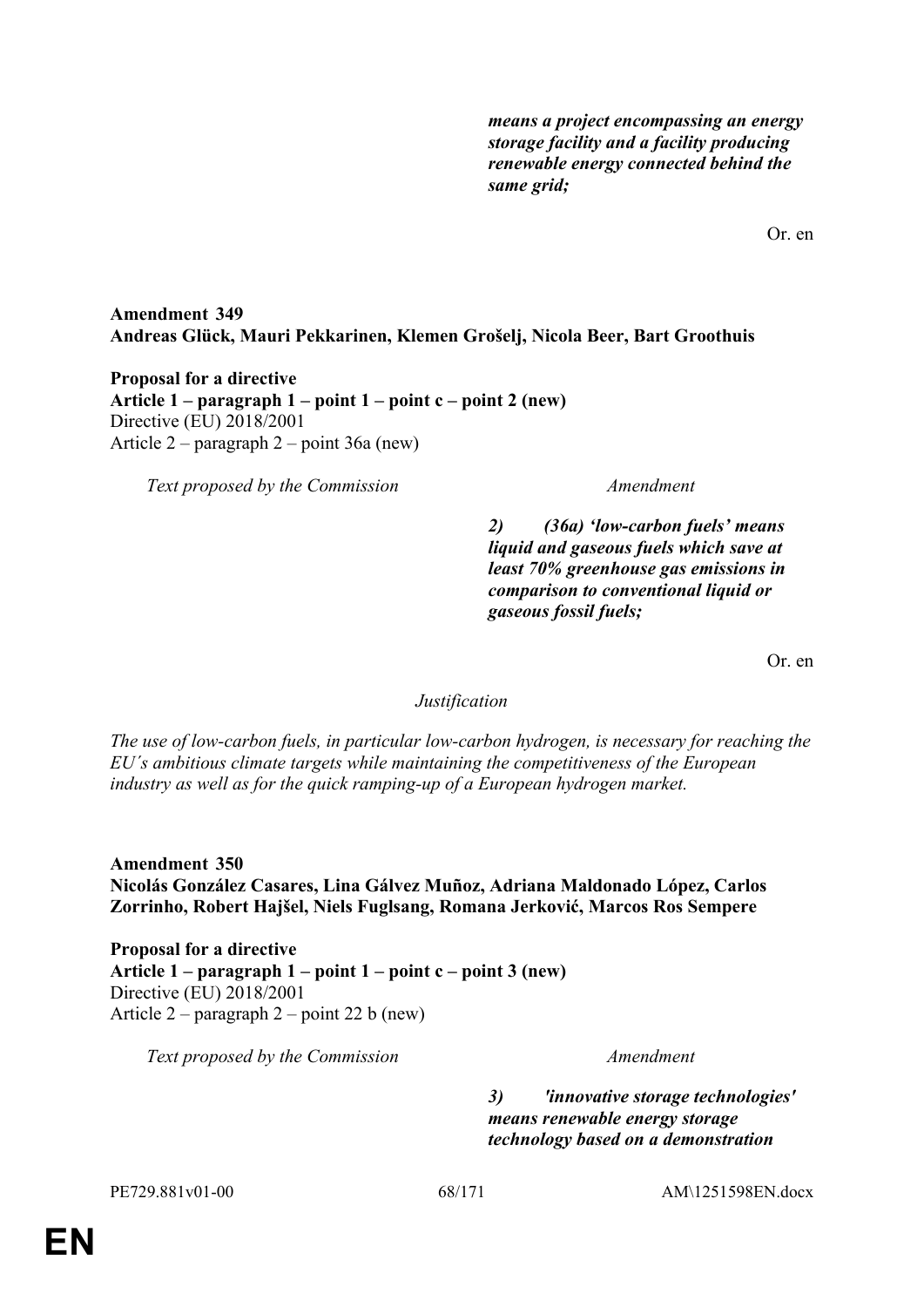| | |
|---|---|
| | ***means a project encompassing an energy storage facility and a facility producing renewable energy connected behind the same grid;*** |

Or. en

**Amendment 349**
**Andreas Glück, Mauri Pekkarinen, Klemen Grošelj, Nicola Beer, Bart Groothuis**

**Proposal for a directive**
**Article 1 – paragraph 1 – point 1 – point c – point 2 (new)**
Directive (EU) 2018/2001
Article 2 – paragraph 2 – point 36a (new)

| *Text proposed by the Commission* | *Amendment* |
|---|---|
| | ***2) (36a) 'low-carbon fuels' means liquid and gaseous fuels which save at least 70% greenhouse gas emissions in comparison to conventional liquid or gaseous fossil fuels;*** |

Or. en

*Justification*

*The use of low-carbon fuels, in particular low-carbon hydrogen, is necessary for reaching the EU´s ambitious climate targets while maintaining the competitiveness of the European industry as well as for the quick ramping-up of a European hydrogen market.*

**Amendment 350**
**Nicolás González Casares, Lina Gálvez Muñoz, Adriana Maldonado López, Carlos Zorrinho, Robert Hajšel, Niels Fuglsang, Romana Jerković, Marcos Ros Sempere**

**Proposal for a directive**
**Article 1 – paragraph 1 – point 1 – point c – point 3 (new)**
Directive (EU) 2018/2001
Article 2 – paragraph 2 – point 22 b (new)

| *Text proposed by the Commission* | *Amendment* |
|---|---|
| | ***3) 'innovative storage technologies' means renewable energy storage technology based on a demonstration*** |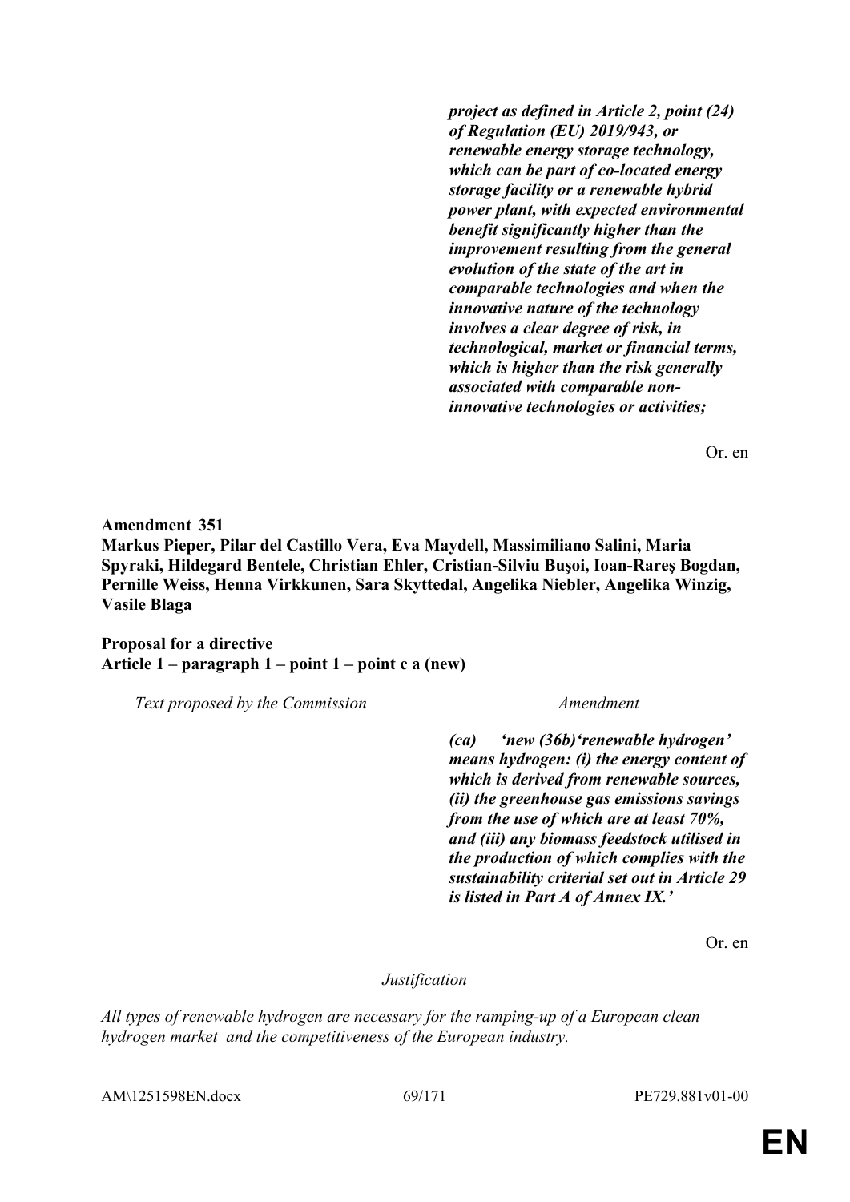| | |
|---|---|
| | ***project as defined in Article 2, point (24) of Regulation (EU) 2019/943, or renewable energy storage technology, which can be part of co-located energy storage facility or a renewable hybrid power plant, with expected environmental benefit significantly higher than the improvement resulting from the general evolution of the state of the art in comparable technologies and when the innovative nature of the technology involves a clear degree of risk, in technological, market or financial terms, which is higher than the risk generally associated with comparable non-innovative technologies or activities;*** |

Or. en

**Amendment 351**
**Markus Pieper, Pilar del Castillo Vera, Eva Maydell, Massimiliano Salini, Maria Spyraki, Hildegard Bentele, Christian Ehler, Cristian-Silviu Buşoi, Ioan-Rareş Bogdan, Pernille Weiss, Henna Virkkunen, Sara Skyttedal, Angelika Niebler, Angelika Winzig, Vasile Blaga**

**Proposal for a directive**
**Article 1 – paragraph 1 – point 1 – point c a (new)**

| *Text proposed by the Commission* | *Amendment* |
|---|---|
| | ***(ca) 'new (36b)'renewable hydrogen' means hydrogen: (i) the energy content of which is derived from renewable sources, (ii) the greenhouse gas emissions savings from the use of which are at least 70%, and (iii) any biomass feedstock utilised in the production of which complies with the sustainability criterial set out in Article 29 is listed in Part A of Annex IX.'*** |

Or. en

*Justification*

*All types of renewable hydrogen are necessary for the ramping-up of a European clean hydrogen market and the competitiveness of the European industry.*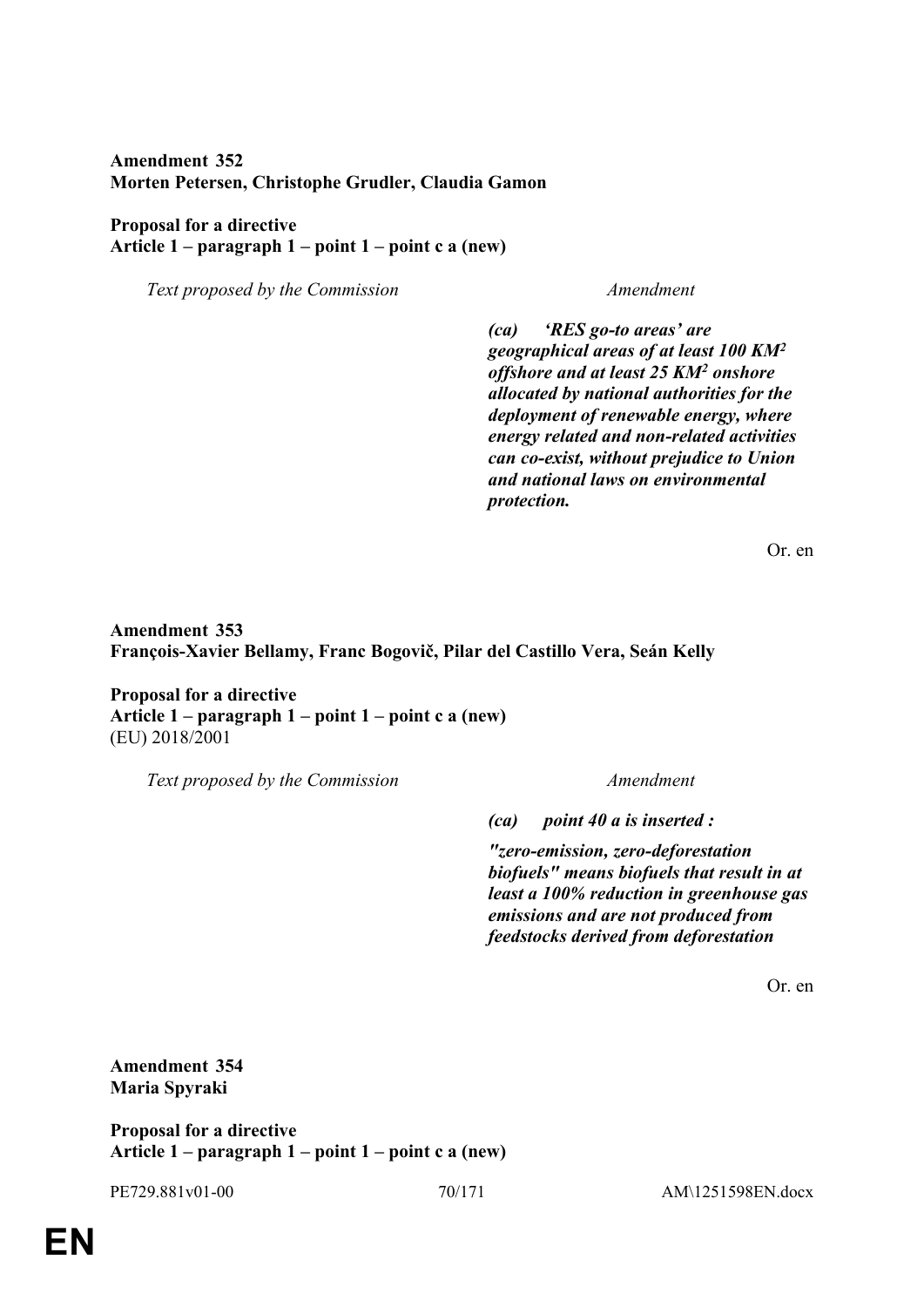**Amendment 352**
**Morten Petersen, Christophe Grudler, Claudia Gamon**

**Proposal for a directive**
**Article 1 – paragraph 1 – point 1 – point c a (new)**

| *Text proposed by the Commission* | *Amendment* |
|---|---|
| | ***(ca) 'RES go-to areas' are geographical areas of at least 100 KM² offshore and at least 25 KM² onshore allocated by national authorities for the deployment of renewable energy, where energy related and non-related activities can co-exist, without prejudice to Union and national laws on environmental protection.*** |

Or. en

**Amendment 353**
**François-Xavier Bellamy, Franc Bogovič, Pilar del Castillo Vera, Seán Kelly**

**Proposal for a directive**
**Article 1 – paragraph 1 – point 1 – point c a (new)**
(EU) 2018/2001

| *Text proposed by the Commission* | *Amendment* |
|---|---|
| | ***(ca) point 40 a is inserted :*** |
| | ***"zero-emission, zero-deforestation biofuels" means biofuels that result in at least a 100% reduction in greenhouse gas emissions and are not produced from feedstocks derived from deforestation*** |

Or. en

**Amendment 354**
**Maria Spyraki**

**Proposal for a directive**
**Article 1 – paragraph 1 – point 1 – point c a (new)**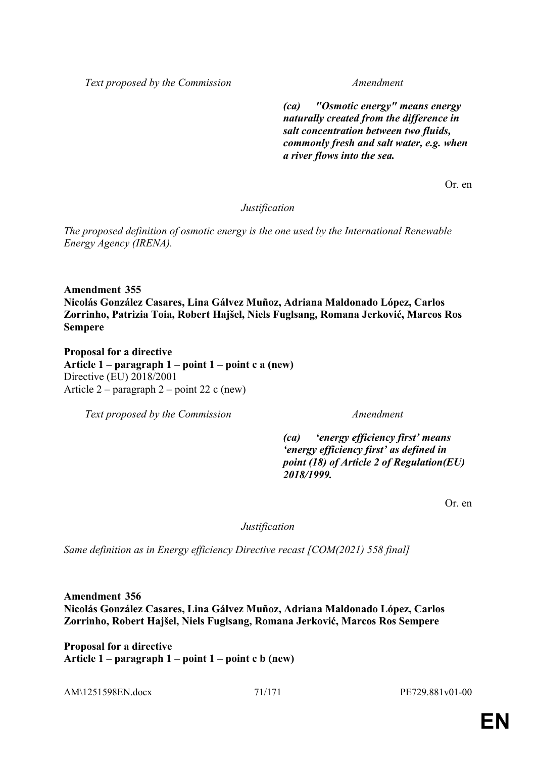| Text proposed by the Commission | Amendment |
|---|---|
| | ***(ca) "Osmotic energy" means energy naturally created from the difference in salt concentration between two fluids, commonly fresh and salt water, e.g. when a river flows into the sea.*** |

Or. en

*Justification*

*The proposed definition of osmotic energy is the one used by the International Renewable Energy Agency (IRENA).*

**Amendment 355**
**Nicolás González Casares, Lina Gálvez Muñoz, Adriana Maldonado López, Carlos Zorrinho, Patrizia Toia, Robert Hajšel, Niels Fuglsang, Romana Jerković, Marcos Ros Sempere**

**Proposal for a directive**
**Article 1 – paragraph 1 – point 1 – point c a (new)**
Directive (EU) 2018/2001
Article 2 – paragraph 2 – point 22 c (new)

| Text proposed by the Commission | Amendment |
|---|---|
| | ***(ca) 'energy efficiency first' means 'energy efficiency first' as defined in point (18) of Article 2 of Regulation(EU) 2018/1999.*** |

Or. en

*Justification*

*Same definition as in Energy efficiency Directive recast [COM(2021) 558 final]*

**Amendment 356**
**Nicolás González Casares, Lina Gálvez Muñoz, Adriana Maldonado López, Carlos Zorrinho, Robert Hajšel, Niels Fuglsang, Romana Jerković, Marcos Ros Sempere**

**Proposal for a directive**
**Article 1 – paragraph 1 – point 1 – point c b (new)**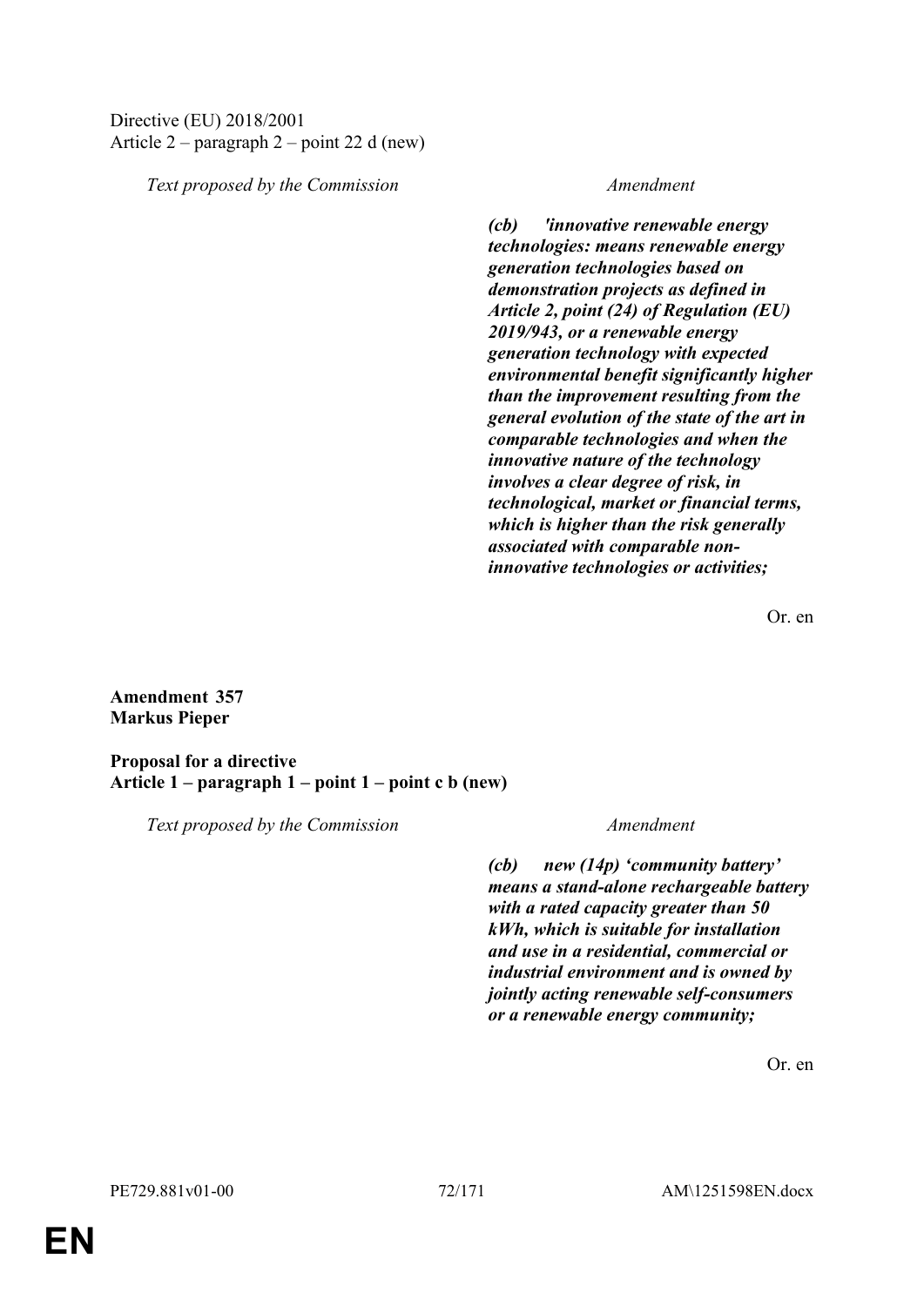Directive (EU) 2018/2001
Article 2 – paragraph 2 – point 22 d (new)

| Text proposed by the Commission | Amendment |
|---|---|
| | ***(cb) 'innovative renewable energy technologies: means renewable energy generation technologies based on demonstration projects as defined in Article 2, point (24) of Regulation (EU) 2019/943, or a renewable energy generation technology with expected environmental benefit significantly higher than the improvement resulting from the general evolution of the state of the art in comparable technologies and when the innovative nature of the technology involves a clear degree of risk, in technological, market or financial terms, which is higher than the risk generally associated with comparable non-innovative technologies or activities;*** |

Or. en

**Amendment 357**
**Markus Pieper**

**Proposal for a directive**
**Article 1 – paragraph 1 – point 1 – point c b (new)**

| Text proposed by the Commission | Amendment |
|---|---|
| | ***(cb) new (14p) 'community battery' means a stand-alone rechargeable battery with a rated capacity greater than 50 kWh, which is suitable for installation and use in a residential, commercial or industrial environment and is owned by jointly acting renewable self-consumers or a renewable energy community;*** |

Or. en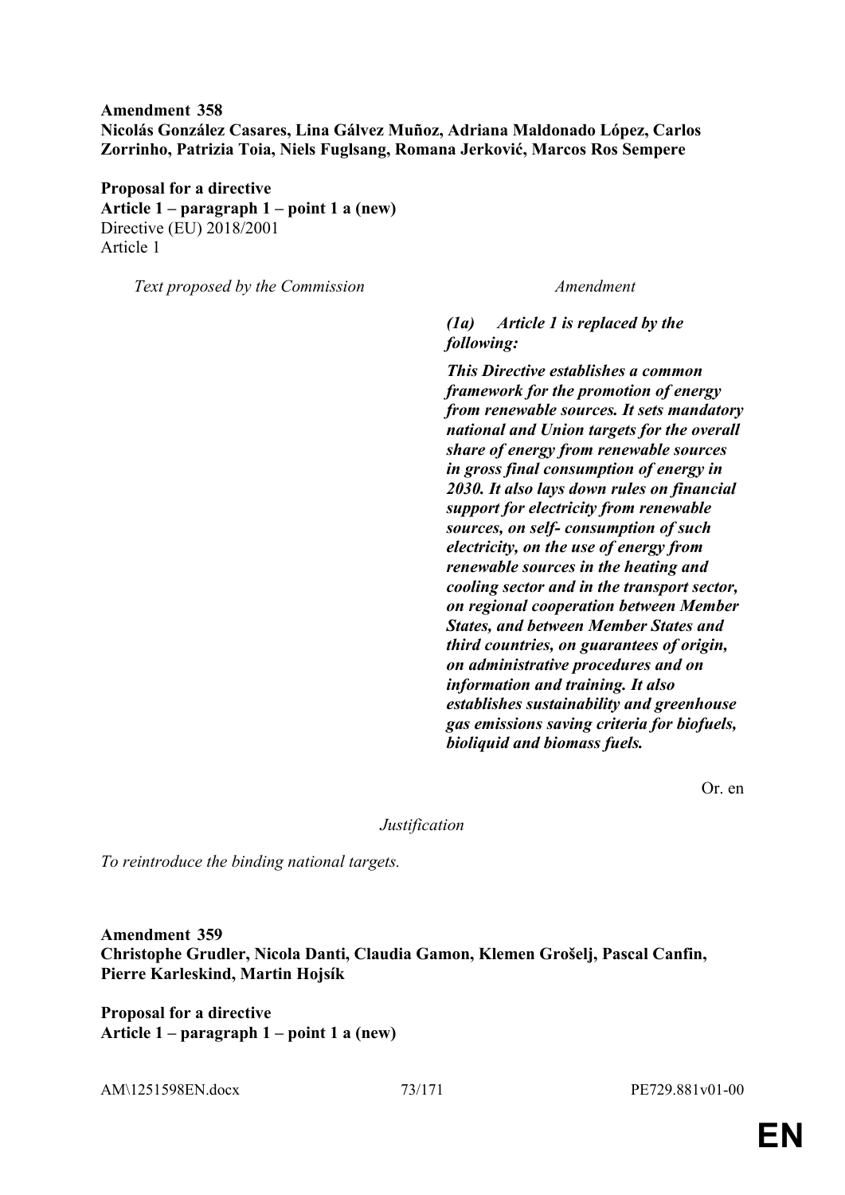**Amendment 358**
**Nicolás González Casares, Lina Gálvez Muñoz, Adriana Maldonado López, Carlos Zorrinho, Patrizia Toia, Niels Fuglsang, Romana Jerković, Marcos Ros Sempere**

**Proposal for a directive**
**Article 1 – paragraph 1 – point 1 a (new)**
Directive (EU) 2018/2001
Article 1

| *Text proposed by the Commission* | *Amendment* |
|---|---|
| | ***(1a) Article 1 is replaced by the following:*** |
| | ***This Directive establishes a common framework for the promotion of energy from renewable sources. It sets mandatory national and Union targets for the overall share of energy from renewable sources in gross final consumption of energy in 2030. It also lays down rules on financial support for electricity from renewable sources, on self- consumption of such electricity, on the use of energy from renewable sources in the heating and cooling sector and in the transport sector, on regional cooperation between Member States, and between Member States and third countries, on guarantees of origin, on administrative procedures and on information and training. It also establishes sustainability and greenhouse gas emissions saving criteria for biofuels, bioliquid and biomass fuels.*** |

Or. en

*Justification*

*To reintroduce the binding national targets.*

**Amendment 359**
**Christophe Grudler, Nicola Danti, Claudia Gamon, Klemen Grošelj, Pascal Canfin, Pierre Karleskind, Martin Hojsík**

**Proposal for a directive**
**Article 1 – paragraph 1 – point 1 a (new)**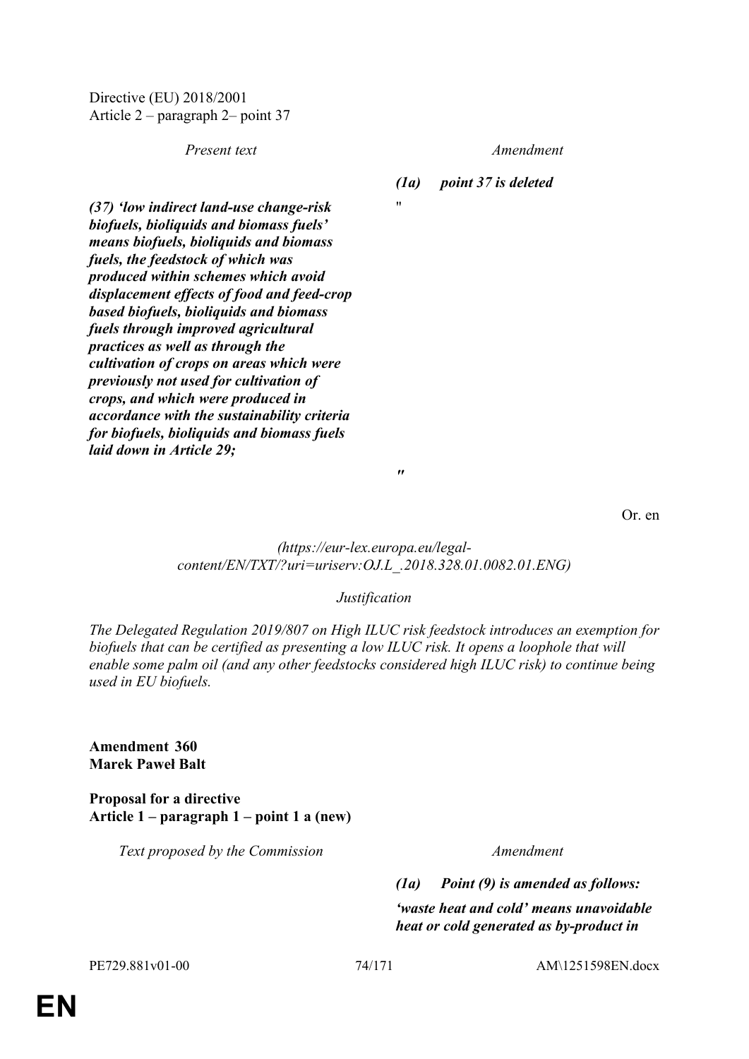Directive (EU) 2018/2001
Article 2 – paragraph 2– point 37

| *Present text* | *Amendment* |
|---|---|
| | ***(1a) point 37 is deleted*** |
| | " |
| ***(37) 'low indirect land-use change-risk biofuels, bioliquids and biomass fuels' means biofuels, bioliquids and biomass fuels, the feedstock of which was produced within schemes which avoid displacement effects of food and feed-crop based biofuels, bioliquids and biomass fuels through improved agricultural practices as well as through the cultivation of crops on areas which were previously not used for cultivation of crops, and which were produced in accordance with the sustainability criteria for biofuels, bioliquids and biomass fuels laid down in Article 29;*** | |
| | *"* |

Or. en

*(https://eur-lex.europa.eu/legal-content/EN/TXT/?uri=uriserv:OJ.L_.2018.328.01.0082.01.ENG)*

*Justification*

*The Delegated Regulation 2019/807 on High ILUC risk feedstock introduces an exemption for biofuels that can be certified as presenting a low ILUC risk. It opens a loophole that will enable some palm oil (and any other feedstocks considered high ILUC risk) to continue being used in EU biofuels.*

**Amendment 360**
**Marek Paweł Balt**

**Proposal for a directive**
**Article 1 – paragraph 1 – point 1 a (new)**

| *Text proposed by the Commission* | *Amendment* |
|---|---|
| | ***(1a) Point (9) is amended as follows:*** |
| | ***'waste heat and cold' means unavoidable heat or cold generated as by-product in*** |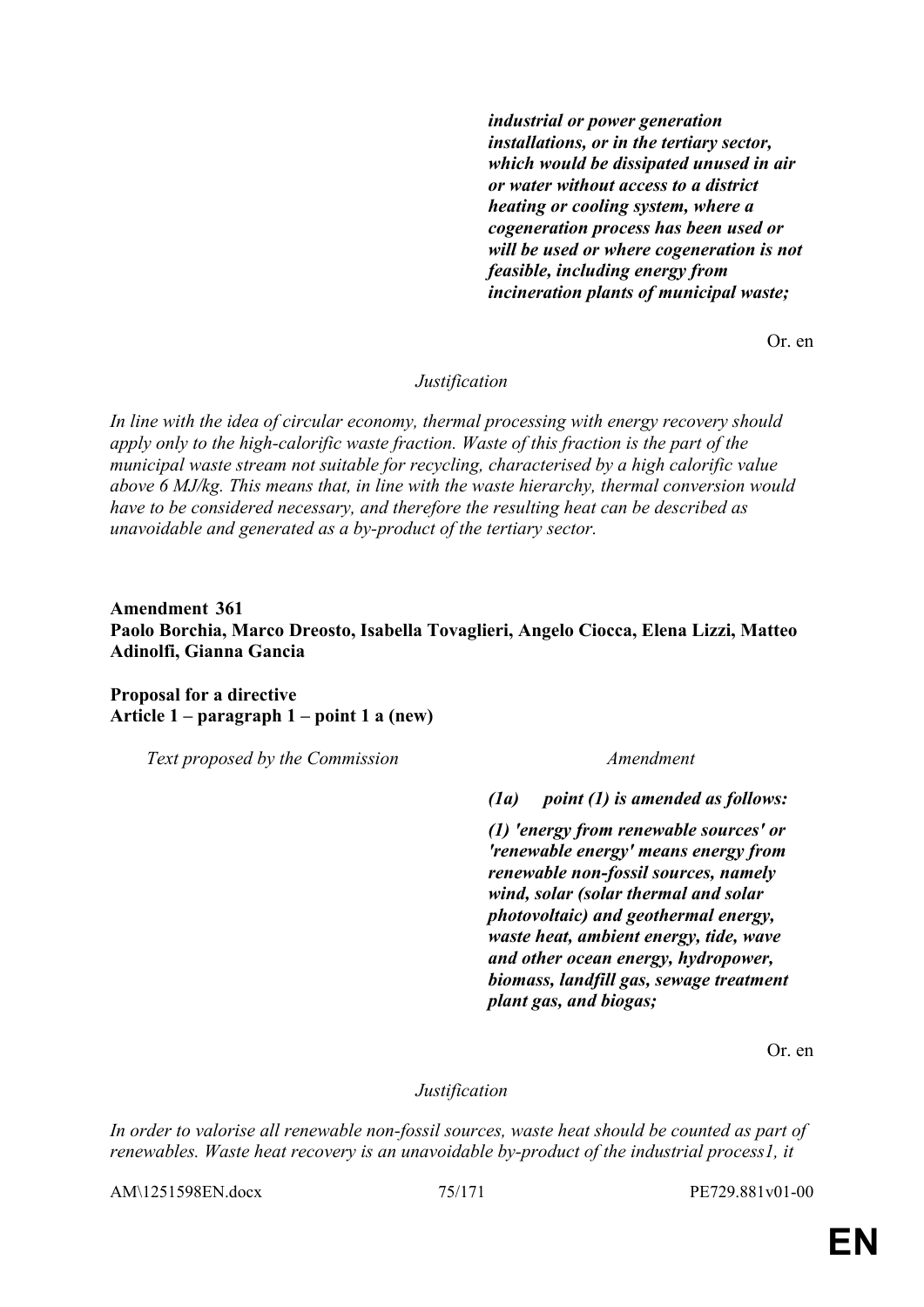| | |
|---|---|
| | ***industrial or power generation installations, or in the tertiary sector, which would be dissipated unused in air or water without access to a district heating or cooling system, where a cogeneration process has been used or will be used or where cogeneration is not feasible, including energy from incineration plants of municipal waste;*** |

Or. en

*Justification*

*In line with the idea of circular economy, thermal processing with energy recovery should apply only to the high-calorific waste fraction. Waste of this fraction is the part of the municipal waste stream not suitable for recycling, characterised by a high calorific value above 6 MJ/kg. This means that, in line with the waste hierarchy, thermal conversion would have to be considered necessary, and therefore the resulting heat can be described as unavoidable and generated as a by-product of the tertiary sector.*

**Amendment 361**
**Paolo Borchia, Marco Dreosto, Isabella Tovaglieri, Angelo Ciocca, Elena Lizzi, Matteo Adinolfi, Gianna Gancia**

**Proposal for a directive**
**Article 1 – paragraph 1 – point 1 a (new)**

| *Text proposed by the Commission* | *Amendment* |
|---|---|
| | ***(1a) point (1) is amended as follows:*** |
| | ***(1) 'energy from renewable sources' or 'renewable energy' means energy from renewable non-fossil sources, namely wind, solar (solar thermal and solar photovoltaic) and geothermal energy, waste heat, ambient energy, tide, wave and other ocean energy, hydropower, biomass, landfill gas, sewage treatment plant gas, and biogas;*** |

Or. en

*Justification*

*In order to valorise all renewable non-fossil sources, waste heat should be counted as part of renewables. Waste heat recovery is an unavoidable by-product of the industrial process1, it*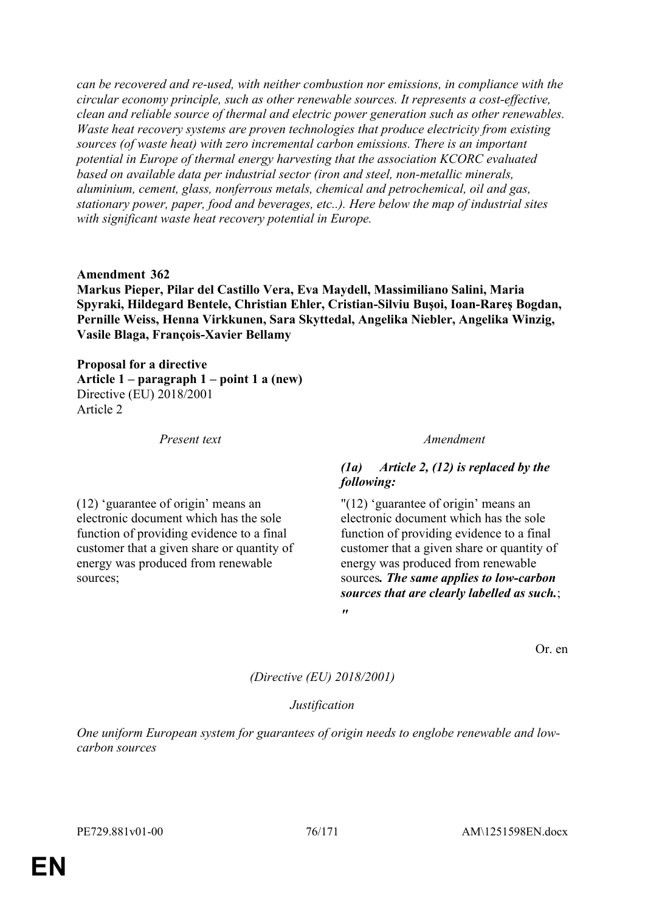*can be recovered and re-used, with neither combustion nor emissions, in compliance with the circular economy principle, such as other renewable sources. It represents a cost-effective, clean and reliable source of thermal and electric power generation such as other renewables. Waste heat recovery systems are proven technologies that produce electricity from existing sources (of waste heat) with zero incremental carbon emissions. There is an important potential in Europe of thermal energy harvesting that the association KCORC evaluated based on available data per industrial sector (iron and steel, non-metallic minerals, aluminium, cement, glass, nonferrous metals, chemical and petrochemical, oil and gas, stationary power, paper, food and beverages, etc..). Here below the map of industrial sites with significant waste heat recovery potential in Europe.*

**Amendment 362**
**Markus Pieper, Pilar del Castillo Vera, Eva Maydell, Massimiliano Salini, Maria Spyraki, Hildegard Bentele, Christian Ehler, Cristian-Silviu Buşoi, Ioan-Rareş Bogdan, Pernille Weiss, Henna Virkkunen, Sara Skyttedal, Angelika Niebler, Angelika Winzig, Vasile Blaga, François-Xavier Bellamy**

**Proposal for a directive**
**Article 1 – paragraph 1 – point 1 a (new)**
Directive (EU) 2018/2001
Article 2

| *Present text* | *Amendment* |
|---|---|
| | ***(1a) Article 2, (12) is replaced by the following:*** |
| (12) 'guarantee of origin' means an electronic document which has the sole function of providing evidence to a final customer that a given share or quantity of energy was produced from renewable sources; | "(12) 'guarantee of origin' means an electronic document which has the sole function of providing evidence to a final customer that a given share or quantity of energy was produced from renewable sources***. The same applies to low-carbon sources that are clearly labelled as such.***; ***"*** |

Or. en

*(Directive (EU) 2018/2001)*

*Justification*

*One uniform European system for guarantees of origin needs to englobe renewable and low-carbon sources*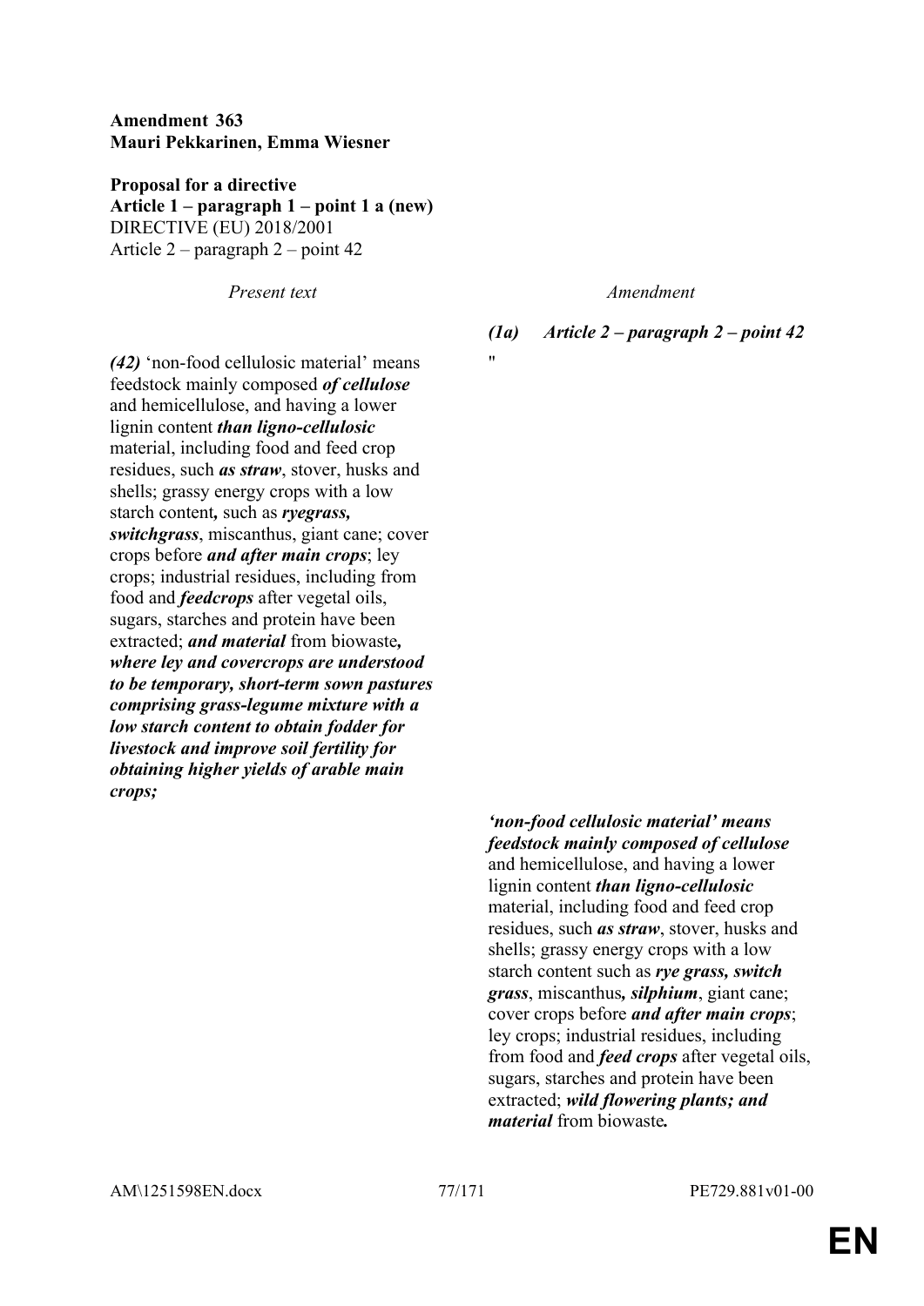**Amendment 363**
**Mauri Pekkarinen, Emma Wiesner**

**Proposal for a directive**
**Article 1 – paragraph 1 – point 1 a (new)**
DIRECTIVE (EU) 2018/2001
Article 2 – paragraph 2 – point 42

| *Present text* | *Amendment* |
|---|---|
| | ***(1a) Article 2 – paragraph 2 – point 42*** |
| | " |
| ***(42)*** 'non-food cellulosic material' means feedstock mainly composed ***of cellulose*** and hemicellulose, and having a lower lignin content ***than ligno-cellulosic*** material, including food and feed crop residues, such ***as straw***, stover, husks and shells; grassy energy crops with a low starch content***,*** such as ***ryegrass, switchgrass***, miscanthus, giant cane; cover crops before ***and after main crops***; ley crops; industrial residues, including from food and ***feedcrops*** after vegetal oils, sugars, starches and protein have been extracted; ***and material*** from biowaste***, where ley and covercrops are understood to be temporary, short-term sown pastures comprising grass-legume mixture with a low starch content to obtain fodder for livestock and improve soil fertility for obtaining higher yields of arable main crops;*** | |
| | ***'non-food cellulosic material' means feedstock mainly composed of cellulose*** and hemicellulose, and having a lower lignin content ***than ligno-cellulosic*** material, including food and feed crop residues, such ***as straw***, stover, husks and shells; grassy energy crops with a low starch content such as ***rye grass, switch grass***, miscanthus***, silphium***, giant cane; cover crops before ***and after main crops***; ley crops; industrial residues, including from food and ***feed crops*** after vegetal oils, sugars, starches and protein have been extracted; ***wild flowering plants; and material*** from biowaste***.*** |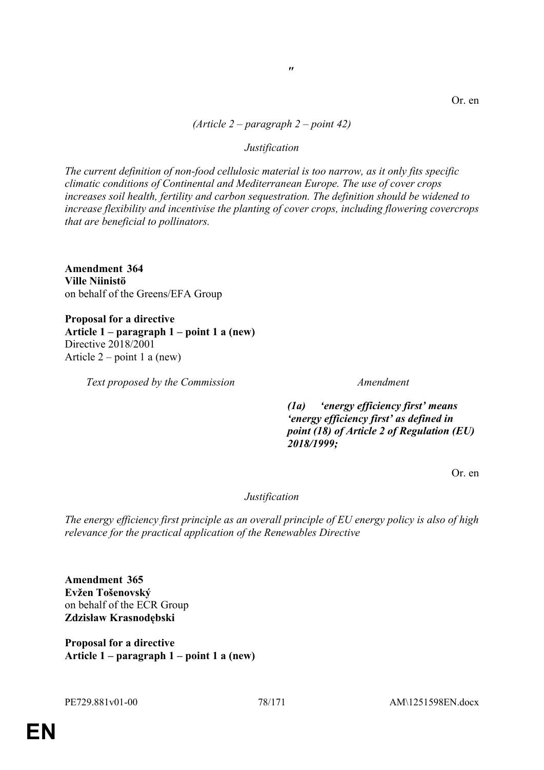"

Or. en

*(Article 2 – paragraph 2 – point 42)*

*Justification*

*The current definition of non-food cellulosic material is too narrow, as it only fits specific climatic conditions of Continental and Mediterranean Europe. The use of cover crops increases soil health, fertility and carbon sequestration. The definition should be widened to increase flexibility and incentivise the planting of cover crops, including flowering covercrops that are beneficial to pollinators.*

**Amendment 364**
**Ville Niinistö**
on behalf of the Greens/EFA Group

**Proposal for a directive**
**Article 1 – paragraph 1 – point 1 a (new)**
Directive 2018/2001
Article 2 – point 1 a (new)

| *Text proposed by the Commission* | *Amendment* |
|---|---|
| | ***(1a) 'energy efficiency first' means 'energy efficiency first' as defined in point (18) of Article 2 of Regulation (EU) 2018/1999;*** |

Or. en

*Justification*

*The energy efficiency first principle as an overall principle of EU energy policy is also of high relevance for the practical application of the Renewables Directive*

**Amendment 365**
**Evžen Tošenovský**
on behalf of the ECR Group
**Zdzisław Krasnodębski**

**Proposal for a directive**
**Article 1 – paragraph 1 – point 1 a (new)**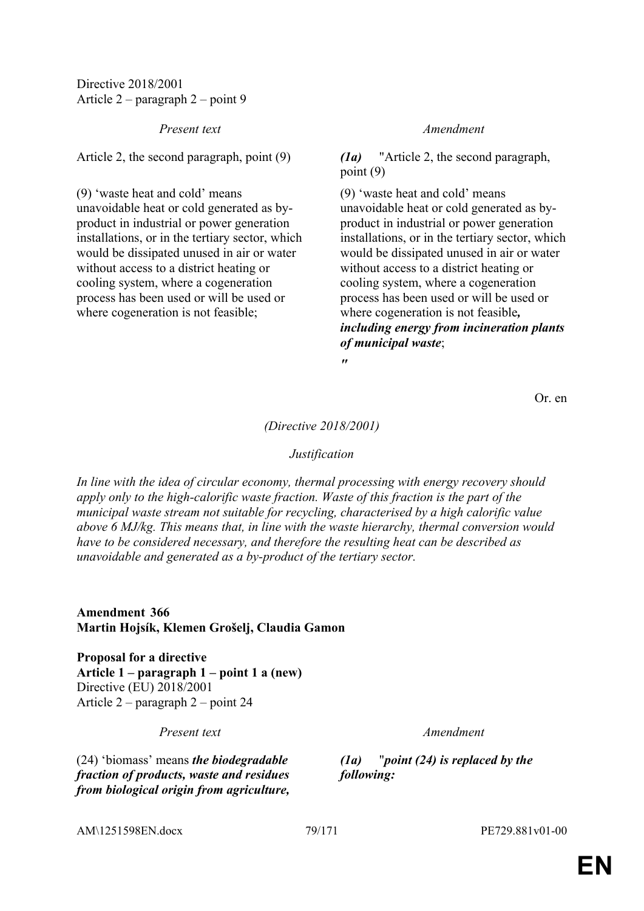Directive 2018/2001
Article 2 – paragraph 2 – point 9

| *Present text* | *Amendment* |
|---|---|
| Article 2, the second paragraph, point (9) | ***(1a)*** "Article 2, the second paragraph, point (9) |
| (9) 'waste heat and cold' means unavoidable heat or cold generated as by-product in industrial or power generation installations, or in the tertiary sector, which would be dissipated unused in air or water without access to a district heating or cooling system, where a cogeneration process has been used or will be used or where cogeneration is not feasible; | (9) 'waste heat and cold' means unavoidable heat or cold generated as by-product in industrial or power generation installations, or in the tertiary sector, which would be dissipated unused in air or water without access to a district heating or cooling system, where a cogeneration process has been used or will be used or where cogeneration is not feasible***, including energy from incineration plants of municipal waste***; |
| | ***"*** |

Or. en

*(Directive 2018/2001)*

*Justification*

*In line with the idea of circular economy, thermal processing with energy recovery should apply only to the high-calorific waste fraction. Waste of this fraction is the part of the municipal waste stream not suitable for recycling, characterised by a high calorific value above 6 MJ/kg. This means that, in line with the waste hierarchy, thermal conversion would have to be considered necessary, and therefore the resulting heat can be described as unavoidable and generated as a by-product of the tertiary sector.*

**Amendment 366**
**Martin Hojsík, Klemen Grošelj, Claudia Gamon**

**Proposal for a directive**
**Article 1 – paragraph 1 – point 1 a (new)**
Directive (EU) 2018/2001
Article 2 – paragraph 2 – point 24

| *Present text* | *Amendment* |
|---|---|
| (24) 'biomass' means ***the biodegradable fraction of products, waste and residues from biological origin from agriculture,*** | ***(1a)*** "***point (24) is replaced by the following:*** |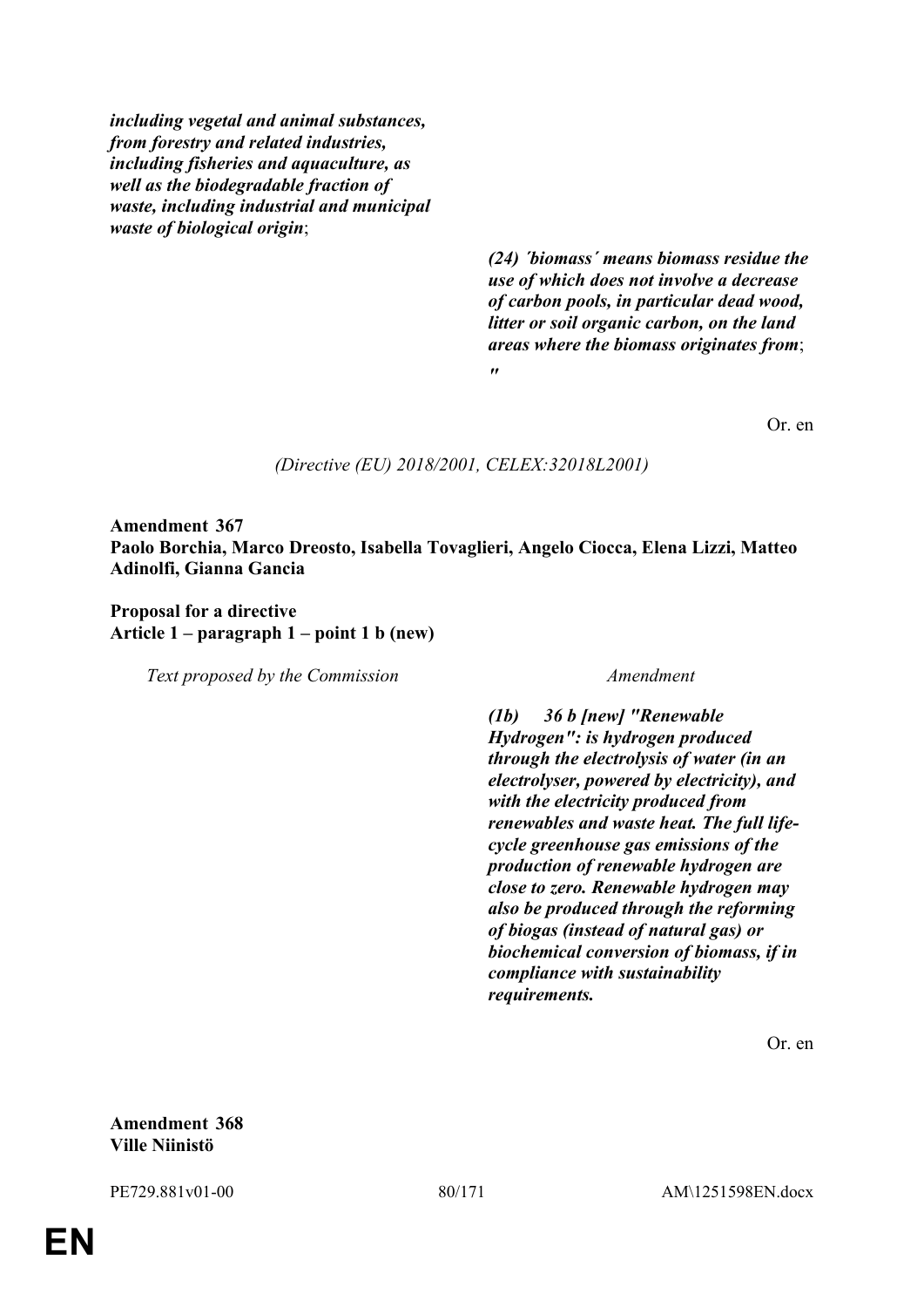| | |
|---|---|
| ***including vegetal and animal substances, from forestry and related industries, including fisheries and aquaculture, as well as the biodegradable fraction of waste, including industrial and municipal waste of biological origin***; | |
| | ***(24) ´biomass´ means biomass residue the use of which does not involve a decrease of carbon pools, in particular dead wood, litter or soil organic carbon, on the land areas where the biomass originates from***; |
| | ***"*** |

Or. en

*(Directive (EU) 2018/2001, CELEX:32018L2001)*

**Amendment 367**
**Paolo Borchia, Marco Dreosto, Isabella Tovaglieri, Angelo Ciocca, Elena Lizzi, Matteo Adinolfi, Gianna Gancia**

**Proposal for a directive**
**Article 1 – paragraph 1 – point 1 b (new)**

| *Text proposed by the Commission* | *Amendment* |
|---|---|
| | ***(1b) 36 b [new] "Renewable Hydrogen": is hydrogen produced through the electrolysis of water (in an electrolyser, powered by electricity), and with the electricity produced from renewables and waste heat. The full life-cycle greenhouse gas emissions of the production of renewable hydrogen are close to zero. Renewable hydrogen may also be produced through the reforming of biogas (instead of natural gas) or biochemical conversion of biomass, if in compliance with sustainability requirements.*** |

Or. en

**Amendment 368**
**Ville Niinistö**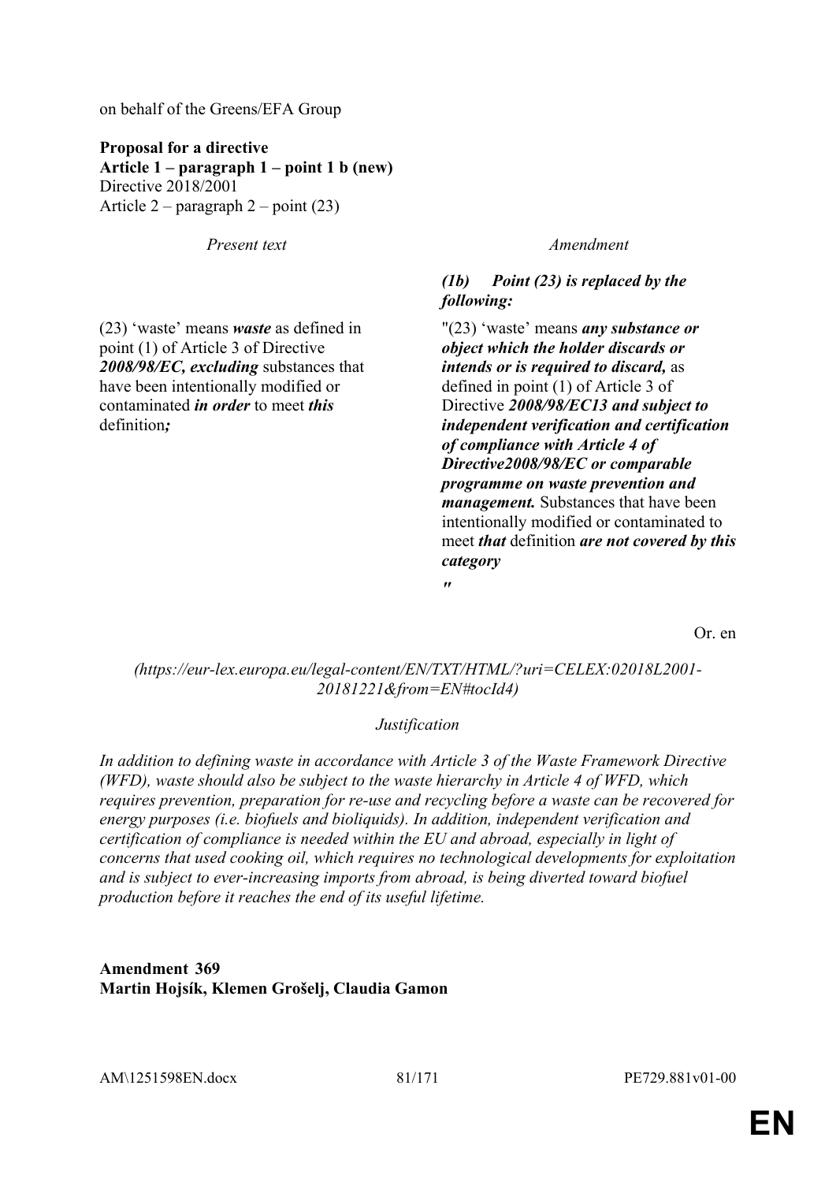on behalf of the Greens/EFA Group

**Proposal for a directive**
**Article 1 – paragraph 1 – point 1 b (new)**
Directive 2018/2001
Article 2 – paragraph 2 – point (23)

| *Present text* | *Amendment* |
| --- | --- |
| | ***(1b) Point (23) is replaced by the following:*** |
| (23) 'waste' means ***waste*** as defined in point (1) of Article 3 of Directive ***2008/98/EC, excluding*** substances that have been intentionally modified or contaminated ***in order*** to meet ***this*** definition***;*** | "(23) 'waste' means ***any substance or object which the holder discards or intends or is required to discard,*** as defined in point (1) of Article 3 of Directive ***2008/98/EC13 and subject to independent verification and certification of compliance with Article 4 of Directive2008/98/EC or comparable programme on waste prevention and management.*** Substances that have been intentionally modified or contaminated to meet ***that*** definition ***are not covered by this category*** |
| | *"* |

Or. en

*(https://eur-lex.europa.eu/legal-content/EN/TXT/HTML/?uri=CELEX:02018L2001-20181221&from=EN#tocId4)*

*Justification*

*In addition to defining waste in accordance with Article 3 of the Waste Framework Directive (WFD), waste should also be subject to the waste hierarchy in Article 4 of WFD, which requires prevention, preparation for re-use and recycling before a waste can be recovered for energy purposes (i.e. biofuels and bioliquids). In addition, independent verification and certification of compliance is needed within the EU and abroad, especially in light of concerns that used cooking oil, which requires no technological developments for exploitation and is subject to ever-increasing imports from abroad, is being diverted toward biofuel production before it reaches the end of its useful lifetime.*

**Amendment 369**
**Martin Hojsík, Klemen Grošelj, Claudia Gamon**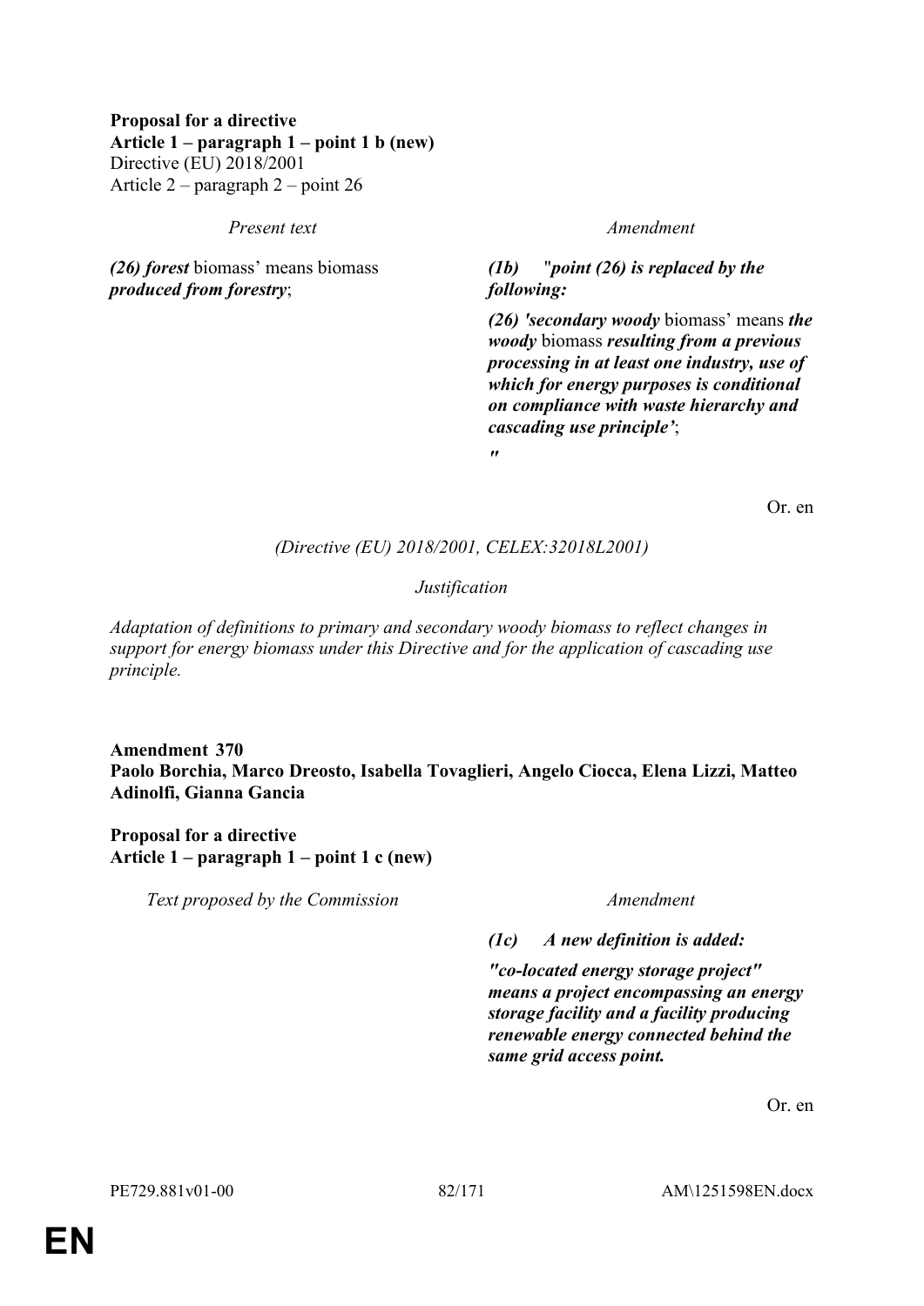**Proposal for a directive**
**Article 1 – paragraph 1 – point 1 b (new)**
Directive (EU) 2018/2001
Article 2 – paragraph 2 – point 26

| *Present text* | *Amendment* |
|---|---|
| ***(26) forest*** biomass' means biomass ***produced from forestry***; | ***(1b) "point (26) is replaced by the following:*** |
| | ***(26) 'secondary woody*** biomass' means ***the woody*** biomass ***resulting from a previous processing in at least one industry, use of which for energy purposes is conditional on compliance with waste hierarchy and cascading use principle'***; |
| | ***"*** |

Or. en

*(Directive (EU) 2018/2001, CELEX:32018L2001)*

*Justification*

*Adaptation of definitions to primary and secondary woody biomass to reflect changes in support for energy biomass under this Directive and for the application of cascading use principle.*

**Amendment 370**
**Paolo Borchia, Marco Dreosto, Isabella Tovaglieri, Angelo Ciocca, Elena Lizzi, Matteo Adinolfi, Gianna Gancia**

**Proposal for a directive**
**Article 1 – paragraph 1 – point 1 c (new)**

| *Text proposed by the Commission* | *Amendment* |
|---|---|
| | ***(1c) A new definition is added:*** |
| | ***"co-located energy storage project" means a project encompassing an energy storage facility and a facility producing renewable energy connected behind the same grid access point.*** |

Or. en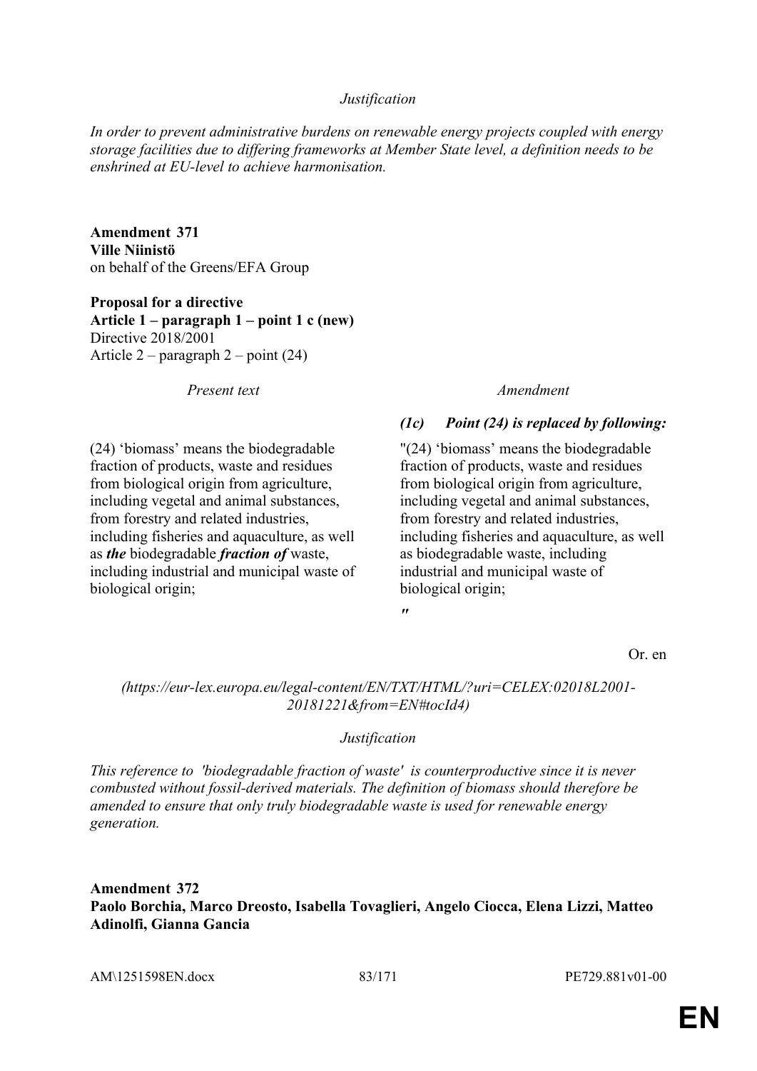*Justification*

*In order to prevent administrative burdens on renewable energy projects coupled with energy storage facilities due to differing frameworks at Member State level, a definition needs to be enshrined at EU-level to achieve harmonisation.*

**Amendment 371**
**Ville Niinistö**
on behalf of the Greens/EFA Group

**Proposal for a directive**
**Article 1 – paragraph 1 – point 1 c (new)**
Directive 2018/2001
Article 2 – paragraph 2 – point (24)

| *Present text* | *Amendment* |
|---|---|
| | ***(1c) Point (24) is replaced by following:*** |
| (24) 'biomass' means the biodegradable fraction of products, waste and residues from biological origin from agriculture, including vegetal and animal substances, from forestry and related industries, including fisheries and aquaculture, as well as ***the*** biodegradable ***fraction of*** waste, including industrial and municipal waste of biological origin; | "(24) 'biomass' means the biodegradable fraction of products, waste and residues from biological origin from agriculture, including vegetal and animal substances, from forestry and related industries, including fisheries and aquaculture, as well as biodegradable waste, including industrial and municipal waste of biological origin; ***"*** |

Or. en

*(https://eur-lex.europa.eu/legal-content/EN/TXT/HTML/?uri=CELEX:02018L2001-20181221&from=EN#tocId4)*

*Justification*

*This reference to 'biodegradable fraction of waste' is counterproductive since it is never combusted without fossil-derived materials. The definition of biomass should therefore be amended to ensure that only truly biodegradable waste is used for renewable energy generation.*

**Amendment 372**
**Paolo Borchia, Marco Dreosto, Isabella Tovaglieri, Angelo Ciocca, Elena Lizzi, Matteo Adinolfi, Gianna Gancia**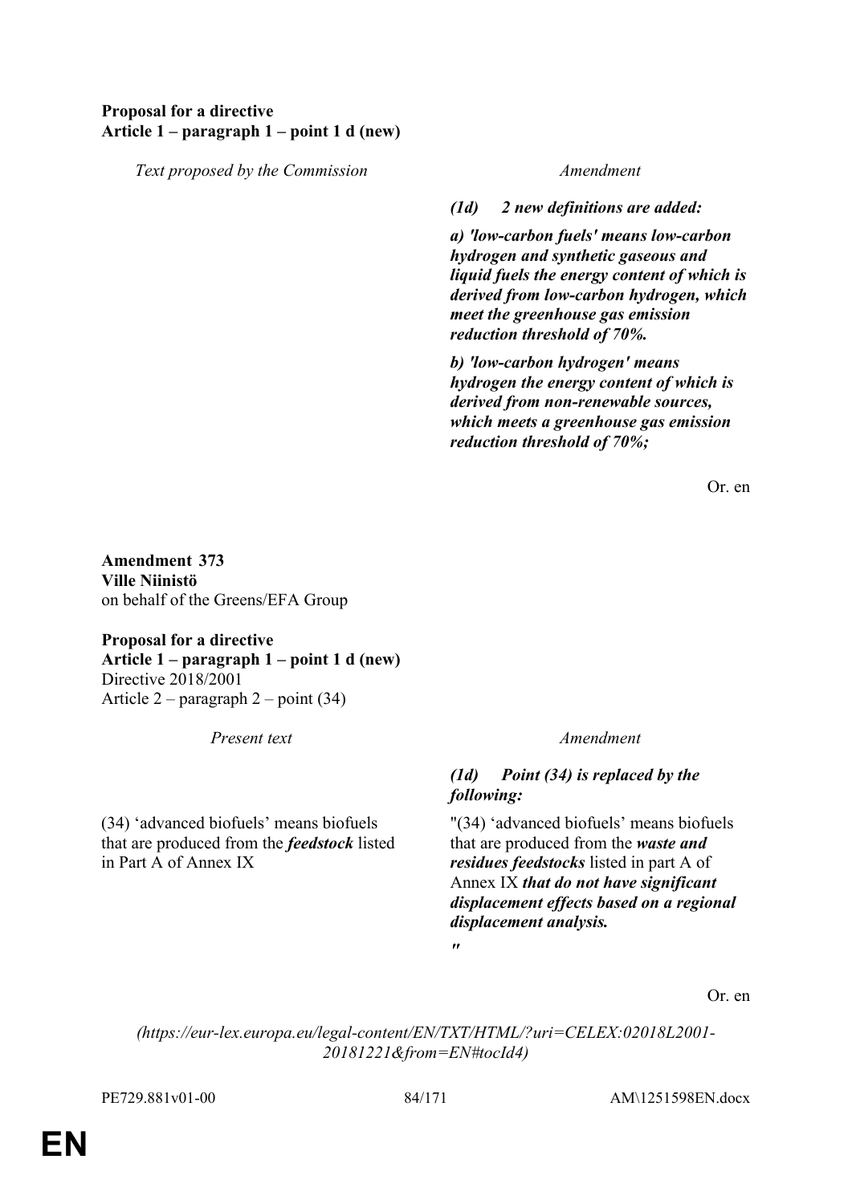**Proposal for a directive**
**Article 1 – paragraph 1 – point 1 d (new)**

| *Text proposed by the Commission* | *Amendment* |
|---|---|
| | ***(1d) 2 new definitions are added:*** |
| | ***a) 'low-carbon fuels' means low-carbon hydrogen and synthetic gaseous and liquid fuels the energy content of which is derived from low-carbon hydrogen, which meet the greenhouse gas emission reduction threshold of 70%.*** |
| | ***b) 'low-carbon hydrogen' means hydrogen the energy content of which is derived from non-renewable sources, which meets a greenhouse gas emission reduction threshold of 70%;*** |

Or. en

**Amendment 373**
**Ville Niinistö**
on behalf of the Greens/EFA Group

**Proposal for a directive**
**Article 1 – paragraph 1 – point 1 d (new)**
Directive 2018/2001
Article 2 – paragraph 2 – point (34)

| *Present text* | *Amendment* |
|---|---|
| | ***(1d) Point (34) is replaced by the following:*** |
| (34) 'advanced biofuels' means biofuels that are produced from the ***feedstock*** listed in Part A of Annex IX | "(34) 'advanced biofuels' means biofuels that are produced from the ***waste and residues feedstocks*** listed in part A of Annex IX ***that do not have significant displacement effects based on a regional displacement analysis.*** |
| | ***"*** |

Or. en

*(https://eur-lex.europa.eu/legal-content/EN/TXT/HTML/?uri=CELEX:02018L2001-20181221&from=EN#tocId4)*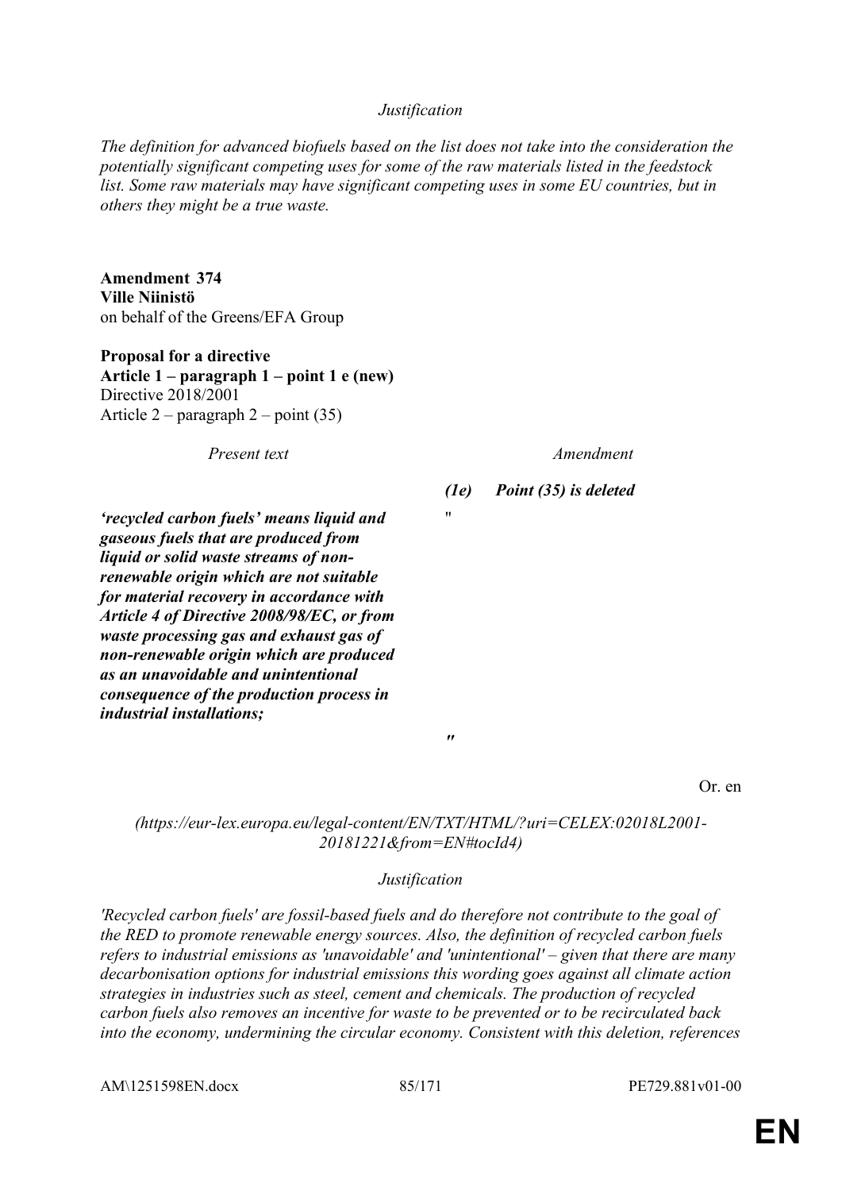*Justification*

*The definition for advanced biofuels based on the list does not take into the consideration the potentially significant competing uses for some of the raw materials listed in the feedstock list. Some raw materials may have significant competing uses in some EU countries, but in others they might be a true waste.*

**Amendment 374**
**Ville Niinistö**
on behalf of the Greens/EFA Group

**Proposal for a directive**
**Article 1 – paragraph 1 – point 1 e (new)**
Directive 2018/2001
Article 2 – paragraph 2 – point (35)

| *Present text* | *Amendment* |
| --- | --- |
| | ***(1e) Point (35) is deleted*** |
| ***'recycled carbon fuels' means liquid and gaseous fuels that are produced from liquid or solid waste streams of non-renewable origin which are not suitable for material recovery in accordance with Article 4 of Directive 2008/98/EC, or from waste processing gas and exhaust gas of non-renewable origin which are produced as an unavoidable and unintentional consequence of the production process in industrial installations;*** | " |
| | ***"*** |

Or. en

*(https://eur-lex.europa.eu/legal-content/EN/TXT/HTML/?uri=CELEX:02018L2001-20181221&from=EN#tocId4)*

*Justification*

*'Recycled carbon fuels' are fossil-based fuels and do therefore not contribute to the goal of the RED to promote renewable energy sources. Also, the definition of recycled carbon fuels refers to industrial emissions as 'unavoidable' and 'unintentional' – given that there are many decarbonisation options for industrial emissions this wording goes against all climate action strategies in industries such as steel, cement and chemicals. The production of recycled carbon fuels also removes an incentive for waste to be prevented or to be recirculated back into the economy, undermining the circular economy. Consistent with this deletion, references*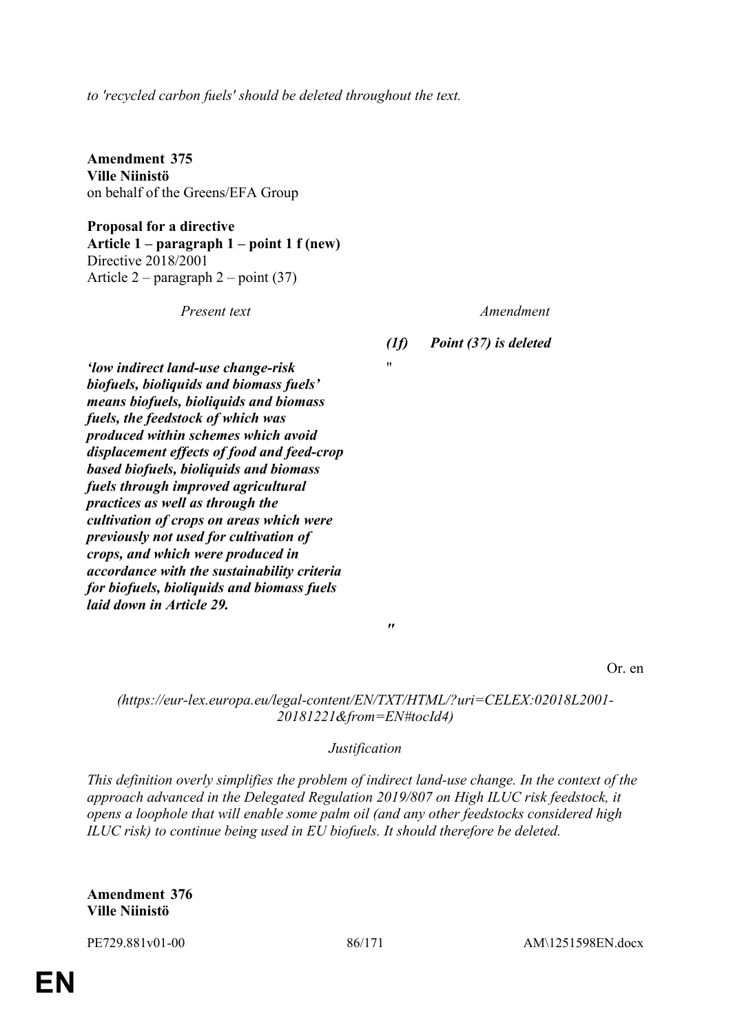*to 'recycled carbon fuels' should be deleted throughout the text.*

**Amendment 375**
**Ville Niinistö**
on behalf of the Greens/EFA Group

**Proposal for a directive**
**Article 1 – paragraph 1 – point 1 f (new)**
Directive 2018/2001
Article 2 – paragraph 2 – point (37)

| *Present text* | *Amendment* |
|---|---|
| | ***(1f) Point (37) is deleted*** |
| ***'low indirect land-use change-risk biofuels, bioliquids and biomass fuels' means biofuels, bioliquids and biomass fuels, the feedstock of which was produced within schemes which avoid displacement effects of food and feed-crop based biofuels, bioliquids and biomass fuels through improved agricultural practices as well as through the cultivation of crops on areas which were previously not used for cultivation of crops, and which were produced in accordance with the sustainability criteria for biofuels, bioliquids and biomass fuels laid down in Article 29.*** | " |
| | ***"*** |

Or. en

*(https://eur-lex.europa.eu/legal-content/EN/TXT/HTML/?uri=CELEX:02018L2001-20181221&from=EN#tocId4)*

*Justification*

*This definition overly simplifies the problem of indirect land-use change. In the context of the approach advanced in the Delegated Regulation 2019/807 on High ILUC risk feedstock, it opens a loophole that will enable some palm oil (and any other feedstocks considered high ILUC risk) to continue being used in EU biofuels. It should therefore be deleted.*

**Amendment 376**
**Ville Niinistö**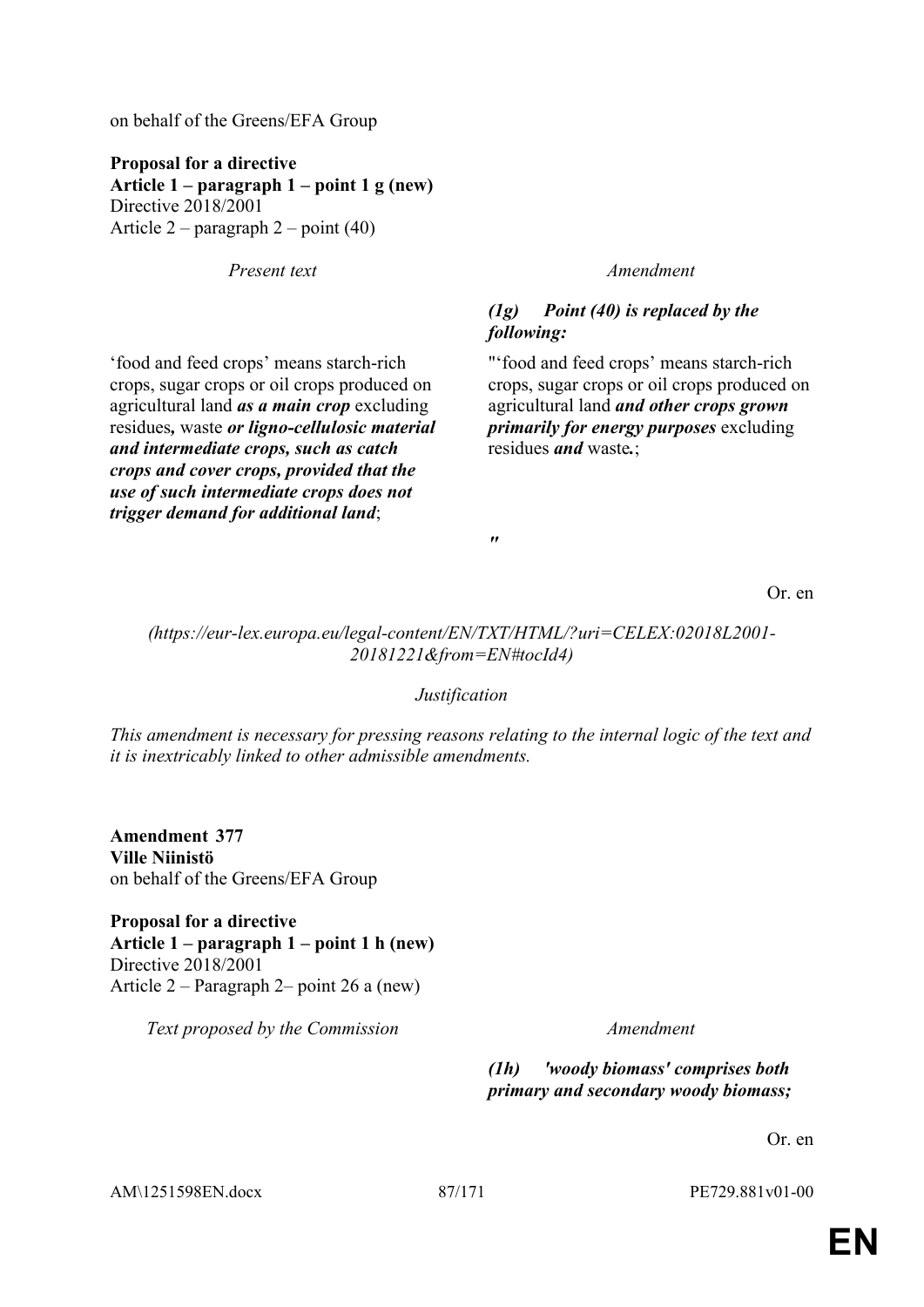on behalf of the Greens/EFA Group

**Proposal for a directive**
**Article 1 – paragraph 1 – point 1 g (new)**
Directive 2018/2001
Article 2 – paragraph 2 – point (40)

| *Present text* | *Amendment* |
|---|---|
| | ***(1g) Point (40) is replaced by the following:*** |
| 'food and feed crops' means starch-rich crops, sugar crops or oil crops produced on agricultural land ***as a main crop*** excluding residues***,*** waste ***or ligno-cellulosic material and intermediate crops, such as catch crops and cover crops, provided that the use of such intermediate crops does not trigger demand for additional land***; | "'food and feed crops' means starch-rich crops, sugar crops or oil crops produced on agricultural land ***and other crops grown primarily for energy purposes*** excluding residues ***and*** waste***.***; |
| | ***"*** |

Or. en

*(https://eur-lex.europa.eu/legal-content/EN/TXT/HTML/?uri=CELEX:02018L2001-20181221&from=EN#tocId4)*

*Justification*

*This amendment is necessary for pressing reasons relating to the internal logic of the text and it is inextricably linked to other admissible amendments.*

**Amendment 377**
**Ville Niinistö**
on behalf of the Greens/EFA Group

**Proposal for a directive**
**Article 1 – paragraph 1 – point 1 h (new)**
Directive 2018/2001
Article 2 – Paragraph 2– point 26 a (new)

| *Text proposed by the Commission* | *Amendment* |
|---|---|
| | ***(1h) 'woody biomass' comprises both primary and secondary woody biomass;*** |

Or. en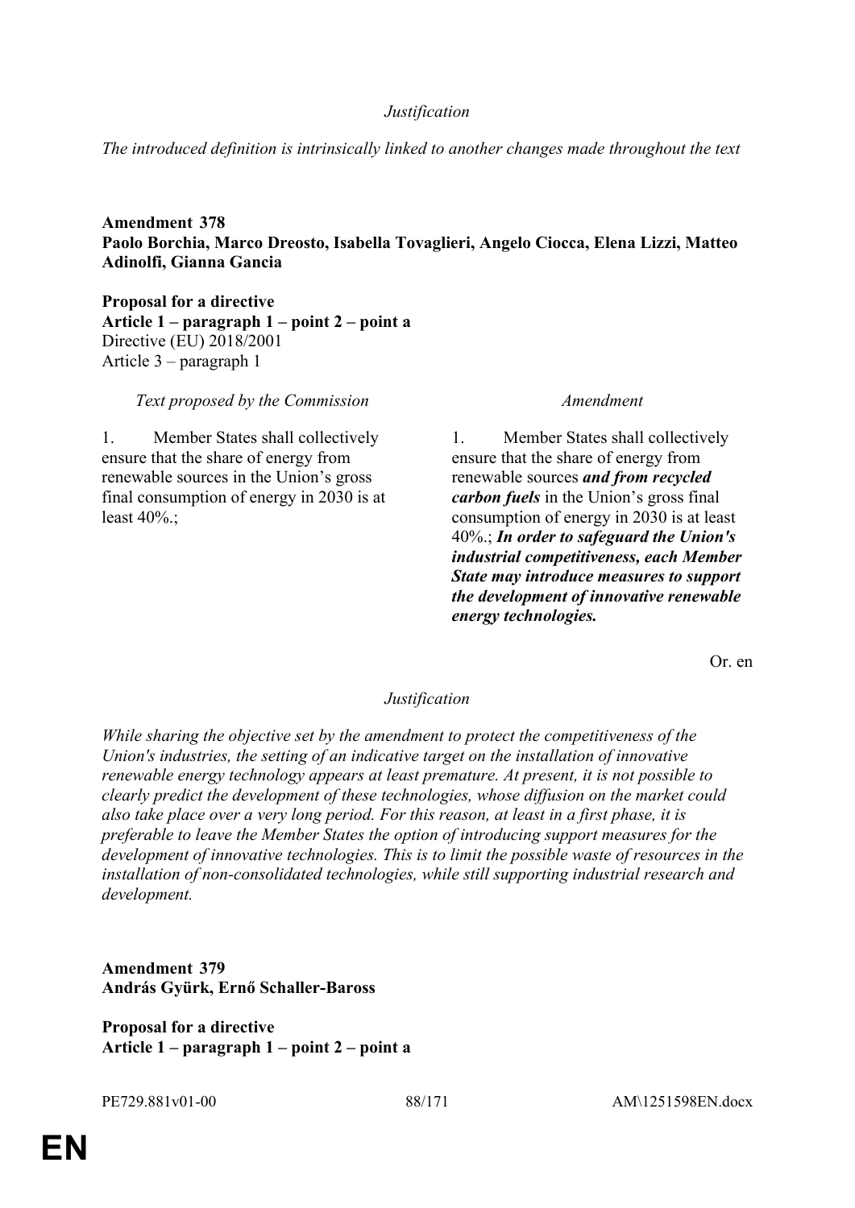*Justification*

*The introduced definition is intrinsically linked to another changes made throughout the text*

**Amendment 378**
**Paolo Borchia, Marco Dreosto, Isabella Tovaglieri, Angelo Ciocca, Elena Lizzi, Matteo Adinolfi, Gianna Gancia**

**Proposal for a directive**
**Article 1 – paragraph 1 – point 2 – point a**
Directive (EU) 2018/2001
Article 3 – paragraph 1

| *Text proposed by the Commission* | *Amendment* |
|---|---|
| 1. Member States shall collectively ensure that the share of energy from renewable sources in the Union's gross final consumption of energy in 2030 is at least 40%.; | 1. Member States shall collectively ensure that the share of energy from renewable sources ***and from recycled carbon fuels*** in the Union's gross final consumption of energy in 2030 is at least 40%.; ***In order to safeguard the Union's industrial competitiveness, each Member State may introduce measures to support the development of innovative renewable energy technologies.*** |

Or. en

*Justification*

*While sharing the objective set by the amendment to protect the competitiveness of the Union's industries, the setting of an indicative target on the installation of innovative renewable energy technology appears at least premature. At present, it is not possible to clearly predict the development of these technologies, whose diffusion on the market could also take place over a very long period. For this reason, at least in a first phase, it is preferable to leave the Member States the option of introducing support measures for the development of innovative technologies. This is to limit the possible waste of resources in the installation of non-consolidated technologies, while still supporting industrial research and development.*

**Amendment 379**
**András Gyürk, Ernő Schaller-Baross**

**Proposal for a directive**
**Article 1 – paragraph 1 – point 2 – point a**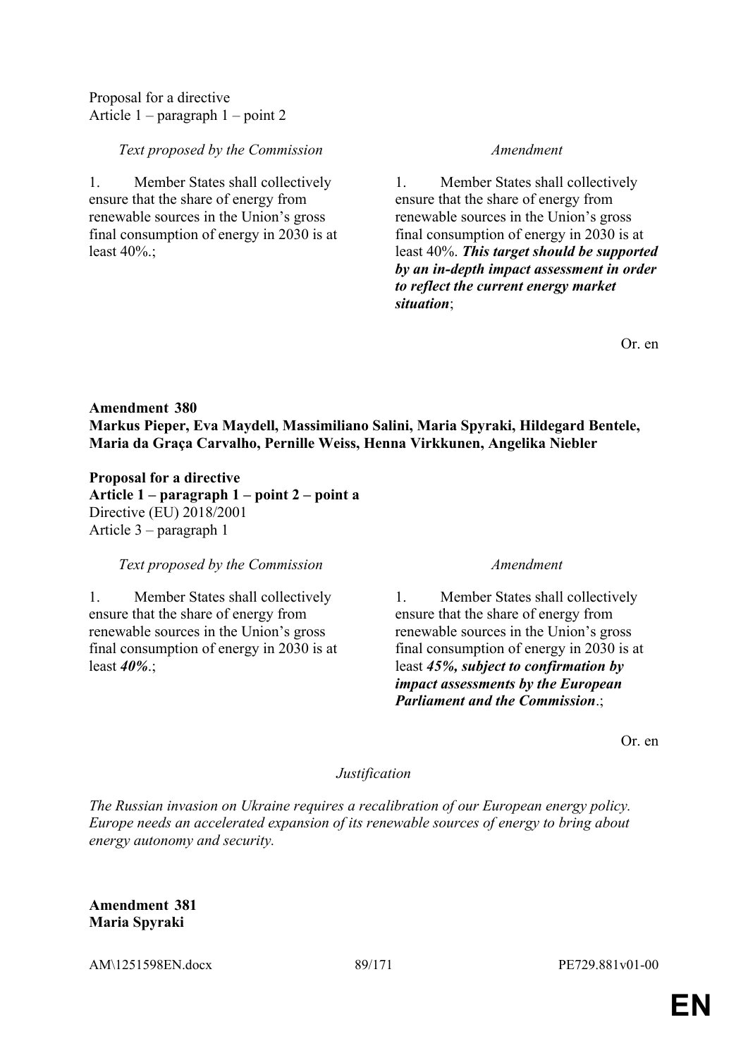Proposal for a directive
Article 1 – paragraph 1 – point 2

| *Text proposed by the Commission* | *Amendment* |
| --- | --- |
| 1. Member States shall collectively ensure that the share of energy from renewable sources in the Union's gross final consumption of energy in 2030 is at least 40%.; | 1. Member States shall collectively ensure that the share of energy from renewable sources in the Union's gross final consumption of energy in 2030 is at least 40%. ***This target should be supported by an in-depth impact assessment in order to reflect the current energy market situation***; |

Or. en

**Amendment 380**
**Markus Pieper, Eva Maydell, Massimiliano Salini, Maria Spyraki, Hildegard Bentele, Maria da Graça Carvalho, Pernille Weiss, Henna Virkkunen, Angelika Niebler**

**Proposal for a directive**
**Article 1 – paragraph 1 – point 2 – point a**
Directive (EU) 2018/2001
Article 3 – paragraph 1

| *Text proposed by the Commission* | *Amendment* |
| --- | --- |
| 1. Member States shall collectively ensure that the share of energy from renewable sources in the Union's gross final consumption of energy in 2030 is at least ***40%***.; | 1. Member States shall collectively ensure that the share of energy from renewable sources in the Union's gross final consumption of energy in 2030 is at least ***45%, subject to confirmation by impact assessments by the European Parliament and the Commission***.; |

Or. en

*Justification*

*The Russian invasion on Ukraine requires a recalibration of our European energy policy. Europe needs an accelerated expansion of its renewable sources of energy to bring about energy autonomy and security.*

**Amendment 381**
**Maria Spyraki**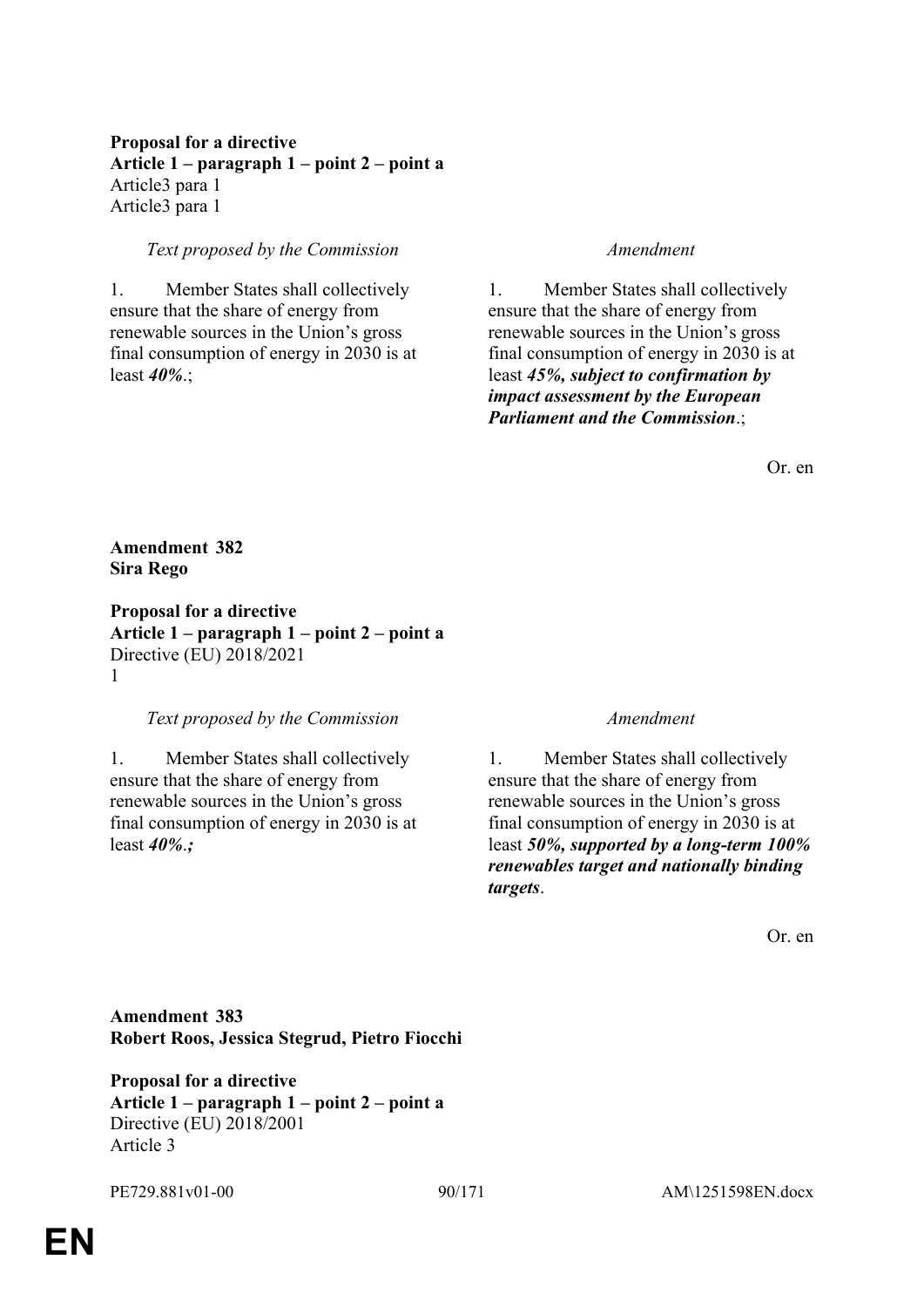**Proposal for a directive**
**Article 1 – paragraph 1 – point 2 – point a**
Article3 para 1
Article3 para 1

| *Text proposed by the Commission* | *Amendment* |
|---|---|
| 1. Member States shall collectively ensure that the share of energy from renewable sources in the Union's gross final consumption of energy in 2030 is at least ***40%***.; | 1. Member States shall collectively ensure that the share of energy from renewable sources in the Union's gross final consumption of energy in 2030 is at least ***45%, subject to confirmation by impact assessment by the European Parliament and the Commission***.; |

Or. en

**Amendment 382**
**Sira Rego**

**Proposal for a directive**
**Article 1 – paragraph 1 – point 2 – point a**
Directive (EU) 2018/2021
1

| *Text proposed by the Commission* | *Amendment* |
|---|---|
| 1. Member States shall collectively ensure that the share of energy from renewable sources in the Union's gross final consumption of energy in 2030 is at least ***40%.;*** | 1. Member States shall collectively ensure that the share of energy from renewable sources in the Union's gross final consumption of energy in 2030 is at least ***50%, supported by a long-term 100% renewables target and nationally binding targets***. |

Or. en

**Amendment 383**
**Robert Roos, Jessica Stegrud, Pietro Fiocchi**

**Proposal for a directive**
**Article 1 – paragraph 1 – point 2 – point a**
Directive (EU) 2018/2001
Article 3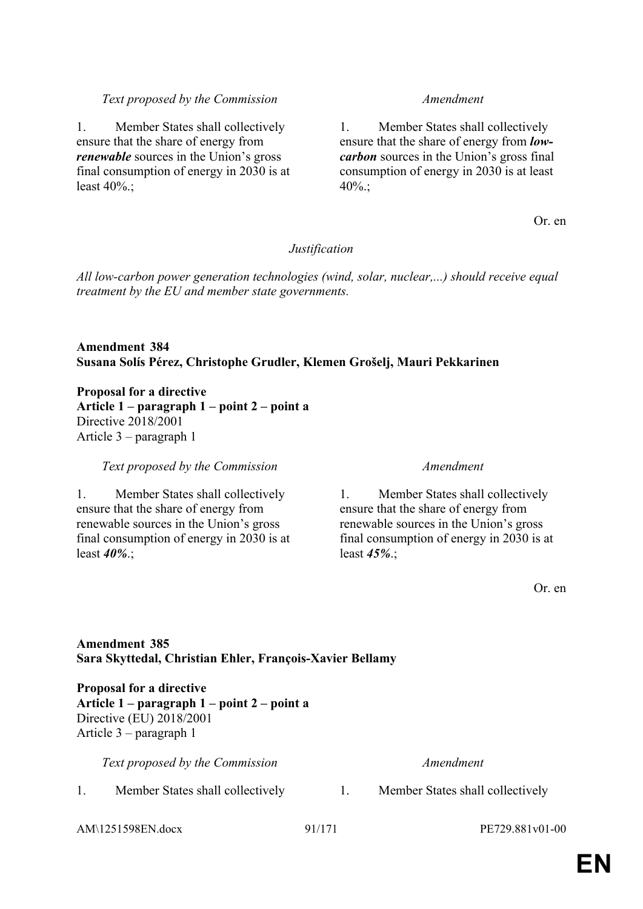| *Text proposed by the Commission* | *Amendment* |
|---|---|
| 1. Member States shall collectively ensure that the share of energy from ***renewable*** sources in the Union's gross final consumption of energy in 2030 is at least 40%.; | 1. Member States shall collectively ensure that the share of energy from ***low-carbon*** sources in the Union's gross final consumption of energy in 2030 is at least 40%.; |

Or. en

*Justification*

*All low-carbon power generation technologies (wind, solar, nuclear,...) should receive equal treatment by the EU and member state governments.*

**Amendment 384**
**Susana Solís Pérez, Christophe Grudler, Klemen Grošelj, Mauri Pekkarinen**

**Proposal for a directive**
**Article 1 – paragraph 1 – point 2 – point a**
Directive 2018/2001
Article 3 – paragraph 1

| *Text proposed by the Commission* | *Amendment* |
|---|---|
| 1. Member States shall collectively ensure that the share of energy from renewable sources in the Union's gross final consumption of energy in 2030 is at least ***40%***.; | 1. Member States shall collectively ensure that the share of energy from renewable sources in the Union's gross final consumption of energy in 2030 is at least ***45%***.; |

Or. en

**Amendment 385**
**Sara Skyttedal, Christian Ehler, François-Xavier Bellamy**

**Proposal for a directive**
**Article 1 – paragraph 1 – point 2 – point a**
Directive (EU) 2018/2001
Article 3 – paragraph 1

| *Text proposed by the Commission* | *Amendment* |
|---|---|
| 1. Member States shall collectively | 1. Member States shall collectively |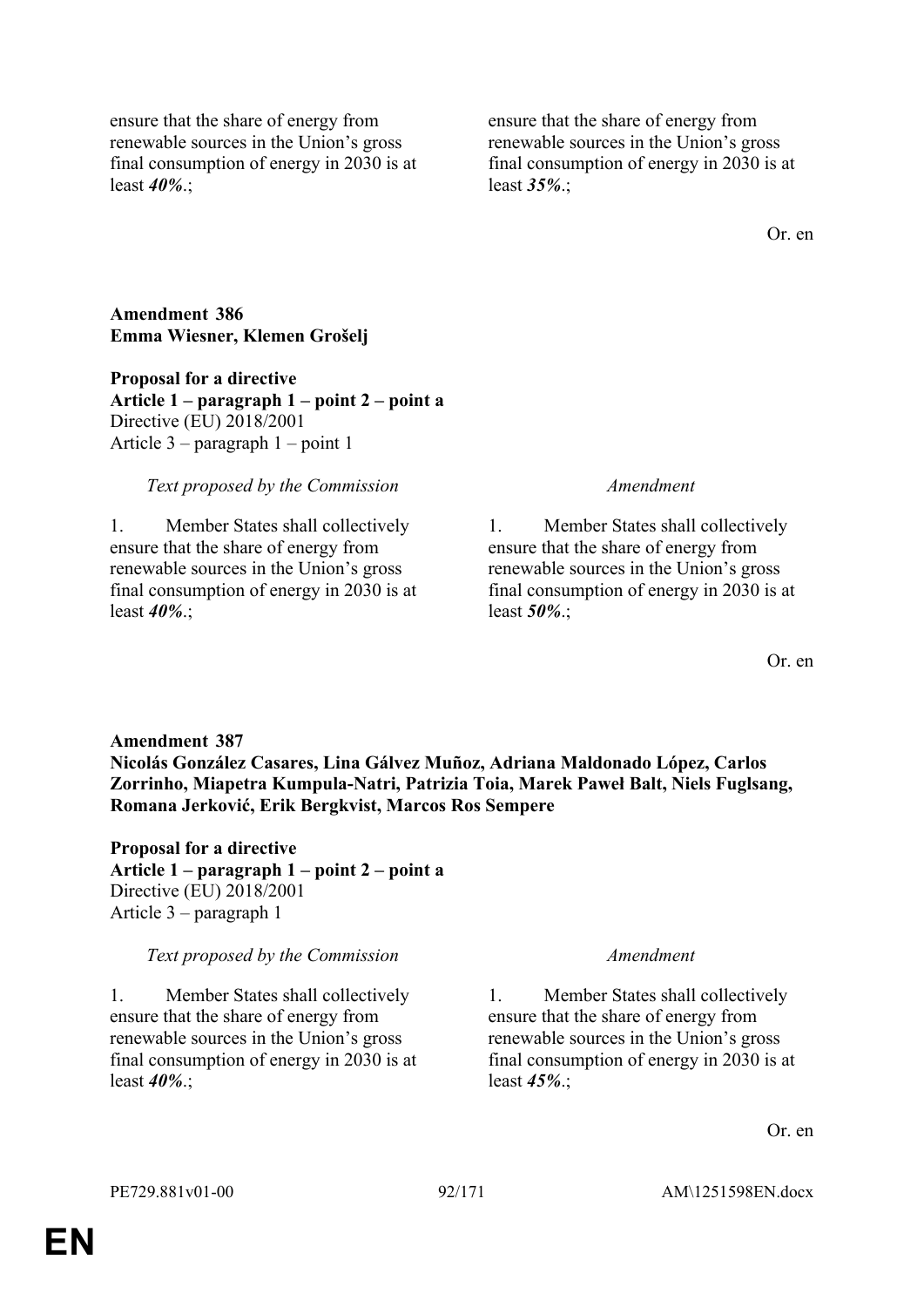| | |
|---|---|
| ensure that the share of energy from renewable sources in the Union's gross final consumption of energy in 2030 is at least ***40%***.; | ensure that the share of energy from renewable sources in the Union's gross final consumption of energy in 2030 is at least ***35%***.; |

Or. en

**Amendment 386**
**Emma Wiesner, Klemen Grošelj**

**Proposal for a directive**
**Article 1 – paragraph 1 – point 2 – point a**
Directive (EU) 2018/2001
Article 3 – paragraph 1 – point 1

| *Text proposed by the Commission* | *Amendment* |
|---|---|
| 1. Member States shall collectively ensure that the share of energy from renewable sources in the Union's gross final consumption of energy in 2030 is at least ***40%***.; | 1. Member States shall collectively ensure that the share of energy from renewable sources in the Union's gross final consumption of energy in 2030 is at least ***50%***.; |

Or. en

**Amendment 387**
**Nicolás González Casares, Lina Gálvez Muñoz, Adriana Maldonado López, Carlos Zorrinho, Miapetra Kumpula-Natri, Patrizia Toia, Marek Paweł Balt, Niels Fuglsang, Romana Jerković, Erik Bergkvist, Marcos Ros Sempere**

**Proposal for a directive**
**Article 1 – paragraph 1 – point 2 – point a**
Directive (EU) 2018/2001
Article 3 – paragraph 1

| *Text proposed by the Commission* | *Amendment* |
|---|---|
| 1. Member States shall collectively ensure that the share of energy from renewable sources in the Union's gross final consumption of energy in 2030 is at least ***40%***.; | 1. Member States shall collectively ensure that the share of energy from renewable sources in the Union's gross final consumption of energy in 2030 is at least ***45%***.; |

Or. en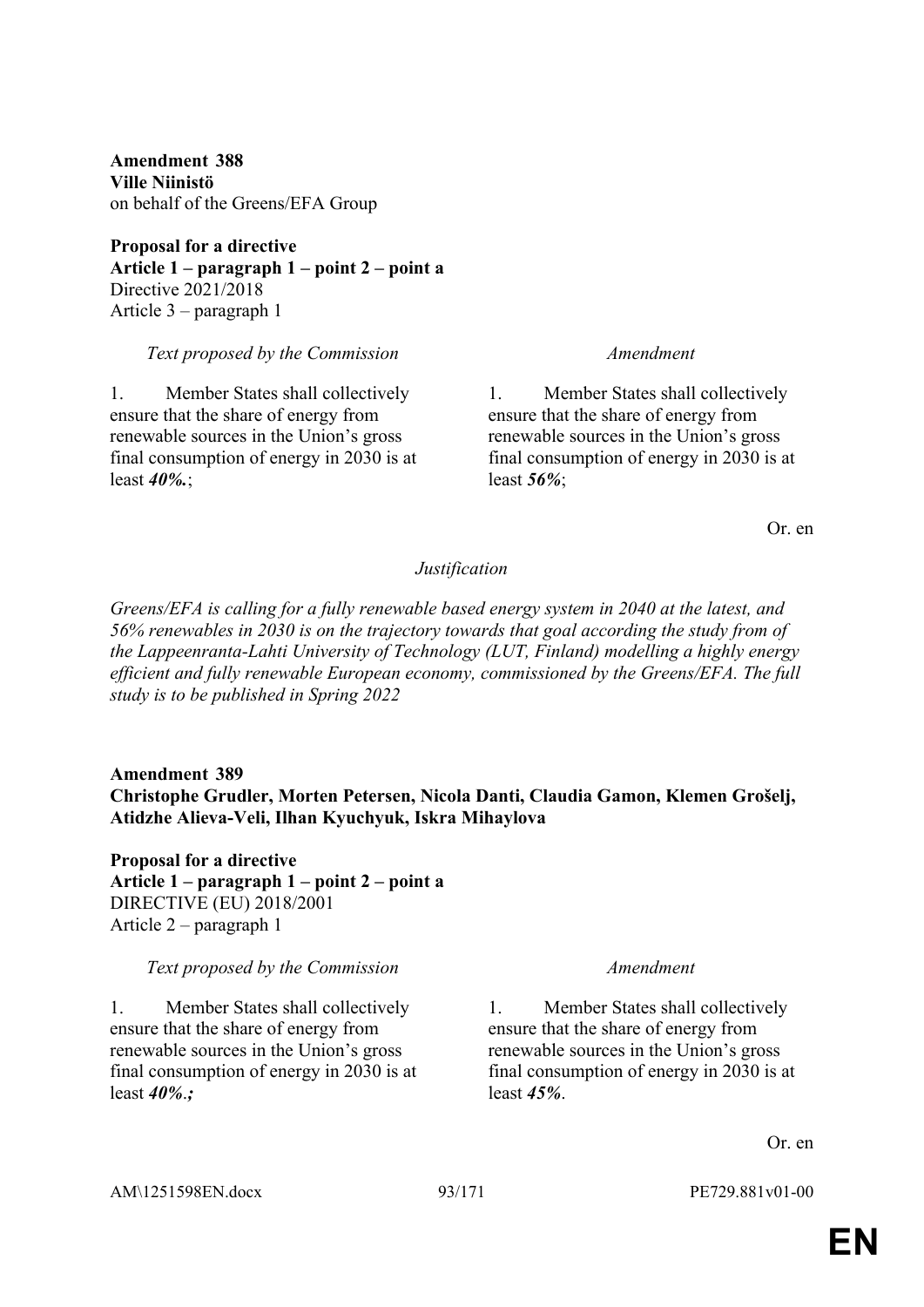**Amendment 388**
**Ville Niinistö**
on behalf of the Greens/EFA Group

**Proposal for a directive**
**Article 1 – paragraph 1 – point 2 – point a**
Directive 2021/2018
Article 3 – paragraph 1

| *Text proposed by the Commission* | *Amendment* |
|---|---|
| 1. Member States shall collectively ensure that the share of energy from renewable sources in the Union's gross final consumption of energy in 2030 is at least ***40%.***; | 1. Member States shall collectively ensure that the share of energy from renewable sources in the Union's gross final consumption of energy in 2030 is at least ***56%***; |

Or. en

*Justification*

*Greens/EFA is calling for a fully renewable based energy system in 2040 at the latest, and 56% renewables in 2030 is on the trajectory towards that goal according the study from of the Lappeenranta-Lahti University of Technology (LUT, Finland) modelling a highly energy efficient and fully renewable European economy, commissioned by the Greens/EFA. The full study is to be published in Spring 2022*

**Amendment 389**
**Christophe Grudler, Morten Petersen, Nicola Danti, Claudia Gamon, Klemen Grošelj, Atidzhe Alieva-Veli, Ilhan Kyuchyuk, Iskra Mihaylova**

**Proposal for a directive**
**Article 1 – paragraph 1 – point 2 – point a**
DIRECTIVE (EU) 2018/2001
Article 2 – paragraph 1

| *Text proposed by the Commission* | *Amendment* |
|---|---|
| 1. Member States shall collectively ensure that the share of energy from renewable sources in the Union's gross final consumption of energy in 2030 is at least ***40%.;*** | 1. Member States shall collectively ensure that the share of energy from renewable sources in the Union's gross final consumption of energy in 2030 is at least ***45%***. |

Or. en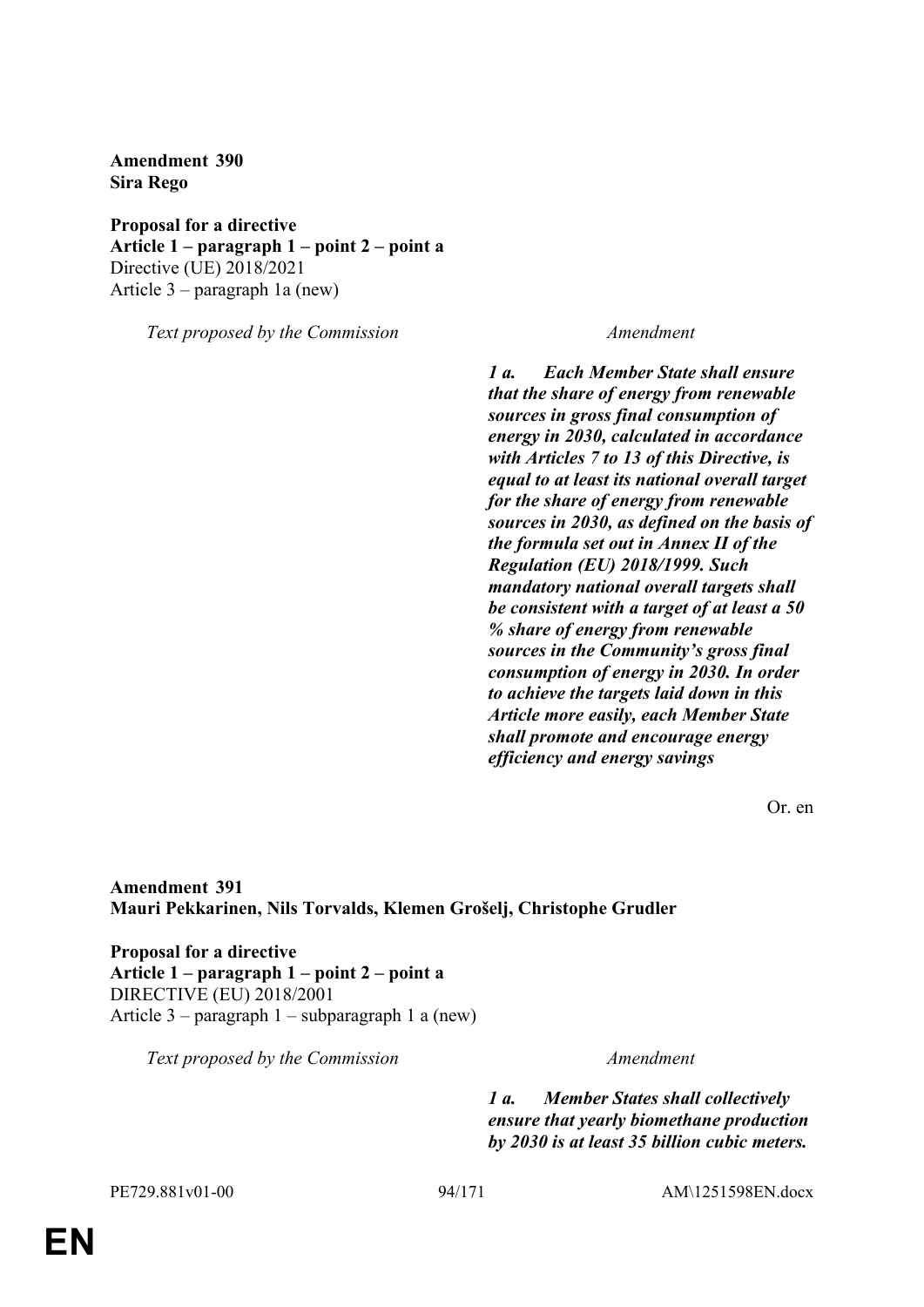**Amendment 390**
**Sira Rego**

**Proposal for a directive**
**Article 1 – paragraph 1 – point 2 – point a**
Directive (UE) 2018/2021
Article 3 – paragraph 1a (new)

| *Text proposed by the Commission* | *Amendment* |
|---|---|
| | ***1 a. Each Member State shall ensure that the share of energy from renewable sources in gross final consumption of energy in 2030, calculated in accordance with Articles 7 to 13 of this Directive, is equal to at least its national overall target for the share of energy from renewable sources in 2030, as defined on the basis of the formula set out in Annex II of the Regulation (EU) 2018/1999. Such mandatory national overall targets shall be consistent with a target of at least a 50 % share of energy from renewable sources in the Community's gross final consumption of energy in 2030. In order to achieve the targets laid down in this Article more easily, each Member State shall promote and encourage energy efficiency and energy savings*** |

Or. en

**Amendment 391**
**Mauri Pekkarinen, Nils Torvalds, Klemen Grošelj, Christophe Grudler**

**Proposal for a directive**
**Article 1 – paragraph 1 – point 2 – point a**
DIRECTIVE (EU) 2018/2001
Article 3 – paragraph 1 – subparagraph 1 a (new)

| *Text proposed by the Commission* | *Amendment* |
|---|---|
| | ***1 a. Member States shall collectively ensure that yearly biomethane production by 2030 is at least 35 billion cubic meters.*** |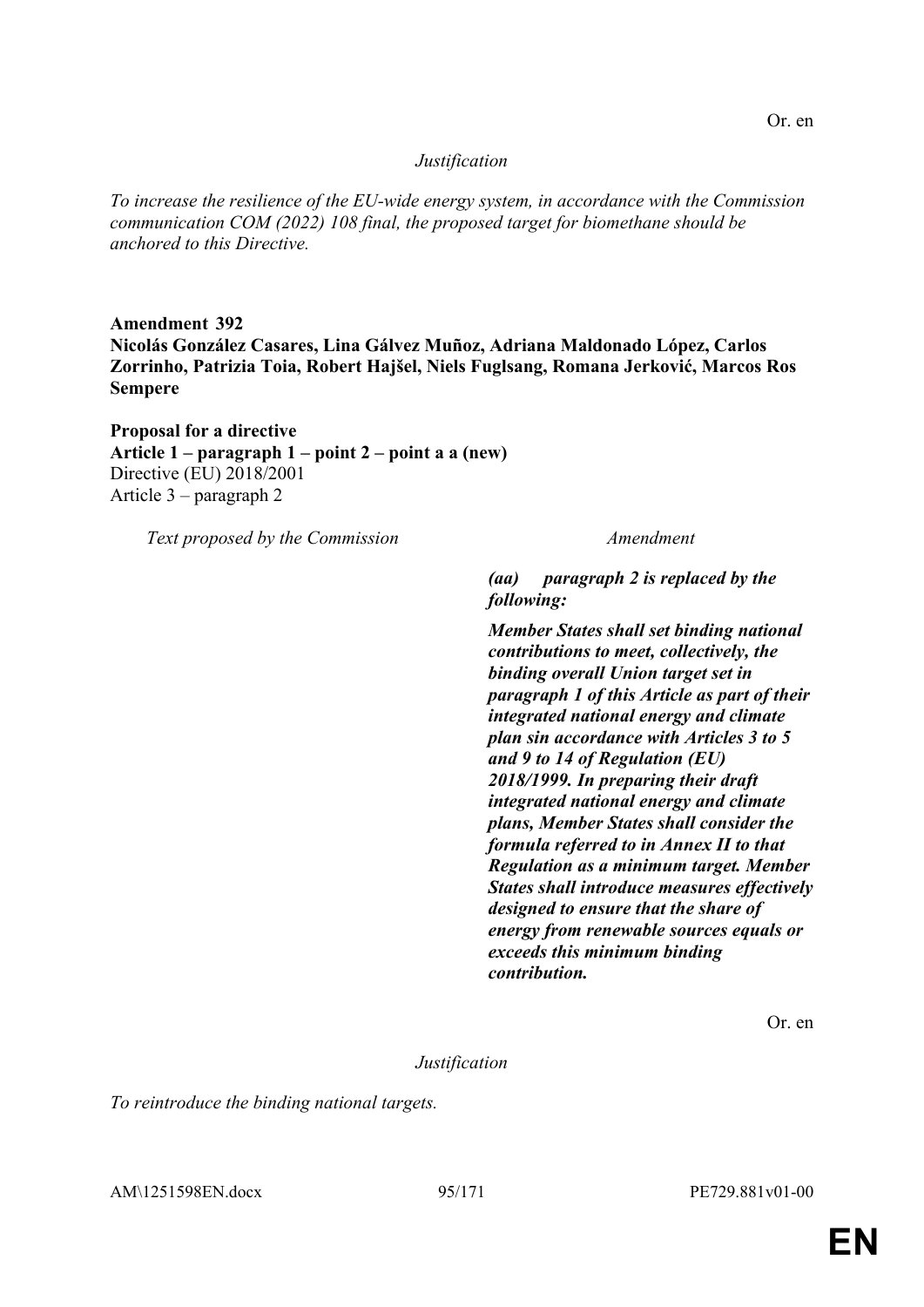Or. en

*Justification*

*To increase the resilience of the EU-wide energy system, in accordance with the Commission communication COM (2022) 108 final, the proposed target for biomethane should be anchored to this Directive.*

**Amendment 392**
**Nicolás González Casares, Lina Gálvez Muñoz, Adriana Maldonado López, Carlos Zorrinho, Patrizia Toia, Robert Hajšel, Niels Fuglsang, Romana Jerković, Marcos Ros Sempere**

**Proposal for a directive**
**Article 1 – paragraph 1 – point 2 – point a a (new)**
Directive (EU) 2018/2001
Article 3 – paragraph 2

| *Text proposed by the Commission* | *Amendment* |
| --- | --- |
| | ***(aa) paragraph 2 is replaced by the following:*** |
| | ***Member States shall set binding national contributions to meet, collectively, the binding overall Union target set in paragraph 1 of this Article as part of their integrated national energy and climate plan sin accordance with Articles 3 to 5 and 9 to 14 of Regulation (EU) 2018/1999. In preparing their draft integrated national energy and climate plans, Member States shall consider the formula referred to in Annex II to that Regulation as a minimum target. Member States shall introduce measures effectively designed to ensure that the share of energy from renewable sources equals or exceeds this minimum binding contribution.*** |

Or. en

*Justification*

*To reintroduce the binding national targets.*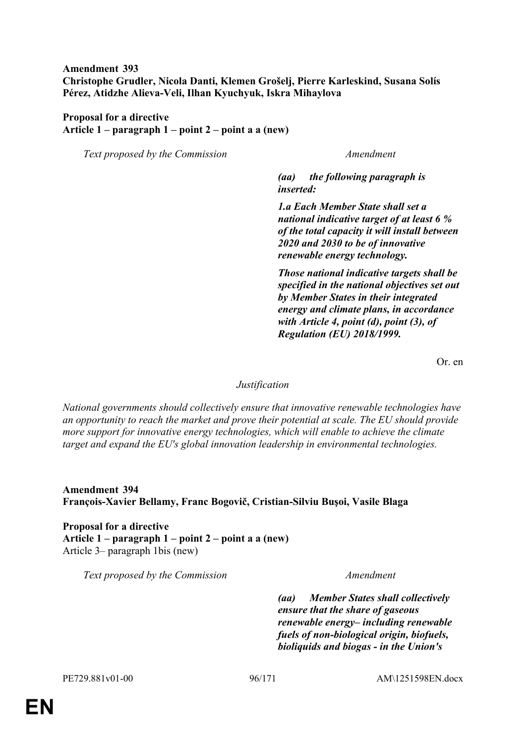**Amendment 393**
**Christophe Grudler, Nicola Danti, Klemen Grošelj, Pierre Karleskind, Susana Solís Pérez, Atidzhe Alieva-Veli, Ilhan Kyuchyuk, Iskra Mihaylova**

**Proposal for a directive**
**Article 1 – paragraph 1 – point 2 – point a a (new)**

| *Text proposed by the Commission* | *Amendment* |
|---|---|
| | ***(aa) the following paragraph is inserted:*** |
| | ***1.a Each Member State shall set a national indicative target of at least 6 % of the total capacity it will install between 2020 and 2030 to be of innovative renewable energy technology.*** |
| | ***Those national indicative targets shall be specified in the national objectives set out by Member States in their integrated energy and climate plans, in accordance with Article 4, point (d), point (3), of Regulation (EU) 2018/1999.*** |

Or. en

*Justification*

*National governments should collectively ensure that innovative renewable technologies have an opportunity to reach the market and prove their potential at scale. The EU should provide more support for innovative energy technologies, which will enable to achieve the climate target and expand the EU's global innovation leadership in environmental technologies.*

**Amendment 394**
**François-Xavier Bellamy, Franc Bogovič, Cristian-Silviu Buşoi, Vasile Blaga**

**Proposal for a directive**
**Article 1 – paragraph 1 – point 2 – point a a (new)**
Article 3– paragraph 1bis (new)

| *Text proposed by the Commission* | *Amendment* |
|---|---|
| | ***(aa) Member States shall collectively ensure that the share of gaseous renewable energy– including renewable fuels of non-biological origin, biofuels, bioliquids and biogas - in the Union's*** |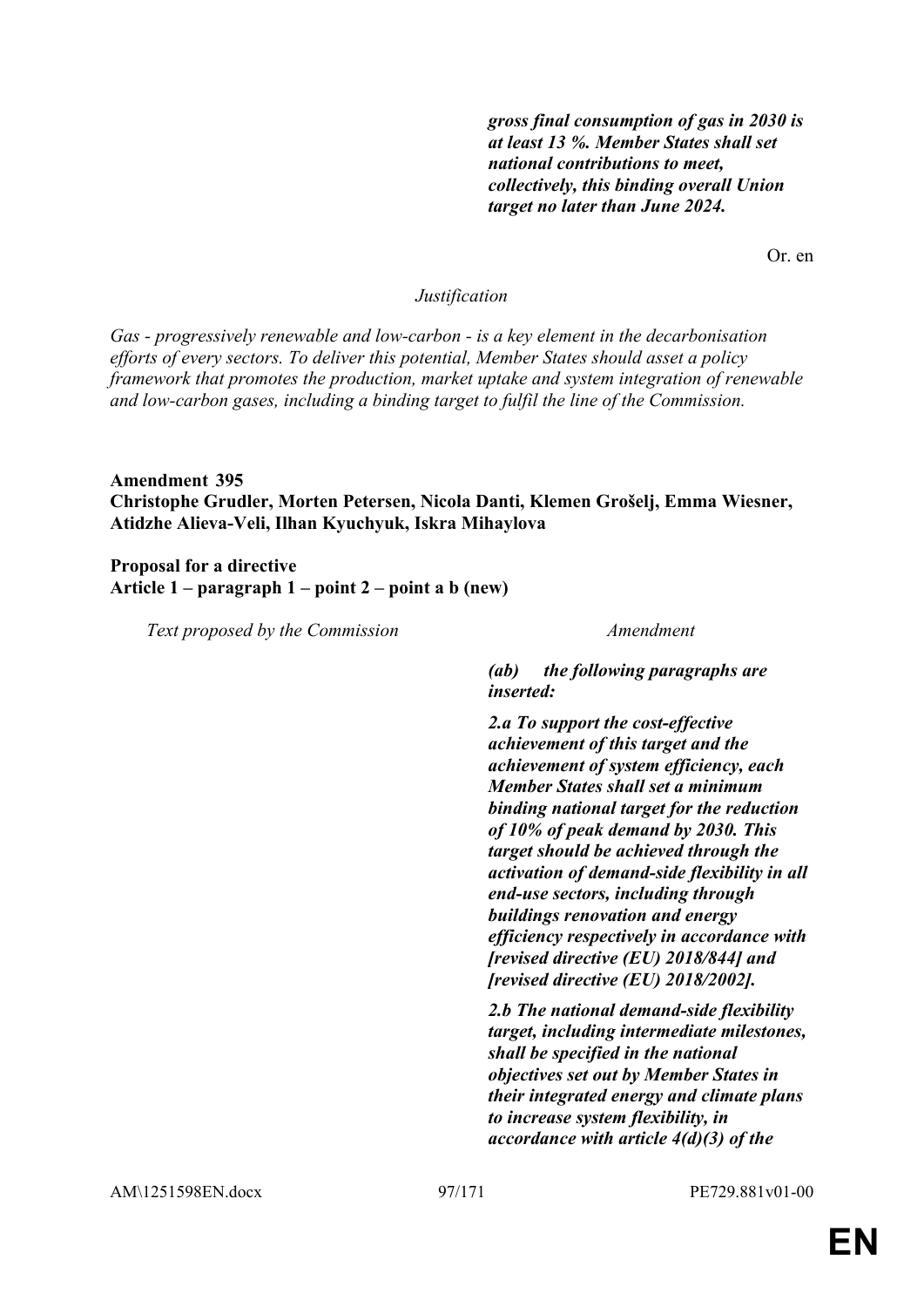| | |
|---|---|
| | ***gross final consumption of gas in 2030 is at least 13 %. Member States shall set national contributions to meet, collectively, this binding overall Union target no later than June 2024.*** |

Or. en

*Justification*

*Gas - progressively renewable and low-carbon - is a key element in the decarbonisation efforts of every sectors. To deliver this potential, Member States should asset a policy framework that promotes the production, market uptake and system integration of renewable and low-carbon gases, including a binding target to fulfil the line of the Commission.*

**Amendment 395**
**Christophe Grudler, Morten Petersen, Nicola Danti, Klemen Grošelj, Emma Wiesner, Atidzhe Alieva-Veli, Ilhan Kyuchyuk, Iskra Mihaylova**

**Proposal for a directive**
**Article 1 – paragraph 1 – point 2 – point a b (new)**

| *Text proposed by the Commission* | *Amendment* |
|---|---|
| | ***(ab) the following paragraphs are inserted:*** |
| | ***2.a To support the cost-effective achievement of this target and the achievement of system efficiency, each Member States shall set a minimum binding national target for the reduction of 10% of peak demand by 2030. This target should be achieved through the activation of demand-side flexibility in all end-use sectors, including through buildings renovation and energy efficiency respectively in accordance with [revised directive (EU) 2018/844] and [revised directive (EU) 2018/2002].*** |
| | ***2.b The national demand-side flexibility target, including intermediate milestones, shall be specified in the national objectives set out by Member States in their integrated energy and climate plans to increase system flexibility, in accordance with article 4(d)(3) of the*** |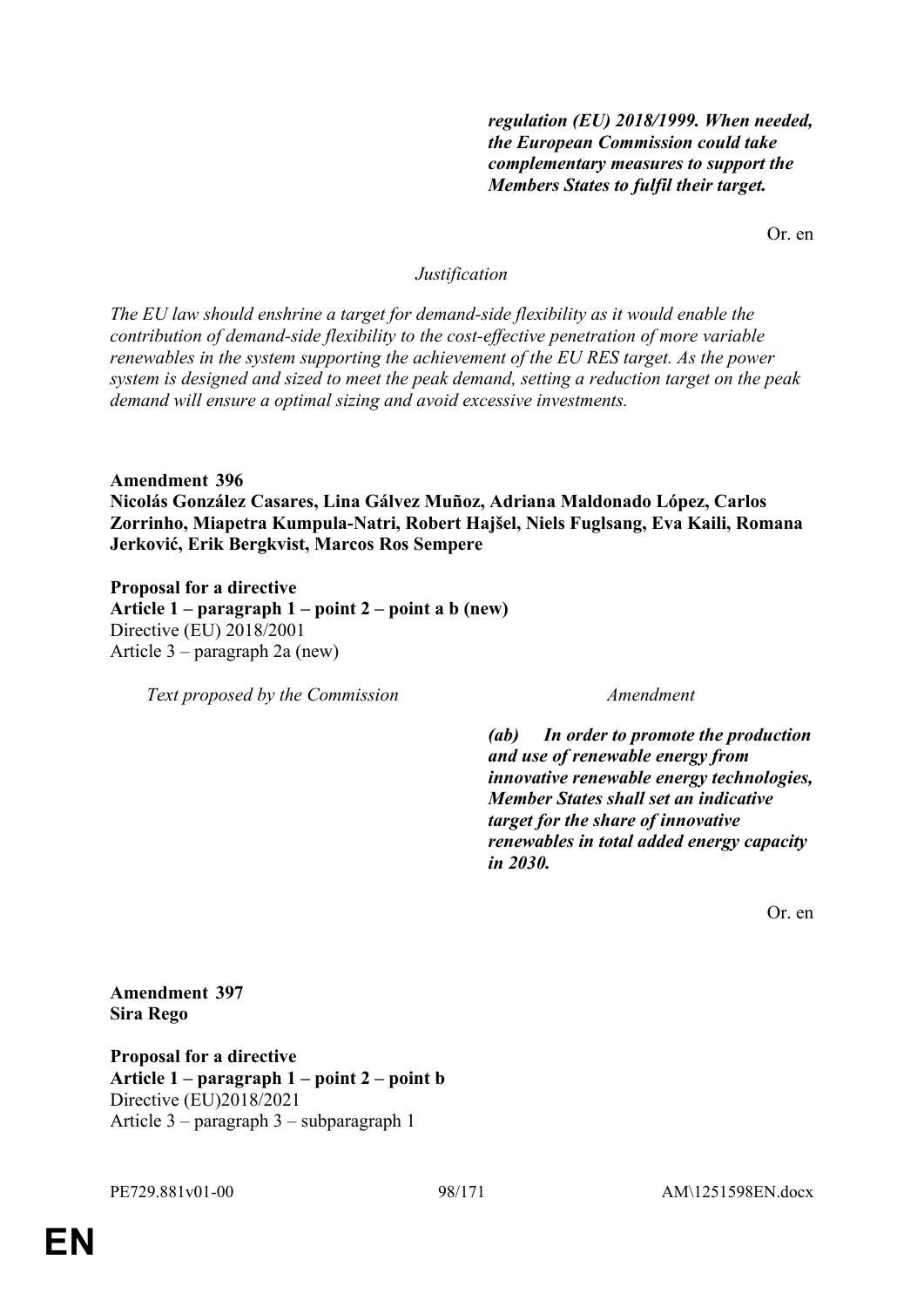| | |
|---|---|
| | ***regulation (EU) 2018/1999. When needed, the European Commission could take complementary measures to support the Members States to fulfil their target.*** |

Or. en

*Justification*

*The EU law should enshrine a target for demand-side flexibility as it would enable the contribution of demand-side flexibility to the cost-effective penetration of more variable renewables in the system supporting the achievement of the EU RES target. As the power system is designed and sized to meet the peak demand, setting a reduction target on the peak demand will ensure a optimal sizing and avoid excessive investments.*

**Amendment 396**
**Nicolás González Casares, Lina Gálvez Muñoz, Adriana Maldonado López, Carlos Zorrinho, Miapetra Kumpula-Natri, Robert Hajšel, Niels Fuglsang, Eva Kaili, Romana Jerković, Erik Bergkvist, Marcos Ros Sempere**

**Proposal for a directive**
**Article 1 – paragraph 1 – point 2 – point a b (new)**
Directive (EU) 2018/2001
Article 3 – paragraph 2a (new)

| *Text proposed by the Commission* | *Amendment* |
|---|---|
| | ***(ab) In order to promote the production and use of renewable energy from innovative renewable energy technologies, Member States shall set an indicative target for the share of innovative renewables in total added energy capacity in 2030.*** |

Or. en

**Amendment 397**
**Sira Rego**

**Proposal for a directive**
**Article 1 – paragraph 1 – point 2 – point b**
Directive (EU)2018/2021
Article 3 – paragraph 3 – subparagraph 1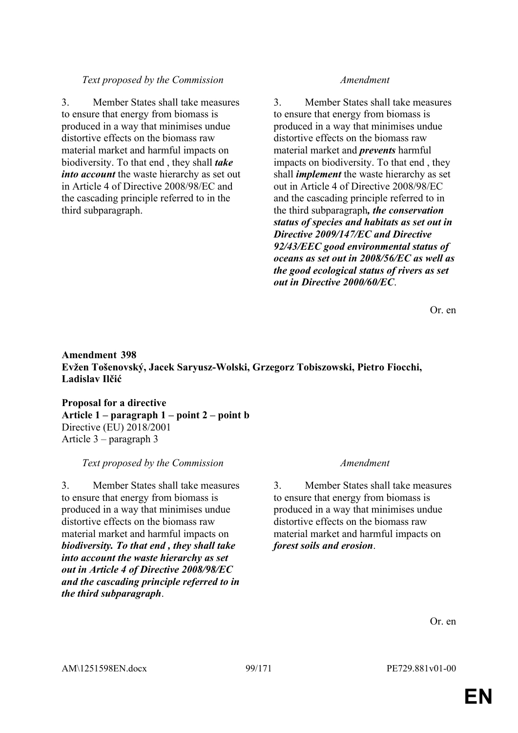| *Text proposed by the Commission* | *Amendment* |
|---|---|
| 3. Member States shall take measures to ensure that energy from biomass is produced in a way that minimises undue distortive effects on the biomass raw material market and harmful impacts on biodiversity. To that end , they shall ***take into account*** the waste hierarchy as set out in Article 4 of Directive 2008/98/EC and the cascading principle referred to in the third subparagraph. | 3. Member States shall take measures to ensure that energy from biomass is produced in a way that minimises undue distortive effects on the biomass raw material market and ***prevents*** harmful impacts on biodiversity. To that end , they shall ***implement*** the waste hierarchy as set out in Article 4 of Directive 2008/98/EC and the cascading principle referred to in the third subparagraph***, the conservation status of species and habitats as set out in Directive 2009/147/EC and Directive 92/43/EEC good environmental status of oceans as set out in 2008/56/EC as well as the good ecological status of rivers as set out in Directive 2000/60/EC***. |

Or. en

**Amendment 398**
**Evžen Tošenovský, Jacek Saryusz-Wolski, Grzegorz Tobiszowski, Pietro Fiocchi, Ladislav Ilčić**

**Proposal for a directive**
**Article 1 – paragraph 1 – point 2 – point b**
Directive (EU) 2018/2001
Article 3 – paragraph 3

| *Text proposed by the Commission* | *Amendment* |
|---|---|
| 3. Member States shall take measures to ensure that energy from biomass is produced in a way that minimises undue distortive effects on the biomass raw material market and harmful impacts on ***biodiversity. To that end , they shall take into account the waste hierarchy as set out in Article 4 of Directive 2008/98/EC and the cascading principle referred to in the third subparagraph***. | 3. Member States shall take measures to ensure that energy from biomass is produced in a way that minimises undue distortive effects on the biomass raw material market and harmful impacts on ***forest soils and erosion***. |

Or. en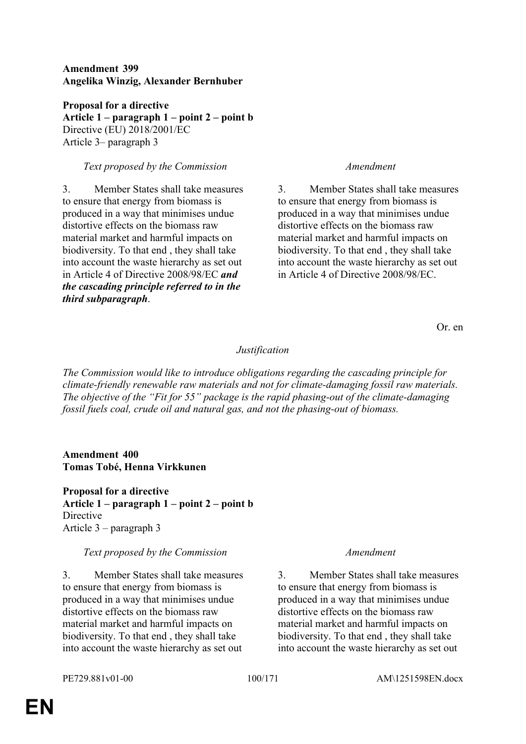**Amendment 399**
**Angelika Winzig, Alexander Bernhuber**

**Proposal for a directive**
**Article 1 – paragraph 1 – point 2 – point b**
Directive (EU) 2018/2001/EC
Article 3– paragraph 3

| *Text proposed by the Commission* | *Amendment* |
|---|---|
| 3. Member States shall take measures to ensure that energy from biomass is produced in a way that minimises undue distortive effects on the biomass raw material market and harmful impacts on biodiversity. To that end , they shall take into account the waste hierarchy as set out in Article 4 of Directive 2008/98/EC ***and the cascading principle referred to in the third subparagraph***. | 3. Member States shall take measures to ensure that energy from biomass is produced in a way that minimises undue distortive effects on the biomass raw material market and harmful impacts on biodiversity. To that end , they shall take into account the waste hierarchy as set out in Article 4 of Directive 2008/98/EC. |

Or. en

*Justification*

*The Commission would like to introduce obligations regarding the cascading principle for climate-friendly renewable raw materials and not for climate-damaging fossil raw materials. The objective of the "Fit for 55" package is the rapid phasing-out of the climate-damaging fossil fuels coal, crude oil and natural gas, and not the phasing-out of biomass.*

**Amendment 400**
**Tomas Tobé, Henna Virkkunen**

**Proposal for a directive**
**Article 1 – paragraph 1 – point 2 – point b**
Directive
Article 3 – paragraph 3

| *Text proposed by the Commission* | *Amendment* |
|---|---|
| 3. Member States shall take measures to ensure that energy from biomass is produced in a way that minimises undue distortive effects on the biomass raw material market and harmful impacts on biodiversity. To that end , they shall take into account the waste hierarchy as set out | 3. Member States shall take measures to ensure that energy from biomass is produced in a way that minimises undue distortive effects on the biomass raw material market and harmful impacts on biodiversity. To that end , they shall take into account the waste hierarchy as set out |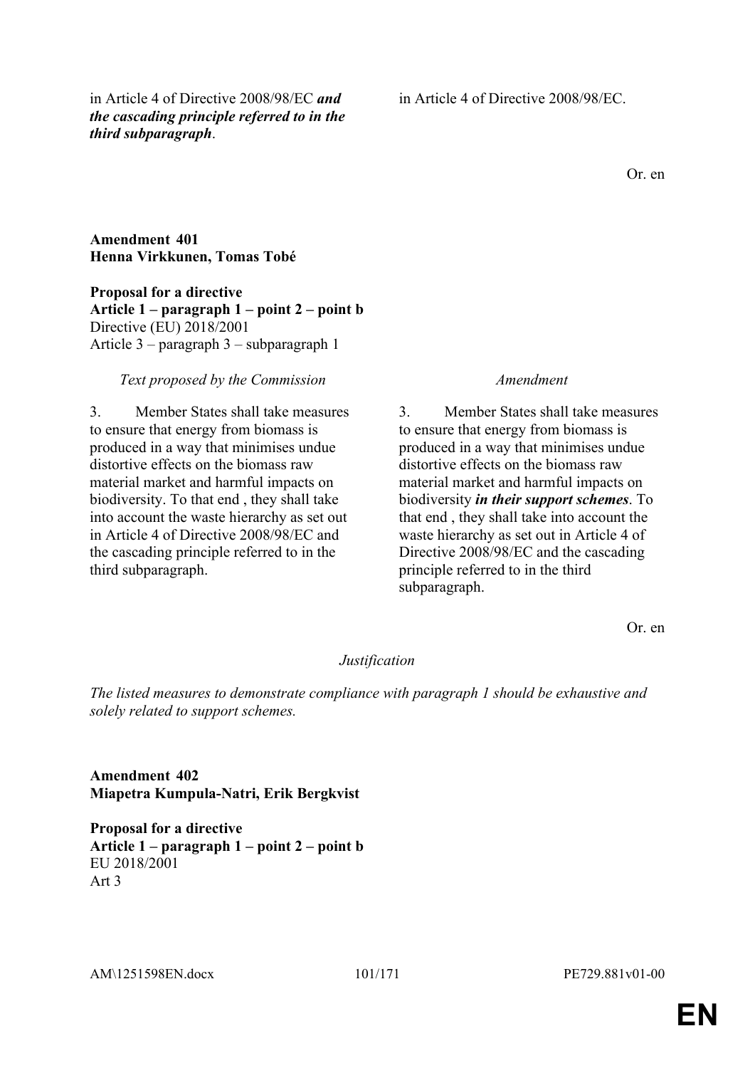| | |
|---|---|
| in Article 4 of Directive 2008/98/EC ***and the cascading principle referred to in the third subparagraph***. | in Article 4 of Directive 2008/98/EC. |

Or. en

**Amendment 401**
**Henna Virkkunen, Tomas Tobé**

**Proposal for a directive**
**Article 1 – paragraph 1 – point 2 – point b**
Directive (EU) 2018/2001
Article 3 – paragraph 3 – subparagraph 1

| *Text proposed by the Commission* | *Amendment* |
|---|---|
| 3. Member States shall take measures to ensure that energy from biomass is produced in a way that minimises undue distortive effects on the biomass raw material market and harmful impacts on biodiversity. To that end , they shall take into account the waste hierarchy as set out in Article 4 of Directive 2008/98/EC and the cascading principle referred to in the third subparagraph. | 3. Member States shall take measures to ensure that energy from biomass is produced in a way that minimises undue distortive effects on the biomass raw material market and harmful impacts on biodiversity ***in their support schemes***. To that end , they shall take into account the waste hierarchy as set out in Article 4 of Directive 2008/98/EC and the cascading principle referred to in the third subparagraph. |

Or. en

*Justification*

*The listed measures to demonstrate compliance with paragraph 1 should be exhaustive and solely related to support schemes.*

**Amendment 402**
**Miapetra Kumpula-Natri, Erik Bergkvist**

**Proposal for a directive**
**Article 1 – paragraph 1 – point 2 – point b**
EU 2018/2001
Art 3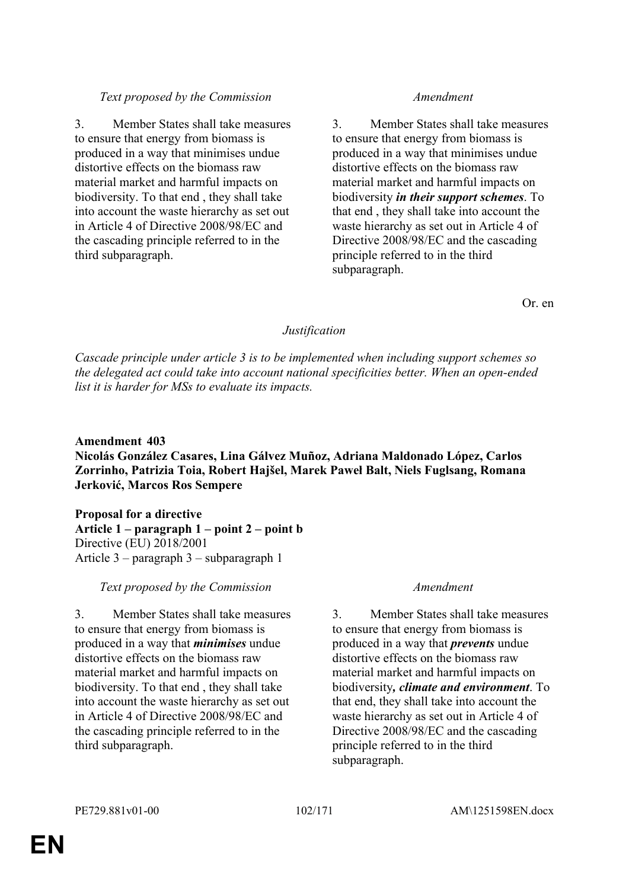| *Text proposed by the Commission* | *Amendment* |
|---|---|
| 3. Member States shall take measures to ensure that energy from biomass is produced in a way that minimises undue distortive effects on the biomass raw material market and harmful impacts on biodiversity. To that end , they shall take into account the waste hierarchy as set out in Article 4 of Directive 2008/98/EC and the cascading principle referred to in the third subparagraph. | 3. Member States shall take measures to ensure that energy from biomass is produced in a way that minimises undue distortive effects on the biomass raw material market and harmful impacts on biodiversity ***in their support schemes***. To that end , they shall take into account the waste hierarchy as set out in Article 4 of Directive 2008/98/EC and the cascading principle referred to in the third subparagraph. |

Or. en

*Justification*

*Cascade principle under article 3 is to be implemented when including support schemes so the delegated act could take into account national specificities better. When an open-ended list it is harder for MSs to evaluate its impacts.*

**Amendment 403**
**Nicolás González Casares, Lina Gálvez Muñoz, Adriana Maldonado López, Carlos Zorrinho, Patrizia Toia, Robert Hajšel, Marek Paweł Balt, Niels Fuglsang, Romana Jerković, Marcos Ros Sempere**

**Proposal for a directive**
**Article 1 – paragraph 1 – point 2 – point b**
Directive (EU) 2018/2001
Article 3 – paragraph 3 – subparagraph 1

| *Text proposed by the Commission* | *Amendment* |
|---|---|
| 3. Member States shall take measures to ensure that energy from biomass is produced in a way that ***minimises*** undue distortive effects on the biomass raw material market and harmful impacts on biodiversity. To that end , they shall take into account the waste hierarchy as set out in Article 4 of Directive 2008/98/EC and the cascading principle referred to in the third subparagraph. | 3. Member States shall take measures to ensure that energy from biomass is produced in a way that ***prevents*** undue distortive effects on the biomass raw material market and harmful impacts on biodiversity***, climate and environment***. To that end, they shall take into account the waste hierarchy as set out in Article 4 of Directive 2008/98/EC and the cascading principle referred to in the third subparagraph. |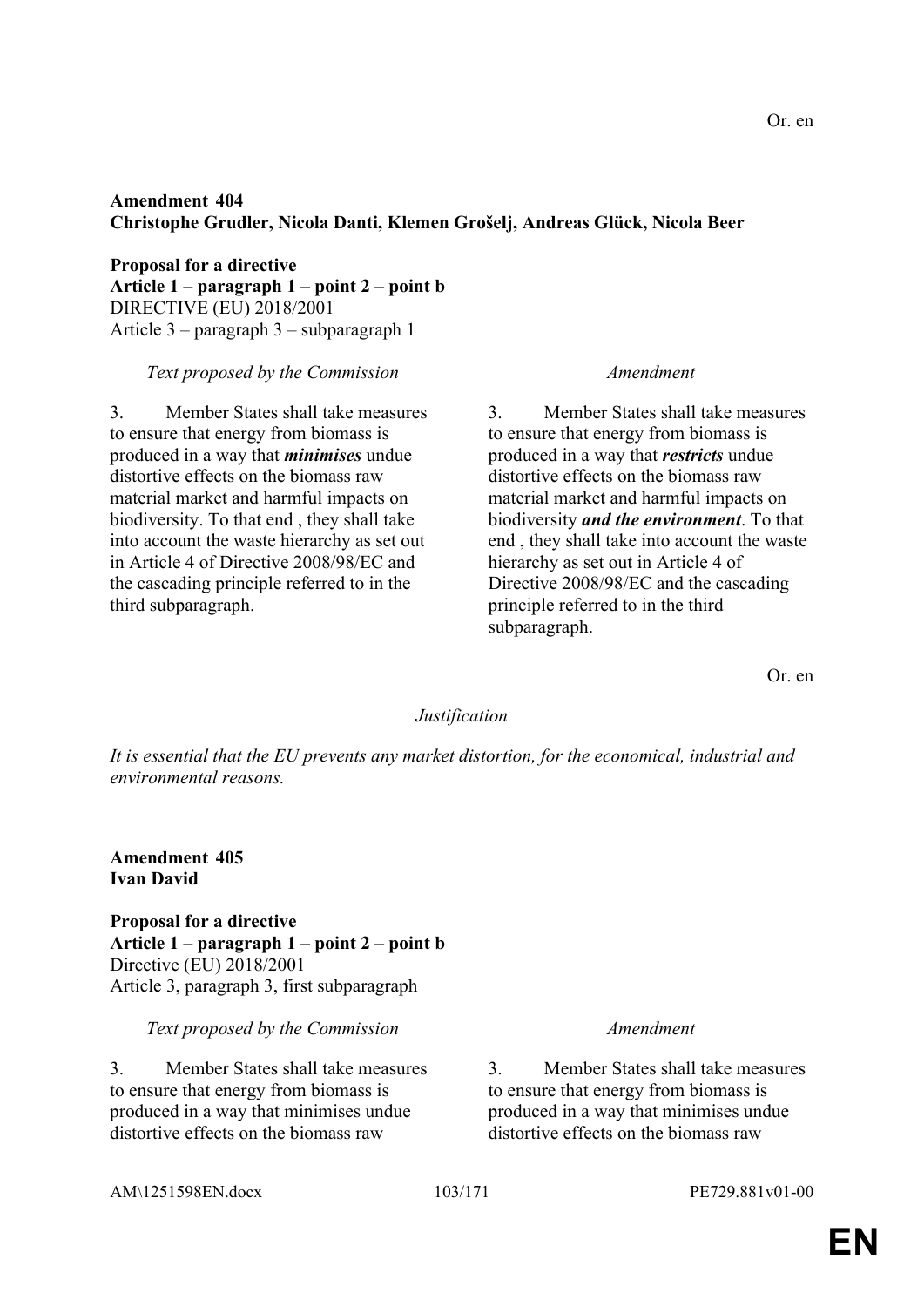Or. en

**Amendment 404**
**Christophe Grudler, Nicola Danti, Klemen Grošelj, Andreas Glück, Nicola Beer**

**Proposal for a directive**
**Article 1 – paragraph 1 – point 2 – point b**
DIRECTIVE (EU) 2018/2001
Article 3 – paragraph 3 – subparagraph 1

| *Text proposed by the Commission* | *Amendment* |
| --- | --- |
| 3. Member States shall take measures to ensure that energy from biomass is produced in a way that ***minimises*** undue distortive effects on the biomass raw material market and harmful impacts on biodiversity. To that end , they shall take into account the waste hierarchy as set out in Article 4 of Directive 2008/98/EC and the cascading principle referred to in the third subparagraph. | 3. Member States shall take measures to ensure that energy from biomass is produced in a way that ***restricts*** undue distortive effects on the biomass raw material market and harmful impacts on biodiversity ***and the environment***. To that end , they shall take into account the waste hierarchy as set out in Article 4 of Directive 2008/98/EC and the cascading principle referred to in the third subparagraph. |

Or. en

*Justification*

*It is essential that the EU prevents any market distortion, for the economical, industrial and environmental reasons.*

**Amendment 405**
**Ivan David**

**Proposal for a directive**
**Article 1 – paragraph 1 – point 2 – point b**
Directive (EU) 2018/2001
Article 3, paragraph 3, first subparagraph

| *Text proposed by the Commission* | *Amendment* |
| --- | --- |
| 3. Member States shall take measures to ensure that energy from biomass is produced in a way that minimises undue distortive effects on the biomass raw | 3. Member States shall take measures to ensure that energy from biomass is produced in a way that minimises undue distortive effects on the biomass raw |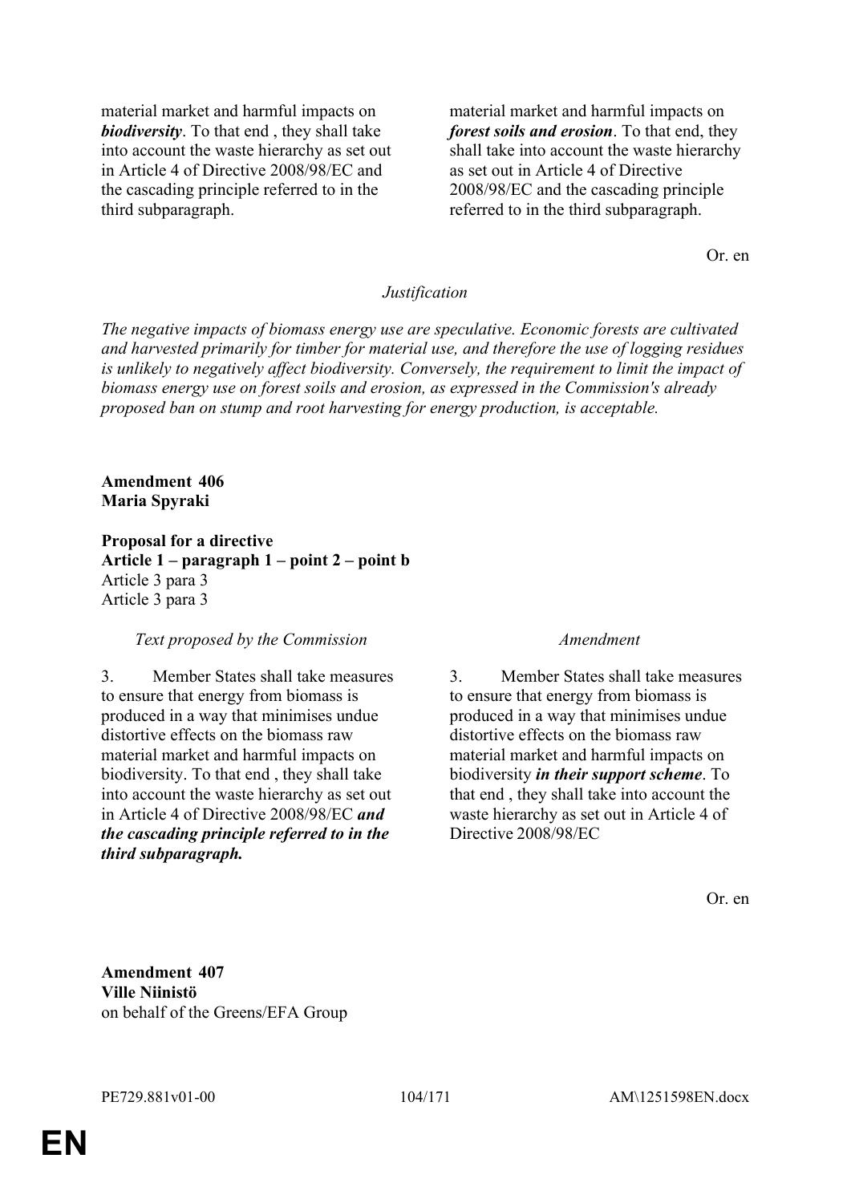| | |
|---|---|
| material market and harmful impacts on ***biodiversity***. To that end , they shall take into account the waste hierarchy as set out in Article 4 of Directive 2008/98/EC and the cascading principle referred to in the third subparagraph. | material market and harmful impacts on ***forest soils and erosion***. To that end, they shall take into account the waste hierarchy as set out in Article 4 of Directive 2008/98/EC and the cascading principle referred to in the third subparagraph. |

Or. en

*Justification*

*The negative impacts of biomass energy use are speculative. Economic forests are cultivated and harvested primarily for timber for material use, and therefore the use of logging residues is unlikely to negatively affect biodiversity. Conversely, the requirement to limit the impact of biomass energy use on forest soils and erosion, as expressed in the Commission's already proposed ban on stump and root harvesting for energy production, is acceptable.*

**Amendment 406**
**Maria Spyraki**

**Proposal for a directive**
**Article 1 – paragraph 1 – point 2 – point b**
Article 3 para 3
Article 3 para 3

| *Text proposed by the Commission* | *Amendment* |
|---|---|
| 3. Member States shall take measures to ensure that energy from biomass is produced in a way that minimises undue distortive effects on the biomass raw material market and harmful impacts on biodiversity. To that end , they shall take into account the waste hierarchy as set out in Article 4 of Directive 2008/98/EC ***and the cascading principle referred to in the third subparagraph.*** | 3. Member States shall take measures to ensure that energy from biomass is produced in a way that minimises undue distortive effects on the biomass raw material market and harmful impacts on biodiversity ***in their support scheme***. To that end , they shall take into account the waste hierarchy as set out in Article 4 of Directive 2008/98/EC |

Or. en

**Amendment 407**
**Ville Niinistö**
on behalf of the Greens/EFA Group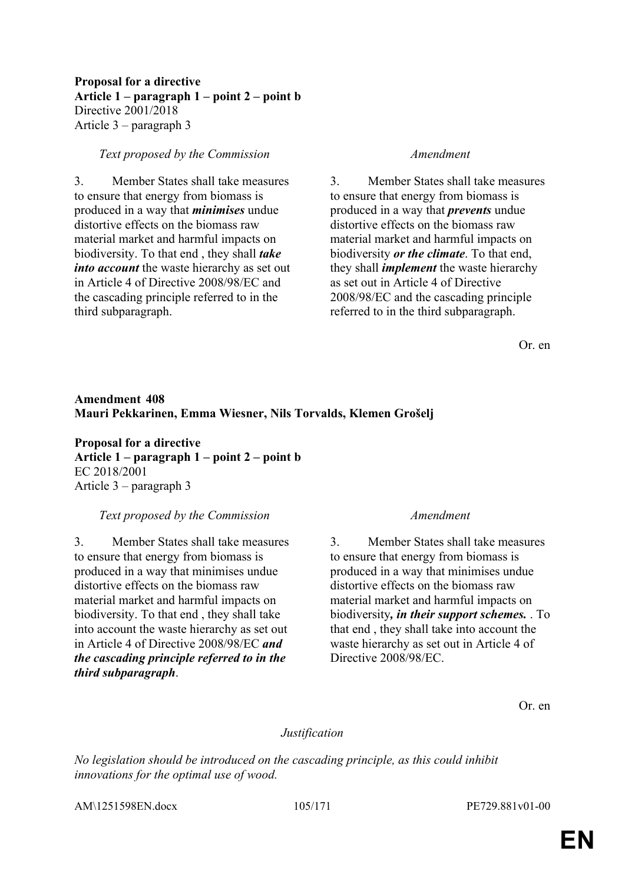**Proposal for a directive**
**Article 1 – paragraph 1 – point 2 – point b**
Directive 2001/2018
Article 3 – paragraph 3

| *Text proposed by the Commission* | *Amendment* |
|---|---|
| 3. Member States shall take measures to ensure that energy from biomass is produced in a way that ***minimises*** undue distortive effects on the biomass raw material market and harmful impacts on biodiversity. To that end , they shall ***take into account*** the waste hierarchy as set out in Article 4 of Directive 2008/98/EC and the cascading principle referred to in the third subparagraph. | 3. Member States shall take measures to ensure that energy from biomass is produced in a way that ***prevents*** undue distortive effects on the biomass raw material market and harmful impacts on biodiversity ***or the climate***. To that end, they shall ***implement*** the waste hierarchy as set out in Article 4 of Directive 2008/98/EC and the cascading principle referred to in the third subparagraph. |

Or. en

**Amendment 408**
**Mauri Pekkarinen, Emma Wiesner, Nils Torvalds, Klemen Grošelj**

**Proposal for a directive**
**Article 1 – paragraph 1 – point 2 – point b**
EC 2018/2001
Article 3 – paragraph 3

| *Text proposed by the Commission* | *Amendment* |
|---|---|
| 3. Member States shall take measures to ensure that energy from biomass is produced in a way that minimises undue distortive effects on the biomass raw material market and harmful impacts on biodiversity. To that end , they shall take into account the waste hierarchy as set out in Article 4 of Directive 2008/98/EC ***and the cascading principle referred to in the third subparagraph***. | 3. Member States shall take measures to ensure that energy from biomass is produced in a way that minimises undue distortive effects on the biomass raw material market and harmful impacts on biodiversity***, in their support schemes.*** . To that end , they shall take into account the waste hierarchy as set out in Article 4 of Directive 2008/98/EC. |

Or. en

*Justification*

*No legislation should be introduced on the cascading principle, as this could inhibit innovations for the optimal use of wood.*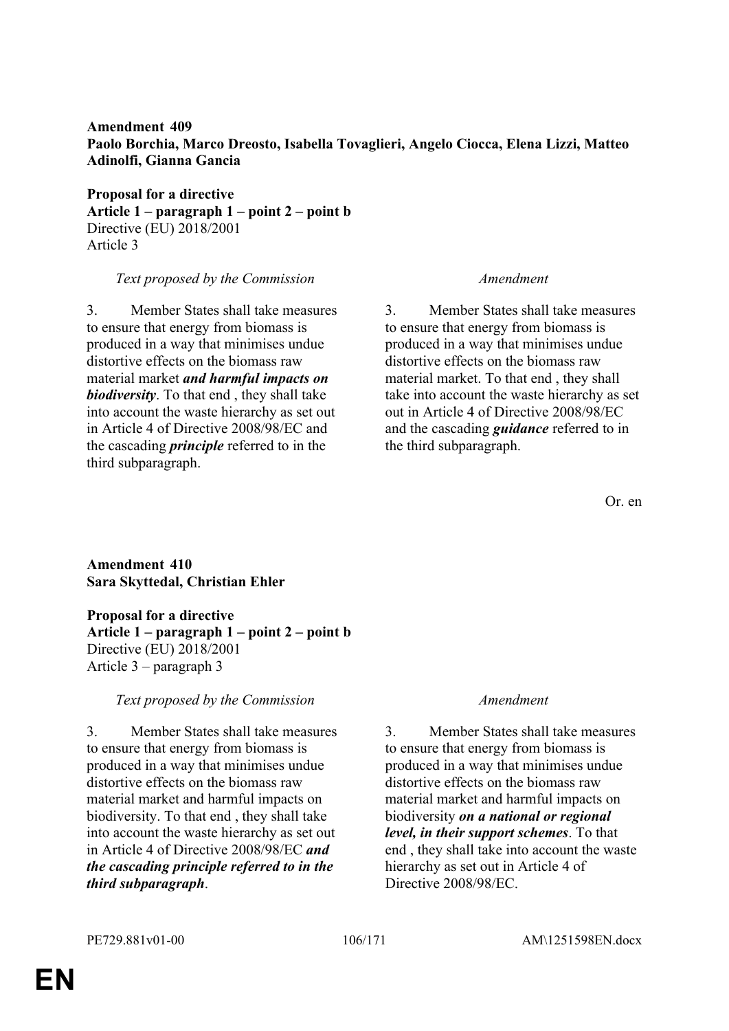**Amendment 409**
**Paolo Borchia, Marco Dreosto, Isabella Tovaglieri, Angelo Ciocca, Elena Lizzi, Matteo Adinolfi, Gianna Gancia**

**Proposal for a directive**
**Article 1 – paragraph 1 – point 2 – point b**
Directive (EU) 2018/2001
Article 3

| *Text proposed by the Commission* | *Amendment* |
|---|---|
| 3. Member States shall take measures to ensure that energy from biomass is produced in a way that minimises undue distortive effects on the biomass raw material market ***and harmful impacts on biodiversity***. To that end , they shall take into account the waste hierarchy as set out in Article 4 of Directive 2008/98/EC and the cascading ***principle*** referred to in the third subparagraph. | 3. Member States shall take measures to ensure that energy from biomass is produced in a way that minimises undue distortive effects on the biomass raw material market. To that end , they shall take into account the waste hierarchy as set out in Article 4 of Directive 2008/98/EC and the cascading ***guidance*** referred to in the third subparagraph. |

Or. en

**Amendment 410**
**Sara Skyttedal, Christian Ehler**

**Proposal for a directive**
**Article 1 – paragraph 1 – point 2 – point b**
Directive (EU) 2018/2001
Article 3 – paragraph 3

| *Text proposed by the Commission* | *Amendment* |
|---|---|
| 3. Member States shall take measures to ensure that energy from biomass is produced in a way that minimises undue distortive effects on the biomass raw material market and harmful impacts on biodiversity. To that end , they shall take into account the waste hierarchy as set out in Article 4 of Directive 2008/98/EC ***and the cascading principle referred to in the third subparagraph***. | 3. Member States shall take measures to ensure that energy from biomass is produced in a way that minimises undue distortive effects on the biomass raw material market and harmful impacts on biodiversity ***on a national or regional level, in their support schemes***. To that end , they shall take into account the waste hierarchy as set out in Article 4 of Directive 2008/98/EC. |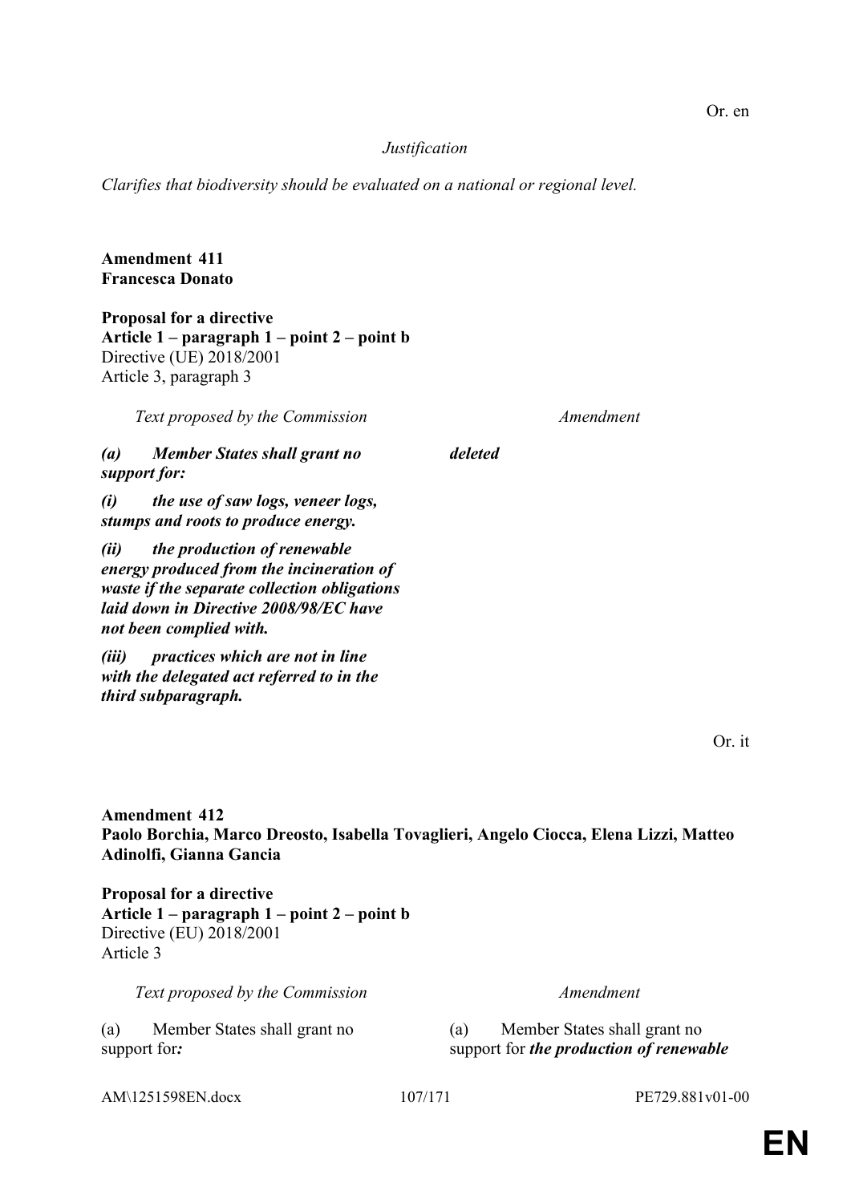Or. en

*Justification*

*Clarifies that biodiversity should be evaluated on a national or regional level.*

**Amendment 411**
**Francesca Donato**

**Proposal for a directive**
**Article 1 – paragraph 1 – point 2 – point b**
Directive (UE) 2018/2001
Article 3, paragraph 3

| *Text proposed by the Commission* | *Amendment* |
|---|---|
| ***(a) Member States shall grant no support for:*** | ***deleted*** |
| ***(i) the use of saw logs, veneer logs, stumps and roots to produce energy.*** | |
| ***(ii) the production of renewable energy produced from the incineration of waste if the separate collection obligations laid down in Directive 2008/98/EC have not been complied with.*** | |
| ***(iii) practices which are not in line with the delegated act referred to in the third subparagraph.*** | |

Or. it

**Amendment 412**
**Paolo Borchia, Marco Dreosto, Isabella Tovaglieri, Angelo Ciocca, Elena Lizzi, Matteo Adinolfi, Gianna Gancia**

**Proposal for a directive**
**Article 1 – paragraph 1 – point 2 – point b**
Directive (EU) 2018/2001
Article 3

| *Text proposed by the Commission* | *Amendment* |
|---|---|
| (a) Member States shall grant no support for***:*** | (a) Member States shall grant no support for ***the production of renewable*** |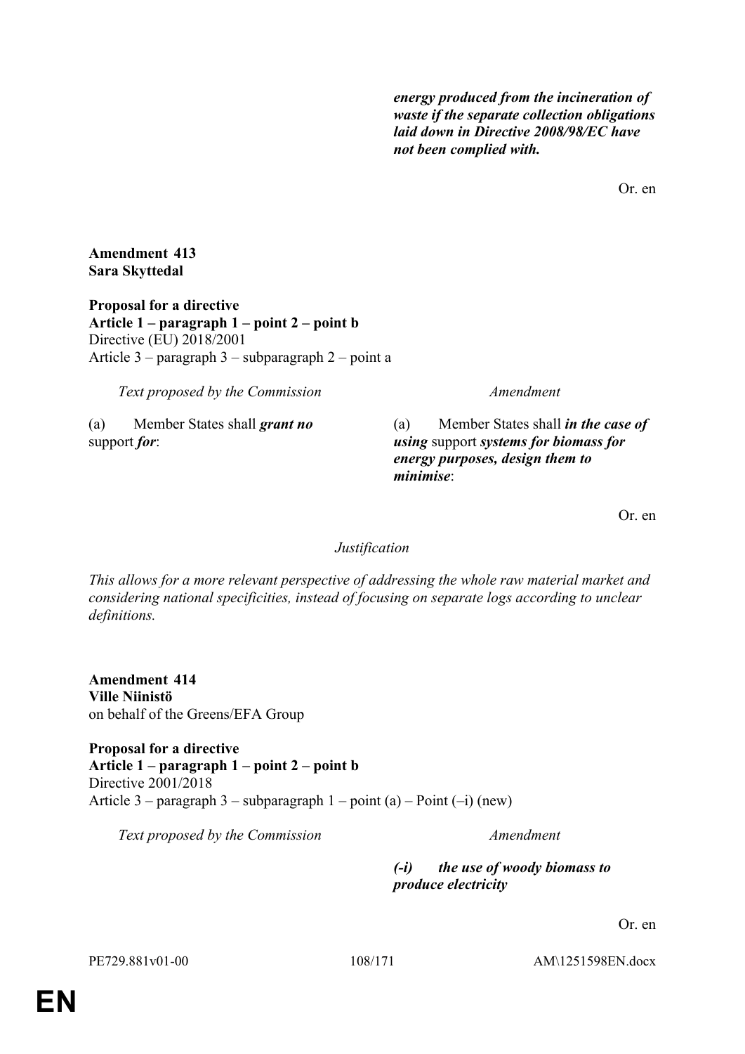| | |
|---|---|
| | ***energy produced from the incineration of waste if the separate collection obligations laid down in Directive 2008/98/EC have not been complied with.*** |

Or. en

**Amendment 413**
**Sara Skyttedal**

**Proposal for a directive**
**Article 1 – paragraph 1 – point 2 – point b**
Directive (EU) 2018/2001
Article 3 – paragraph 3 – subparagraph 2 – point a

| *Text proposed by the Commission* | *Amendment* |
|---|---|
| (a) Member States shall ***grant no*** support ***for***: | (a) Member States shall ***in the case of using*** support ***systems for biomass for energy purposes, design them to minimise***: |

Or. en

*Justification*

*This allows for a more relevant perspective of addressing the whole raw material market and considering national specificities, instead of focusing on separate logs according to unclear definitions.*

**Amendment 414**
**Ville Niinistö**
on behalf of the Greens/EFA Group

**Proposal for a directive**
**Article 1 – paragraph 1 – point 2 – point b**
Directive 2001/2018
Article 3 – paragraph 3 – subparagraph 1 – point (a) – Point (–i) (new)

| *Text proposed by the Commission* | *Amendment* |
|---|---|
| | ***(-i) the use of woody biomass to produce electricity*** |

Or. en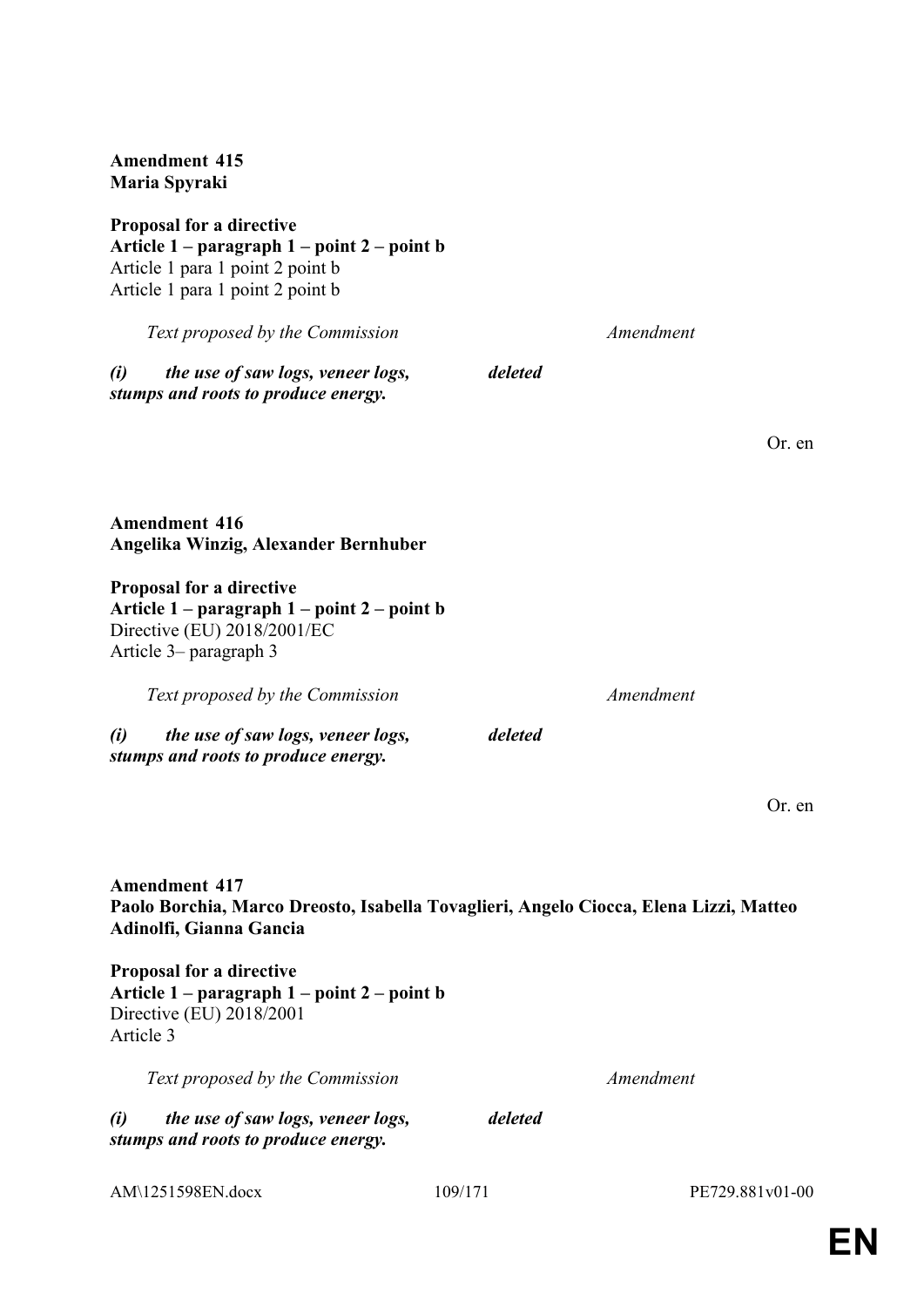**Amendment 415**
**Maria Spyraki**

**Proposal for a directive**
**Article 1 – paragraph 1 – point 2 – point b**
Article 1 para 1 point 2 point b
Article 1 para 1 point 2 point b

| *Text proposed by the Commission* | *Amendment* |
|---|---|
| ***(i) the use of saw logs, veneer logs, stumps and roots to produce energy.*** | ***deleted*** |

Or. en

**Amendment 416**
**Angelika Winzig, Alexander Bernhuber**

**Proposal for a directive**
**Article 1 – paragraph 1 – point 2 – point b**
Directive (EU) 2018/2001/EC
Article 3– paragraph 3

| *Text proposed by the Commission* | *Amendment* |
|---|---|
| ***(i) the use of saw logs, veneer logs, stumps and roots to produce energy.*** | ***deleted*** |

Or. en

**Amendment 417**
**Paolo Borchia, Marco Dreosto, Isabella Tovaglieri, Angelo Ciocca, Elena Lizzi, Matteo Adinolfi, Gianna Gancia**

**Proposal for a directive**
**Article 1 – paragraph 1 – point 2 – point b**
Directive (EU) 2018/2001
Article 3

| *Text proposed by the Commission* | *Amendment* |
|---|---|
| ***(i) the use of saw logs, veneer logs, stumps and roots to produce energy.*** | ***deleted*** |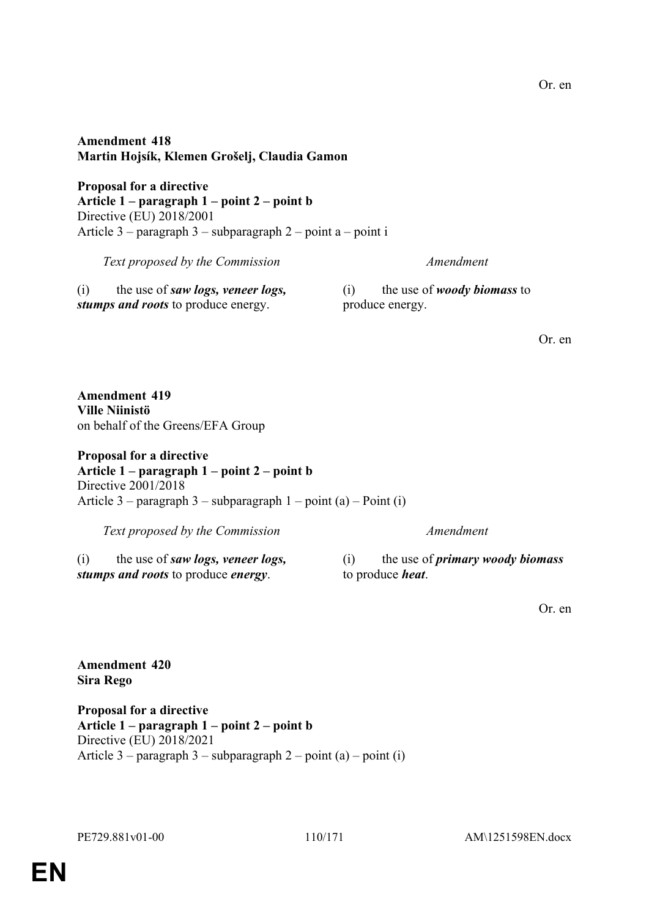Or. en

**Amendment 418**
**Martin Hojsík, Klemen Grošelj, Claudia Gamon**

**Proposal for a directive**
**Article 1 – paragraph 1 – point 2 – point b**
Directive (EU) 2018/2001
Article 3 – paragraph 3 – subparagraph 2 – point a – point i

| *Text proposed by the Commission* | *Amendment* |
|---|---|
| (i) the use of ***saw logs, veneer logs, stumps and roots*** to produce energy. | (i) the use of ***woody biomass*** to produce energy. |

Or. en

**Amendment 419**
**Ville Niinistö**
on behalf of the Greens/EFA Group

**Proposal for a directive**
**Article 1 – paragraph 1 – point 2 – point b**
Directive 2001/2018
Article 3 – paragraph 3 – subparagraph 1 – point (a) – Point (i)

| *Text proposed by the Commission* | *Amendment* |
|---|---|
| (i) the use of ***saw logs, veneer logs, stumps and roots*** to produce ***energy***. | (i) the use of ***primary woody biomass*** to produce ***heat***. |

Or. en

**Amendment 420**
**Sira Rego**

**Proposal for a directive**
**Article 1 – paragraph 1 – point 2 – point b**
Directive (EU) 2018/2021
Article 3 – paragraph 3 – subparagraph 2 – point (a) – point (i)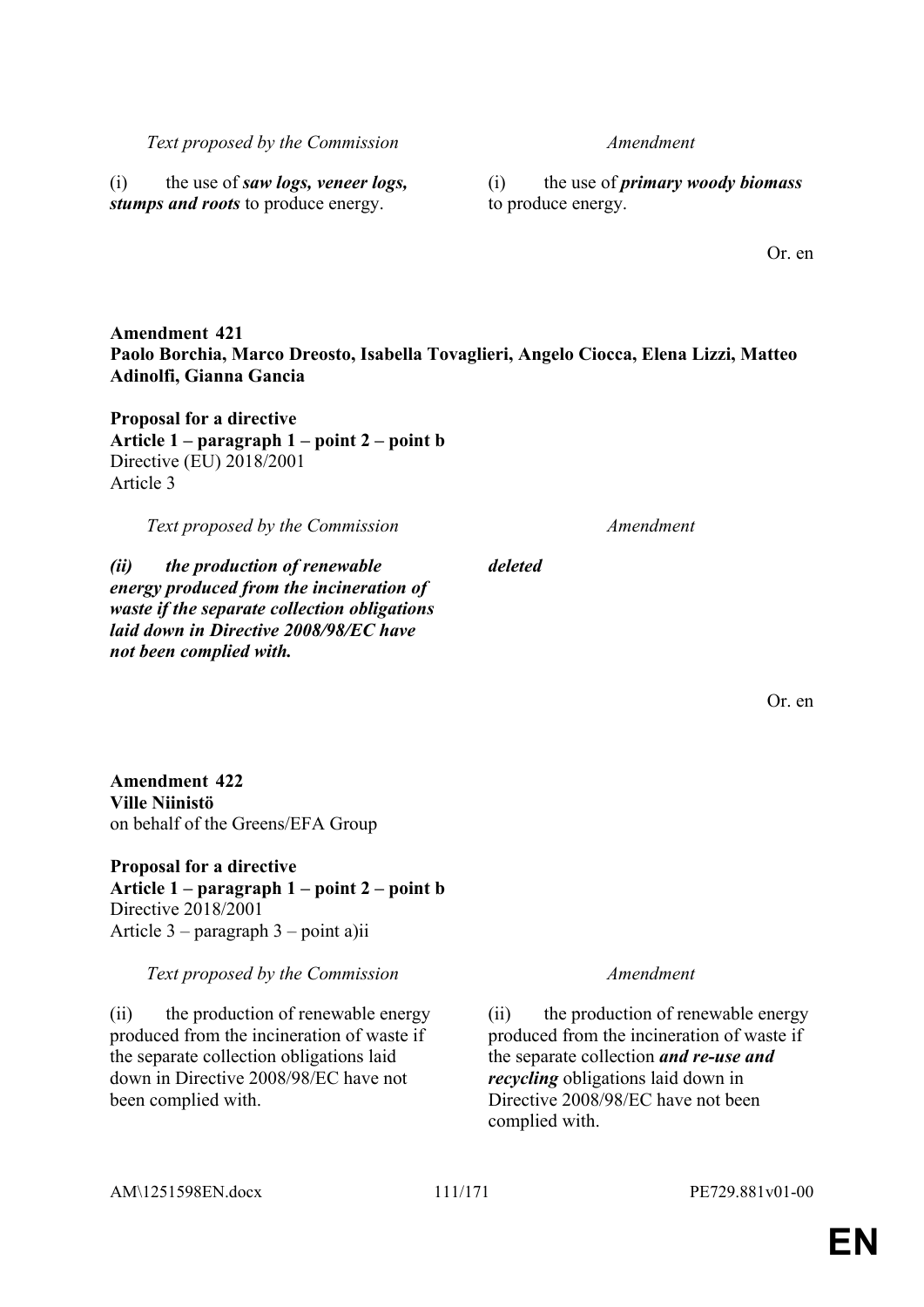| *Text proposed by the Commission* | *Amendment* |
|---|---|
| (i) the use of ***saw logs, veneer logs, stumps and roots*** to produce energy. | (i) the use of ***primary woody biomass*** to produce energy. |

Or. en

**Amendment 421**
**Paolo Borchia, Marco Dreosto, Isabella Tovaglieri, Angelo Ciocca, Elena Lizzi, Matteo Adinolfi, Gianna Gancia**

**Proposal for a directive**
**Article 1 – paragraph 1 – point 2 – point b**
Directive (EU) 2018/2001
Article 3

| *Text proposed by the Commission* | *Amendment* |
|---|---|
| ***(ii) the production of renewable energy produced from the incineration of waste if the separate collection obligations laid down in Directive 2008/98/EC have not been complied with.*** | ***deleted*** |

Or. en

**Amendment 422**
**Ville Niinistö**
on behalf of the Greens/EFA Group

**Proposal for a directive**
**Article 1 – paragraph 1 – point 2 – point b**
Directive 2018/2001
Article 3 – paragraph 3 – point a)ii

| *Text proposed by the Commission* | *Amendment* |
|---|---|
| (ii) the production of renewable energy produced from the incineration of waste if the separate collection obligations laid down in Directive 2008/98/EC have not been complied with. | (ii) the production of renewable energy produced from the incineration of waste if the separate collection ***and re-use and recycling*** obligations laid down in Directive 2008/98/EC have not been complied with. |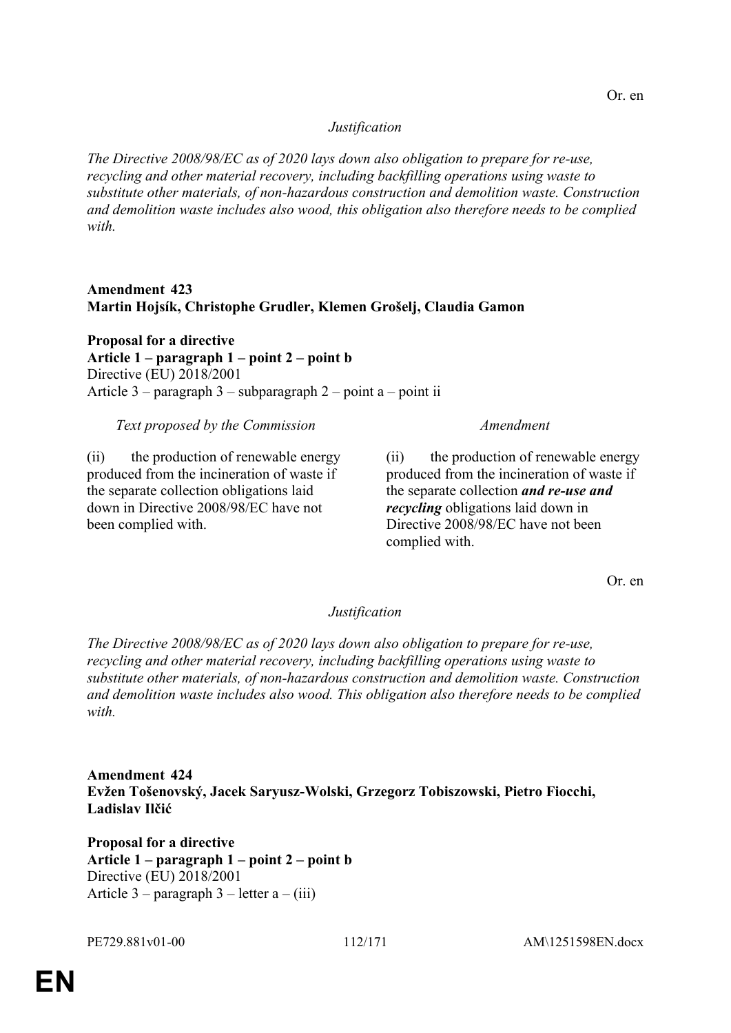Or. en

*Justification*

*The Directive 2008/98/EC as of 2020 lays down also obligation to prepare for re-use, recycling and other material recovery, including backfilling operations using waste to substitute other materials, of non-hazardous construction and demolition waste. Construction and demolition waste includes also wood, this obligation also therefore needs to be complied with.*

**Amendment 423**
**Martin Hojsík, Christophe Grudler, Klemen Grošelj, Claudia Gamon**

**Proposal for a directive**
**Article 1 – paragraph 1 – point 2 – point b**
Directive (EU) 2018/2001
Article 3 – paragraph 3 – subparagraph 2 – point a – point ii

| *Text proposed by the Commission* | *Amendment* |
|---|---|
| (ii) the production of renewable energy produced from the incineration of waste if the separate collection obligations laid down in Directive 2008/98/EC have not been complied with. | (ii) the production of renewable energy produced from the incineration of waste if the separate collection ***and re-use and recycling*** obligations laid down in Directive 2008/98/EC have not been complied with. |

Or. en

*Justification*

*The Directive 2008/98/EC as of 2020 lays down also obligation to prepare for re-use, recycling and other material recovery, including backfilling operations using waste to substitute other materials, of non-hazardous construction and demolition waste. Construction and demolition waste includes also wood. This obligation also therefore needs to be complied with.*

**Amendment 424**
**Evžen Tošenovský, Jacek Saryusz-Wolski, Grzegorz Tobiszowski, Pietro Fiocchi, Ladislav Ilčić**

**Proposal for a directive**
**Article 1 – paragraph 1 – point 2 – point b**
Directive (EU) 2018/2001
Article 3 – paragraph 3 – letter a – (iii)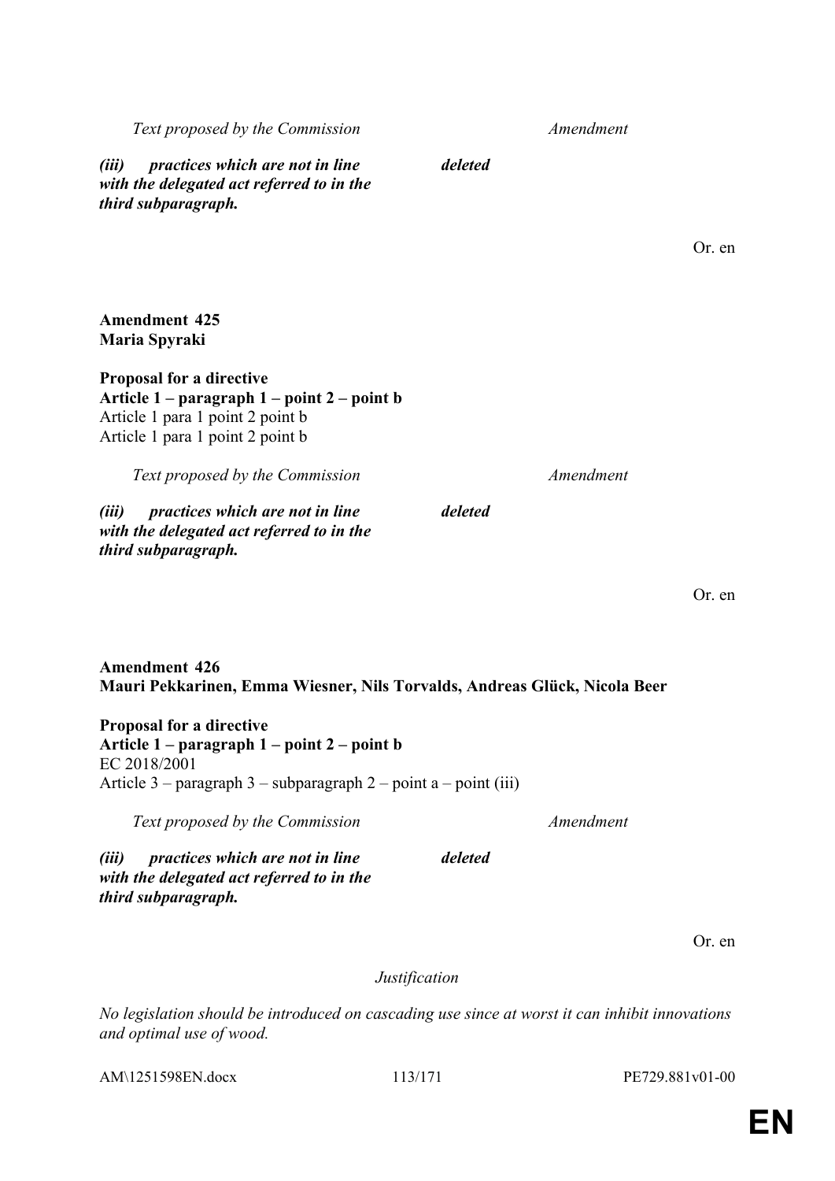| Text proposed by the Commission | Amendment |
|---|---|
| ***(iii) practices which are not in line with the delegated act referred to in the third subparagraph.*** | ***deleted*** |

Or. en

**Amendment 425**
**Maria Spyraki**

**Proposal for a directive**
**Article 1 – paragraph 1 – point 2 – point b**
Article 1 para 1 point 2 point b
Article 1 para 1 point 2 point b

| Text proposed by the Commission | Amendment |
|---|---|
| ***(iii) practices which are not in line with the delegated act referred to in the third subparagraph.*** | ***deleted*** |

Or. en

**Amendment 426**
**Mauri Pekkarinen, Emma Wiesner, Nils Torvalds, Andreas Glück, Nicola Beer**

**Proposal for a directive**
**Article 1 – paragraph 1 – point 2 – point b**
EC 2018/2001
Article 3 – paragraph 3 – subparagraph 2 – point a – point (iii)

| Text proposed by the Commission | Amendment |
|---|---|
| ***(iii) practices which are not in line with the delegated act referred to in the third subparagraph.*** | ***deleted*** |

Or. en

*Justification*

*No legislation should be introduced on cascading use since at worst it can inhibit innovations and optimal use of wood.*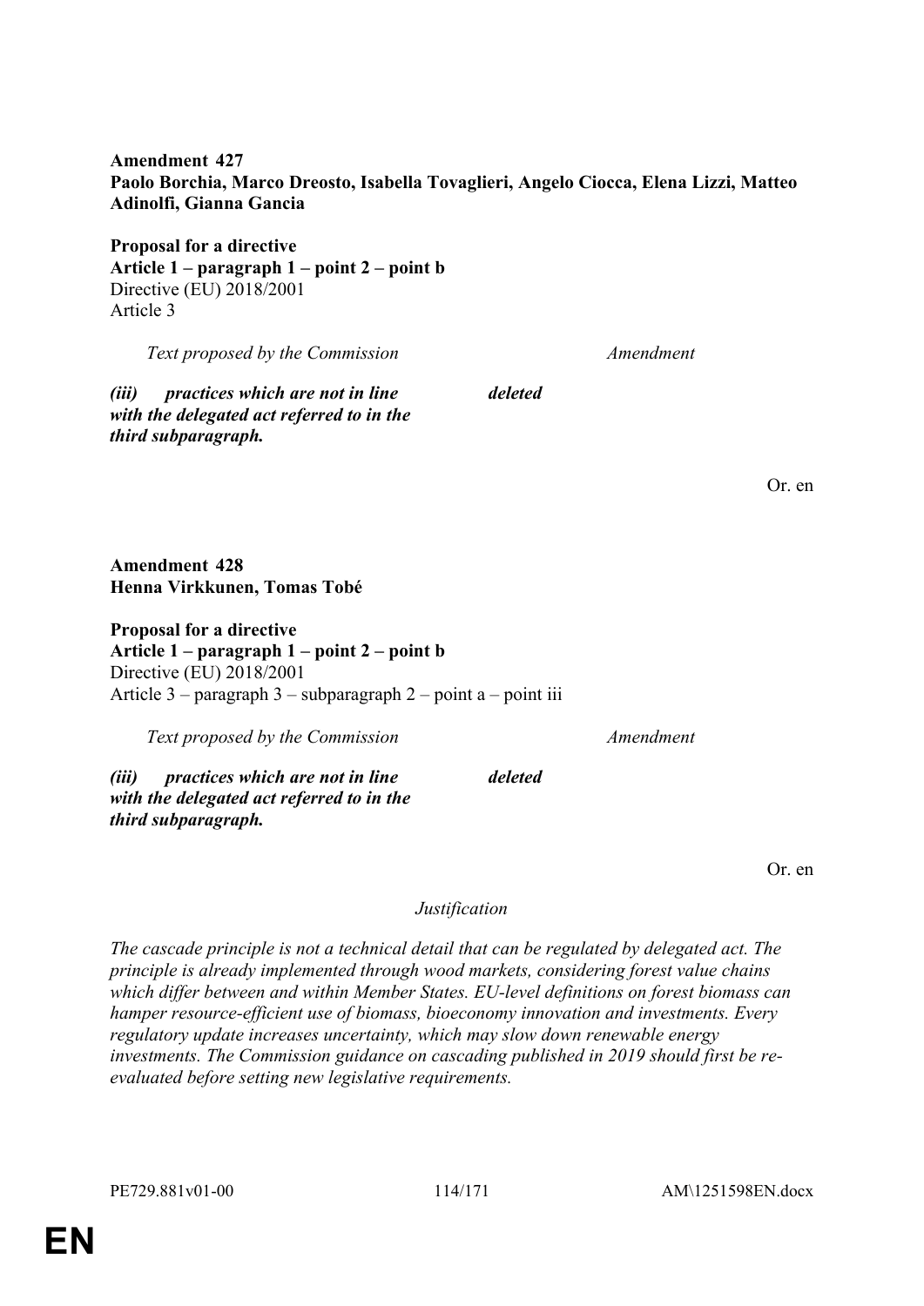**Amendment 427**
**Paolo Borchia, Marco Dreosto, Isabella Tovaglieri, Angelo Ciocca, Elena Lizzi, Matteo Adinolfi, Gianna Gancia**

**Proposal for a directive**
**Article 1 – paragraph 1 – point 2 – point b**
Directive (EU) 2018/2001
Article 3

| *Text proposed by the Commission* | *Amendment* |
|---|---|
| ***(iii) practices which are not in line with the delegated act referred to in the third subparagraph.*** | ***deleted*** |

Or. en

**Amendment 428**
**Henna Virkkunen, Tomas Tobé**

**Proposal for a directive**
**Article 1 – paragraph 1 – point 2 – point b**
Directive (EU) 2018/2001
Article 3 – paragraph 3 – subparagraph 2 – point a – point iii

| *Text proposed by the Commission* | *Amendment* |
|---|---|
| ***(iii) practices which are not in line with the delegated act referred to in the third subparagraph.*** | ***deleted*** |

Or. en

*Justification*

*The cascade principle is not a technical detail that can be regulated by delegated act. The principle is already implemented through wood markets, considering forest value chains which differ between and within Member States. EU-level definitions on forest biomass can hamper resource-efficient use of biomass, bioeconomy innovation and investments. Every regulatory update increases uncertainty, which may slow down renewable energy investments. The Commission guidance on cascading published in 2019 should first be re-evaluated before setting new legislative requirements.*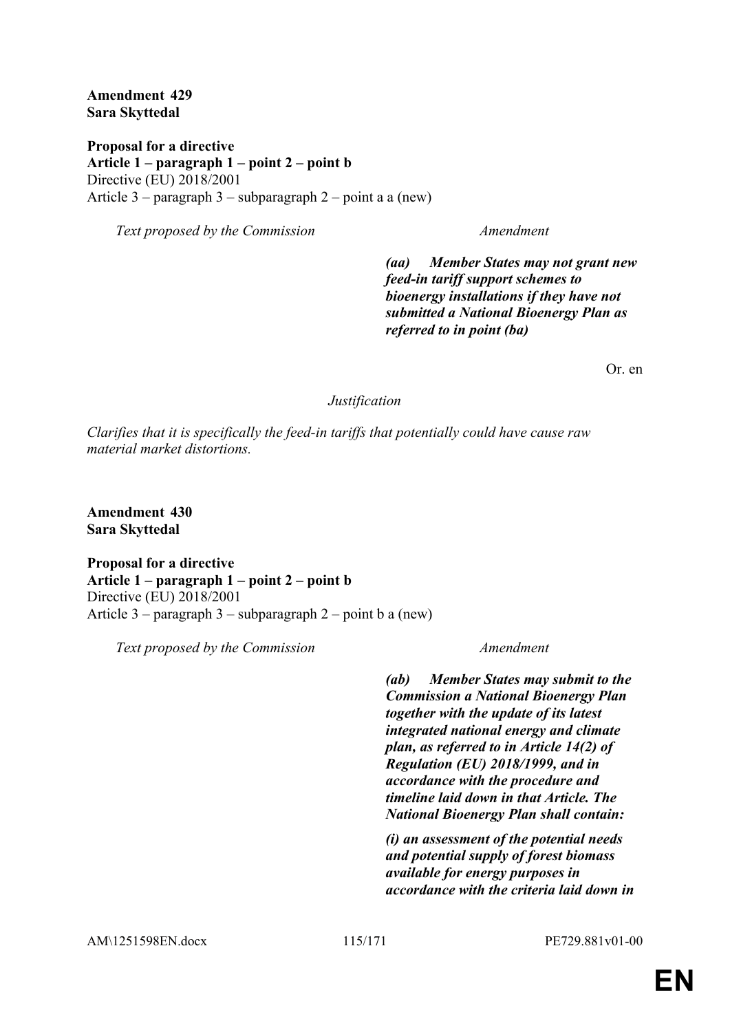**Amendment 429**
**Sara Skyttedal**

**Proposal for a directive**
**Article 1 – paragraph 1 – point 2 – point b**
Directive (EU) 2018/2001
Article 3 – paragraph 3 – subparagraph 2 – point a a (new)

| *Text proposed by the Commission* | *Amendment* |
|---|---|
| | ***(aa) Member States may not grant new feed-in tariff support schemes to bioenergy installations if they have not submitted a National Bioenergy Plan as referred to in point (ba)*** |

Or. en

*Justification*

*Clarifies that it is specifically the feed-in tariffs that potentially could have cause raw material market distortions.*

**Amendment 430**
**Sara Skyttedal**

**Proposal for a directive**
**Article 1 – paragraph 1 – point 2 – point b**
Directive (EU) 2018/2001
Article 3 – paragraph 3 – subparagraph 2 – point b a (new)

| *Text proposed by the Commission* | *Amendment* |
|---|---|
| | ***(ab) Member States may submit to the Commission a National Bioenergy Plan together with the update of its latest integrated national energy and climate plan, as referred to in Article 14(2) of Regulation (EU) 2018/1999, and in accordance with the procedure and timeline laid down in that Article. The National Bioenergy Plan shall contain:*** |
| | ***(i) an assessment of the potential needs and potential supply of forest biomass available for energy purposes in accordance with the criteria laid down in*** |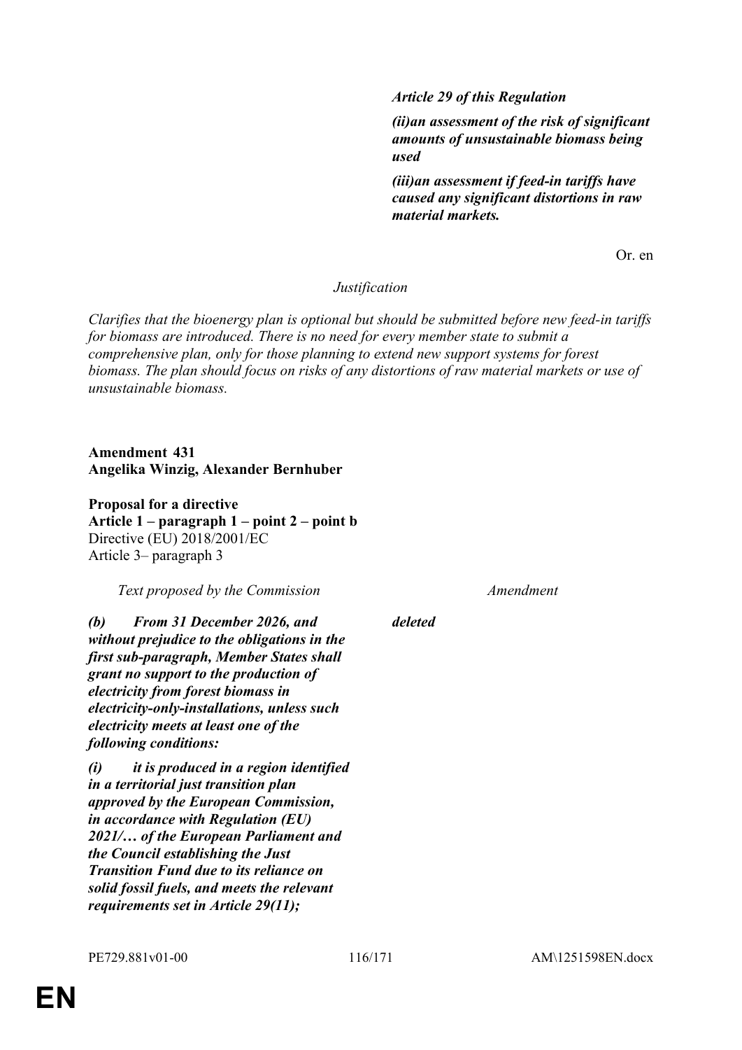| | ***Article 29 of this Regulation*** |
|---|---|
| | ***(ii)an assessment of the risk of significant amounts of unsustainable biomass being used*** |
| | ***(iii)an assessment if feed-in tariffs have caused any significant distortions in raw material markets.*** |

Or. en

*Justification*

*Clarifies that the bioenergy plan is optional but should be submitted before new feed-in tariffs for biomass are introduced. There is no need for every member state to submit a comprehensive plan, only for those planning to extend new support systems for forest biomass. The plan should focus on risks of any distortions of raw material markets or use of unsustainable biomass.*

**Amendment 431**
**Angelika Winzig, Alexander Bernhuber**

**Proposal for a directive**
**Article 1 – paragraph 1 – point 2 – point b**
Directive (EU) 2018/2001/EC
Article 3– paragraph 3

| *Text proposed by the Commission* | *Amendment* |
|---|---|
| ***(b) From 31 December 2026, and without prejudice to the obligations in the first sub-paragraph, Member States shall grant no support to the production of electricity from forest biomass in electricity-only-installations, unless such electricity meets at least one of the following conditions:*** | ***deleted*** |
| ***(i) it is produced in a region identified in a territorial just transition plan approved by the European Commission, in accordance with Regulation (EU) 2021/… of the European Parliament and the Council establishing the Just Transition Fund due to its reliance on solid fossil fuels, and meets the relevant requirements set in Article 29(11);*** | |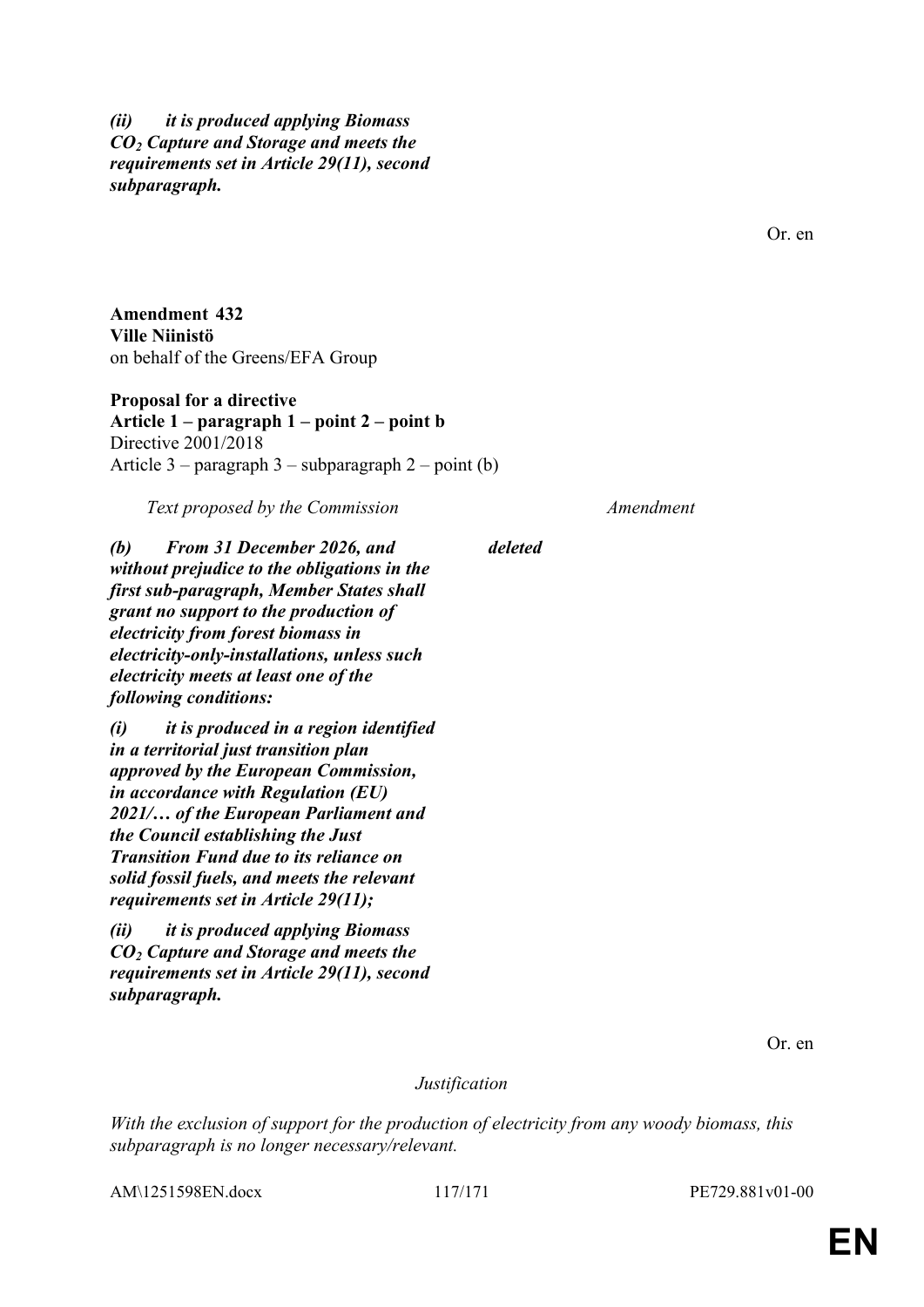*(ii) it is produced applying Biomass $CO_2$ Capture and Storage and meets the requirements set in Article 29(11), second subparagraph.*

Or. en

**Amendment 432**
**Ville Niinistö**
on behalf of the Greens/EFA Group

**Proposal for a directive**
**Article 1 – paragraph 1 – point 2 – point b**
Directive 2001/2018
Article 3 – paragraph 3 – subparagraph 2 – point (b)

| *Text proposed by the Commission* | *Amendment* |
|---|---|
| ***(b) From 31 December 2026, and without prejudice to the obligations in the first sub-paragraph, Member States shall grant no support to the production of electricity from forest biomass in electricity-only-installations, unless such electricity meets at least one of the following conditions:*** | ***deleted*** |
| ***(i) it is produced in a region identified in a territorial just transition plan approved by the European Commission, in accordance with Regulation (EU) 2021/… of the European Parliament and the Council establishing the Just Transition Fund due to its reliance on solid fossil fuels, and meets the relevant requirements set in Article 29(11);*** | |
| ***(ii) it is produced applying Biomass $CO_2$ Capture and Storage and meets the requirements set in Article 29(11), second subparagraph.*** | |

Or. en

*Justification*

*With the exclusion of support for the production of electricity from any woody biomass, this subparagraph is no longer necessary/relevant.*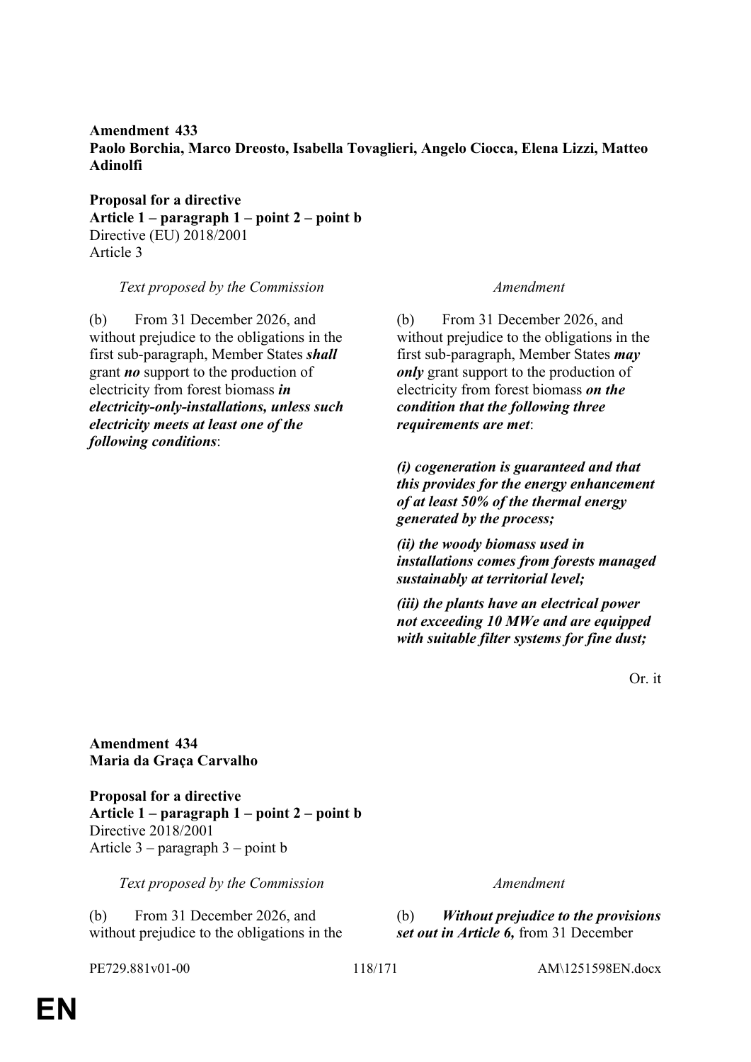**Amendment 433**
**Paolo Borchia, Marco Dreosto, Isabella Tovaglieri, Angelo Ciocca, Elena Lizzi, Matteo Adinolfi**

**Proposal for a directive**
**Article 1 – paragraph 1 – point 2 – point b**
Directive (EU) 2018/2001
Article 3

| *Text proposed by the Commission* | *Amendment* |
|---|---|
| (b) From 31 December 2026, and without prejudice to the obligations in the first sub-paragraph, Member States ***shall*** grant ***no*** support to the production of electricity from forest biomass ***in electricity-only-installations, unless such electricity meets at least one of the following conditions***: | (b) From 31 December 2026, and without prejudice to the obligations in the first sub-paragraph, Member States ***may only*** grant support to the production of electricity from forest biomass ***on the condition that the following three requirements are met***: |
| | ***(i) cogeneration is guaranteed and that this provides for the energy enhancement of at least 50% of the thermal energy generated by the process;*** |
| | ***(ii) the woody biomass used in installations comes from forests managed sustainably at territorial level;*** |
| | ***(iii) the plants have an electrical power not exceeding 10 MWe and are equipped with suitable filter systems for fine dust;*** |

Or. it

**Amendment 434**
**Maria da Graça Carvalho**

**Proposal for a directive**
**Article 1 – paragraph 1 – point 2 – point b**
Directive 2018/2001
Article 3 – paragraph 3 – point b

| *Text proposed by the Commission* | *Amendment* |
|---|---|
| (b) From 31 December 2026, and without prejudice to the obligations in the | (b) ***Without prejudice to the provisions set out in Article 6,*** from 31 December |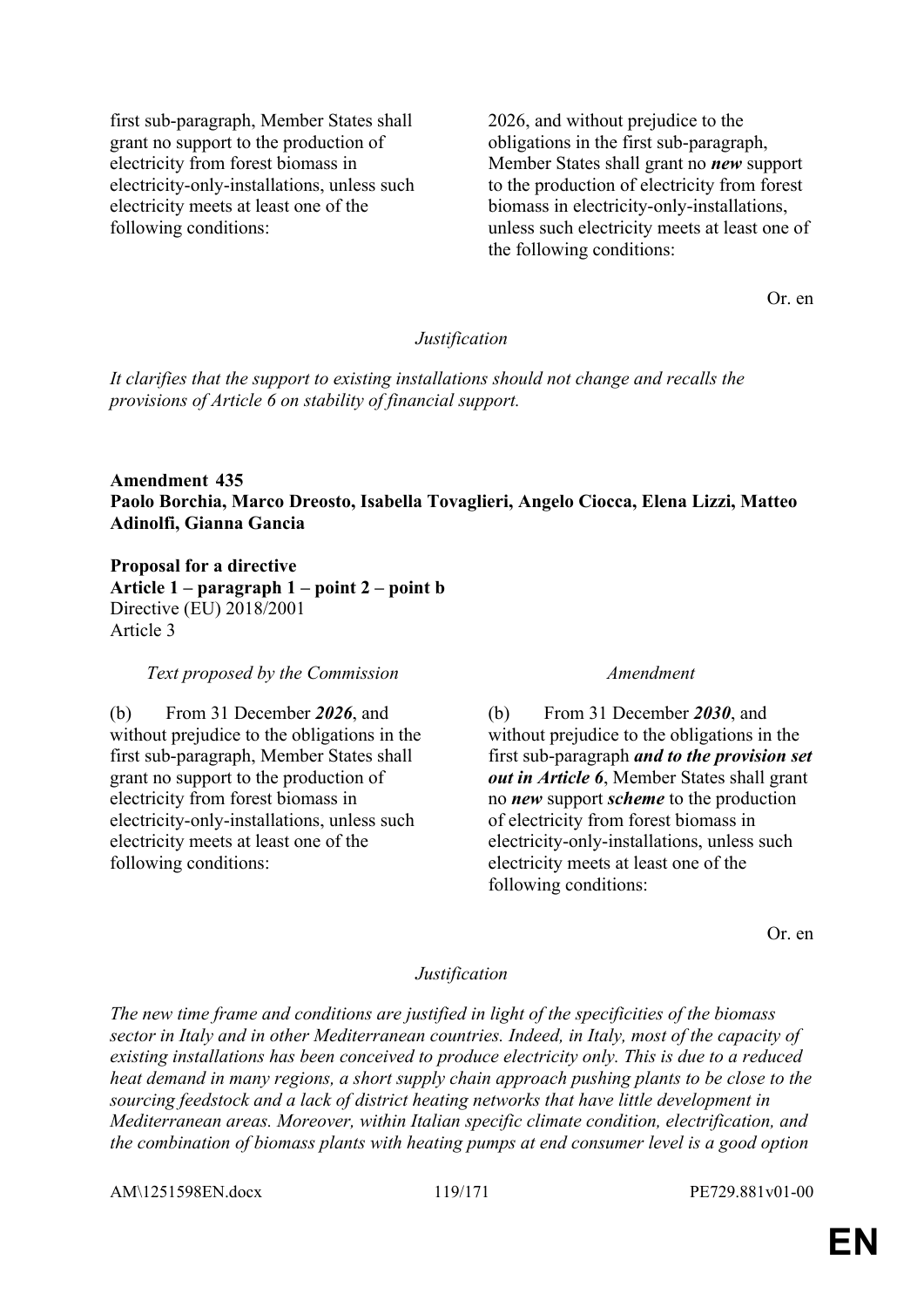| | |
|---|---|
| first sub-paragraph, Member States shall grant no support to the production of electricity from forest biomass in electricity-only-installations, unless such electricity meets at least one of the following conditions: | 2026, and without prejudice to the obligations in the first sub-paragraph, Member States shall grant no ***new*** support to the production of electricity from forest biomass in electricity-only-installations, unless such electricity meets at least one of the following conditions: |

Or. en

*Justification*

*It clarifies that the support to existing installations should not change and recalls the provisions of Article 6 on stability of financial support.*

**Amendment 435**
**Paolo Borchia, Marco Dreosto, Isabella Tovaglieri, Angelo Ciocca, Elena Lizzi, Matteo Adinolfi, Gianna Gancia**

**Proposal for a directive**
**Article 1 – paragraph 1 – point 2 – point b**
Directive (EU) 2018/2001
Article 3

| *Text proposed by the Commission* | *Amendment* |
|---|---|
| (b) From 31 December ***2026***, and without prejudice to the obligations in the first sub-paragraph, Member States shall grant no support to the production of electricity from forest biomass in electricity-only-installations, unless such electricity meets at least one of the following conditions: | (b) From 31 December ***2030***, and without prejudice to the obligations in the first sub-paragraph ***and to the provision set out in Article 6***, Member States shall grant no ***new*** support ***scheme*** to the production of electricity from forest biomass in electricity-only-installations, unless such electricity meets at least one of the following conditions: |

Or. en

*Justification*

*The new time frame and conditions are justified in light of the specificities of the biomass sector in Italy and in other Mediterranean countries. Indeed, in Italy, most of the capacity of existing installations has been conceived to produce electricity only. This is due to a reduced heat demand in many regions, a short supply chain approach pushing plants to be close to the sourcing feedstock and a lack of district heating networks that have little development in Mediterranean areas. Moreover, within Italian specific climate condition, electrification, and the combination of biomass plants with heating pumps at end consumer level is a good option*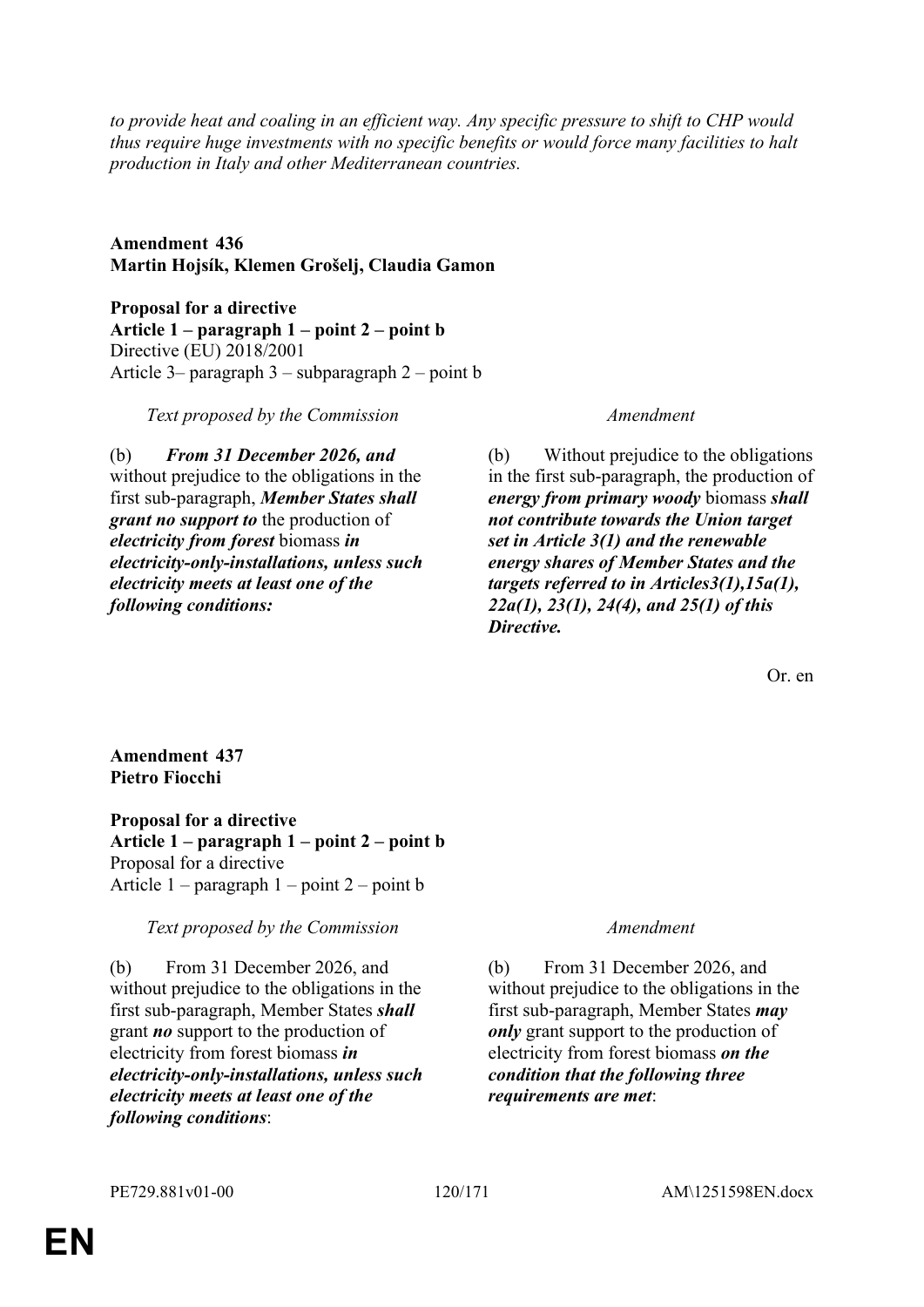*to provide heat and coaling in an efficient way. Any specific pressure to shift to CHP would thus require huge investments with no specific benefits or would force many facilities to halt production in Italy and other Mediterranean countries.*

**Amendment 436**
**Martin Hojsík, Klemen Grošelj, Claudia Gamon**

**Proposal for a directive**
**Article 1 – paragraph 1 – point 2 – point b**
Directive (EU) 2018/2001
Article 3– paragraph 3 – subparagraph 2 – point b

| *Text proposed by the Commission* | *Amendment* |
| --- | --- |
| (b) ***From 31 December 2026, and*** without prejudice to the obligations in the first sub-paragraph, ***Member States shall grant no support to*** the production of ***electricity from forest*** biomass ***in electricity-only-installations, unless such electricity meets at least one of the following conditions:*** | (b) Without prejudice to the obligations in the first sub-paragraph, the production of ***energy from primary woody*** biomass ***shall not contribute towards the Union target set in Article 3(1) and the renewable energy shares of Member States and the targets referred to in Articles3(1),15a(1), 22a(1), 23(1), 24(4), and 25(1) of this Directive.*** |

Or. en

**Amendment 437**
**Pietro Fiocchi**

**Proposal for a directive**
**Article 1 – paragraph 1 – point 2 – point b**
Proposal for a directive
Article 1 – paragraph 1 – point 2 – point b

| *Text proposed by the Commission* | *Amendment* |
| --- | --- |
| (b) From 31 December 2026, and without prejudice to the obligations in the first sub-paragraph, Member States ***shall*** grant ***no*** support to the production of electricity from forest biomass ***in electricity-only-installations, unless such electricity meets at least one of the following conditions***: | (b) From 31 December 2026, and without prejudice to the obligations in the first sub-paragraph, Member States ***may only*** grant support to the production of electricity from forest biomass ***on the condition that the following three requirements are met***: |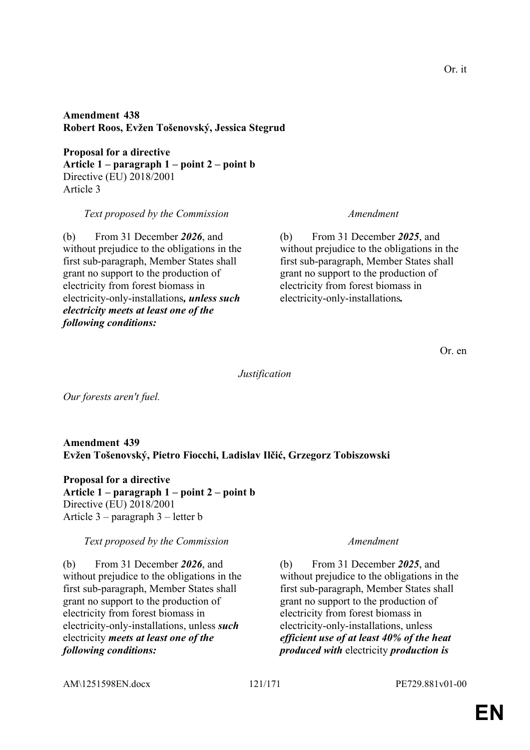Or. it

**Amendment 438**
**Robert Roos, Evžen Tošenovský, Jessica Stegrud**

**Proposal for a directive**
**Article 1 – paragraph 1 – point 2 – point b**
Directive (EU) 2018/2001
Article 3

| *Text proposed by the Commission* | *Amendment* |
|---|---|
| (b) From 31 December ***2026***, and without prejudice to the obligations in the first sub-paragraph, Member States shall grant no support to the production of electricity from forest biomass in electricity-only-installations***, unless such electricity meets at least one of the following conditions:*** | (b) From 31 December ***2025***, and without prejudice to the obligations in the first sub-paragraph, Member States shall grant no support to the production of electricity from forest biomass in electricity-only-installations***.*** |

Or. en

*Justification*

*Our forests aren't fuel.*

**Amendment 439**
**Evžen Tošenovský, Pietro Fiocchi, Ladislav Ilčić, Grzegorz Tobiszowski**

**Proposal for a directive**
**Article 1 – paragraph 1 – point 2 – point b**
Directive (EU) 2018/2001
Article 3 – paragraph 3 – letter b

| *Text proposed by the Commission* | *Amendment* |
|---|---|
| (b) From 31 December ***2026***, and without prejudice to the obligations in the first sub-paragraph, Member States shall grant no support to the production of electricity from forest biomass in electricity-only-installations, unless ***such*** electricity ***meets at least one of the following conditions:*** | (b) From 31 December ***2025***, and without prejudice to the obligations in the first sub-paragraph, Member States shall grant no support to the production of electricity from forest biomass in electricity-only-installations, unless ***efficient use of at least 40% of the heat produced with*** electricity ***production is*** |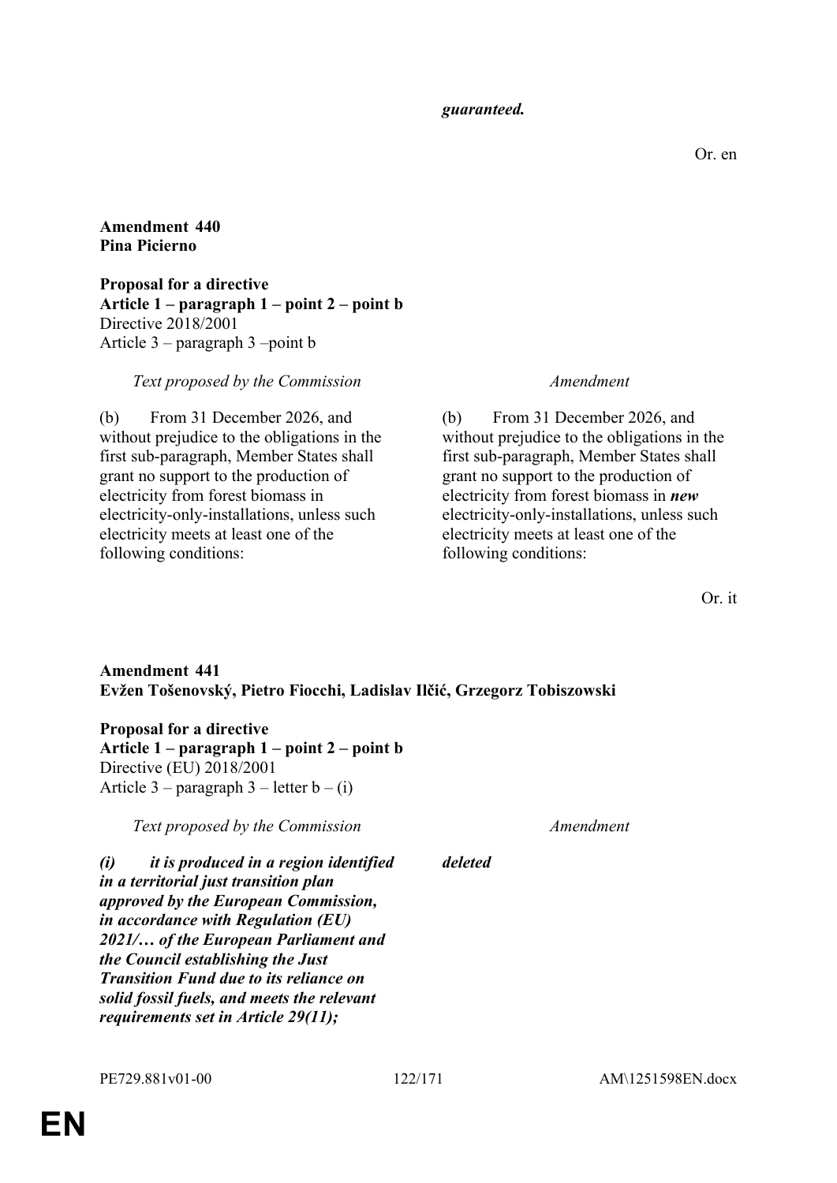| | *guaranteed.* |
|---|---|

Or. en

**Amendment 440**
**Pina Picierno**

**Proposal for a directive**
**Article 1 – paragraph 1 – point 2 – point b**
Directive 2018/2001
Article 3 – paragraph 3 –point b

| *Text proposed by the Commission* | *Amendment* |
|---|---|
| (b) From 31 December 2026, and without prejudice to the obligations in the first sub-paragraph, Member States shall grant no support to the production of electricity from forest biomass in electricity-only-installations, unless such electricity meets at least one of the following conditions: | (b) From 31 December 2026, and without prejudice to the obligations in the first sub-paragraph, Member States shall grant no support to the production of electricity from forest biomass in ***new*** electricity-only-installations, unless such electricity meets at least one of the following conditions: |

Or. it

**Amendment 441**
**Evžen Tošenovský, Pietro Fiocchi, Ladislav Ilčić, Grzegorz Tobiszowski**

**Proposal for a directive**
**Article 1 – paragraph 1 – point 2 – point b**
Directive (EU) 2018/2001
Article 3 – paragraph 3 – letter b – (i)

| *Text proposed by the Commission* | *Amendment* |
|---|---|
| ***(i) it is produced in a region identified in a territorial just transition plan approved by the European Commission, in accordance with Regulation (EU) 2021/… of the European Parliament and the Council establishing the Just Transition Fund due to its reliance on solid fossil fuels, and meets the relevant requirements set in Article 29(11);*** | ***deleted*** |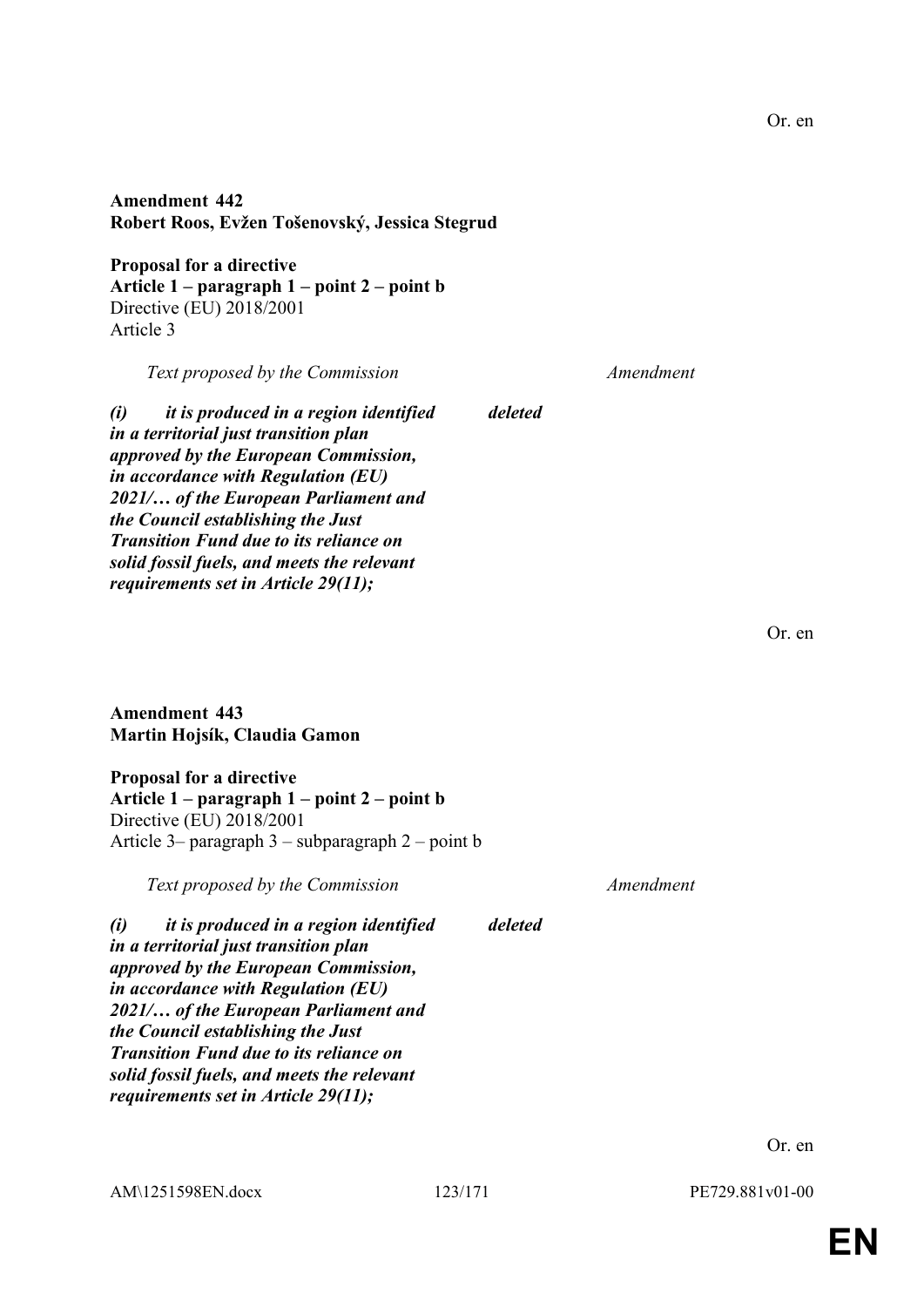Or. en

**Amendment 442**
**Robert Roos, Evžen Tošenovský, Jessica Stegrud**

**Proposal for a directive**
**Article 1 – paragraph 1 – point 2 – point b**
Directive (EU) 2018/2001
Article 3

| *Text proposed by the Commission* | *Amendment* |
|---|---|
| ***(i) it is produced in a region identified in a territorial just transition plan approved by the European Commission, in accordance with Regulation (EU) 2021/… of the European Parliament and the Council establishing the Just Transition Fund due to its reliance on solid fossil fuels, and meets the relevant requirements set in Article 29(11);*** | ***deleted*** |

Or. en

**Amendment 443**
**Martin Hojsík, Claudia Gamon**

**Proposal for a directive**
**Article 1 – paragraph 1 – point 2 – point b**
Directive (EU) 2018/2001
Article 3– paragraph 3 – subparagraph 2 – point b

| *Text proposed by the Commission* | *Amendment* |
|---|---|
| ***(i) it is produced in a region identified in a territorial just transition plan approved by the European Commission, in accordance with Regulation (EU) 2021/… of the European Parliament and the Council establishing the Just Transition Fund due to its reliance on solid fossil fuels, and meets the relevant requirements set in Article 29(11);*** | ***deleted*** |

Or. en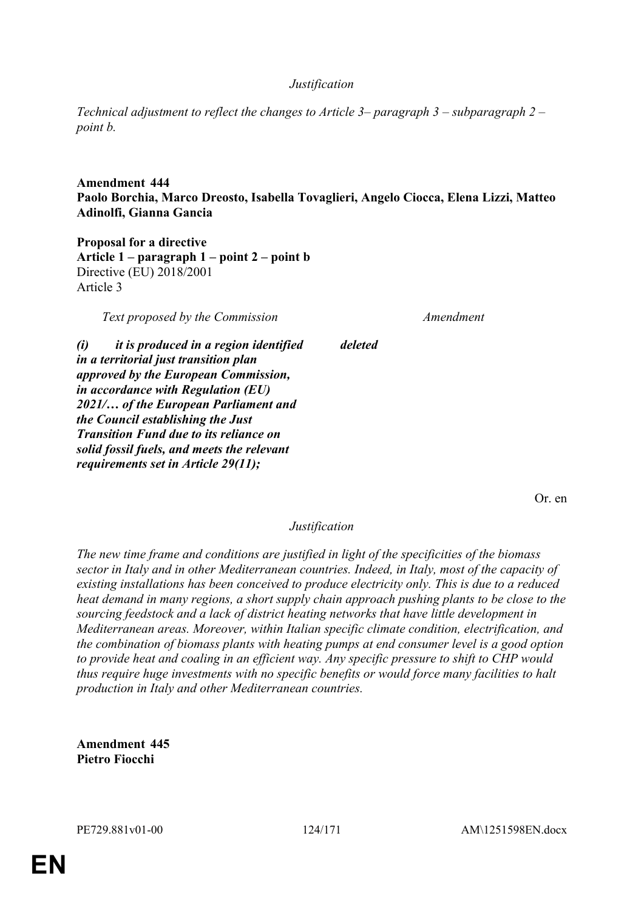*Justification*

*Technical adjustment to reflect the changes to Article 3– paragraph 3 – subparagraph 2 – point b.*

**Amendment 444**
**Paolo Borchia, Marco Dreosto, Isabella Tovaglieri, Angelo Ciocca, Elena Lizzi, Matteo Adinolfi, Gianna Gancia**

**Proposal for a directive**
**Article 1 – paragraph 1 – point 2 – point b**
Directive (EU) 2018/2001
Article 3

| *Text proposed by the Commission* | *Amendment* |
|---|---|
| ***(i) it is produced in a region identified in a territorial just transition plan approved by the European Commission, in accordance with Regulation (EU) 2021/… of the European Parliament and the Council establishing the Just Transition Fund due to its reliance on solid fossil fuels, and meets the relevant requirements set in Article 29(11);*** | ***deleted*** |

Or. en

*Justification*

*The new time frame and conditions are justified in light of the specificities of the biomass sector in Italy and in other Mediterranean countries. Indeed, in Italy, most of the capacity of existing installations has been conceived to produce electricity only. This is due to a reduced heat demand in many regions, a short supply chain approach pushing plants to be close to the sourcing feedstock and a lack of district heating networks that have little development in Mediterranean areas. Moreover, within Italian specific climate condition, electrification, and the combination of biomass plants with heating pumps at end consumer level is a good option to provide heat and coaling in an efficient way. Any specific pressure to shift to CHP would thus require huge investments with no specific benefits or would force many facilities to halt production in Italy and other Mediterranean countries.*

**Amendment 445**
**Pietro Fiocchi**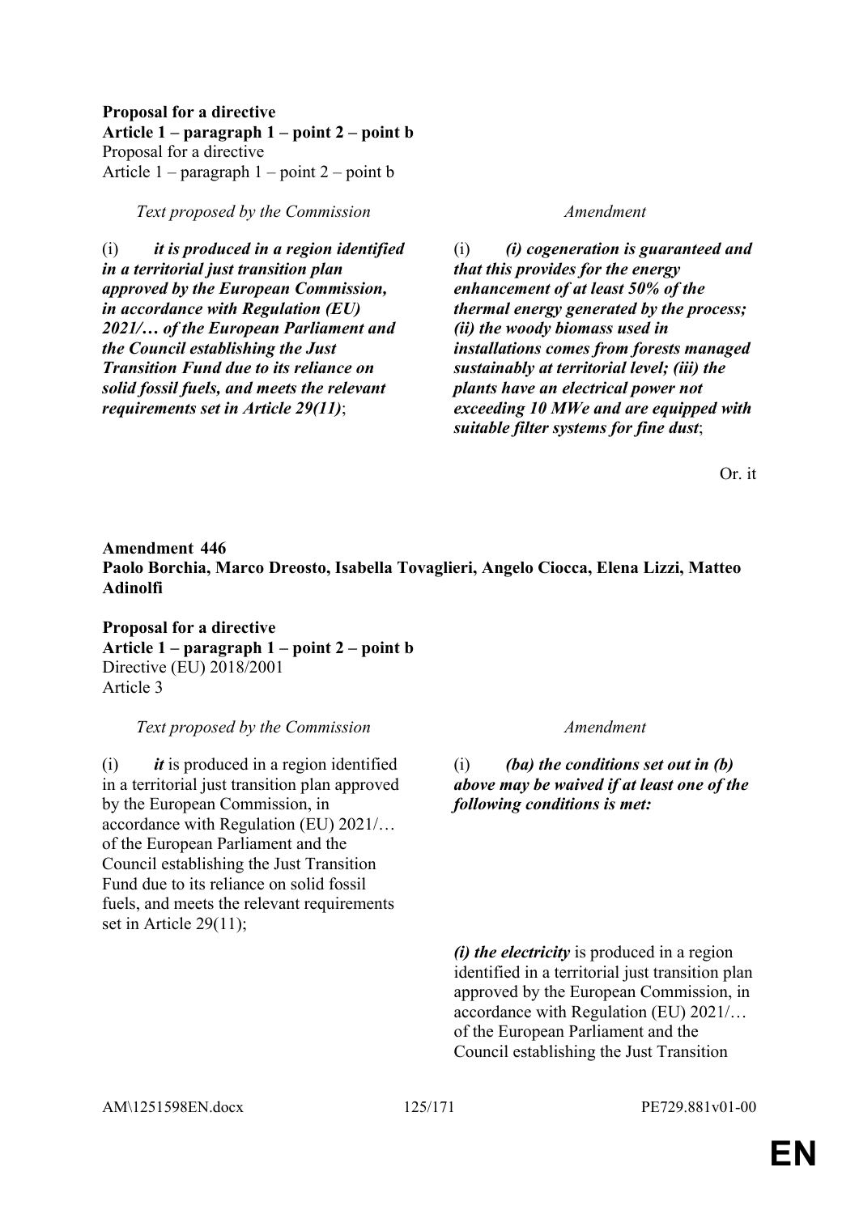**Proposal for a directive**
**Article 1 – paragraph 1 – point 2 – point b**
Proposal for a directive
Article 1 – paragraph 1 – point 2 – point b

| *Text proposed by the Commission* | *Amendment* |
|---|---|
| (i) ***it is produced in a region identified in a territorial just transition plan approved by the European Commission, in accordance with Regulation (EU) 2021/… of the European Parliament and the Council establishing the Just Transition Fund due to its reliance on solid fossil fuels, and meets the relevant requirements set in Article 29(11)***; | (i) ***(i) cogeneration is guaranteed and that this provides for the energy enhancement of at least 50% of the thermal energy generated by the process; (ii) the woody biomass used in installations comes from forests managed sustainably at territorial level; (iii) the plants have an electrical power not exceeding 10 MWe and are equipped with suitable filter systems for fine dust***; |

Or. it

**Amendment 446**
**Paolo Borchia, Marco Dreosto, Isabella Tovaglieri, Angelo Ciocca, Elena Lizzi, Matteo Adinolfi**

**Proposal for a directive**
**Article 1 – paragraph 1 – point 2 – point b**
Directive (EU) 2018/2001
Article 3

| *Text proposed by the Commission* | *Amendment* |
|---|---|
| (i) ***it*** is produced in a region identified in a territorial just transition plan approved by the European Commission, in accordance with Regulation (EU) 2021/… of the European Parliament and the Council establishing the Just Transition Fund due to its reliance on solid fossil fuels, and meets the relevant requirements set in Article 29(11); | (i) ***(ba) the conditions set out in (b) above may be waived if at least one of the following conditions is met:*** |
| | ***(i) the electricity*** is produced in a region identified in a territorial just transition plan approved by the European Commission, in accordance with Regulation (EU) 2021/… of the European Parliament and the Council establishing the Just Transition |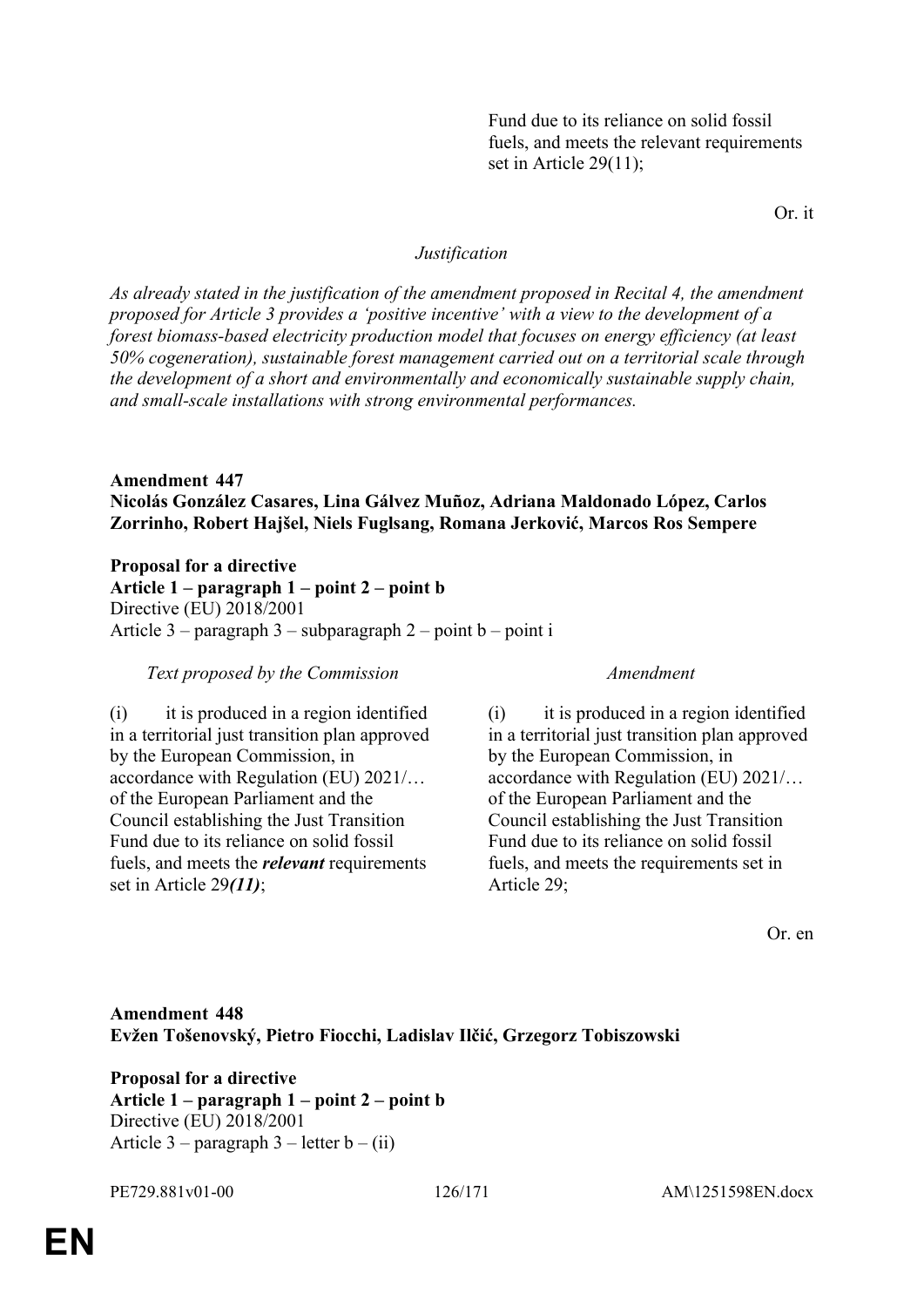| | |
|---|---|
| | Fund due to its reliance on solid fossil fuels, and meets the relevant requirements set in Article 29(11); |

Or. it

*Justification*

*As already stated in the justification of the amendment proposed in Recital 4, the amendment proposed for Article 3 provides a 'positive incentive' with a view to the development of a forest biomass-based electricity production model that focuses on energy efficiency (at least 50% cogeneration), sustainable forest management carried out on a territorial scale through the development of a short and environmentally and economically sustainable supply chain, and small-scale installations with strong environmental performances.*

**Amendment 447**
**Nicolás González Casares, Lina Gálvez Muñoz, Adriana Maldonado López, Carlos Zorrinho, Robert Hajšel, Niels Fuglsang, Romana Jerković, Marcos Ros Sempere**

**Proposal for a directive**
**Article 1 – paragraph 1 – point 2 – point b**
Directive (EU) 2018/2001
Article 3 – paragraph 3 – subparagraph 2 – point b – point i

| *Text proposed by the Commission* | *Amendment* |
|---|---|
| (i) it is produced in a region identified in a territorial just transition plan approved by the European Commission, in accordance with Regulation (EU) 2021/… of the European Parliament and the Council establishing the Just Transition Fund due to its reliance on solid fossil fuels, and meets the ***relevant*** requirements set in Article 29***(11)***; | (i) it is produced in a region identified in a territorial just transition plan approved by the European Commission, in accordance with Regulation (EU) 2021/… of the European Parliament and the Council establishing the Just Transition Fund due to its reliance on solid fossil fuels, and meets the requirements set in Article 29; |

Or. en

**Amendment 448**
**Evžen Tošenovský, Pietro Fiocchi, Ladislav Ilčić, Grzegorz Tobiszowski**

**Proposal for a directive**
**Article 1 – paragraph 1 – point 2 – point b**
Directive (EU) 2018/2001
Article 3 – paragraph 3 – letter b – (ii)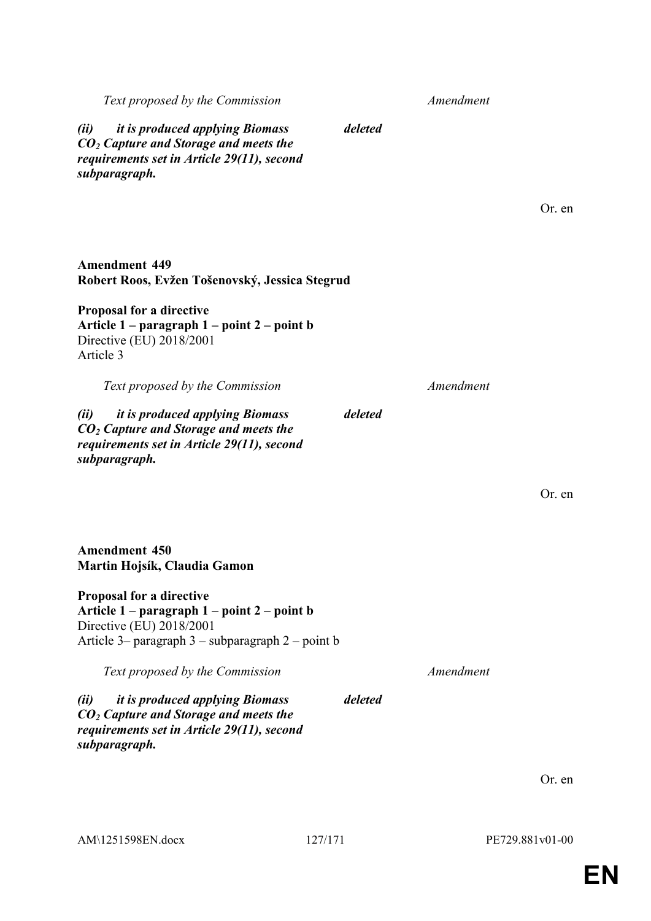| Text proposed by the Commission | Amendment |
|---|---|
| ***(ii) it is produced applying Biomass $CO_2$ Capture and Storage and meets the requirements set in Article 29(11), second subparagraph.*** | ***deleted*** |

Or. en

**Amendment 449**
**Robert Roos, Evžen Tošenovský, Jessica Stegrud**

**Proposal for a directive**
**Article 1 – paragraph 1 – point 2 – point b**
Directive (EU) 2018/2001
Article 3

| Text proposed by the Commission | Amendment |
|---|---|
| ***(ii) it is produced applying Biomass $CO_2$ Capture and Storage and meets the requirements set in Article 29(11), second subparagraph.*** | ***deleted*** |

Or. en

**Amendment 450**
**Martin Hojsík, Claudia Gamon**

**Proposal for a directive**
**Article 1 – paragraph 1 – point 2 – point b**
Directive (EU) 2018/2001
Article 3– paragraph 3 – subparagraph 2 – point b

| Text proposed by the Commission | Amendment |
|---|---|
| ***(ii) it is produced applying Biomass $CO_2$ Capture and Storage and meets the requirements set in Article 29(11), second subparagraph.*** | ***deleted*** |

Or. en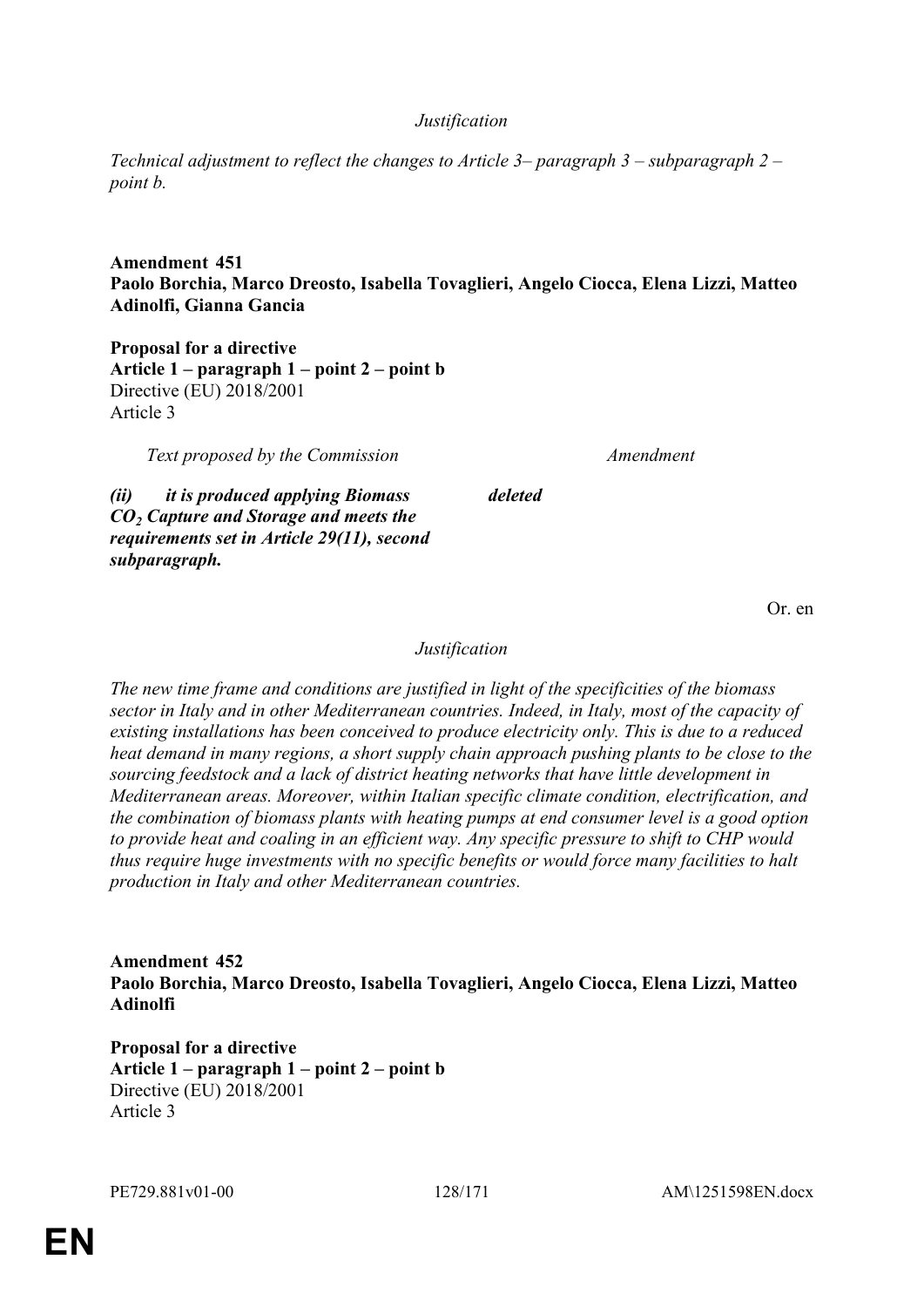*Justification*

*Technical adjustment to reflect the changes to Article 3– paragraph 3 – subparagraph 2 – point b.*

**Amendment 451**
**Paolo Borchia, Marco Dreosto, Isabella Tovaglieri, Angelo Ciocca, Elena Lizzi, Matteo Adinolfi, Gianna Gancia**

**Proposal for a directive**
**Article 1 – paragraph 1 – point 2 – point b**
Directive (EU) 2018/2001
Article 3

| *Text proposed by the Commission* | *Amendment* |
|---|---|
| ***(ii) it is produced applying Biomass $CO_2$ Capture and Storage and meets the requirements set in Article 29(11), second subparagraph.*** | ***deleted*** |

Or. en

*Justification*

*The new time frame and conditions are justified in light of the specificities of the biomass sector in Italy and in other Mediterranean countries. Indeed, in Italy, most of the capacity of existing installations has been conceived to produce electricity only. This is due to a reduced heat demand in many regions, a short supply chain approach pushing plants to be close to the sourcing feedstock and a lack of district heating networks that have little development in Mediterranean areas. Moreover, within Italian specific climate condition, electrification, and the combination of biomass plants with heating pumps at end consumer level is a good option to provide heat and coaling in an efficient way. Any specific pressure to shift to CHP would thus require huge investments with no specific benefits or would force many facilities to halt production in Italy and other Mediterranean countries.*

**Amendment 452**
**Paolo Borchia, Marco Dreosto, Isabella Tovaglieri, Angelo Ciocca, Elena Lizzi, Matteo Adinolfi**

**Proposal for a directive**
**Article 1 – paragraph 1 – point 2 – point b**
Directive (EU) 2018/2001
Article 3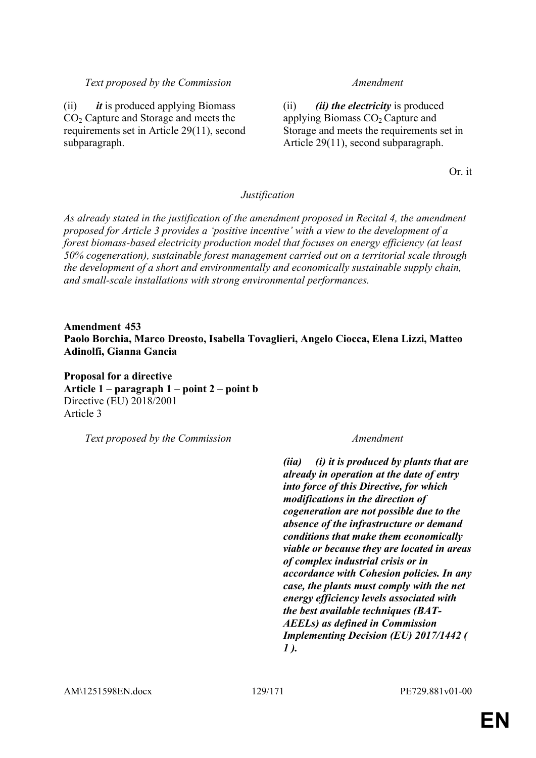| *Text proposed by the Commission* | *Amendment* |
| --- | --- |
| (ii) ***it*** is produced applying Biomass $CO_2$ Capture and Storage and meets the requirements set in Article 29(11), second subparagraph. | (ii) ***(ii) the electricity*** is produced applying Biomass $CO_2$ Capture and Storage and meets the requirements set in Article 29(11), second subparagraph. |

Or. it

*Justification*

*As already stated in the justification of the amendment proposed in Recital 4, the amendment proposed for Article 3 provides a 'positive incentive' with a view to the development of a forest biomass-based electricity production model that focuses on energy efficiency (at least 50% cogeneration), sustainable forest management carried out on a territorial scale through the development of a short and environmentally and economically sustainable supply chain, and small-scale installations with strong environmental performances.*

**Amendment 453**
**Paolo Borchia, Marco Dreosto, Isabella Tovaglieri, Angelo Ciocca, Elena Lizzi, Matteo Adinolfi, Gianna Gancia**

**Proposal for a directive**
**Article 1 – paragraph 1 – point 2 – point b**
Directive (EU) 2018/2001
Article 3

| *Text proposed by the Commission* | *Amendment* |
| --- | --- |
| | ***(iia) (i) it is produced by plants that are already in operation at the date of entry into force of this Directive, for which modifications in the direction of cogeneration are not possible due to the absence of the infrastructure or demand conditions that make them economically viable or because they are located in areas of complex industrial crisis or in accordance with Cohesion policies. In any case, the plants must comply with the net energy efficiency levels associated with the best available techniques (BAT-AEELs) as defined in Commission Implementing Decision (EU) 2017/1442 ( 1 ).*** |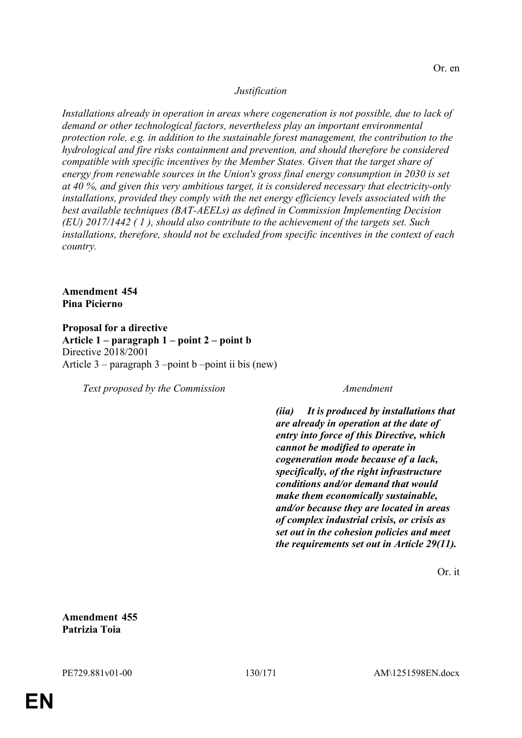Or. en

*Justification*

*Installations already in operation in areas where cogeneration is not possible, due to lack of demand or other technological factors, nevertheless play an important environmental protection role, e.g. in addition to the sustainable forest management, the contribution to the hydrological and fire risks containment and prevention, and should therefore be considered compatible with specific incentives by the Member States. Given that the target share of energy from renewable sources in the Union's gross final energy consumption in 2030 is set at 40 %, and given this very ambitious target, it is considered necessary that electricity-only installations, provided they comply with the net energy efficiency levels associated with the best available techniques (BAT-AEELs) as defined in Commission Implementing Decision (EU) 2017/1442 ( 1 ), should also contribute to the achievement of the targets set. Such installations, therefore, should not be excluded from specific incentives in the context of each country.*

**Amendment 454**
**Pina Picierno**

**Proposal for a directive**
**Article 1 – paragraph 1 – point 2 – point b**
Directive 2018/2001
Article 3 – paragraph 3 –point b –point ii bis (new)

| Text proposed by the Commission | Amendment |
|---|---|
| | ***(iia) It is produced by installations that are already in operation at the date of entry into force of this Directive, which cannot be modified to operate in cogeneration mode because of a lack, specifically, of the right infrastructure conditions and/or demand that would make them economically sustainable, and/or because they are located in areas of complex industrial crisis, or crisis as set out in the cohesion policies and meet the requirements set out in Article 29(11).*** |

Or. it

**Amendment 455**
**Patrizia Toia**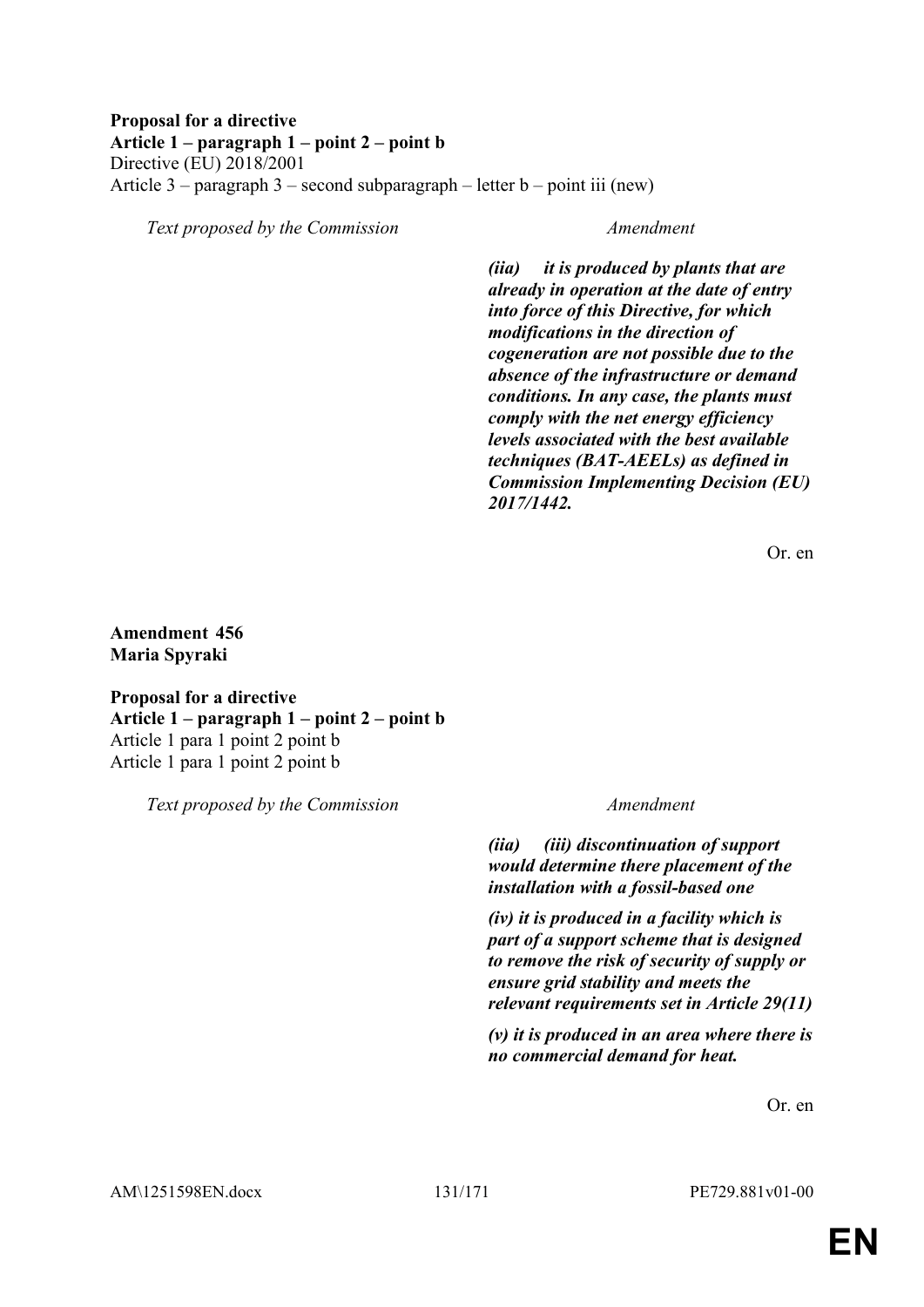**Proposal for a directive**
**Article 1 – paragraph 1 – point 2 – point b**
Directive (EU) 2018/2001
Article 3 – paragraph 3 – second subparagraph – letter b – point iii (new)

| *Text proposed by the Commission* | *Amendment* |
|---|---|
| | ***(iia) it is produced by plants that are already in operation at the date of entry into force of this Directive, for which modifications in the direction of cogeneration are not possible due to the absence of the infrastructure or demand conditions. In any case, the plants must comply with the net energy efficiency levels associated with the best available techniques (BAT-AEELs) as defined in Commission Implementing Decision (EU) 2017/1442.*** |

Or. en

**Amendment 456**
**Maria Spyraki**

**Proposal for a directive**
**Article 1 – paragraph 1 – point 2 – point b**
Article 1 para 1 point 2 point b
Article 1 para 1 point 2 point b

| *Text proposed by the Commission* | *Amendment* |
|---|---|
| | ***(iia) (iii) discontinuation of support would determine there placement of the installation with a fossil-based one*** |
| | ***(iv) it is produced in a facility which is part of a support scheme that is designed to remove the risk of security of supply or ensure grid stability and meets the relevant requirements set in Article 29(11)*** |
| | ***(v) it is produced in an area where there is no commercial demand for heat.*** |

Or. en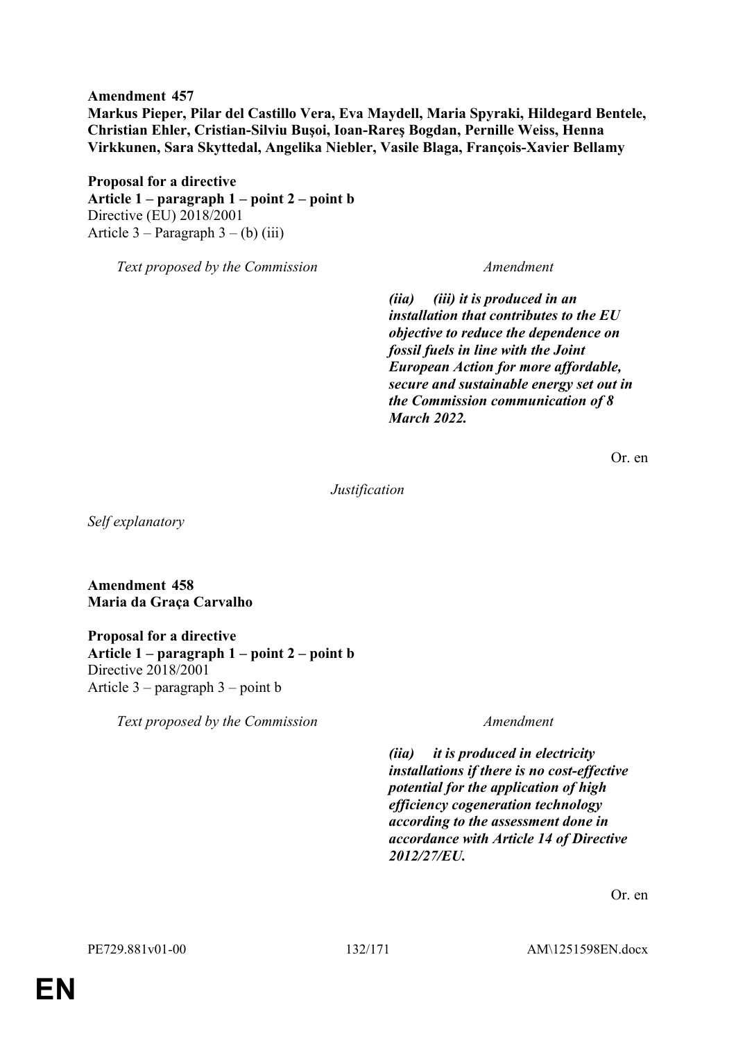**Amendment 457**
**Markus Pieper, Pilar del Castillo Vera, Eva Maydell, Maria Spyraki, Hildegard Bentele, Christian Ehler, Cristian-Silviu Buşoi, Ioan-Rareş Bogdan, Pernille Weiss, Henna Virkkunen, Sara Skyttedal, Angelika Niebler, Vasile Blaga, François-Xavier Bellamy**

**Proposal for a directive**
**Article 1 – paragraph 1 – point 2 – point b**
Directive (EU) 2018/2001
Article 3 – Paragraph 3 – (b) (iii)

| *Text proposed by the Commission* | *Amendment* |
|---|---|
| | ***(iia) (iii) it is produced in an installation that contributes to the EU objective to reduce the dependence on fossil fuels in line with the Joint European Action for more affordable, secure and sustainable energy set out in the Commission communication of 8 March 2022.*** |

Or. en

*Justification*

*Self explanatory*

**Amendment 458**
**Maria da Graça Carvalho**

**Proposal for a directive**
**Article 1 – paragraph 1 – point 2 – point b**
Directive 2018/2001
Article 3 – paragraph 3 – point b

| *Text proposed by the Commission* | *Amendment* |
|---|---|
| | ***(iia) it is produced in electricity installations if there is no cost-effective potential for the application of high efficiency cogeneration technology according to the assessment done in accordance with Article 14 of Directive 2012/27/EU.*** |

Or. en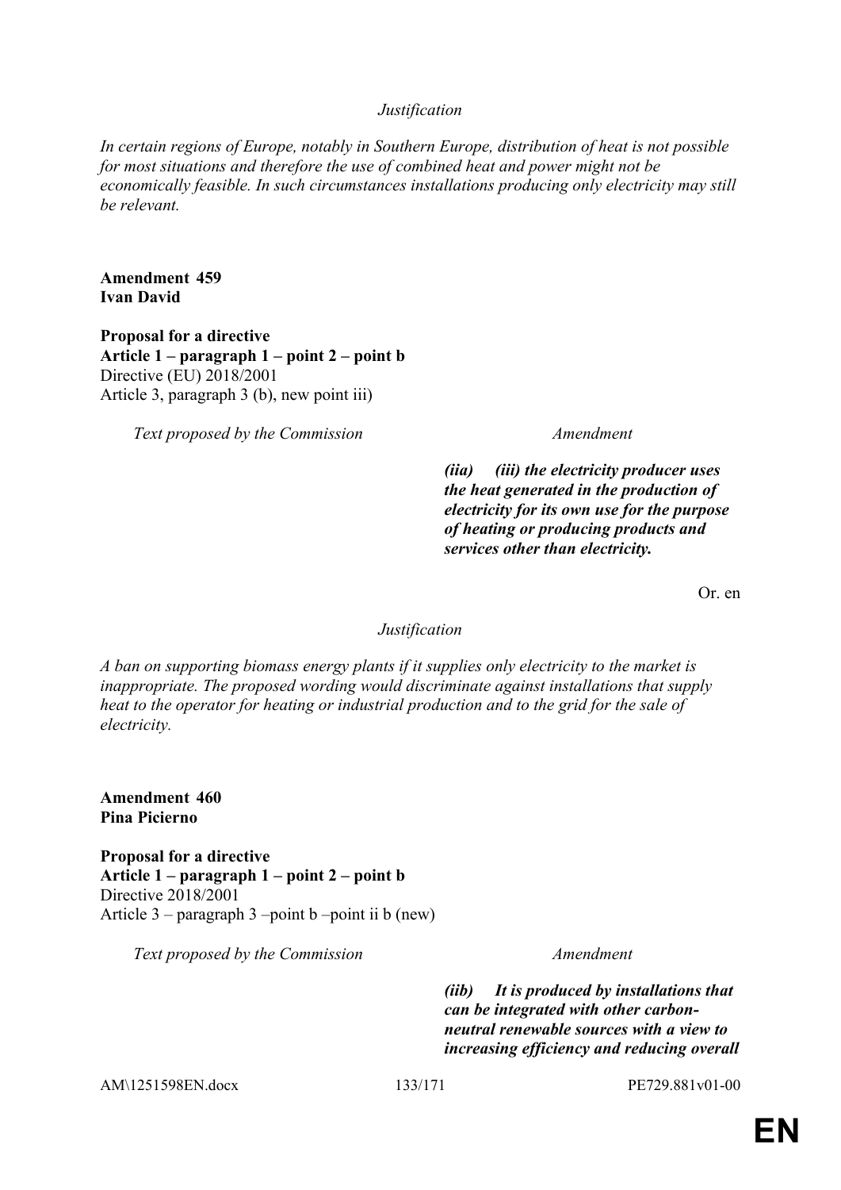*Justification*

*In certain regions of Europe, notably in Southern Europe, distribution of heat is not possible for most situations and therefore the use of combined heat and power might not be economically feasible. In such circumstances installations producing only electricity may still be relevant.*

**Amendment 459**
**Ivan David**

**Proposal for a directive**
**Article 1 – paragraph 1 – point 2 – point b**
Directive (EU) 2018/2001
Article 3, paragraph 3 (b), new point iii)

| *Text proposed by the Commission* | *Amendment* |
|---|---|
| | ***(iia) (iii) the electricity producer uses the heat generated in the production of electricity for its own use for the purpose of heating or producing products and services other than electricity.*** |

Or. en

*Justification*

*A ban on supporting biomass energy plants if it supplies only electricity to the market is inappropriate. The proposed wording would discriminate against installations that supply heat to the operator for heating or industrial production and to the grid for the sale of electricity.*

**Amendment 460**
**Pina Picierno**

**Proposal for a directive**
**Article 1 – paragraph 1 – point 2 – point b**
Directive 2018/2001
Article 3 – paragraph 3 –point b –point ii b (new)

| *Text proposed by the Commission* | *Amendment* |
|---|---|
| | ***(iib) It is produced by installations that can be integrated with other carbon-neutral renewable sources with a view to increasing efficiency and reducing overall*** |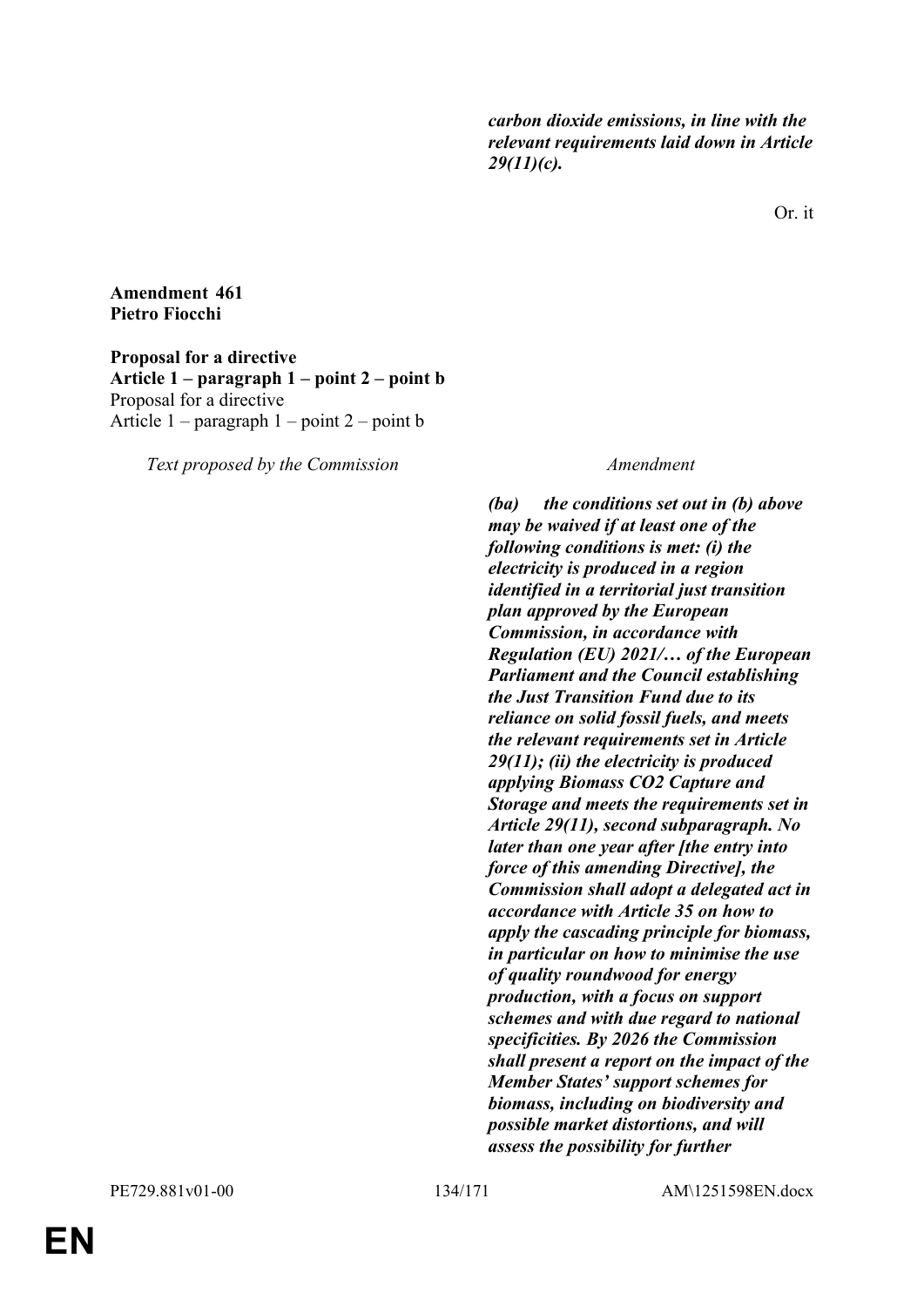| | |
|---|---|
| | ***carbon dioxide emissions, in line with the relevant requirements laid down in Article 29(11)(c).*** |

Or. it

**Amendment 461**
**Pietro Fiocchi**

**Proposal for a directive**
**Article 1 – paragraph 1 – point 2 – point b**
Proposal for a directive
Article 1 – paragraph 1 – point 2 – point b

| *Text proposed by the Commission* | *Amendment* |
|---|---|
| | ***(ba) the conditions set out in (b) above may be waived if at least one of the following conditions is met: (i) the electricity is produced in a region identified in a territorial just transition plan approved by the European Commission, in accordance with Regulation (EU) 2021/… of the European Parliament and the Council establishing the Just Transition Fund due to its reliance on solid fossil fuels, and meets the relevant requirements set in Article 29(11); (ii) the electricity is produced applying Biomass CO2 Capture and Storage and meets the requirements set in Article 29(11), second subparagraph. No later than one year after [the entry into force of this amending Directive], the Commission shall adopt a delegated act in accordance with Article 35 on how to apply the cascading principle for biomass, in particular on how to minimise the use of quality roundwood for energy production, with a focus on support schemes and with due regard to national specificities. By 2026 the Commission shall present a report on the impact of the Member States' support schemes for biomass, including on biodiversity and possible market distortions, and will assess the possibility for further*** |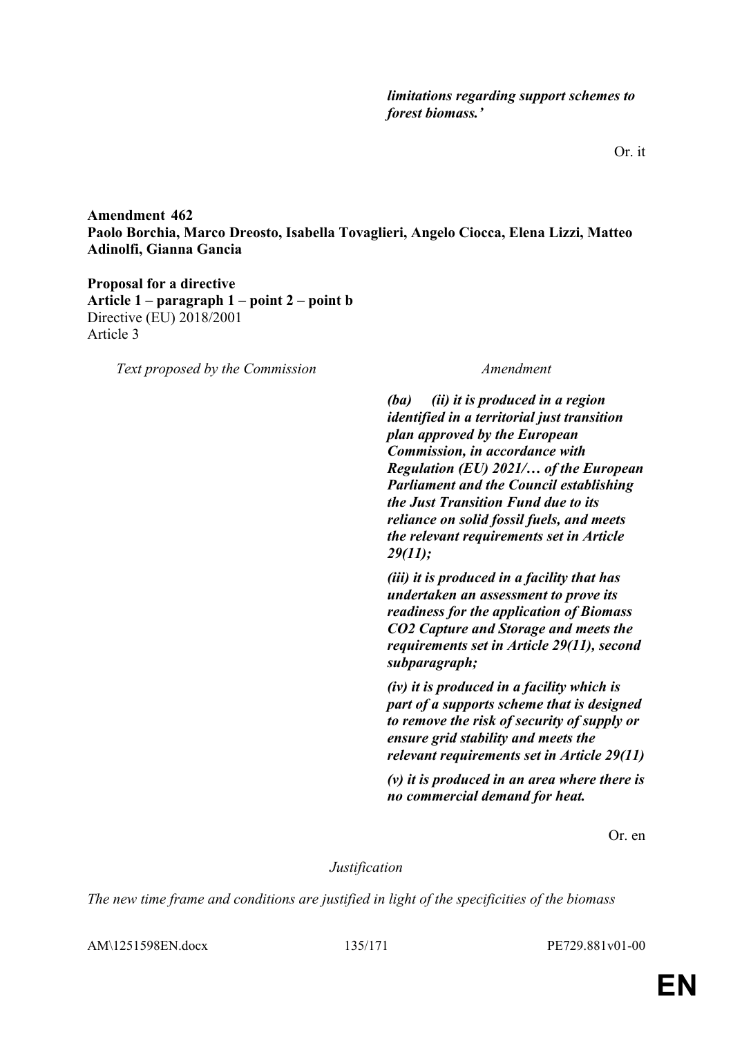| | |
|---|---|
| | ***limitations regarding support schemes to forest biomass.'*** |

Or. it

**Amendment 462**
**Paolo Borchia, Marco Dreosto, Isabella Tovaglieri, Angelo Ciocca, Elena Lizzi, Matteo Adinolfi, Gianna Gancia**

**Proposal for a directive**
**Article 1 – paragraph 1 – point 2 – point b**
Directive (EU) 2018/2001
Article 3

| *Text proposed by the Commission* | *Amendment* |
|---|---|
| | ***(ba) (ii) it is produced in a region identified in a territorial just transition plan approved by the European Commission, in accordance with Regulation (EU) 2021/… of the European Parliament and the Council establishing the Just Transition Fund due to its reliance on solid fossil fuels, and meets the relevant requirements set in Article 29(11);*** |
| | ***(iii) it is produced in a facility that has undertaken an assessment to prove its readiness for the application of Biomass CO2 Capture and Storage and meets the requirements set in Article 29(11), second subparagraph;*** |
| | ***(iv) it is produced in a facility which is part of a supports scheme that is designed to remove the risk of security of supply or ensure grid stability and meets the relevant requirements set in Article 29(11)*** |
| | ***(v) it is produced in an area where there is no commercial demand for heat.*** |

Or. en

*Justification*

*The new time frame and conditions are justified in light of the specificities of the biomass*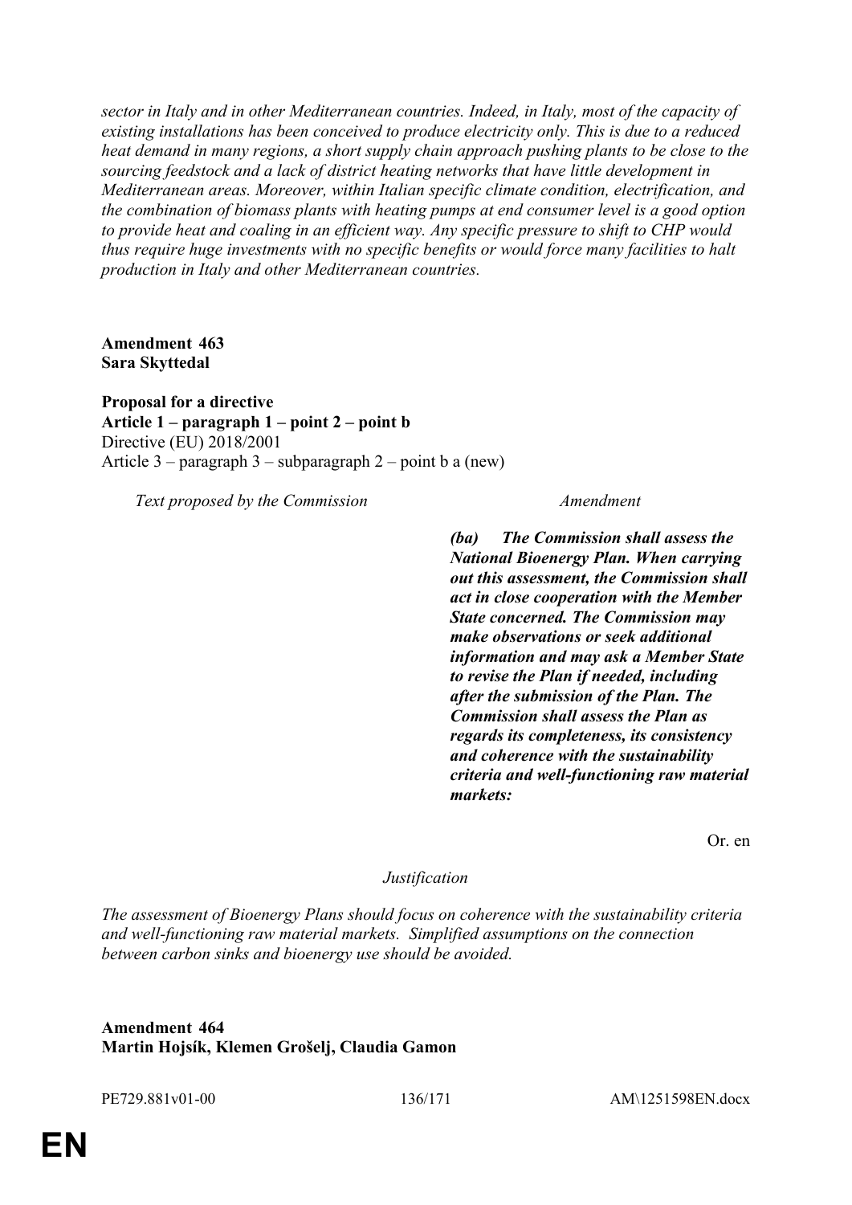*sector in Italy and in other Mediterranean countries. Indeed, in Italy, most of the capacity of existing installations has been conceived to produce electricity only. This is due to a reduced heat demand in many regions, a short supply chain approach pushing plants to be close to the sourcing feedstock and a lack of district heating networks that have little development in Mediterranean areas. Moreover, within Italian specific climate condition, electrification, and the combination of biomass plants with heating pumps at end consumer level is a good option to provide heat and coaling in an efficient way. Any specific pressure to shift to CHP would thus require huge investments with no specific benefits or would force many facilities to halt production in Italy and other Mediterranean countries.*

**Amendment 463**
**Sara Skyttedal**

**Proposal for a directive**
**Article 1 – paragraph 1 – point 2 – point b**
Directive (EU) 2018/2001
Article 3 – paragraph 3 – subparagraph 2 – point b a (new)

| *Text proposed by the Commission* | *Amendment* |
|---|---|
| | ***(ba) The Commission shall assess the National Bioenergy Plan. When carrying out this assessment, the Commission shall act in close cooperation with the Member State concerned. The Commission may make observations or seek additional information and may ask a Member State to revise the Plan if needed, including after the submission of the Plan. The Commission shall assess the Plan as regards its completeness, its consistency and coherence with the sustainability criteria and well-functioning raw material markets:*** |

Or. en

*Justification*

*The assessment of Bioenergy Plans should focus on coherence with the sustainability criteria and well-functioning raw material markets. Simplified assumptions on the connection between carbon sinks and bioenergy use should be avoided.*

**Amendment 464**
**Martin Hojsík, Klemen Grošelj, Claudia Gamon**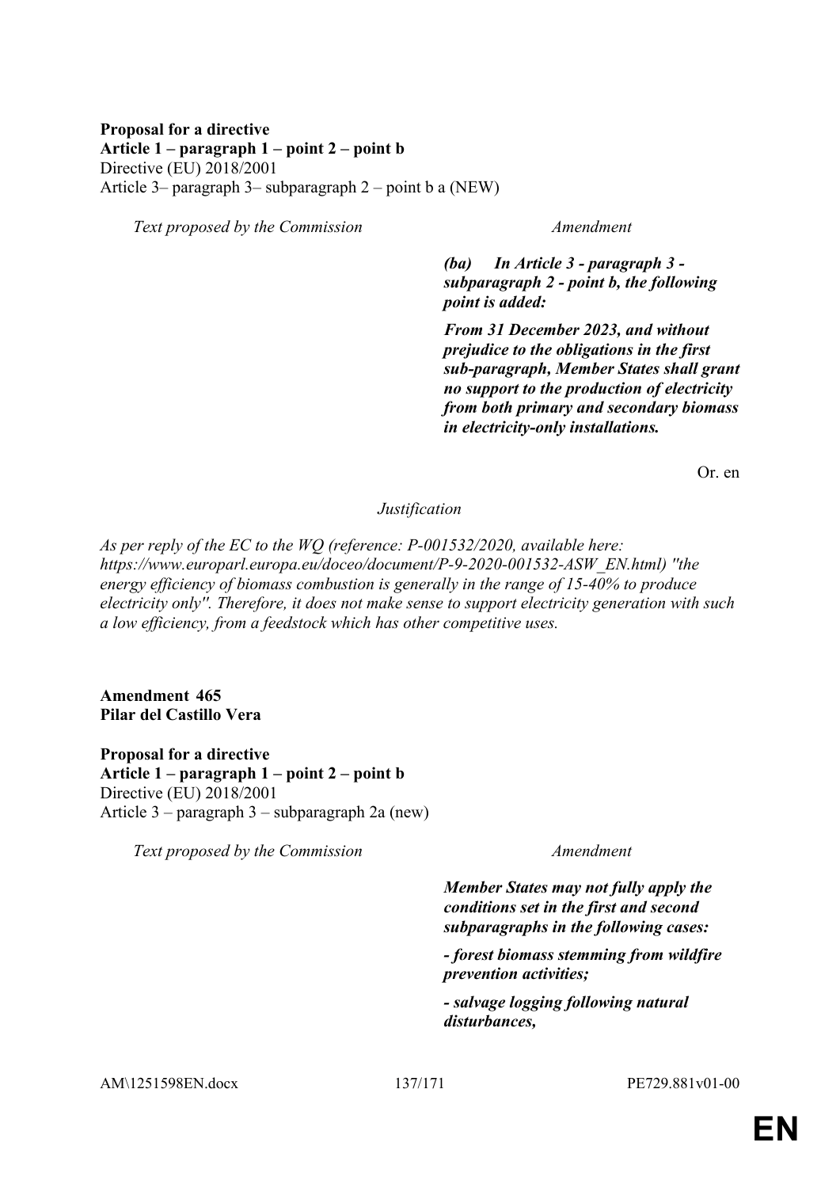**Proposal for a directive**
**Article 1 – paragraph 1 – point 2 – point b**
Directive (EU) 2018/2001
Article 3– paragraph 3– subparagraph 2 – point b a (NEW)

| *Text proposed by the Commission* | *Amendment* |
|---|---|
| | ***(ba) In Article 3 - paragraph 3 - subparagraph 2 - point b, the following point is added:*** |
| | ***From 31 December 2023, and without prejudice to the obligations in the first sub-paragraph, Member States shall grant no support to the production of electricity from both primary and secondary biomass in electricity-only installations.*** |

Or. en

*Justification*

*As per reply of the EC to the WQ (reference: P-001532/2020, available here: https://www.europarl.europa.eu/doceo/document/P-9-2020-001532-ASW_EN.html) "the energy efficiency of biomass combustion is generally in the range of 15-40% to produce electricity only". Therefore, it does not make sense to support electricity generation with such a low efficiency, from a feedstock which has other competitive uses.*

**Amendment 465**
**Pilar del Castillo Vera**

**Proposal for a directive**
**Article 1 – paragraph 1 – point 2 – point b**
Directive (EU) 2018/2001
Article 3 – paragraph 3 – subparagraph 2a (new)

| *Text proposed by the Commission* | *Amendment* |
|---|---|
| | ***Member States may not fully apply the conditions set in the first and second subparagraphs in the following cases:*** |
| | ***- forest biomass stemming from wildfire prevention activities;*** |
| | ***- salvage logging following natural disturbances,*** |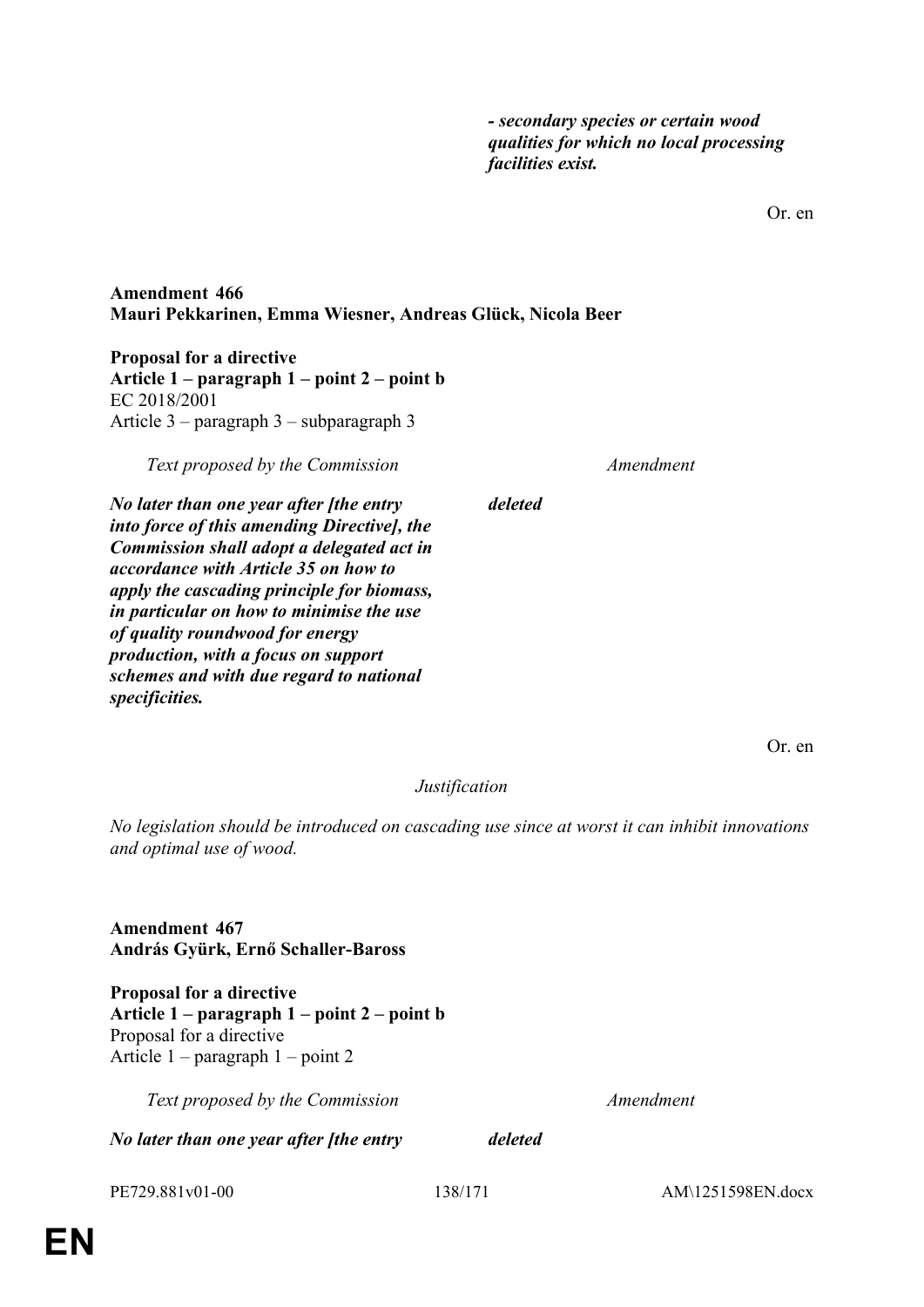*- secondary species or certain wood qualities for which no local processing facilities exist.*

Or. en

**Amendment 466**
**Mauri Pekkarinen, Emma Wiesner, Andreas Glück, Nicola Beer**

**Proposal for a directive**
**Article 1 – paragraph 1 – point 2 – point b**
EC 2018/2001
Article 3 – paragraph 3 – subparagraph 3

| *Text proposed by the Commission* | *Amendment* |
|---|---|
| ***No later than one year after [the entry into force of this amending Directive], the Commission shall adopt a delegated act in accordance with Article 35 on how to apply the cascading principle for biomass, in particular on how to minimise the use of quality roundwood for energy production, with a focus on support schemes and with due regard to national specificities.*** | ***deleted*** |

Or. en

*Justification*

*No legislation should be introduced on cascading use since at worst it can inhibit innovations and optimal use of wood.*

**Amendment 467**
**András Gyürk, Ernő Schaller-Baross**

**Proposal for a directive**
**Article 1 – paragraph 1 – point 2 – point b**
Proposal for a directive
Article 1 – paragraph 1 – point 2

| *Text proposed by the Commission* | *Amendment* |
|---|---|
| ***No later than one year after [the entry*** | ***deleted*** |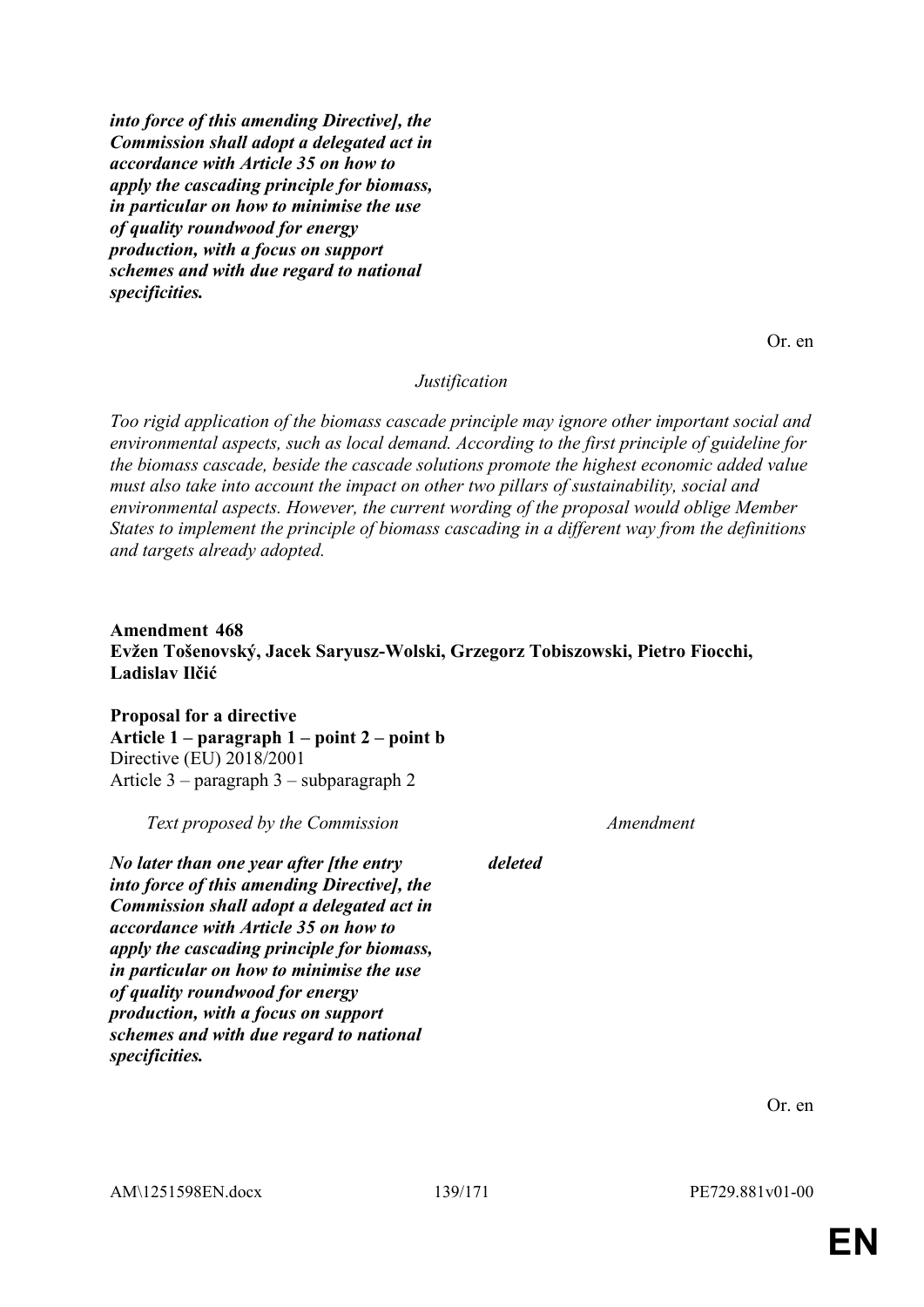| | |
|---|---|
| ***into force of this amending Directive], the Commission shall adopt a delegated act in accordance with Article 35 on how to apply the cascading principle for biomass, in particular on how to minimise the use of quality roundwood for energy production, with a focus on support schemes and with due regard to national specificities.*** | |

Or. en

*Justification*

*Too rigid application of the biomass cascade principle may ignore other important social and environmental aspects, such as local demand. According to the first principle of guideline for the biomass cascade, beside the cascade solutions promote the highest economic added value must also take into account the impact on other two pillars of sustainability, social and environmental aspects. However, the current wording of the proposal would oblige Member States to implement the principle of biomass cascading in a different way from the definitions and targets already adopted.*

**Amendment 468**
**Evžen Tošenovský, Jacek Saryusz-Wolski, Grzegorz Tobiszowski, Pietro Fiocchi, Ladislav Ilčić**

**Proposal for a directive**
**Article 1 – paragraph 1 – point 2 – point b**
Directive (EU) 2018/2001
Article 3 – paragraph 3 – subparagraph 2

| *Text proposed by the Commission* | *Amendment* |
|---|---|
| ***No later than one year after [the entry into force of this amending Directive], the Commission shall adopt a delegated act in accordance with Article 35 on how to apply the cascading principle for biomass, in particular on how to minimise the use of quality roundwood for energy production, with a focus on support schemes and with due regard to national specificities.*** | ***deleted*** |

Or. en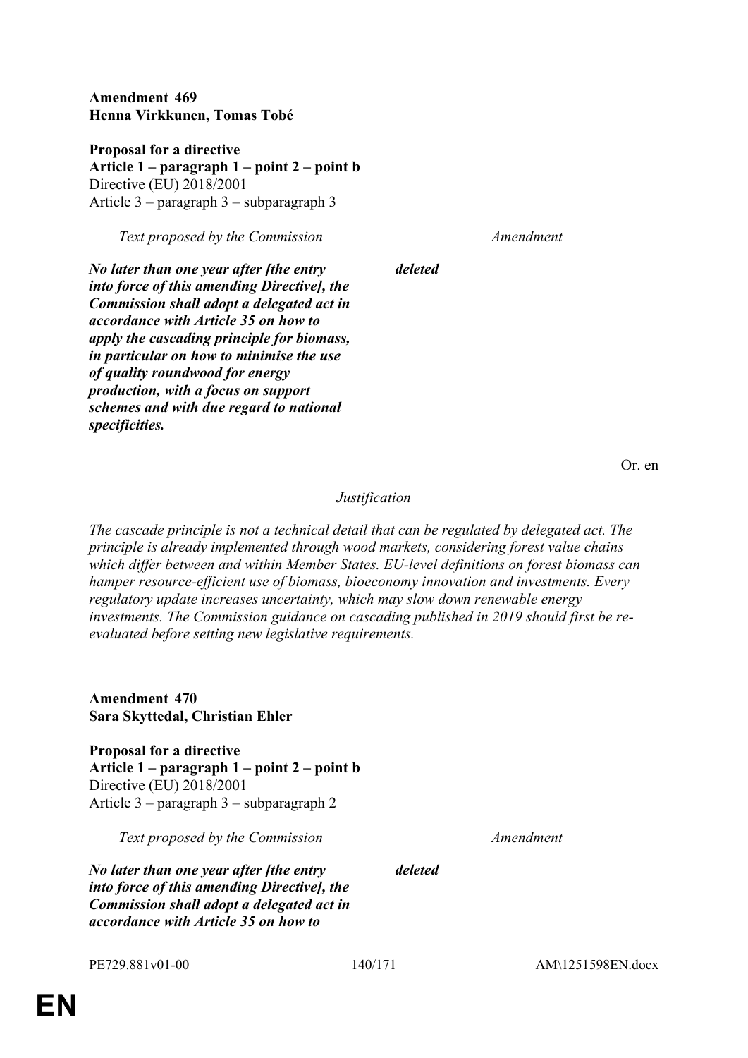**Amendment 469**
**Henna Virkkunen, Tomas Tobé**

**Proposal for a directive**
**Article 1 – paragraph 1 – point 2 – point b**
Directive (EU) 2018/2001
Article 3 – paragraph 3 – subparagraph 3

| *Text proposed by the Commission* | *Amendment* |
|---|---|
| ***No later than one year after [the entry into force of this amending Directive], the Commission shall adopt a delegated act in accordance with Article 35 on how to apply the cascading principle for biomass, in particular on how to minimise the use of quality roundwood for energy production, with a focus on support schemes and with due regard to national specificities.*** | ***deleted*** |

Or. en

*Justification*

*The cascade principle is not a technical detail that can be regulated by delegated act. The principle is already implemented through wood markets, considering forest value chains which differ between and within Member States. EU-level definitions on forest biomass can hamper resource-efficient use of biomass, bioeconomy innovation and investments. Every regulatory update increases uncertainty, which may slow down renewable energy investments. The Commission guidance on cascading published in 2019 should first be re-evaluated before setting new legislative requirements.*

**Amendment 470**
**Sara Skyttedal, Christian Ehler**

**Proposal for a directive**
**Article 1 – paragraph 1 – point 2 – point b**
Directive (EU) 2018/2001
Article 3 – paragraph 3 – subparagraph 2

| *Text proposed by the Commission* | *Amendment* |
|---|---|
| ***No later than one year after [the entry into force of this amending Directive], the Commission shall adopt a delegated act in accordance with Article 35 on how to*** | ***deleted*** |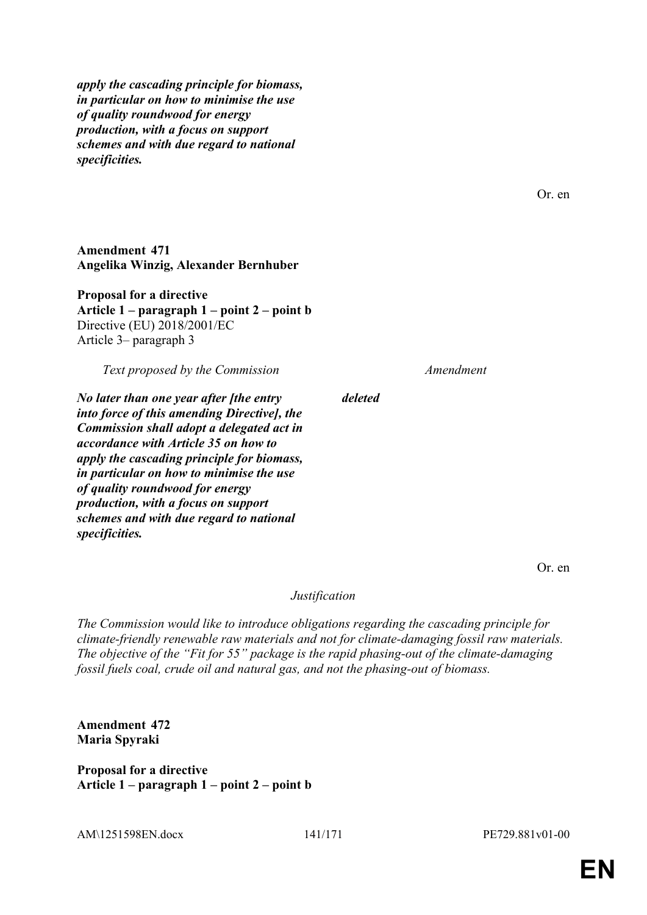***apply the cascading principle for biomass, in particular on how to minimise the use of quality roundwood for energy production, with a focus on support schemes and with due regard to national specificities.***

Or. en

**Amendment 471**
**Angelika Winzig, Alexander Bernhuber**

**Proposal for a directive**
**Article 1 – paragraph 1 – point 2 – point b**
Directive (EU) 2018/2001/EC
Article 3– paragraph 3

| *Text proposed by the Commission* | *Amendment* |
|---|---|
| ***No later than one year after [the entry into force of this amending Directive], the Commission shall adopt a delegated act in accordance with Article 35 on how to apply the cascading principle for biomass, in particular on how to minimise the use of quality roundwood for energy production, with a focus on support schemes and with due regard to national specificities.*** | ***deleted*** |

Or. en

*Justification*

*The Commission would like to introduce obligations regarding the cascading principle for climate-friendly renewable raw materials and not for climate-damaging fossil raw materials. The objective of the "Fit for 55" package is the rapid phasing-out of the climate-damaging fossil fuels coal, crude oil and natural gas, and not the phasing-out of biomass.*

**Amendment 472**
**Maria Spyraki**

**Proposal for a directive**
**Article 1 – paragraph 1 – point 2 – point b**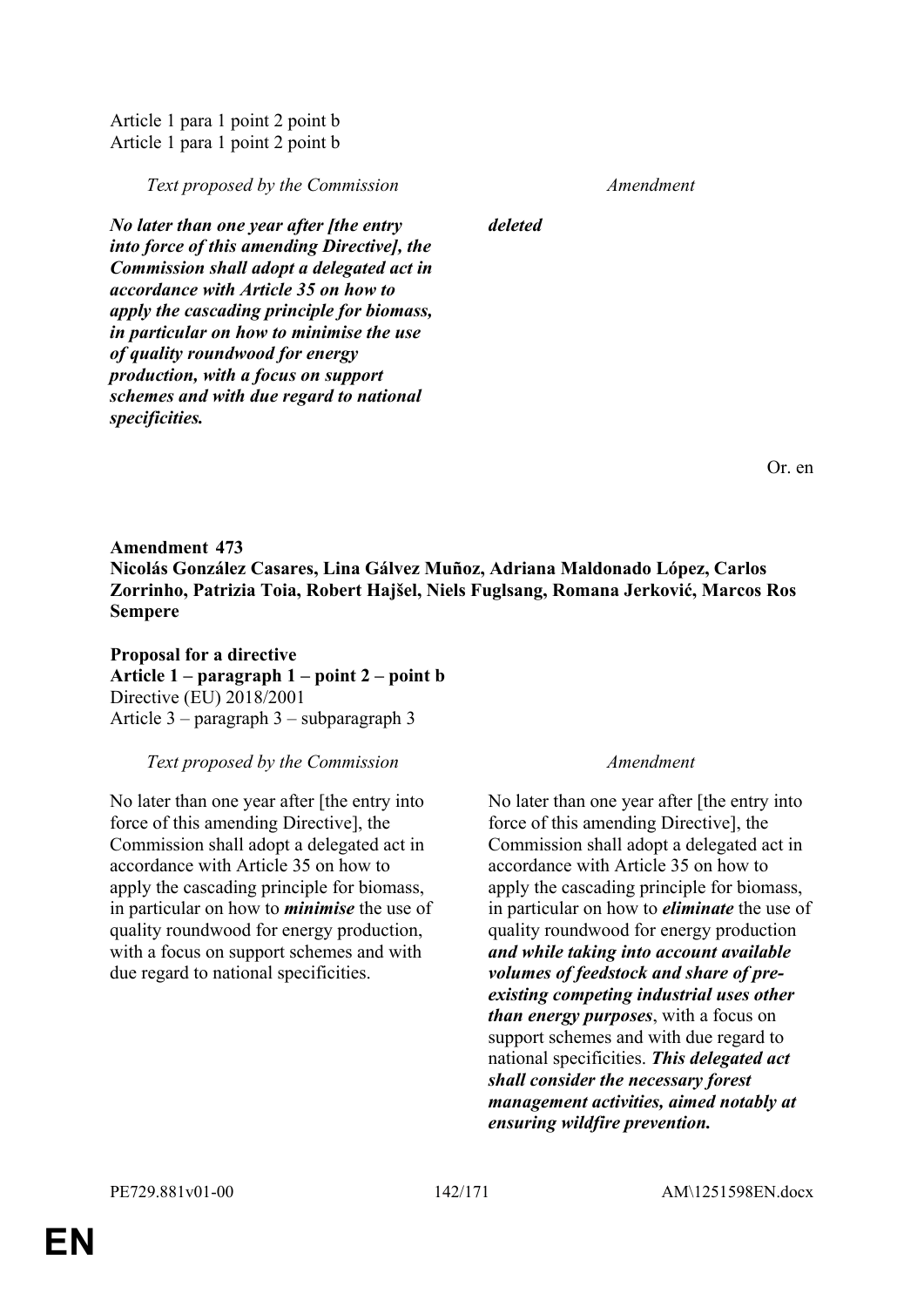Article 1 para 1 point 2 point b
Article 1 para 1 point 2 point b

| *Text proposed by the Commission* | *Amendment* |
|---|---|
| ***No later than one year after [the entry into force of this amending Directive], the Commission shall adopt a delegated act in accordance with Article 35 on how to apply the cascading principle for biomass, in particular on how to minimise the use of quality roundwood for energy production, with a focus on support schemes and with due regard to national specificities.*** | ***deleted*** |

Or. en

**Amendment 473**
**Nicolás González Casares, Lina Gálvez Muñoz, Adriana Maldonado López, Carlos Zorrinho, Patrizia Toia, Robert Hajšel, Niels Fuglsang, Romana Jerković, Marcos Ros Sempere**

**Proposal for a directive**
**Article 1 – paragraph 1 – point 2 – point b**
Directive (EU) 2018/2001
Article 3 – paragraph 3 – subparagraph 3

| *Text proposed by the Commission* | *Amendment* |
|---|---|
| No later than one year after [the entry into force of this amending Directive], the Commission shall adopt a delegated act in accordance with Article 35 on how to apply the cascading principle for biomass, in particular on how to ***minimise*** the use of quality roundwood for energy production, with a focus on support schemes and with due regard to national specificities. | No later than one year after [the entry into force of this amending Directive], the Commission shall adopt a delegated act in accordance with Article 35 on how to apply the cascading principle for biomass, in particular on how to ***eliminate*** the use of quality roundwood for energy production ***and while taking into account available volumes of feedstock and share of pre-existing competing industrial uses other than energy purposes***, with a focus on support schemes and with due regard to national specificities. ***This delegated act shall consider the necessary forest management activities, aimed notably at ensuring wildfire prevention.*** |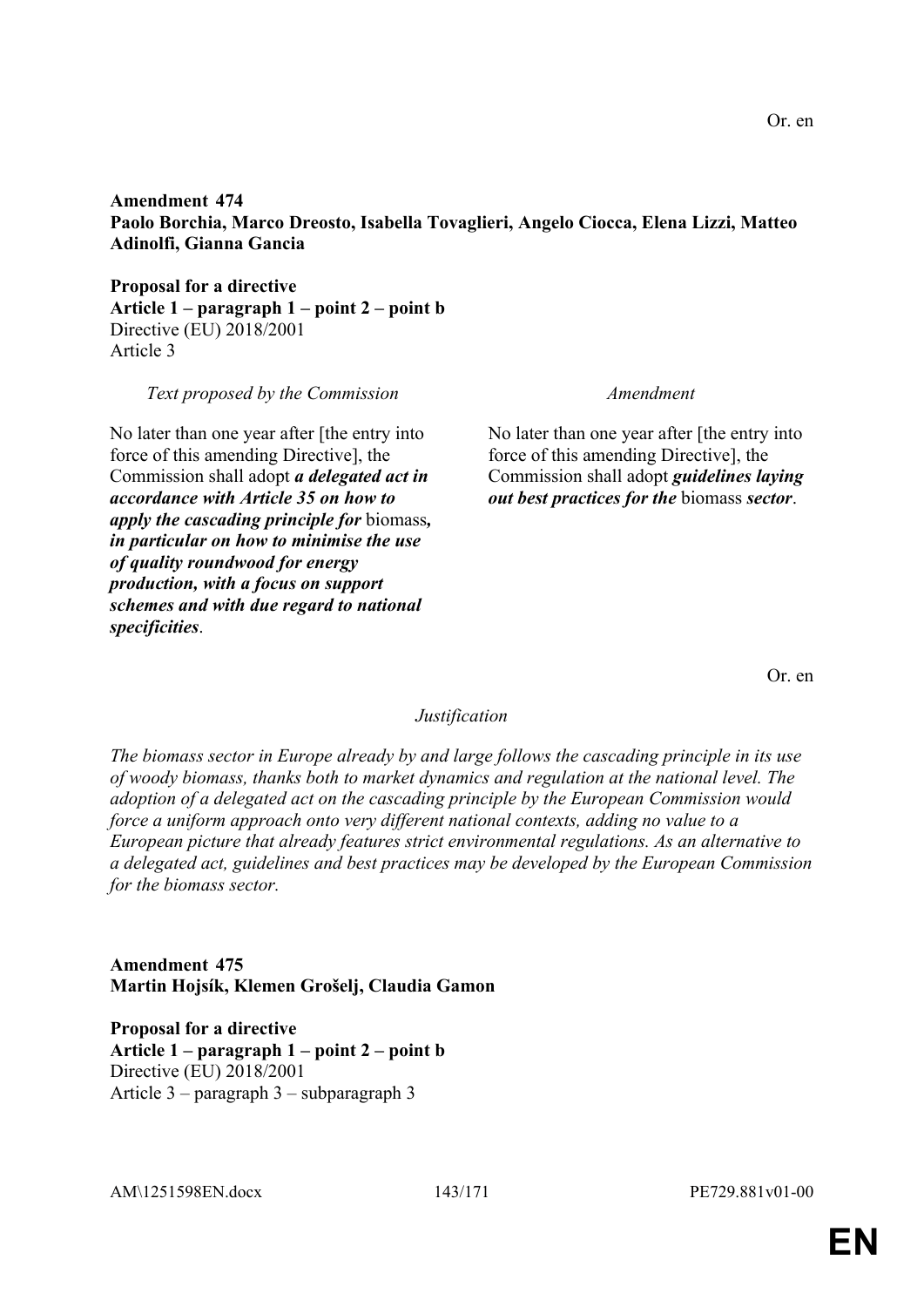Or. en

**Amendment 474**
**Paolo Borchia, Marco Dreosto, Isabella Tovaglieri, Angelo Ciocca, Elena Lizzi, Matteo Adinolfi, Gianna Gancia**

**Proposal for a directive**
**Article 1 – paragraph 1 – point 2 – point b**
Directive (EU) 2018/2001
Article 3

| *Text proposed by the Commission* | *Amendment* |
|---|---|
| No later than one year after [the entry into force of this amending Directive], the Commission shall adopt ***a delegated act in accordance with Article 35 on how to apply the cascading principle for*** biomass***, in particular on how to minimise the use of quality roundwood for energy production, with a focus on support schemes and with due regard to national specificities***. | No later than one year after [the entry into force of this amending Directive], the Commission shall adopt ***guidelines laying out best practices for the*** biomass ***sector***. |

Or. en

*Justification*

*The biomass sector in Europe already by and large follows the cascading principle in its use of woody biomass, thanks both to market dynamics and regulation at the national level. The adoption of a delegated act on the cascading principle by the European Commission would force a uniform approach onto very different national contexts, adding no value to a European picture that already features strict environmental regulations. As an alternative to a delegated act, guidelines and best practices may be developed by the European Commission for the biomass sector.*

**Amendment 475**
**Martin Hojsík, Klemen Grošelj, Claudia Gamon**

**Proposal for a directive**
**Article 1 – paragraph 1 – point 2 – point b**
Directive (EU) 2018/2001
Article 3 – paragraph 3 – subparagraph 3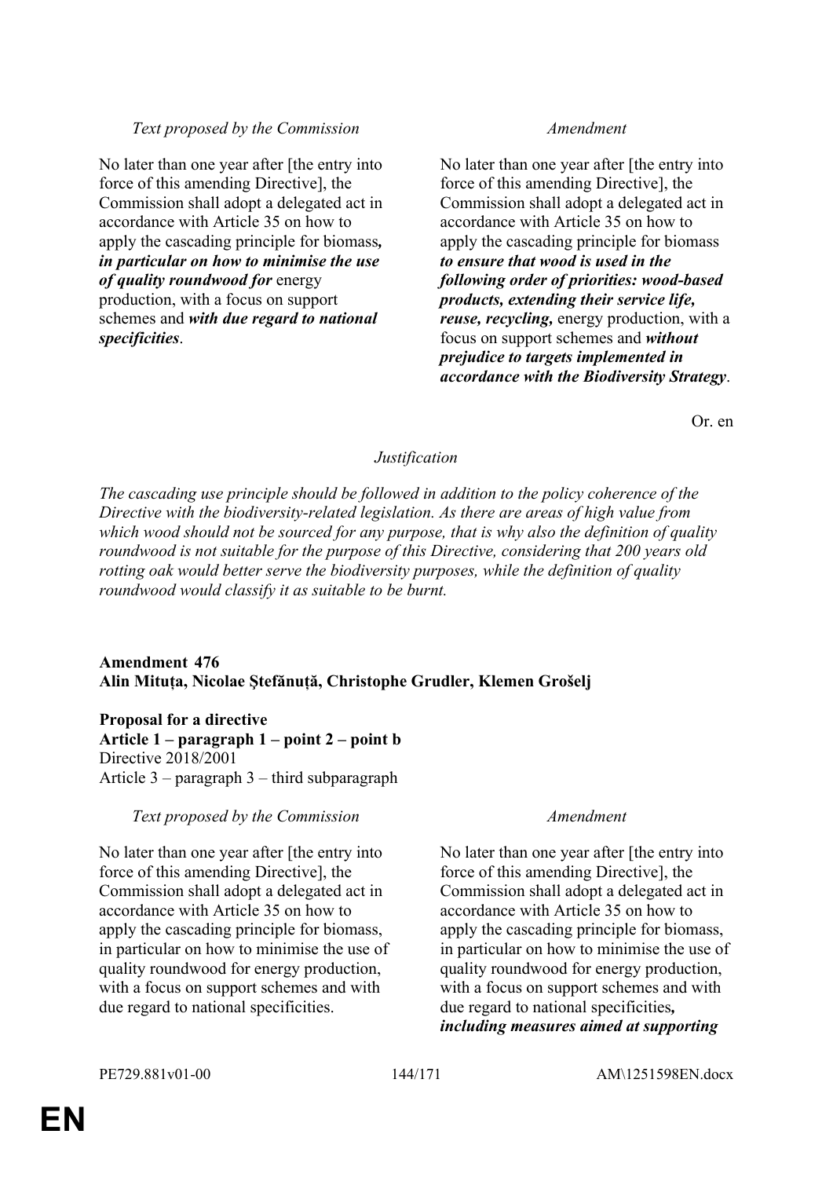| Text proposed by the Commission | Amendment |
|---|---|
| No later than one year after [the entry into force of this amending Directive], the Commission shall adopt a delegated act in accordance with Article 35 on how to apply the cascading principle for biomass***, in particular on how to minimise the use of quality roundwood for*** energy production, with a focus on support schemes and ***with due regard to national specificities***. | No later than one year after [the entry into force of this amending Directive], the Commission shall adopt a delegated act in accordance with Article 35 on how to apply the cascading principle for biomass ***to ensure that wood is used in the following order of priorities: wood-based products, extending their service life, reuse, recycling,*** energy production, with a focus on support schemes and ***without prejudice to targets implemented in accordance with the Biodiversity Strategy***. |

Or. en

*Justification*

*The cascading use principle should be followed in addition to the policy coherence of the Directive with the biodiversity-related legislation. As there are areas of high value from which wood should not be sourced for any purpose, that is why also the definition of quality roundwood is not suitable for the purpose of this Directive, considering that 200 years old rotting oak would better serve the biodiversity purposes, while the definition of quality roundwood would classify it as suitable to be burnt.*

**Amendment 476**
**Alin Mituța, Nicolae Ştefănuță, Christophe Grudler, Klemen Grošelj**

**Proposal for a directive**
**Article 1 – paragraph 1 – point 2 – point b**
Directive 2018/2001
Article 3 – paragraph 3 – third subparagraph

| Text proposed by the Commission | Amendment |
|---|---|
| No later than one year after [the entry into force of this amending Directive], the Commission shall adopt a delegated act in accordance with Article 35 on how to apply the cascading principle for biomass, in particular on how to minimise the use of quality roundwood for energy production, with a focus on support schemes and with due regard to national specificities. | No later than one year after [the entry into force of this amending Directive], the Commission shall adopt a delegated act in accordance with Article 35 on how to apply the cascading principle for biomass, in particular on how to minimise the use of quality roundwood for energy production, with a focus on support schemes and with due regard to national specificities***, including measures aimed at supporting*** |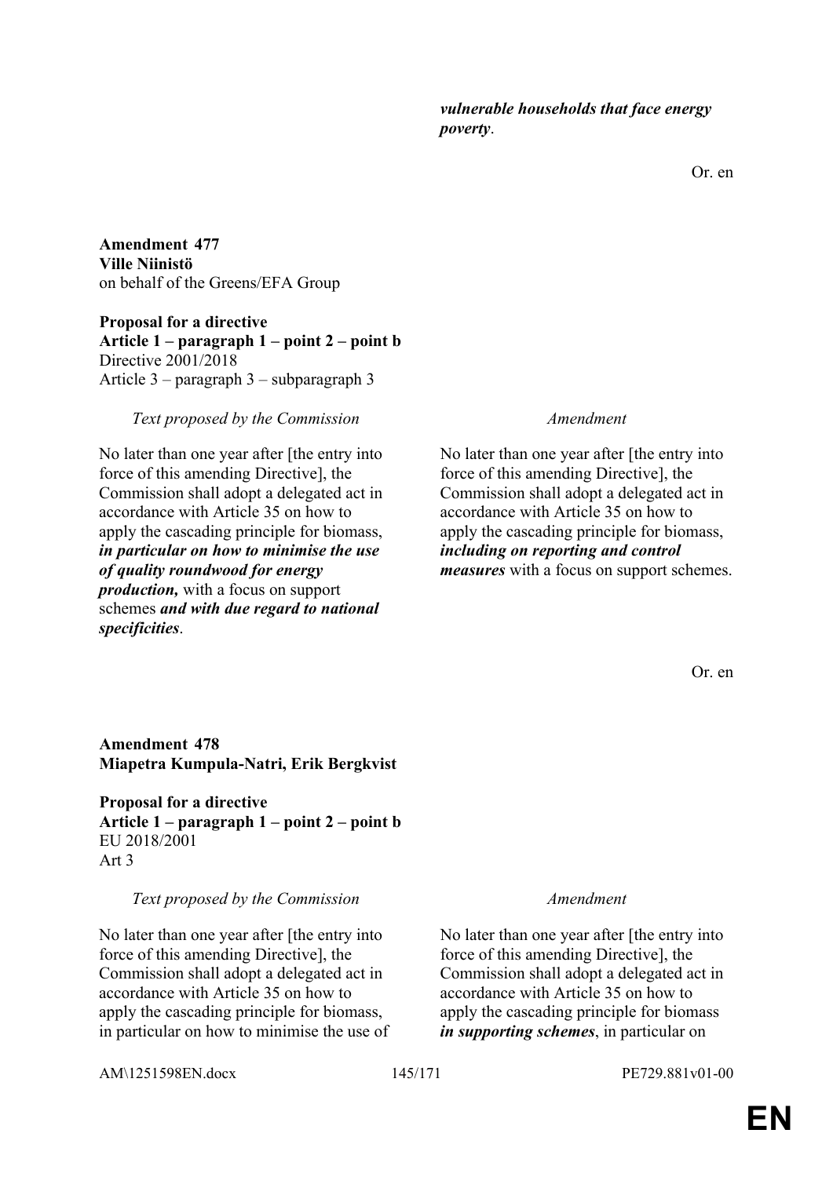| | |
|---|---|
| | ***vulnerable households that face energy poverty***. |

Or. en

**Amendment 477**
**Ville Niinistö**
on behalf of the Greens/EFA Group

**Proposal for a directive**
**Article 1 – paragraph 1 – point 2 – point b**
Directive 2001/2018
Article 3 – paragraph 3 – subparagraph 3

| *Text proposed by the Commission* | *Amendment* |
|---|---|
| No later than one year after [the entry into force of this amending Directive], the Commission shall adopt a delegated act in accordance with Article 35 on how to apply the cascading principle for biomass, ***in particular on how to minimise the use of quality roundwood for energy production,*** with a focus on support schemes ***and with due regard to national specificities***. | No later than one year after [the entry into force of this amending Directive], the Commission shall adopt a delegated act in accordance with Article 35 on how to apply the cascading principle for biomass, ***including on reporting and control measures*** with a focus on support schemes. |

Or. en

**Amendment 478**
**Miapetra Kumpula-Natri, Erik Bergkvist**

**Proposal for a directive**
**Article 1 – paragraph 1 – point 2 – point b**
EU 2018/2001
Art 3

| *Text proposed by the Commission* | *Amendment* |
|---|---|
| No later than one year after [the entry into force of this amending Directive], the Commission shall adopt a delegated act in accordance with Article 35 on how to apply the cascading principle for biomass, in particular on how to minimise the use of | No later than one year after [the entry into force of this amending Directive], the Commission shall adopt a delegated act in accordance with Article 35 on how to apply the cascading principle for biomass ***in supporting schemes***, in particular on |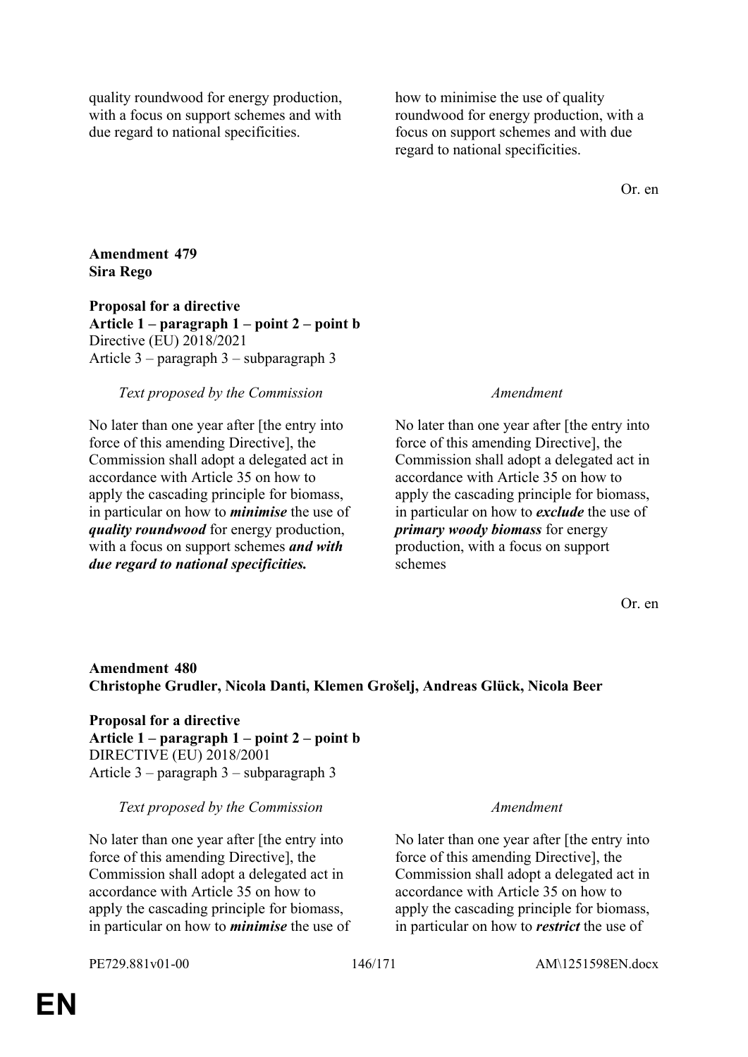| | |
|---|---|
| quality roundwood for energy production, with a focus on support schemes and with due regard to national specificities. | how to minimise the use of quality roundwood for energy production, with a focus on support schemes and with due regard to national specificities. |

Or. en

**Amendment 479**
**Sira Rego**

**Proposal for a directive**
**Article 1 – paragraph 1 – point 2 – point b**
Directive (EU) 2018/2021
Article 3 – paragraph 3 – subparagraph 3

| *Text proposed by the Commission* | *Amendment* |
|---|---|
| No later than one year after [the entry into force of this amending Directive], the Commission shall adopt a delegated act in accordance with Article 35 on how to apply the cascading principle for biomass, in particular on how to ***minimise*** the use of ***quality roundwood*** for energy production, with a focus on support schemes ***and with due regard to national specificities.*** | No later than one year after [the entry into force of this amending Directive], the Commission shall adopt a delegated act in accordance with Article 35 on how to apply the cascading principle for biomass, in particular on how to ***exclude*** the use of ***primary woody biomass*** for energy production, with a focus on support schemes |

Or. en

**Amendment 480**
**Christophe Grudler, Nicola Danti, Klemen Grošelj, Andreas Glück, Nicola Beer**

**Proposal for a directive**
**Article 1 – paragraph 1 – point 2 – point b**
DIRECTIVE (EU) 2018/2001
Article 3 – paragraph 3 – subparagraph 3

| *Text proposed by the Commission* | *Amendment* |
|---|---|
| No later than one year after [the entry into force of this amending Directive], the Commission shall adopt a delegated act in accordance with Article 35 on how to apply the cascading principle for biomass, in particular on how to ***minimise*** the use of | No later than one year after [the entry into force of this amending Directive], the Commission shall adopt a delegated act in accordance with Article 35 on how to apply the cascading principle for biomass, in particular on how to ***restrict*** the use of |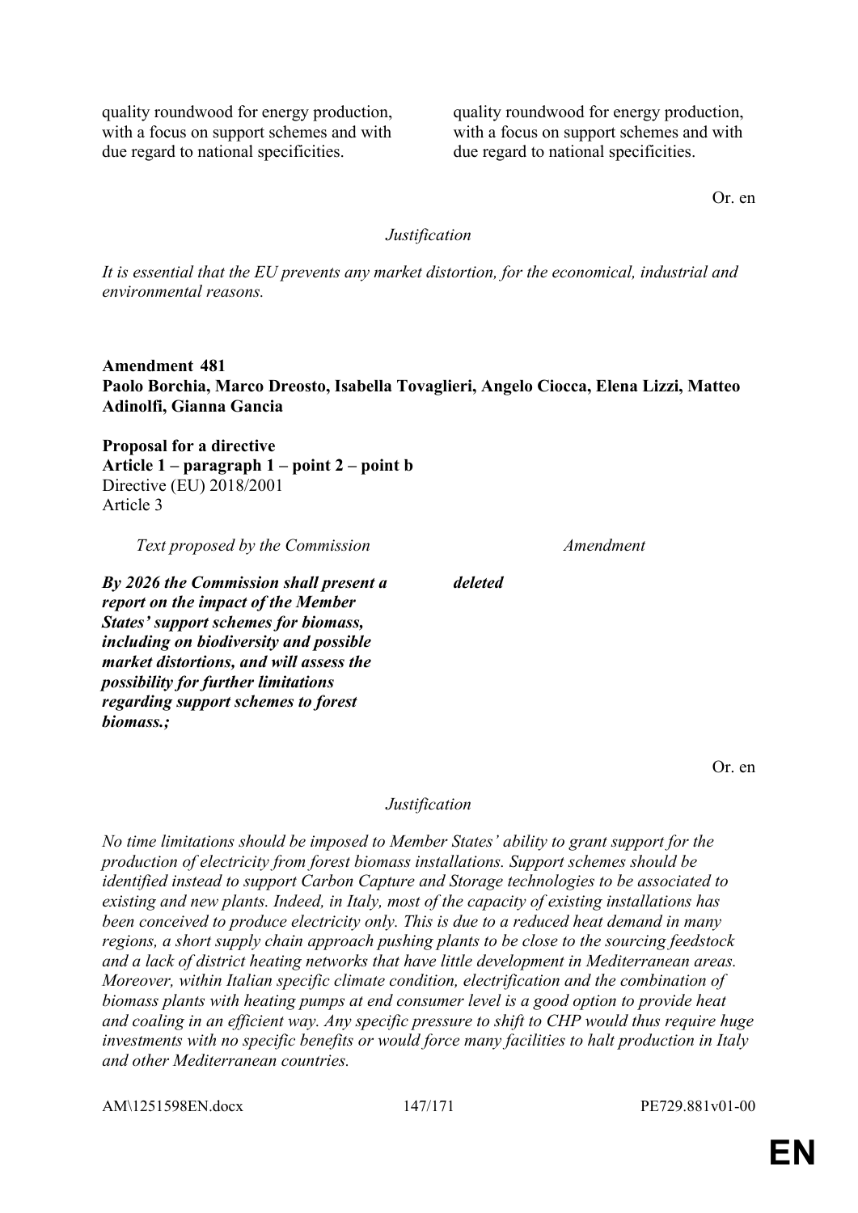| | |
|---|---|
| quality roundwood for energy production, with a focus on support schemes and with due regard to national specificities. | quality roundwood for energy production, with a focus on support schemes and with due regard to national specificities. |

Or. en

*Justification*

*It is essential that the EU prevents any market distortion, for the economical, industrial and environmental reasons.*

**Amendment 481**
**Paolo Borchia, Marco Dreosto, Isabella Tovaglieri, Angelo Ciocca, Elena Lizzi, Matteo Adinolfi, Gianna Gancia**

**Proposal for a directive**
**Article 1 – paragraph 1 – point 2 – point b**
Directive (EU) 2018/2001
Article 3

| *Text proposed by the Commission* | *Amendment* |
|---|---|
| ***By 2026 the Commission shall present a report on the impact of the Member States' support schemes for biomass, including on biodiversity and possible market distortions, and will assess the possibility for further limitations regarding support schemes to forest biomass.;*** | ***deleted*** |

Or. en

*Justification*

*No time limitations should be imposed to Member States' ability to grant support for the production of electricity from forest biomass installations. Support schemes should be identified instead to support Carbon Capture and Storage technologies to be associated to existing and new plants. Indeed, in Italy, most of the capacity of existing installations has been conceived to produce electricity only. This is due to a reduced heat demand in many regions, a short supply chain approach pushing plants to be close to the sourcing feedstock and a lack of district heating networks that have little development in Mediterranean areas. Moreover, within Italian specific climate condition, electrification and the combination of biomass plants with heating pumps at end consumer level is a good option to provide heat and coaling in an efficient way. Any specific pressure to shift to CHP would thus require huge investments with no specific benefits or would force many facilities to halt production in Italy and other Mediterranean countries.*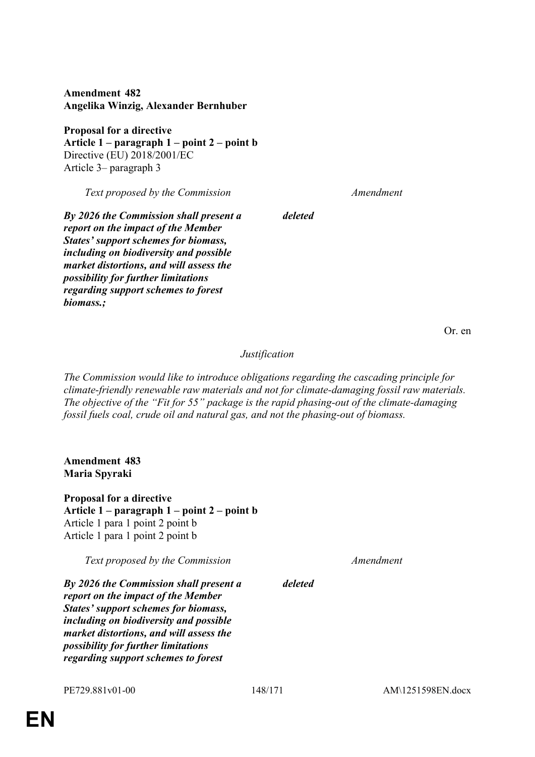**Amendment 482**
**Angelika Winzig, Alexander Bernhuber**

**Proposal for a directive**
**Article 1 – paragraph 1 – point 2 – point b**
Directive (EU) 2018/2001/EC
Article 3– paragraph 3

| *Text proposed by the Commission* | *Amendment* |
| --- | --- |
| ***By 2026 the Commission shall present a report on the impact of the Member States' support schemes for biomass, including on biodiversity and possible market distortions, and will assess the possibility for further limitations regarding support schemes to forest biomass.;*** | ***deleted*** |

Or. en

*Justification*

*The Commission would like to introduce obligations regarding the cascading principle for climate-friendly renewable raw materials and not for climate-damaging fossil raw materials. The objective of the "Fit for 55" package is the rapid phasing-out of the climate-damaging fossil fuels coal, crude oil and natural gas, and not the phasing-out of biomass.*

**Amendment 483**
**Maria Spyraki**

**Proposal for a directive**
**Article 1 – paragraph 1 – point 2 – point b**
Article 1 para 1 point 2 point b
Article 1 para 1 point 2 point b

| *Text proposed by the Commission* | *Amendment* |
| --- | --- |
| ***By 2026 the Commission shall present a report on the impact of the Member States' support schemes for biomass, including on biodiversity and possible market distortions, and will assess the possibility for further limitations regarding support schemes to forest*** | ***deleted*** |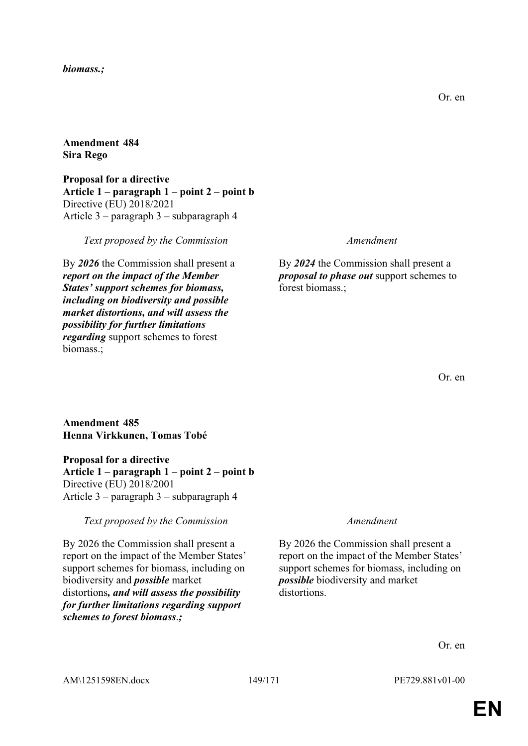***biomass.;***

Or. en

**Amendment 484**
**Sira Rego**

**Proposal for a directive**
**Article 1 – paragraph 1 – point 2 – point b**
Directive (EU) 2018/2021
Article 3 – paragraph 3 – subparagraph 4

| *Text proposed by the Commission* | *Amendment* |
| --- | --- |
| By ***2026*** the Commission shall present a ***report on the impact of the Member States' support schemes for biomass, including on biodiversity and possible market distortions, and will assess the possibility for further limitations regarding*** support schemes to forest biomass.; | By ***2024*** the Commission shall present a ***proposal to phase out*** support schemes to forest biomass.; |

Or. en

**Amendment 485**
**Henna Virkkunen, Tomas Tobé**

**Proposal for a directive**
**Article 1 – paragraph 1 – point 2 – point b**
Directive (EU) 2018/2001
Article 3 – paragraph 3 – subparagraph 4

| *Text proposed by the Commission* | *Amendment* |
| --- | --- |
| By 2026 the Commission shall present a report on the impact of the Member States' support schemes for biomass, including on biodiversity and ***possible*** market distortions***, and will assess the possibility for further limitations regarding support schemes to forest biomass***.***;*** | By 2026 the Commission shall present a report on the impact of the Member States' support schemes for biomass, including on ***possible*** biodiversity and market distortions. |

Or. en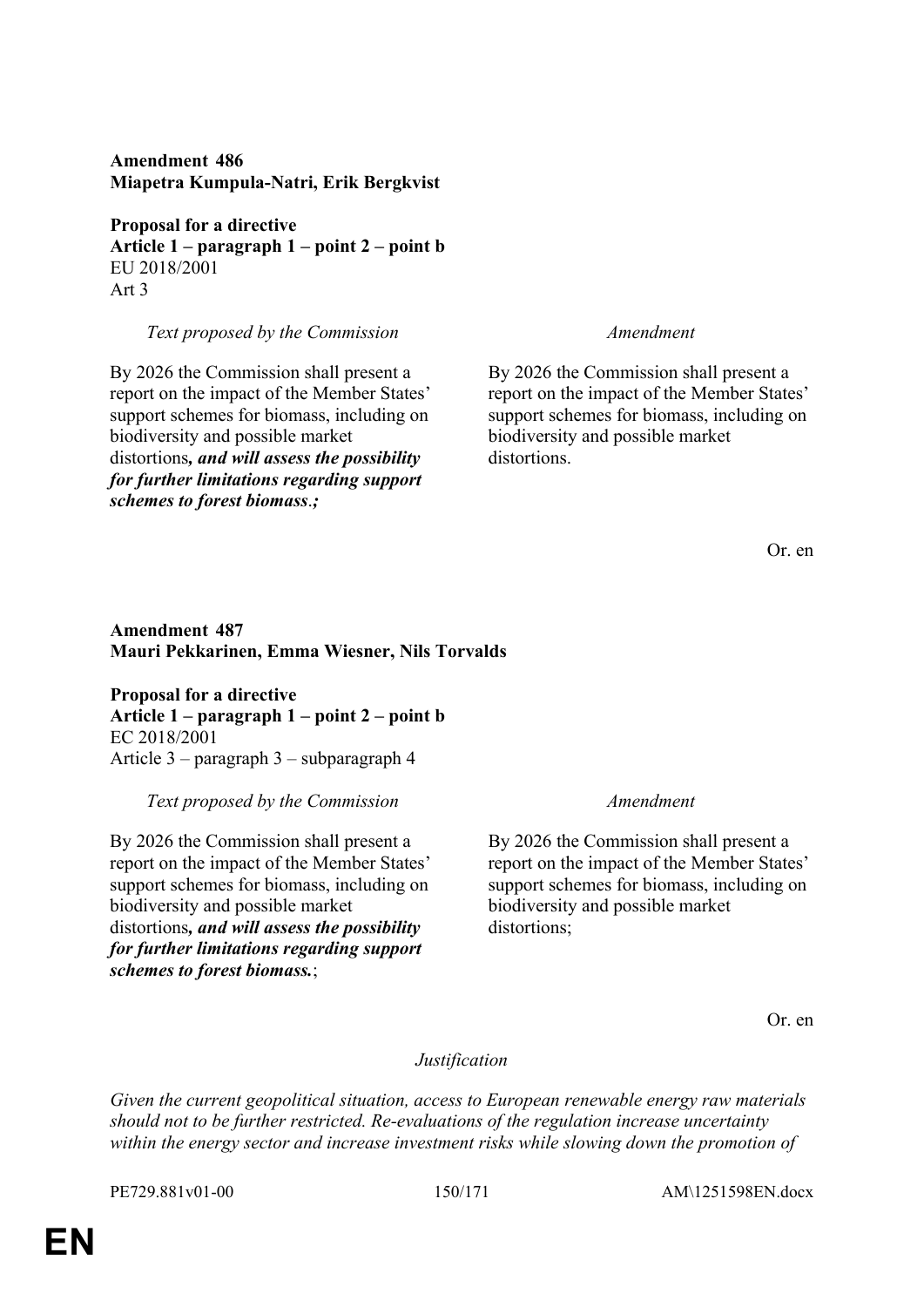**Amendment 486**
**Miapetra Kumpula-Natri, Erik Bergkvist**

**Proposal for a directive**
**Article 1 – paragraph 1 – point 2 – point b**
EU 2018/2001
Art 3

| *Text proposed by the Commission* | *Amendment* |
|---|---|
| By 2026 the Commission shall present a report on the impact of the Member States' support schemes for biomass, including on biodiversity and possible market distortions***, and will assess the possibility for further limitations regarding support schemes to forest biomass.;*** | By 2026 the Commission shall present a report on the impact of the Member States' support schemes for biomass, including on biodiversity and possible market distortions. |

Or. en

**Amendment 487**
**Mauri Pekkarinen, Emma Wiesner, Nils Torvalds**

**Proposal for a directive**
**Article 1 – paragraph 1 – point 2 – point b**
EC 2018/2001
Article 3 – paragraph 3 – subparagraph 4

| *Text proposed by the Commission* | *Amendment* |
|---|---|
| By 2026 the Commission shall present a report on the impact of the Member States' support schemes for biomass, including on biodiversity and possible market distortions***, and will assess the possibility for further limitations regarding support schemes to forest biomass.***; | By 2026 the Commission shall present a report on the impact of the Member States' support schemes for biomass, including on biodiversity and possible market distortions; |

Or. en

*Justification*

*Given the current geopolitical situation, access to European renewable energy raw materials should not to be further restricted. Re-evaluations of the regulation increase uncertainty within the energy sector and increase investment risks while slowing down the promotion of*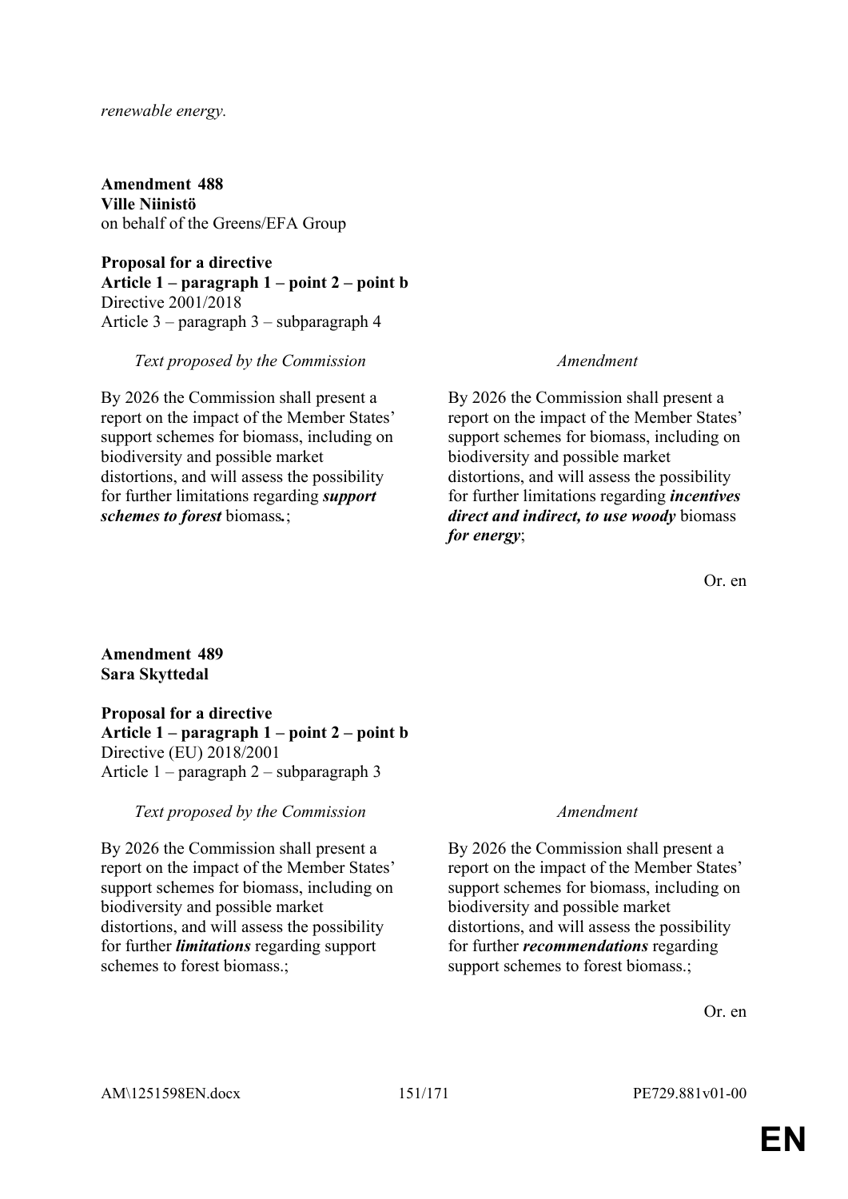*renewable energy.*

**Amendment 488**
**Ville Niinistö**
on behalf of the Greens/EFA Group

**Proposal for a directive**
**Article 1 – paragraph 1 – point 2 – point b**
Directive 2001/2018
Article 3 – paragraph 3 – subparagraph 4

| *Text proposed by the Commission* | *Amendment* |
| --- | --- |
| By 2026 the Commission shall present a report on the impact of the Member States' support schemes for biomass, including on biodiversity and possible market distortions, and will assess the possibility for further limitations regarding ***support schemes to forest*** biomass***.***; | By 2026 the Commission shall present a report on the impact of the Member States' support schemes for biomass, including on biodiversity and possible market distortions, and will assess the possibility for further limitations regarding ***incentives direct and indirect, to use woody*** biomass ***for energy***; |

Or. en

**Amendment 489**
**Sara Skyttedal**

**Proposal for a directive**
**Article 1 – paragraph 1 – point 2 – point b**
Directive (EU) 2018/2001
Article 1 – paragraph 2 – subparagraph 3

| *Text proposed by the Commission* | *Amendment* |
| --- | --- |
| By 2026 the Commission shall present a report on the impact of the Member States' support schemes for biomass, including on biodiversity and possible market distortions, and will assess the possibility for further ***limitations*** regarding support schemes to forest biomass.; | By 2026 the Commission shall present a report on the impact of the Member States' support schemes for biomass, including on biodiversity and possible market distortions, and will assess the possibility for further ***recommendations*** regarding support schemes to forest biomass.; |

Or. en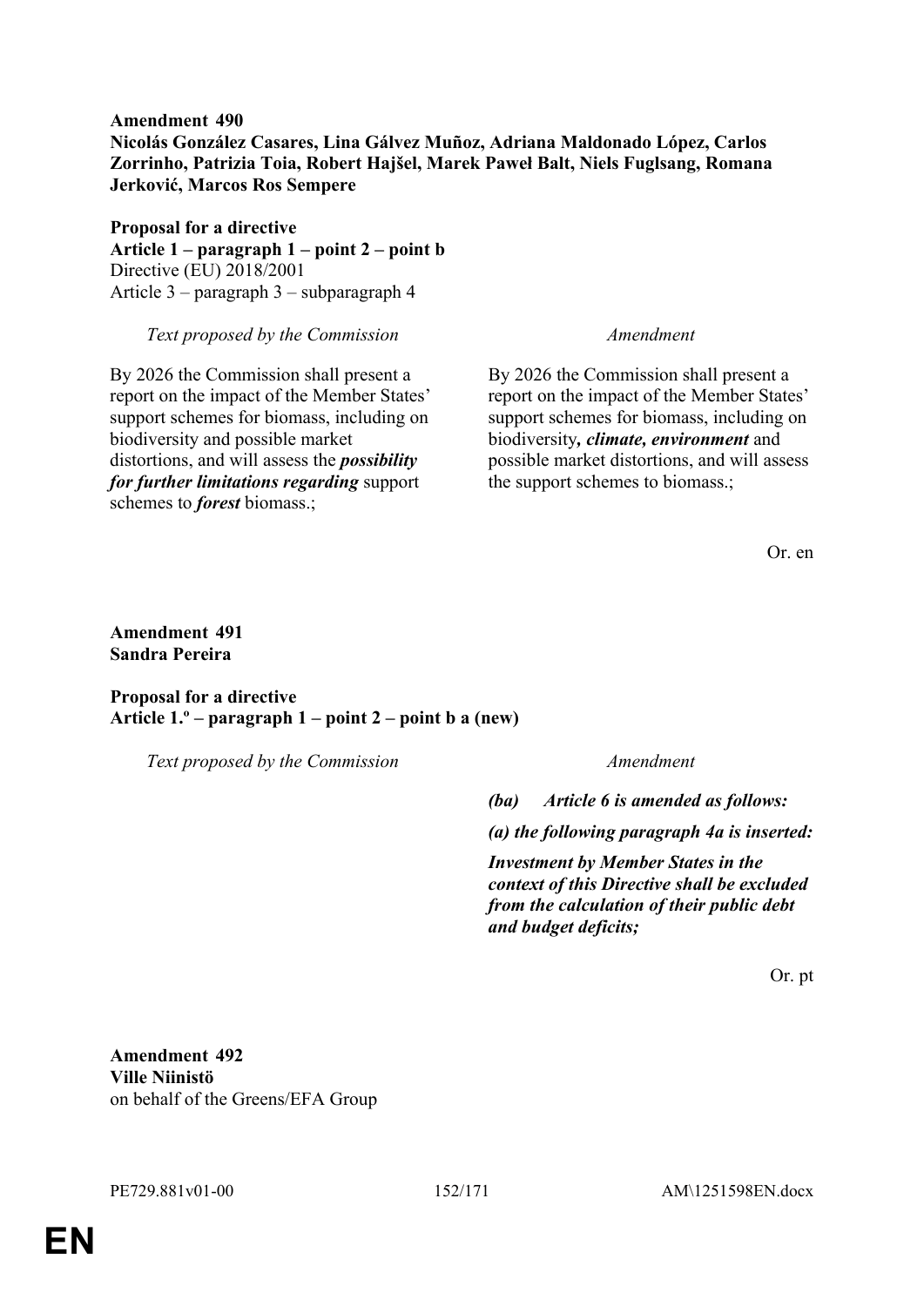**Amendment 490**
**Nicolás González Casares, Lina Gálvez Muñoz, Adriana Maldonado López, Carlos Zorrinho, Patrizia Toia, Robert Hajšel, Marek Paweł Balt, Niels Fuglsang, Romana Jerković, Marcos Ros Sempere**

**Proposal for a directive**
**Article 1 – paragraph 1 – point 2 – point b**
Directive (EU) 2018/2001
Article 3 – paragraph 3 – subparagraph 4

| *Text proposed by the Commission* | *Amendment* |
|---|---|
| By 2026 the Commission shall present a report on the impact of the Member States' support schemes for biomass, including on biodiversity and possible market distortions, and will assess the ***possibility for further limitations regarding*** support schemes to ***forest*** biomass.; | By 2026 the Commission shall present a report on the impact of the Member States' support schemes for biomass, including on biodiversity***, climate, environment*** and possible market distortions, and will assess the support schemes to biomass.; |

Or. en

**Amendment 491**
**Sandra Pereira**

**Proposal for a directive**
**Article 1.º – paragraph 1 – point 2 – point b a (new)**

| *Text proposed by the Commission* | *Amendment* |
|---|---|
| | ***(ba) Article 6 is amended as follows:*** |
| | ***(a) the following paragraph 4a is inserted:*** |
| | ***Investment by Member States in the context of this Directive shall be excluded from the calculation of their public debt and budget deficits;*** |

Or. pt

**Amendment 492**
**Ville Niinistö**
on behalf of the Greens/EFA Group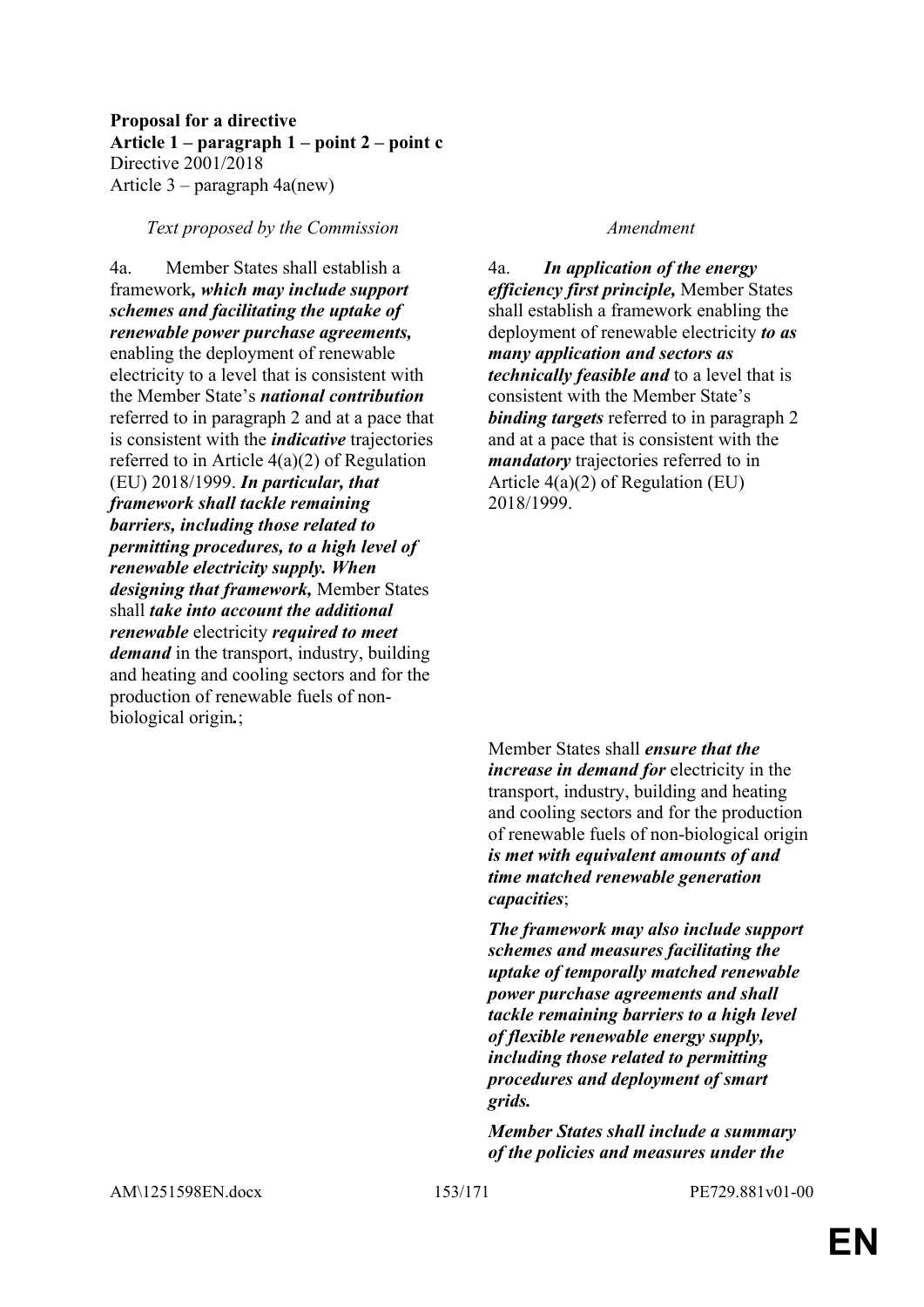**Proposal for a directive**
**Article 1 – paragraph 1 – point 2 – point c**
Directive 2001/2018
Article 3 – paragraph 4a(new)

| *Text proposed by the Commission* | *Amendment* |
|---|---|
| 4a. Member States shall establish a framework***, which may include support schemes and facilitating the uptake of renewable power purchase agreements,*** enabling the deployment of renewable electricity to a level that is consistent with the Member State's ***national contribution*** referred to in paragraph 2 and at a pace that is consistent with the ***indicative*** trajectories referred to in Article 4(a)(2) of Regulation (EU) 2018/1999. ***In particular, that framework shall tackle remaining barriers, including those related to permitting procedures, to a high level of renewable electricity supply. When designing that framework,*** Member States shall ***take into account the additional renewable*** electricity ***required to meet demand*** in the transport, industry, building and heating and cooling sectors and for the production of renewable fuels of non-biological origin***.***; | 4a. ***In application of the energy efficiency first principle,*** Member States shall establish a framework enabling the deployment of renewable electricity ***to as many application and sectors as technically feasible and*** to a level that is consistent with the Member State's ***binding targets*** referred to in paragraph 2 and at a pace that is consistent with the ***mandatory*** trajectories referred to in Article 4(a)(2) of Regulation (EU) 2018/1999. |
| | Member States shall ***ensure that the increase in demand for*** electricity in the transport, industry, building and heating and cooling sectors and for the production of renewable fuels of non-biological origin ***is met with equivalent amounts of and time matched renewable generation capacities***; |
| | ***The framework may also include support schemes and measures facilitating the uptake of temporally matched renewable power purchase agreements and shall tackle remaining barriers to a high level of flexible renewable energy supply, including those related to permitting procedures and deployment of smart grids.*** |
| | ***Member States shall include a summary of the policies and measures under the*** |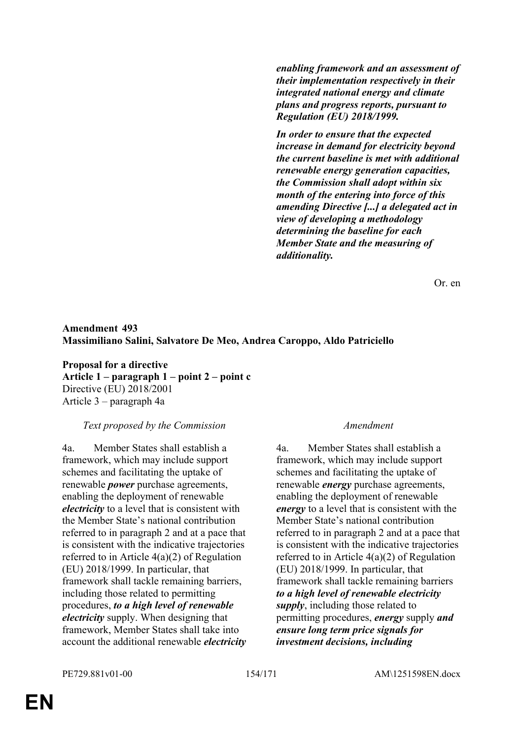| | |
|---|---|
| | ***enabling framework and an assessment of their implementation respectively in their integrated national energy and climate plans and progress reports, pursuant to Regulation (EU) 2018/1999.*** |
| | ***In order to ensure that the expected increase in demand for electricity beyond the current baseline is met with additional renewable energy generation capacities, the Commission shall adopt within six month of the entering into force of this amending Directive [...] a delegated act in view of developing a methodology determining the baseline for each Member State and the measuring of additionality.*** |

Or. en

**Amendment 493**
**Massimiliano Salini, Salvatore De Meo, Andrea Caroppo, Aldo Patriciello**

**Proposal for a directive**
**Article 1 – paragraph 1 – point 2 – point c**
Directive (EU) 2018/2001
Article 3 – paragraph 4a

| *Text proposed by the Commission* | *Amendment* |
|---|---|
| 4a. Member States shall establish a framework, which may include support schemes and facilitating the uptake of renewable ***power*** purchase agreements, enabling the deployment of renewable ***electricity*** to a level that is consistent with the Member State's national contribution referred to in paragraph 2 and at a pace that is consistent with the indicative trajectories referred to in Article 4(a)(2) of Regulation (EU) 2018/1999. In particular, that framework shall tackle remaining barriers, including those related to permitting procedures, ***to a high level of renewable electricity*** supply. When designing that framework, Member States shall take into account the additional renewable ***electricity*** | 4a. Member States shall establish a framework, which may include support schemes and facilitating the uptake of renewable ***energy*** purchase agreements, enabling the deployment of renewable ***energy*** to a level that is consistent with the Member State's national contribution referred to in paragraph 2 and at a pace that is consistent with the indicative trajectories referred to in Article 4(a)(2) of Regulation (EU) 2018/1999. In particular, that framework shall tackle remaining barriers ***to a high level of renewable electricity supply***, including those related to permitting procedures, ***energy*** supply ***and ensure long term price signals for investment decisions, including*** |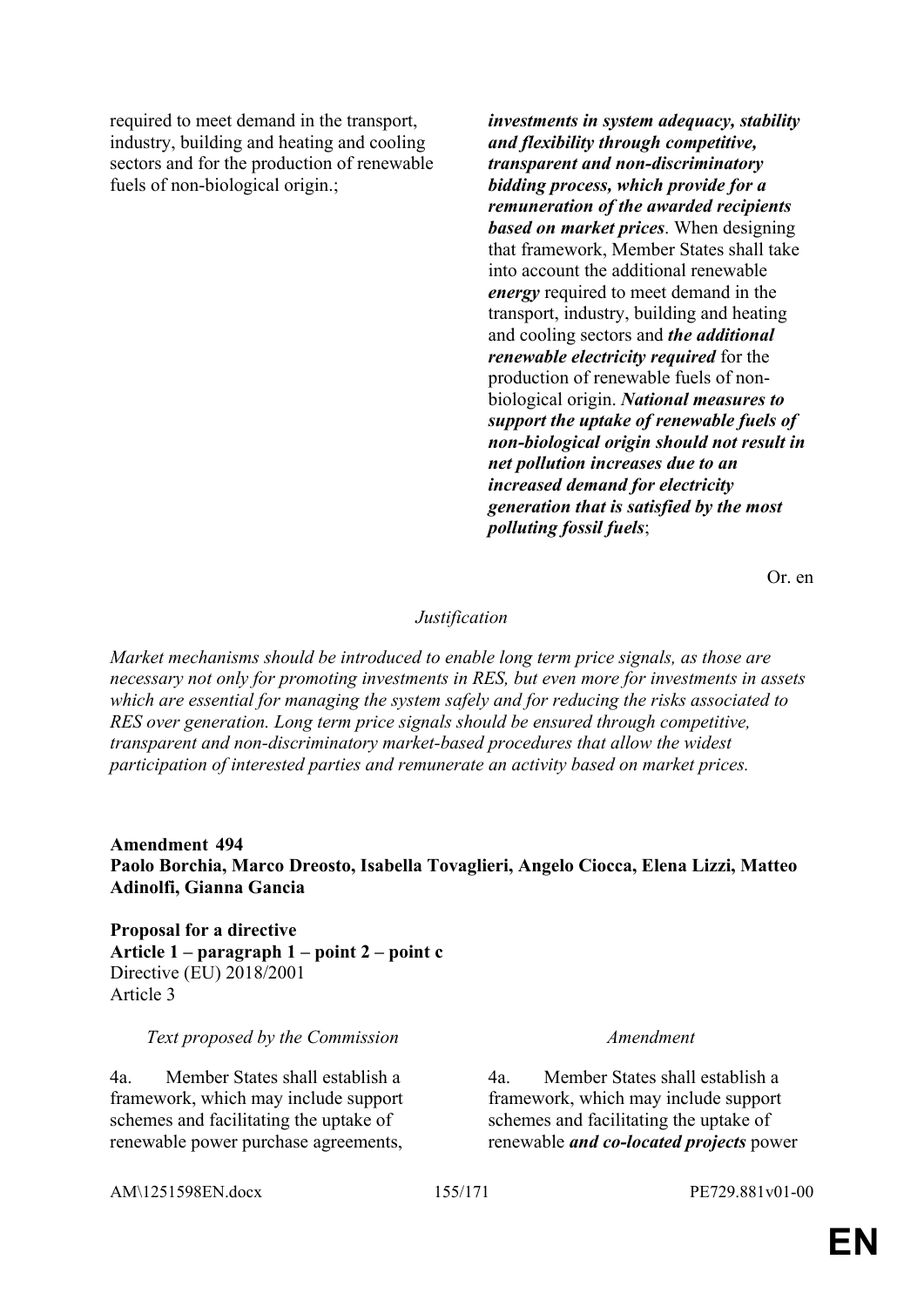| | |
|---|---|
| required to meet demand in the transport, industry, building and heating and cooling sectors and for the production of renewable fuels of non-biological origin.; | ***investments in system adequacy, stability and flexibility through competitive, transparent and non-discriminatory bidding process, which provide for a remuneration of the awarded recipients based on market prices***. When designing that framework, Member States shall take into account the additional renewable ***energy*** required to meet demand in the transport, industry, building and heating and cooling sectors and ***the additional renewable electricity required*** for the production of renewable fuels of non-biological origin. ***National measures to support the uptake of renewable fuels of non-biological origin should not result in net pollution increases due to an increased demand for electricity generation that is satisfied by the most polluting fossil fuels***; |

Or. en

*Justification*

*Market mechanisms should be introduced to enable long term price signals, as those are necessary not only for promoting investments in RES, but even more for investments in assets which are essential for managing the system safely and for reducing the risks associated to RES over generation. Long term price signals should be ensured through competitive, transparent and non-discriminatory market-based procedures that allow the widest participation of interested parties and remunerate an activity based on market prices.*

**Amendment 494**
**Paolo Borchia, Marco Dreosto, Isabella Tovaglieri, Angelo Ciocca, Elena Lizzi, Matteo Adinolfi, Gianna Gancia**

**Proposal for a directive**
**Article 1 – paragraph 1 – point 2 – point c**
Directive (EU) 2018/2001
Article 3

| *Text proposed by the Commission* | *Amendment* |
|---|---|
| 4a. Member States shall establish a framework, which may include support schemes and facilitating the uptake of renewable power purchase agreements, | 4a. Member States shall establish a framework, which may include support schemes and facilitating the uptake of renewable ***and co-located projects*** power |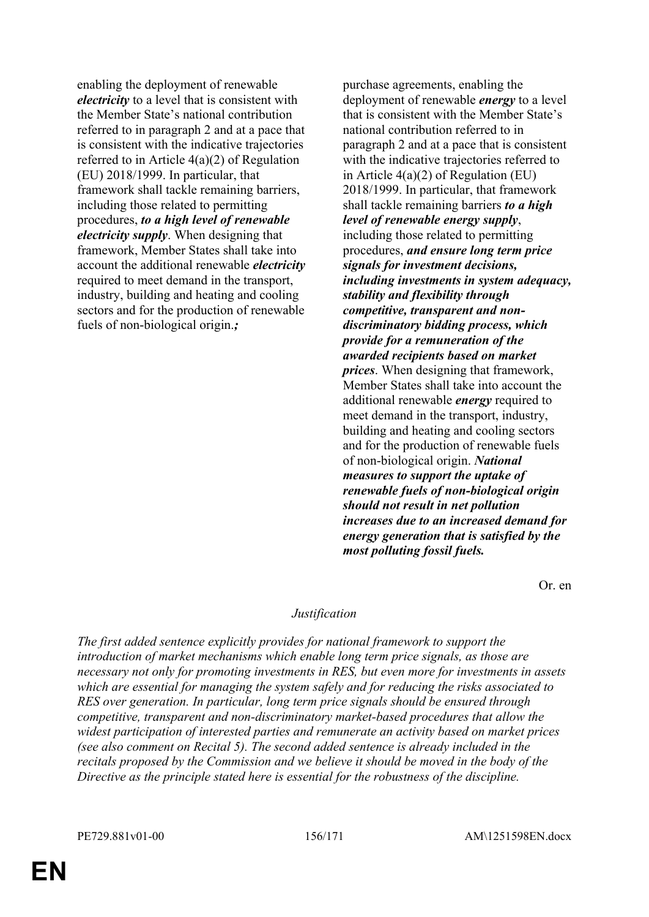| | |
|---|---|
| enabling the deployment of renewable ***electricity*** to a level that is consistent with the Member State's national contribution referred to in paragraph 2 and at a pace that is consistent with the indicative trajectories referred to in Article 4(a)(2) of Regulation (EU) 2018/1999. In particular, that framework shall tackle remaining barriers, including those related to permitting procedures, ***to a high level of renewable electricity supply***. When designing that framework, Member States shall take into account the additional renewable ***electricity*** required to meet demand in the transport, industry, building and heating and cooling sectors and for the production of renewable fuels of non-biological origin.***;*** | purchase agreements, enabling the deployment of renewable ***energy*** to a level that is consistent with the Member State's national contribution referred to in paragraph 2 and at a pace that is consistent with the indicative trajectories referred to in Article 4(a)(2) of Regulation (EU) 2018/1999. In particular, that framework shall tackle remaining barriers ***to a high level of renewable energy supply***, including those related to permitting procedures, ***and ensure long term price signals for investment decisions, including investments in system adequacy, stability and flexibility through competitive, transparent and non-discriminatory bidding process, which provide for a remuneration of the awarded recipients based on market prices***. When designing that framework, Member States shall take into account the additional renewable ***energy*** required to meet demand in the transport, industry, building and heating and cooling sectors and for the production of renewable fuels of non-biological origin. ***National measures to support the uptake of renewable fuels of non-biological origin should not result in net pollution increases due to an increased demand for energy generation that is satisfied by the most polluting fossil fuels.*** |

Or. en

*Justification*

*The first added sentence explicitly provides for national framework to support the introduction of market mechanisms which enable long term price signals, as those are necessary not only for promoting investments in RES, but even more for investments in assets which are essential for managing the system safely and for reducing the risks associated to RES over generation. In particular, long term price signals should be ensured through competitive, transparent and non-discriminatory market-based procedures that allow the widest participation of interested parties and remunerate an activity based on market prices (see also comment on Recital 5). The second added sentence is already included in the recitals proposed by the Commission and we believe it should be moved in the body of the Directive as the principle stated here is essential for the robustness of the discipline.*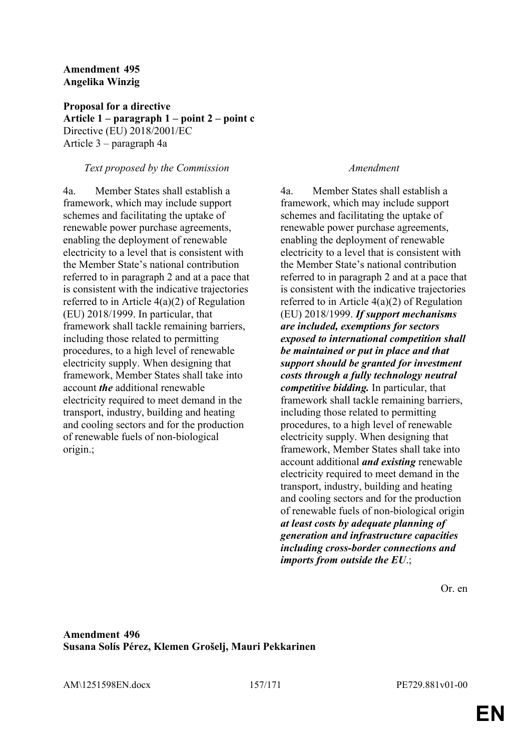**Amendment 495**
**Angelika Winzig**

**Proposal for a directive**
**Article 1 – paragraph 1 – point 2 – point c**
Directive (EU) 2018/2001/EC
Article 3 – paragraph 4a

| *Text proposed by the Commission* | *Amendment* |
|---|---|
| 4a. Member States shall establish a framework, which may include support schemes and facilitating the uptake of renewable power purchase agreements, enabling the deployment of renewable electricity to a level that is consistent with the Member State's national contribution referred to in paragraph 2 and at a pace that is consistent with the indicative trajectories referred to in Article 4(a)(2) of Regulation (EU) 2018/1999. In particular, that framework shall tackle remaining barriers, including those related to permitting procedures, to a high level of renewable electricity supply. When designing that framework, Member States shall take into account ***the*** additional renewable electricity required to meet demand in the transport, industry, building and heating and cooling sectors and for the production of renewable fuels of non-biological origin.; | 4a. Member States shall establish a framework, which may include support schemes and facilitating the uptake of renewable power purchase agreements, enabling the deployment of renewable electricity to a level that is consistent with the Member State's national contribution referred to in paragraph 2 and at a pace that is consistent with the indicative trajectories referred to in Article 4(a)(2) of Regulation (EU) 2018/1999. ***If support mechanisms are included, exemptions for sectors exposed to international competition shall be maintained or put in place and that support should be granted for investment costs through a fully technology neutral competitive bidding.*** In particular, that framework shall tackle remaining barriers, including those related to permitting procedures, to a high level of renewable electricity supply. When designing that framework, Member States shall take into account additional ***and existing*** renewable electricity required to meet demand in the transport, industry, building and heating and cooling sectors and for the production of renewable fuels of non-biological origin ***at least costs by adequate planning of generation and infrastructure capacities including cross-border connections and imports from outside the EU***.; |

Or. en

**Amendment 496**
**Susana Solís Pérez, Klemen Grošelj, Mauri Pekkarinen**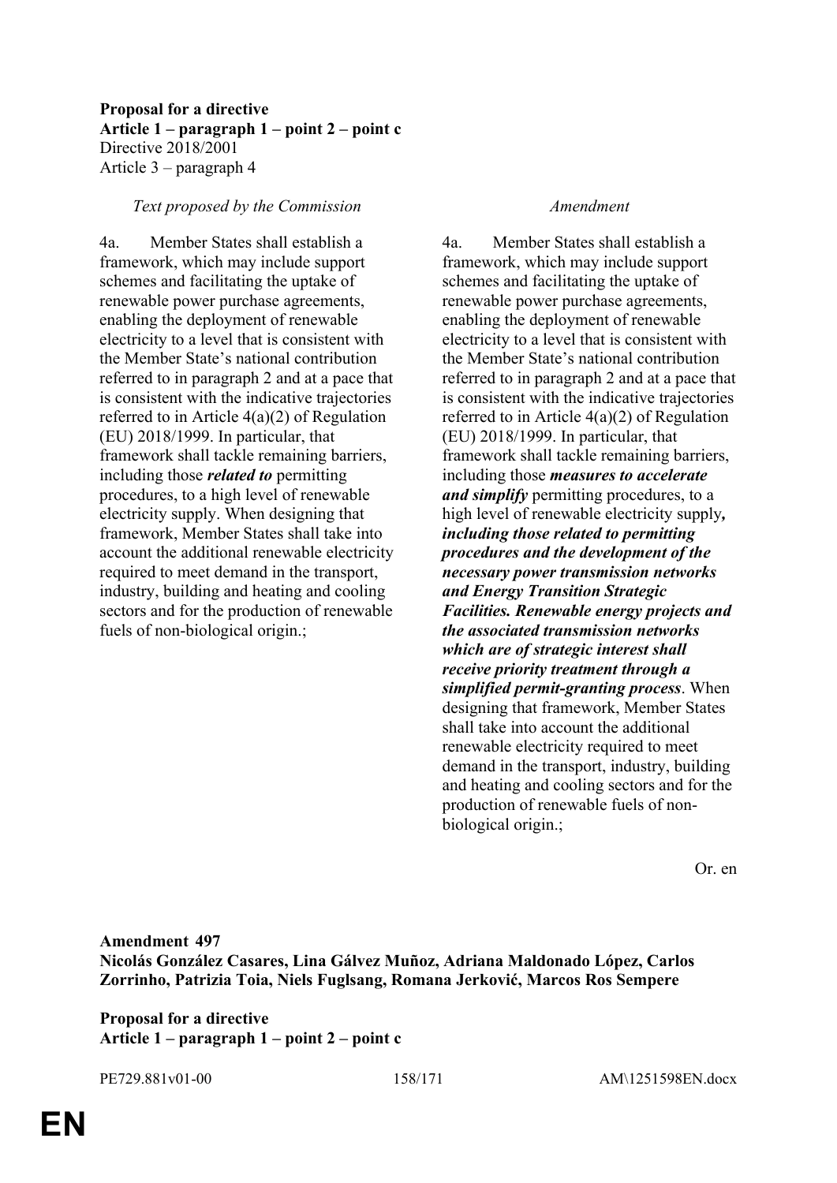**Proposal for a directive**
**Article 1 – paragraph 1 – point 2 – point c**
Directive 2018/2001
Article 3 – paragraph 4

| *Text proposed by the Commission* | *Amendment* |
|---|---|
| 4a. Member States shall establish a framework, which may include support schemes and facilitating the uptake of renewable power purchase agreements, enabling the deployment of renewable electricity to a level that is consistent with the Member State's national contribution referred to in paragraph 2 and at a pace that is consistent with the indicative trajectories referred to in Article 4(a)(2) of Regulation (EU) 2018/1999. In particular, that framework shall tackle remaining barriers, including those ***related to*** permitting procedures, to a high level of renewable electricity supply. When designing that framework, Member States shall take into account the additional renewable electricity required to meet demand in the transport, industry, building and heating and cooling sectors and for the production of renewable fuels of non-biological origin.; | 4a. Member States shall establish a framework, which may include support schemes and facilitating the uptake of renewable power purchase agreements, enabling the deployment of renewable electricity to a level that is consistent with the Member State's national contribution referred to in paragraph 2 and at a pace that is consistent with the indicative trajectories referred to in Article 4(a)(2) of Regulation (EU) 2018/1999. In particular, that framework shall tackle remaining barriers, including those ***measures to accelerate and simplify*** permitting procedures, to a high level of renewable electricity supply***, including those related to permitting procedures and the development of the necessary power transmission networks and Energy Transition Strategic Facilities. Renewable energy projects and the associated transmission networks which are of strategic interest shall receive priority treatment through a simplified permit-granting process***. When designing that framework, Member States shall take into account the additional renewable electricity required to meet demand in the transport, industry, building and heating and cooling sectors and for the production of renewable fuels of non-biological origin.; |

Or. en

**Amendment 497**
**Nicolás González Casares, Lina Gálvez Muñoz, Adriana Maldonado López, Carlos Zorrinho, Patrizia Toia, Niels Fuglsang, Romana Jerković, Marcos Ros Sempere**

**Proposal for a directive**
**Article 1 – paragraph 1 – point 2 – point c**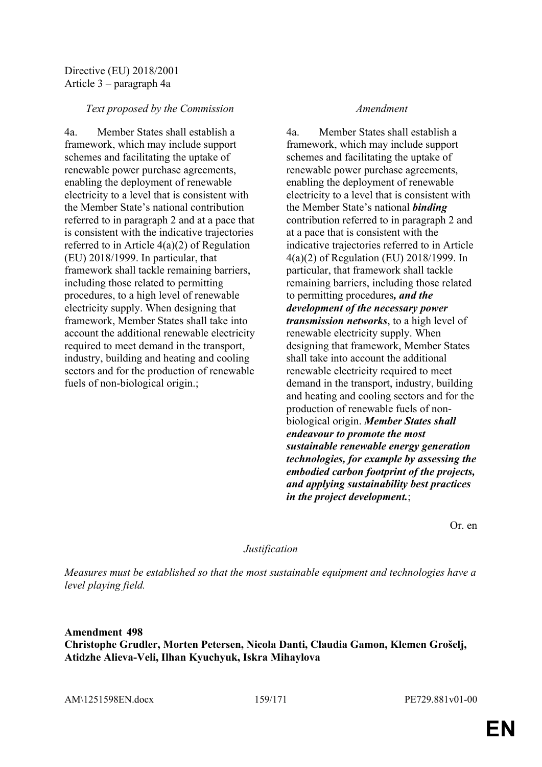Directive (EU) 2018/2001
Article 3 – paragraph 4a

| *Text proposed by the Commission* | *Amendment* |
| --- | --- |
| 4a. Member States shall establish a framework, which may include support schemes and facilitating the uptake of renewable power purchase agreements, enabling the deployment of renewable electricity to a level that is consistent with the Member State's national contribution referred to in paragraph 2 and at a pace that is consistent with the indicative trajectories referred to in Article 4(a)(2) of Regulation (EU) 2018/1999. In particular, that framework shall tackle remaining barriers, including those related to permitting procedures, to a high level of renewable electricity supply. When designing that framework, Member States shall take into account the additional renewable electricity required to meet demand in the transport, industry, building and heating and cooling sectors and for the production of renewable fuels of non-biological origin.; | 4a. Member States shall establish a framework, which may include support schemes and facilitating the uptake of renewable power purchase agreements, enabling the deployment of renewable electricity to a level that is consistent with the Member State's national ***binding*** contribution referred to in paragraph 2 and at a pace that is consistent with the indicative trajectories referred to in Article 4(a)(2) of Regulation (EU) 2018/1999. In particular, that framework shall tackle remaining barriers, including those related to permitting procedures***, and the development of the necessary power transmission networks***, to a high level of renewable electricity supply. When designing that framework, Member States shall take into account the additional renewable electricity required to meet demand in the transport, industry, building and heating and cooling sectors and for the production of renewable fuels of non-biological origin. ***Member States shall endeavour to promote the most sustainable renewable energy generation technologies, for example by assessing the embodied carbon footprint of the projects, and applying sustainability best practices in the project development.***; |

Or. en

*Justification*

*Measures must be established so that the most sustainable equipment and technologies have a level playing field.*

**Amendment 498**
**Christophe Grudler, Morten Petersen, Nicola Danti, Claudia Gamon, Klemen Grošelj, Atidzhe Alieva-Veli, Ilhan Kyuchyuk, Iskra Mihaylova**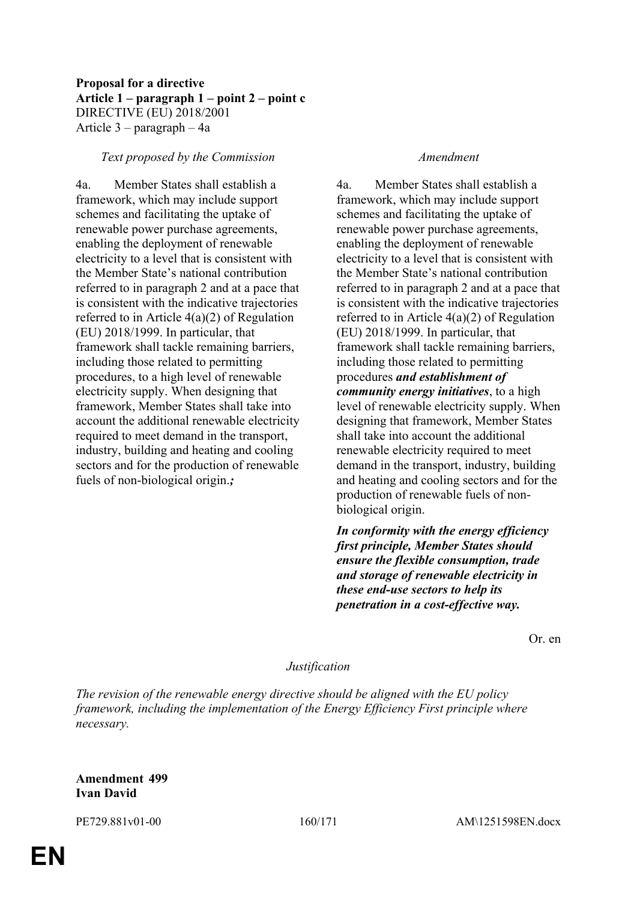**Proposal for a directive**
**Article 1 – paragraph 1 – point 2 – point c**
DIRECTIVE (EU) 2018/2001
Article 3 – paragraph – 4a

| *Text proposed by the Commission* | *Amendment* |
|---|---|
| 4a. Member States shall establish a framework, which may include support schemes and facilitating the uptake of renewable power purchase agreements, enabling the deployment of renewable electricity to a level that is consistent with the Member State's national contribution referred to in paragraph 2 and at a pace that is consistent with the indicative trajectories referred to in Article 4(a)(2) of Regulation (EU) 2018/1999. In particular, that framework shall tackle remaining barriers, including those related to permitting procedures, to a high level of renewable electricity supply. When designing that framework, Member States shall take into account the additional renewable electricity required to meet demand in the transport, industry, building and heating and cooling sectors and for the production of renewable fuels of non-biological origin.***;*** | 4a. Member States shall establish a framework, which may include support schemes and facilitating the uptake of renewable power purchase agreements, enabling the deployment of renewable electricity to a level that is consistent with the Member State's national contribution referred to in paragraph 2 and at a pace that is consistent with the indicative trajectories referred to in Article 4(a)(2) of Regulation (EU) 2018/1999. In particular, that framework shall tackle remaining barriers, including those related to permitting procedures ***and establishment of community energy initiatives***, to a high level of renewable electricity supply. When designing that framework, Member States shall take into account the additional renewable electricity required to meet demand in the transport, industry, building and heating and cooling sectors and for the production of renewable fuels of non-biological origin. |
| | ***In conformity with the energy efficiency first principle, Member States should ensure the flexible consumption, trade and storage of renewable electricity in these end-use sectors to help its penetration in a cost-effective way.*** |

Or. en

*Justification*

*The revision of the renewable energy directive should be aligned with the EU policy framework, including the implementation of the Energy Efficiency First principle where necessary.*

**Amendment 499**
**Ivan David**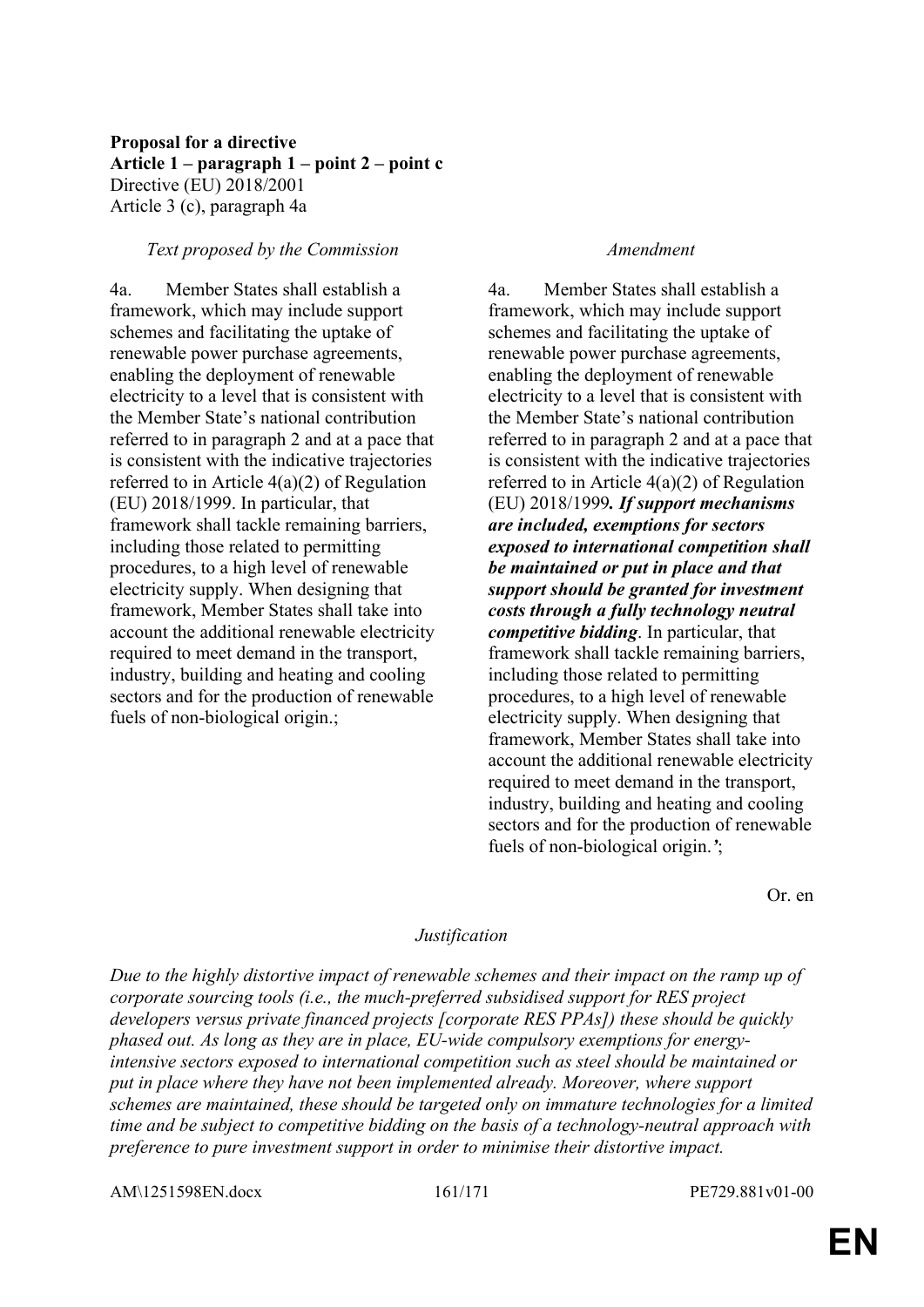**Proposal for a directive**
**Article 1 – paragraph 1 – point 2 – point c**
Directive (EU) 2018/2001
Article 3 (c), paragraph 4a

| *Text proposed by the Commission* | *Amendment* |
|---|---|
| 4a. Member States shall establish a framework, which may include support schemes and facilitating the uptake of renewable power purchase agreements, enabling the deployment of renewable electricity to a level that is consistent with the Member State's national contribution referred to in paragraph 2 and at a pace that is consistent with the indicative trajectories referred to in Article 4(a)(2) of Regulation (EU) 2018/1999. In particular, that framework shall tackle remaining barriers, including those related to permitting procedures, to a high level of renewable electricity supply. When designing that framework, Member States shall take into account the additional renewable electricity required to meet demand in the transport, industry, building and heating and cooling sectors and for the production of renewable fuels of non-biological origin.; | 4a. Member States shall establish a framework, which may include support schemes and facilitating the uptake of renewable power purchase agreements, enabling the deployment of renewable electricity to a level that is consistent with the Member State's national contribution referred to in paragraph 2 and at a pace that is consistent with the indicative trajectories referred to in Article 4(a)(2) of Regulation (EU) 2018/1999***. If support mechanisms are included, exemptions for sectors exposed to international competition shall be maintained or put in place and that support should be granted for investment costs through a fully technology neutral competitive bidding***. In particular, that framework shall tackle remaining barriers, including those related to permitting procedures, to a high level of renewable electricity supply. When designing that framework, Member States shall take into account the additional renewable electricity required to meet demand in the transport, industry, building and heating and cooling sectors and for the production of renewable fuels of non-biological origin.***'***; |

Or. en

*Justification*

*Due to the highly distortive impact of renewable schemes and their impact on the ramp up of corporate sourcing tools (i.e., the much-preferred subsidised support for RES project developers versus private financed projects [corporate RES PPAs]) these should be quickly phased out. As long as they are in place, EU-wide compulsory exemptions for energy-intensive sectors exposed to international competition such as steel should be maintained or put in place where they have not been implemented already. Moreover, where support schemes are maintained, these should be targeted only on immature technologies for a limited time and be subject to competitive bidding on the basis of a technology-neutral approach with preference to pure investment support in order to minimise their distortive impact.*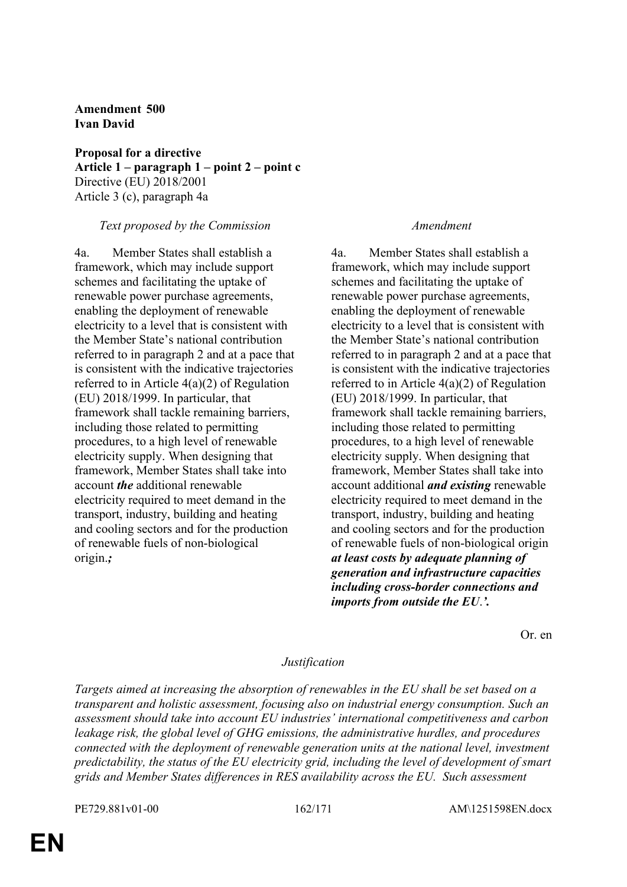**Amendment 500**
**Ivan David**

**Proposal for a directive**
**Article 1 – paragraph 1 – point 2 – point c**
Directive (EU) 2018/2001
Article 3 (c), paragraph 4a

| *Text proposed by the Commission* | *Amendment* |
| --- | --- |
| 4a. Member States shall establish a framework, which may include support schemes and facilitating the uptake of renewable power purchase agreements, enabling the deployment of renewable electricity to a level that is consistent with the Member State's national contribution referred to in paragraph 2 and at a pace that is consistent with the indicative trajectories referred to in Article 4(a)(2) of Regulation (EU) 2018/1999. In particular, that framework shall tackle remaining barriers, including those related to permitting procedures, to a high level of renewable electricity supply. When designing that framework, Member States shall take into account ***the*** additional renewable electricity required to meet demand in the transport, industry, building and heating and cooling sectors and for the production of renewable fuels of non-biological origin.***;*** | 4a. Member States shall establish a framework, which may include support schemes and facilitating the uptake of renewable power purchase agreements, enabling the deployment of renewable electricity to a level that is consistent with the Member State's national contribution referred to in paragraph 2 and at a pace that is consistent with the indicative trajectories referred to in Article 4(a)(2) of Regulation (EU) 2018/1999. In particular, that framework shall tackle remaining barriers, including those related to permitting procedures, to a high level of renewable electricity supply. When designing that framework, Member States shall take into account additional ***and existing*** renewable electricity required to meet demand in the transport, industry, building and heating and cooling sectors and for the production of renewable fuels of non-biological origin ***at least costs by adequate planning of generation and infrastructure capacities including cross-border connections and imports from outside the EU.'.*** |

Or. en

*Justification*

*Targets aimed at increasing the absorption of renewables in the EU shall be set based on a transparent and holistic assessment, focusing also on industrial energy consumption. Such an assessment should take into account EU industries' international competitiveness and carbon leakage risk, the global level of GHG emissions, the administrative hurdles, and procedures connected with the deployment of renewable generation units at the national level, investment predictability, the status of the EU electricity grid, including the level of development of smart grids and Member States differences in RES availability across the EU. Such assessment*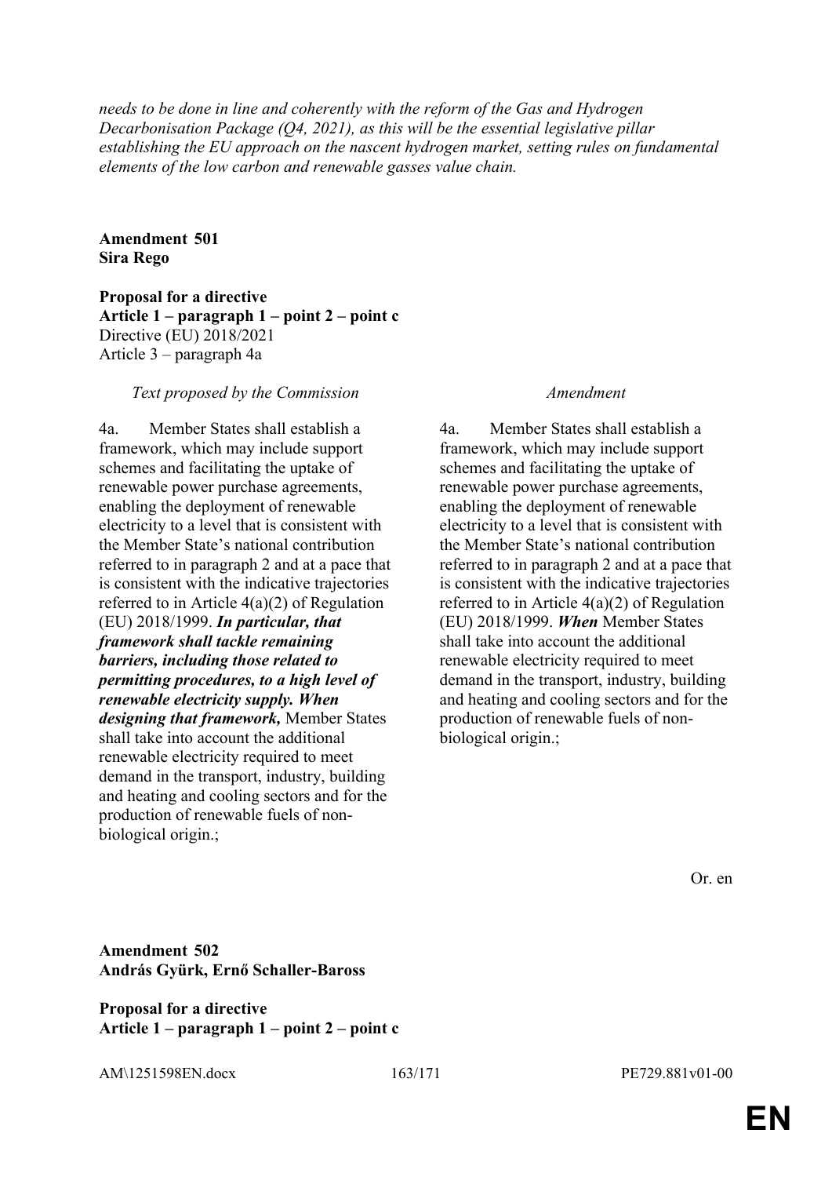*needs to be done in line and coherently with the reform of the Gas and Hydrogen Decarbonisation Package (Q4, 2021), as this will be the essential legislative pillar establishing the EU approach on the nascent hydrogen market, setting rules on fundamental elements of the low carbon and renewable gasses value chain.*

**Amendment 501**
**Sira Rego**

**Proposal for a directive**
**Article 1 – paragraph 1 – point 2 – point c**
Directive (EU) 2018/2021
Article 3 – paragraph 4a

| *Text proposed by the Commission* | *Amendment* |
|---|---|
| 4a. Member States shall establish a framework, which may include support schemes and facilitating the uptake of renewable power purchase agreements, enabling the deployment of renewable electricity to a level that is consistent with the Member State's national contribution referred to in paragraph 2 and at a pace that is consistent with the indicative trajectories referred to in Article 4(a)(2) of Regulation (EU) 2018/1999. ***In particular, that framework shall tackle remaining barriers, including those related to permitting procedures, to a high level of renewable electricity supply. When designing that framework,*** Member States shall take into account the additional renewable electricity required to meet demand in the transport, industry, building and heating and cooling sectors and for the production of renewable fuels of non-biological origin.; | 4a. Member States shall establish a framework, which may include support schemes and facilitating the uptake of renewable power purchase agreements, enabling the deployment of renewable electricity to a level that is consistent with the Member State's national contribution referred to in paragraph 2 and at a pace that is consistent with the indicative trajectories referred to in Article 4(a)(2) of Regulation (EU) 2018/1999. ***When*** Member States shall take into account the additional renewable electricity required to meet demand in the transport, industry, building and heating and cooling sectors and for the production of renewable fuels of non-biological origin.; |

Or. en

**Amendment 502**
**András Gyürk, Ernő Schaller-Baross**

**Proposal for a directive**
**Article 1 – paragraph 1 – point 2 – point c**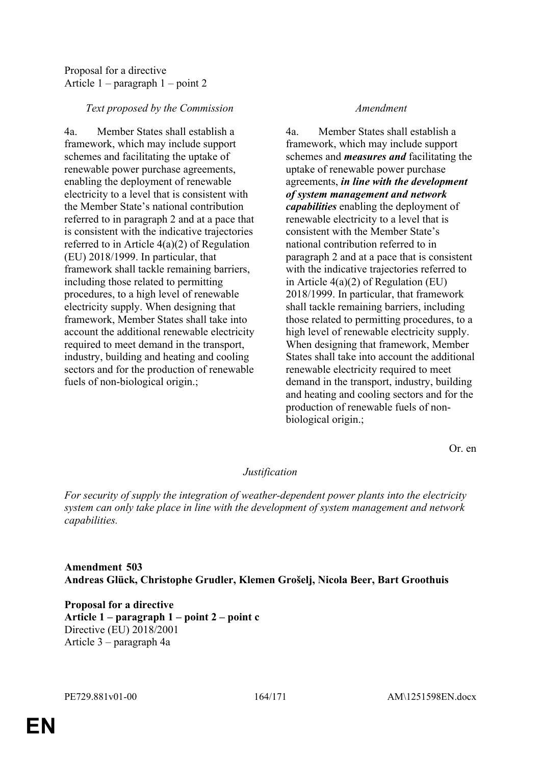Proposal for a directive
Article 1 – paragraph 1 – point 2

| *Text proposed by the Commission* | *Amendment* |
|---|---|
| 4a. Member States shall establish a framework, which may include support schemes and facilitating the uptake of renewable power purchase agreements, enabling the deployment of renewable electricity to a level that is consistent with the Member State's national contribution referred to in paragraph 2 and at a pace that is consistent with the indicative trajectories referred to in Article 4(a)(2) of Regulation (EU) 2018/1999. In particular, that framework shall tackle remaining barriers, including those related to permitting procedures, to a high level of renewable electricity supply. When designing that framework, Member States shall take into account the additional renewable electricity required to meet demand in the transport, industry, building and heating and cooling sectors and for the production of renewable fuels of non-biological origin.; | 4a. Member States shall establish a framework, which may include support schemes and ***measures and*** facilitating the uptake of renewable power purchase agreements, ***in line with the development of system management and network capabilities*** enabling the deployment of renewable electricity to a level that is consistent with the Member State's national contribution referred to in paragraph 2 and at a pace that is consistent with the indicative trajectories referred to in Article 4(a)(2) of Regulation (EU) 2018/1999. In particular, that framework shall tackle remaining barriers, including those related to permitting procedures, to a high level of renewable electricity supply. When designing that framework, Member States shall take into account the additional renewable electricity required to meet demand in the transport, industry, building and heating and cooling sectors and for the production of renewable fuels of non-biological origin.; |

Or. en

*Justification*

*For security of supply the integration of weather-dependent power plants into the electricity system can only take place in line with the development of system management and network capabilities.*

**Amendment 503**
**Andreas Glück, Christophe Grudler, Klemen Grošelj, Nicola Beer, Bart Groothuis**

**Proposal for a directive**
**Article 1 – paragraph 1 – point 2 – point c**
Directive (EU) 2018/2001
Article 3 – paragraph 4a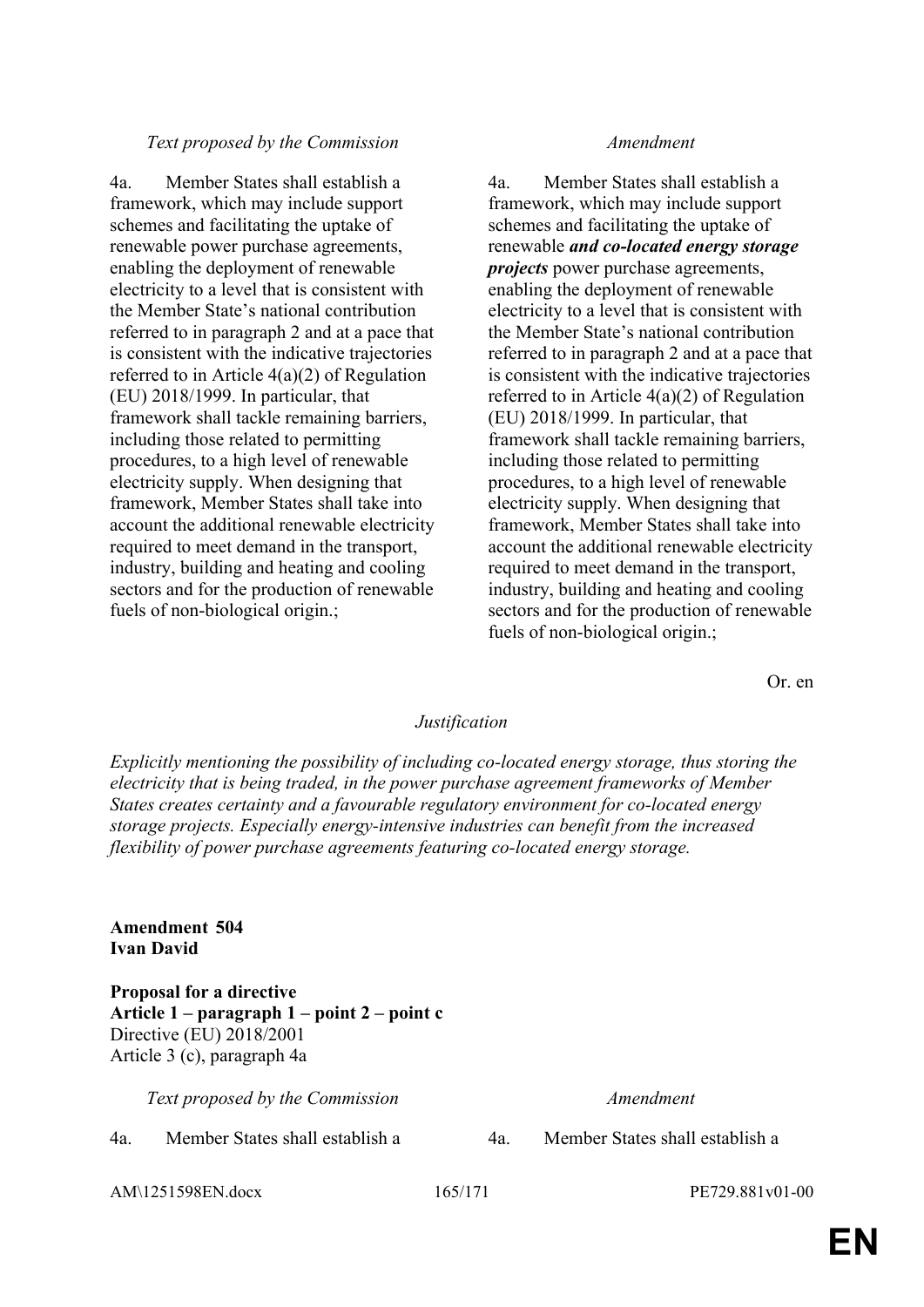| *Text proposed by the Commission* | *Amendment* |
|---|---|
| 4a. Member States shall establish a framework, which may include support schemes and facilitating the uptake of renewable power purchase agreements, enabling the deployment of renewable electricity to a level that is consistent with the Member State's national contribution referred to in paragraph 2 and at a pace that is consistent with the indicative trajectories referred to in Article 4(a)(2) of Regulation (EU) 2018/1999. In particular, that framework shall tackle remaining barriers, including those related to permitting procedures, to a high level of renewable electricity supply. When designing that framework, Member States shall take into account the additional renewable electricity required to meet demand in the transport, industry, building and heating and cooling sectors and for the production of renewable fuels of non-biological origin.; | 4a. Member States shall establish a framework, which may include support schemes and facilitating the uptake of renewable ***and co-located energy storage projects*** power purchase agreements, enabling the deployment of renewable electricity to a level that is consistent with the Member State's national contribution referred to in paragraph 2 and at a pace that is consistent with the indicative trajectories referred to in Article 4(a)(2) of Regulation (EU) 2018/1999. In particular, that framework shall tackle remaining barriers, including those related to permitting procedures, to a high level of renewable electricity supply. When designing that framework, Member States shall take into account the additional renewable electricity required to meet demand in the transport, industry, building and heating and cooling sectors and for the production of renewable fuels of non-biological origin.; |

Or. en

*Justification*

*Explicitly mentioning the possibility of including co-located energy storage, thus storing the electricity that is being traded, in the power purchase agreement frameworks of Member States creates certainty and a favourable regulatory environment for co-located energy storage projects. Especially energy-intensive industries can benefit from the increased flexibility of power purchase agreements featuring co-located energy storage.*

**Amendment 504**
**Ivan David**

**Proposal for a directive**
**Article 1 – paragraph 1 – point 2 – point c**
Directive (EU) 2018/2001
Article 3 (c), paragraph 4a

| *Text proposed by the Commission* | *Amendment* |
|---|---|
| 4a. Member States shall establish a | 4a. Member States shall establish a |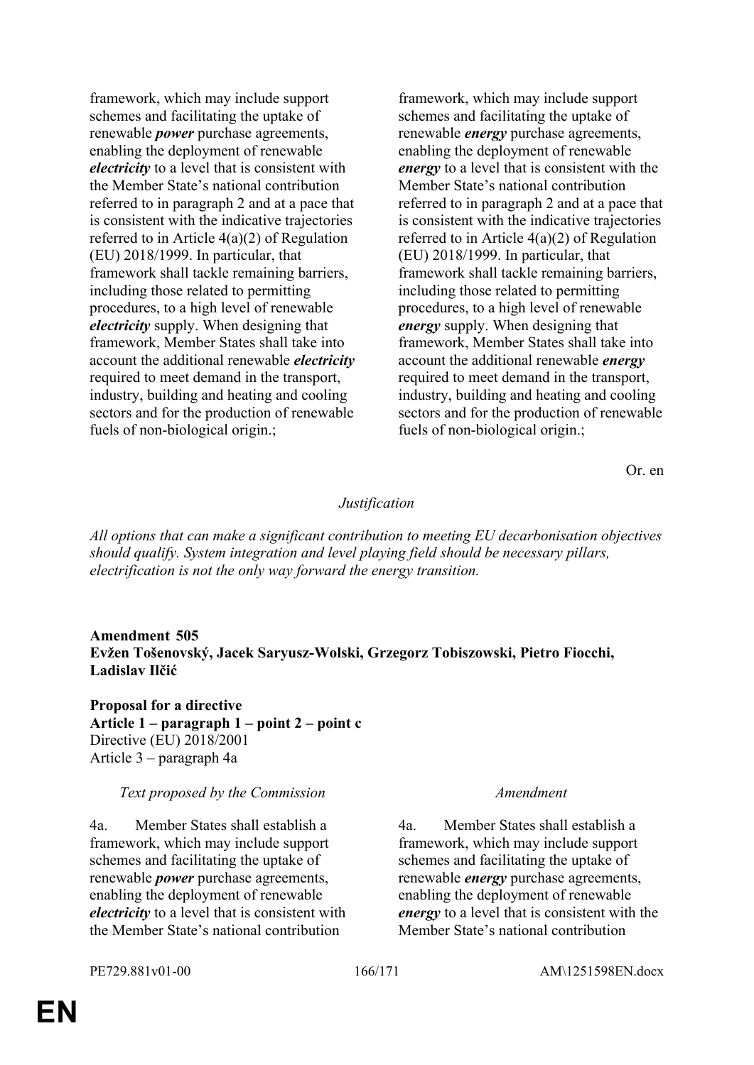| | |
|---|---|
| framework, which may include support schemes and facilitating the uptake of renewable ***power*** purchase agreements, enabling the deployment of renewable ***electricity*** to a level that is consistent with the Member State's national contribution referred to in paragraph 2 and at a pace that is consistent with the indicative trajectories referred to in Article 4(a)(2) of Regulation (EU) 2018/1999. In particular, that framework shall tackle remaining barriers, including those related to permitting procedures, to a high level of renewable ***electricity*** supply. When designing that framework, Member States shall take into account the additional renewable ***electricity*** required to meet demand in the transport, industry, building and heating and cooling sectors and for the production of renewable fuels of non-biological origin.; | framework, which may include support schemes and facilitating the uptake of renewable ***energy*** purchase agreements, enabling the deployment of renewable ***energy*** to a level that is consistent with the Member State's national contribution referred to in paragraph 2 and at a pace that is consistent with the indicative trajectories referred to in Article 4(a)(2) of Regulation (EU) 2018/1999. In particular, that framework shall tackle remaining barriers, including those related to permitting procedures, to a high level of renewable ***energy*** supply. When designing that framework, Member States shall take into account the additional renewable ***energy*** required to meet demand in the transport, industry, building and heating and cooling sectors and for the production of renewable fuels of non-biological origin.; |

Or. en

*Justification*

*All options that can make a significant contribution to meeting EU decarbonisation objectives should qualify. System integration and level playing field should be necessary pillars, electrification is not the only way forward the energy transition.*

**Amendment 505**
**Evžen Tošenovský, Jacek Saryusz-Wolski, Grzegorz Tobiszowski, Pietro Fiocchi, Ladislav Ilčić**

**Proposal for a directive**
**Article 1 – paragraph 1 – point 2 – point c**
Directive (EU) 2018/2001
Article 3 – paragraph 4a

| *Text proposed by the Commission* | *Amendment* |
|---|---|
| 4a. Member States shall establish a framework, which may include support schemes and facilitating the uptake of renewable ***power*** purchase agreements, enabling the deployment of renewable ***electricity*** to a level that is consistent with the Member State's national contribution | 4a. Member States shall establish a framework, which may include support schemes and facilitating the uptake of renewable ***energy*** purchase agreements, enabling the deployment of renewable ***energy*** to a level that is consistent with the Member State's national contribution |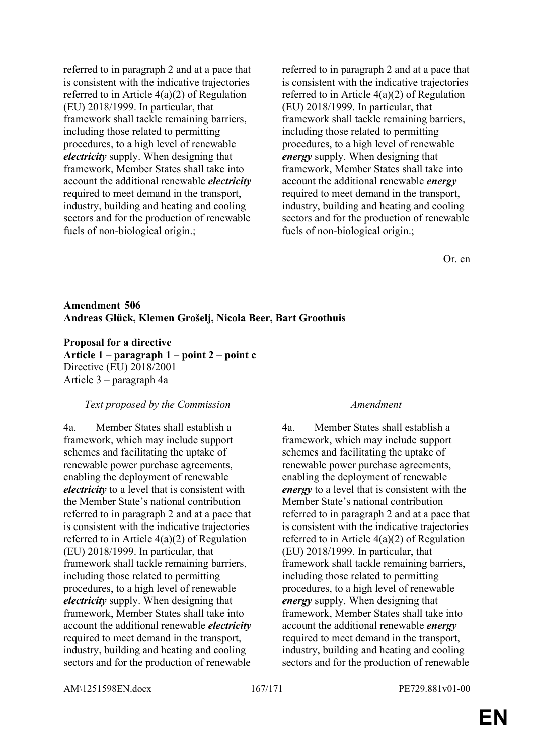| | |
|---|---|
| referred to in paragraph 2 and at a pace that is consistent with the indicative trajectories referred to in Article 4(a)(2) of Regulation (EU) 2018/1999. In particular, that framework shall tackle remaining barriers, including those related to permitting procedures, to a high level of renewable ***electricity*** supply. When designing that framework, Member States shall take into account the additional renewable ***electricity*** required to meet demand in the transport, industry, building and heating and cooling sectors and for the production of renewable fuels of non-biological origin.; | referred to in paragraph 2 and at a pace that is consistent with the indicative trajectories referred to in Article 4(a)(2) of Regulation (EU) 2018/1999. In particular, that framework shall tackle remaining barriers, including those related to permitting procedures, to a high level of renewable ***energy*** supply. When designing that framework, Member States shall take into account the additional renewable ***energy*** required to meet demand in the transport, industry, building and heating and cooling sectors and for the production of renewable fuels of non-biological origin.; |

Or. en

**Amendment 506**
**Andreas Glück, Klemen Grošelj, Nicola Beer, Bart Groothuis**

**Proposal for a directive**
**Article 1 – paragraph 1 – point 2 – point c**
Directive (EU) 2018/2001
Article 3 – paragraph 4a

| *Text proposed by the Commission* | *Amendment* |
|---|---|
| 4a. Member States shall establish a framework, which may include support schemes and facilitating the uptake of renewable power purchase agreements, enabling the deployment of renewable ***electricity*** to a level that is consistent with the Member State's national contribution referred to in paragraph 2 and at a pace that is consistent with the indicative trajectories referred to in Article 4(a)(2) of Regulation (EU) 2018/1999. In particular, that framework shall tackle remaining barriers, including those related to permitting procedures, to a high level of renewable ***electricity*** supply. When designing that framework, Member States shall take into account the additional renewable ***electricity*** required to meet demand in the transport, industry, building and heating and cooling sectors and for the production of renewable | 4a. Member States shall establish a framework, which may include support schemes and facilitating the uptake of renewable power purchase agreements, enabling the deployment of renewable ***energy*** to a level that is consistent with the Member State's national contribution referred to in paragraph 2 and at a pace that is consistent with the indicative trajectories referred to in Article 4(a)(2) of Regulation (EU) 2018/1999. In particular, that framework shall tackle remaining barriers, including those related to permitting procedures, to a high level of renewable ***energy*** supply. When designing that framework, Member States shall take into account the additional renewable ***energy*** required to meet demand in the transport, industry, building and heating and cooling sectors and for the production of renewable |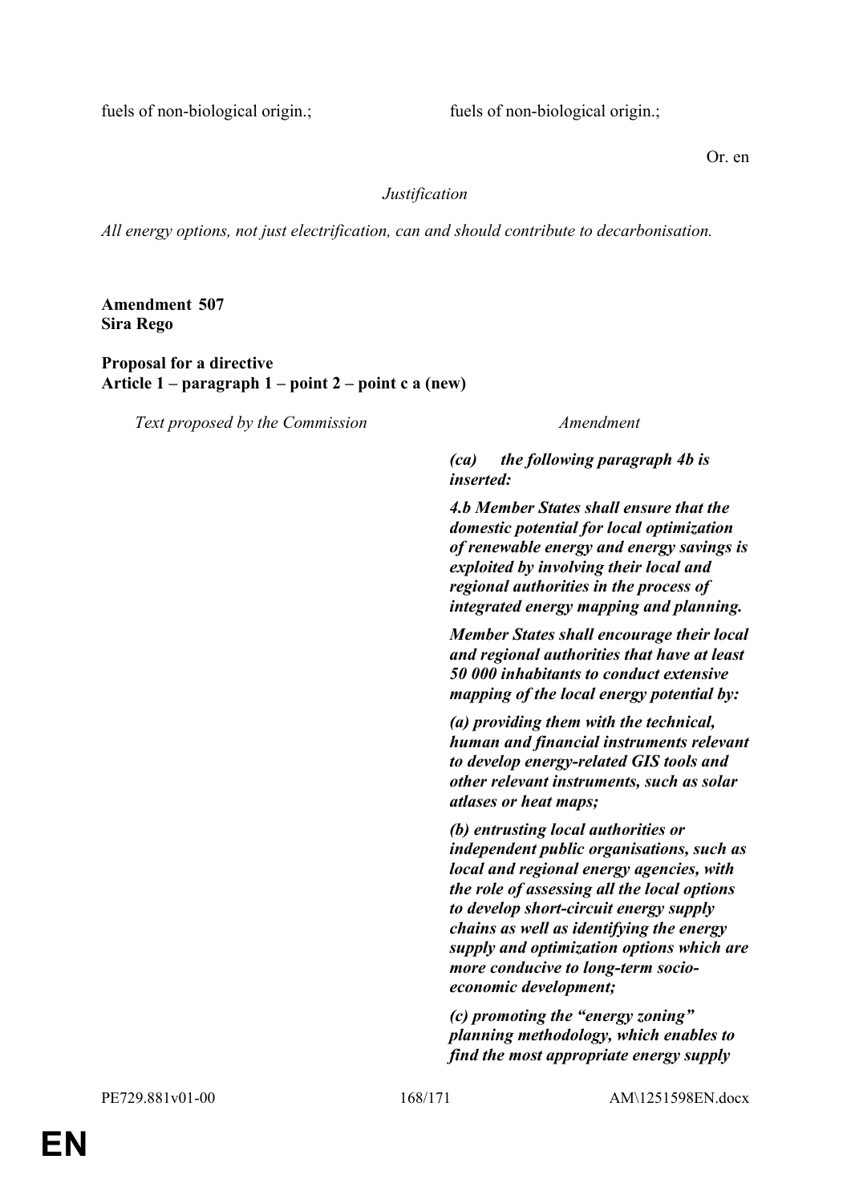| | |
|---|---|
| fuels of non-biological origin.; | fuels of non-biological origin.; |

Or. en

*Justification*

*All energy options, not just electrification, can and should contribute to decarbonisation.*

**Amendment 507**
**Sira Rego**

**Proposal for a directive**
**Article 1 – paragraph 1 – point 2 – point c a (new)**

| *Text proposed by the Commission* | *Amendment* |
|---|---|
| | ***(ca) the following paragraph 4b is inserted:*** |
| | ***4.b Member States shall ensure that the domestic potential for local optimization of renewable energy and energy savings is exploited by involving their local and regional authorities in the process of integrated energy mapping and planning.*** |
| | ***Member States shall encourage their local and regional authorities that have at least 50 000 inhabitants to conduct extensive mapping of the local energy potential by:*** |
| | ***(a) providing them with the technical, human and financial instruments relevant to develop energy-related GIS tools and other relevant instruments, such as solar atlases or heat maps;*** |
| | ***(b) entrusting local authorities or independent public organisations, such as local and regional energy agencies, with the role of assessing all the local options to develop short-circuit energy supply chains as well as identifying the energy supply and optimization options which are more conducive to long-term socio-economic development;*** |
| | ***(c) promoting the "energy zoning" planning methodology, which enables to find the most appropriate energy supply*** |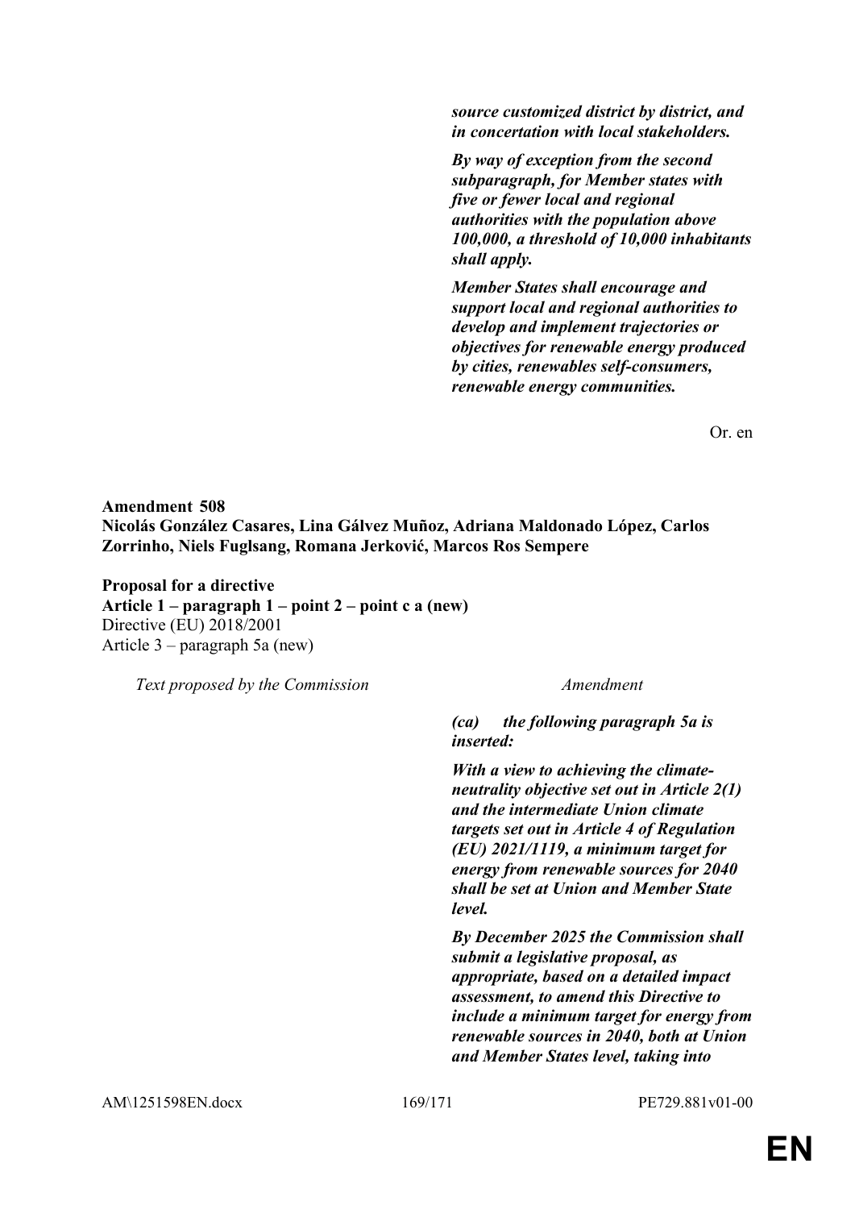***source customized district by district, and in concertation with local stakeholders.***

***By way of exception from the second subparagraph, for Member states with five or fewer local and regional authorities with the population above 100,000, a threshold of 10,000 inhabitants shall apply.***

***Member States shall encourage and support local and regional authorities to develop and implement trajectories or objectives for renewable energy produced by cities, renewables self-consumers, renewable energy communities.***

Or. en

**Amendment 508**
**Nicolás González Casares, Lina Gálvez Muñoz, Adriana Maldonado López, Carlos Zorrinho, Niels Fuglsang, Romana Jerković, Marcos Ros Sempere**

**Proposal for a directive**
**Article 1 – paragraph 1 – point 2 – point c a (new)**
Directive (EU) 2018/2001
Article 3 – paragraph 5a (new)

| *Text proposed by the Commission* | *Amendment* |
|---|---|
| | ***(ca) the following paragraph 5a is inserted:*** |
| | ***With a view to achieving the climate-neutrality objective set out in Article 2(1) and the intermediate Union climate targets set out in Article 4 of Regulation (EU) 2021/1119, a minimum target for energy from renewable sources for 2040 shall be set at Union and Member State level.*** |
| | ***By December 2025 the Commission shall submit a legislative proposal, as appropriate, based on a detailed impact assessment, to amend this Directive to include a minimum target for energy from renewable sources in 2040, both at Union and Member States level, taking into*** |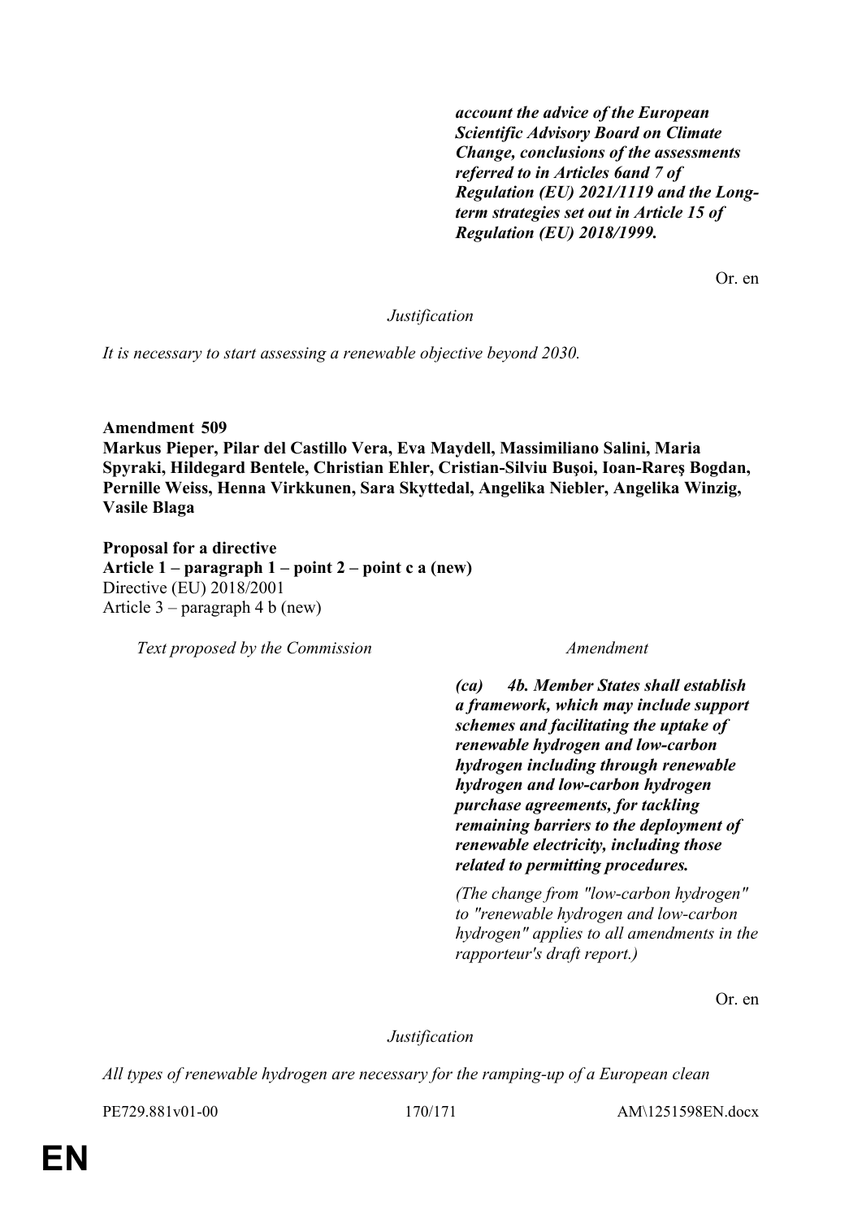| | |
|---|---|
| | ***account the advice of the European Scientific Advisory Board on Climate Change, conclusions of the assessments referred to in Articles 6and 7 of Regulation (EU) 2021/1119 and the Long-term strategies set out in Article 15 of Regulation (EU) 2018/1999.*** |

Or. en

*Justification*

*It is necessary to start assessing a renewable objective beyond 2030.*

**Amendment 509**
**Markus Pieper, Pilar del Castillo Vera, Eva Maydell, Massimiliano Salini, Maria Spyraki, Hildegard Bentele, Christian Ehler, Cristian-Silviu Buşoi, Ioan-Rareş Bogdan, Pernille Weiss, Henna Virkkunen, Sara Skyttedal, Angelika Niebler, Angelika Winzig, Vasile Blaga**

**Proposal for a directive**
**Article 1 – paragraph 1 – point 2 – point c a (new)**
Directive (EU) 2018/2001
Article 3 – paragraph 4 b (new)

| *Text proposed by the Commission* | *Amendment* |
|---|---|
| | ***(ca) 4b. Member States shall establish a framework, which may include support schemes and facilitating the uptake of renewable hydrogen and low-carbon hydrogen including through renewable hydrogen and low-carbon hydrogen purchase agreements, for tackling remaining barriers to the deployment of renewable electricity, including those related to permitting procedures.*** |
| | *(The change from "low-carbon hydrogen" to "renewable hydrogen and low-carbon hydrogen" applies to all amendments in the rapporteur's draft report.)* |

Or. en

*Justification*

*All types of renewable hydrogen are necessary for the ramping-up of a European clean*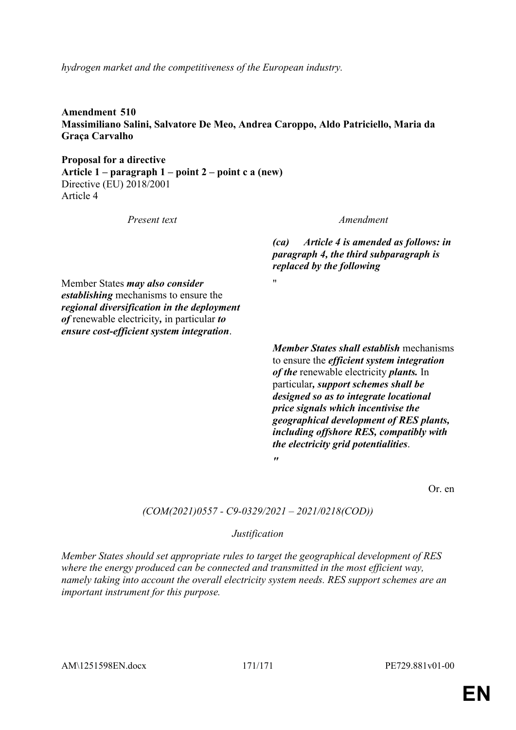*hydrogen market and the competitiveness of the European industry.*

**Amendment 510**
**Massimiliano Salini, Salvatore De Meo, Andrea Caroppo, Aldo Patriciello, Maria da Graça Carvalho**

**Proposal for a directive**
**Article 1 – paragraph 1 – point 2 – point c a (new)**
Directive (EU) 2018/2001
Article 4

| *Present text* | *Amendment* |
|---|---|
| | ***(ca) Article 4 is amended as follows: in paragraph 4, the third subparagraph is replaced by the following*** |
| Member States ***may also consider establishing*** mechanisms to ensure the ***regional diversification in the deployment of*** renewable electricity***,*** in particular ***to ensure cost-efficient system integration***. | " |
| | ***Member States shall establish*** mechanisms to ensure the ***efficient system integration of the*** renewable electricity ***plants.*** In particular***, support schemes shall be designed so as to integrate locational price signals which incentivise the geographical development of RES plants, including offshore RES, compatibly with the electricity grid potentialities***. |
| | *"* |

Or. en

*(COM(2021)0557 - C9-0329/2021 – 2021/0218(COD))*

*Justification*

*Member States should set appropriate rules to target the geographical development of RES where the energy produced can be connected and transmitted in the most efficient way, namely taking into account the overall electricity system needs. RES support schemes are an important instrument for this purpose.*